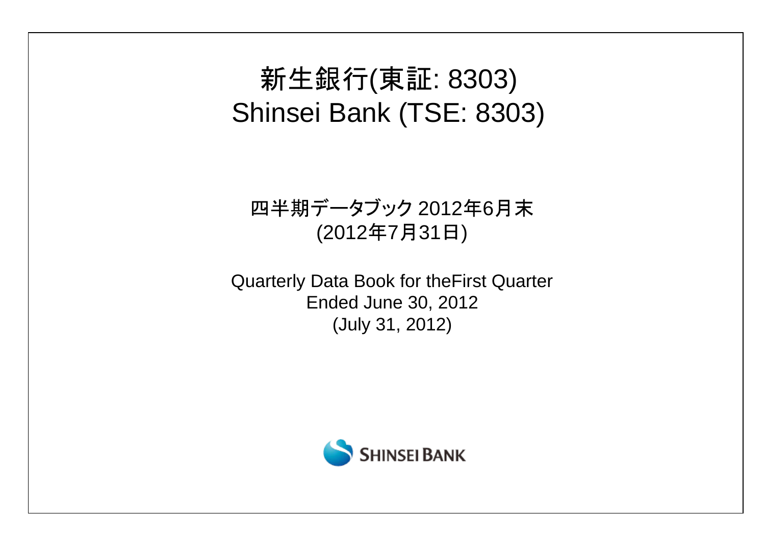# 新生銀行(東証: 8303)
# Shinsei Bank (TSE: 8303)

四半期データブック 2012年6月末
(2012年7月31日)

Quarterly Data Book for theFirst Quarter
Ended June 30, 2012
(July 31, 2012)

SHINSEI BANK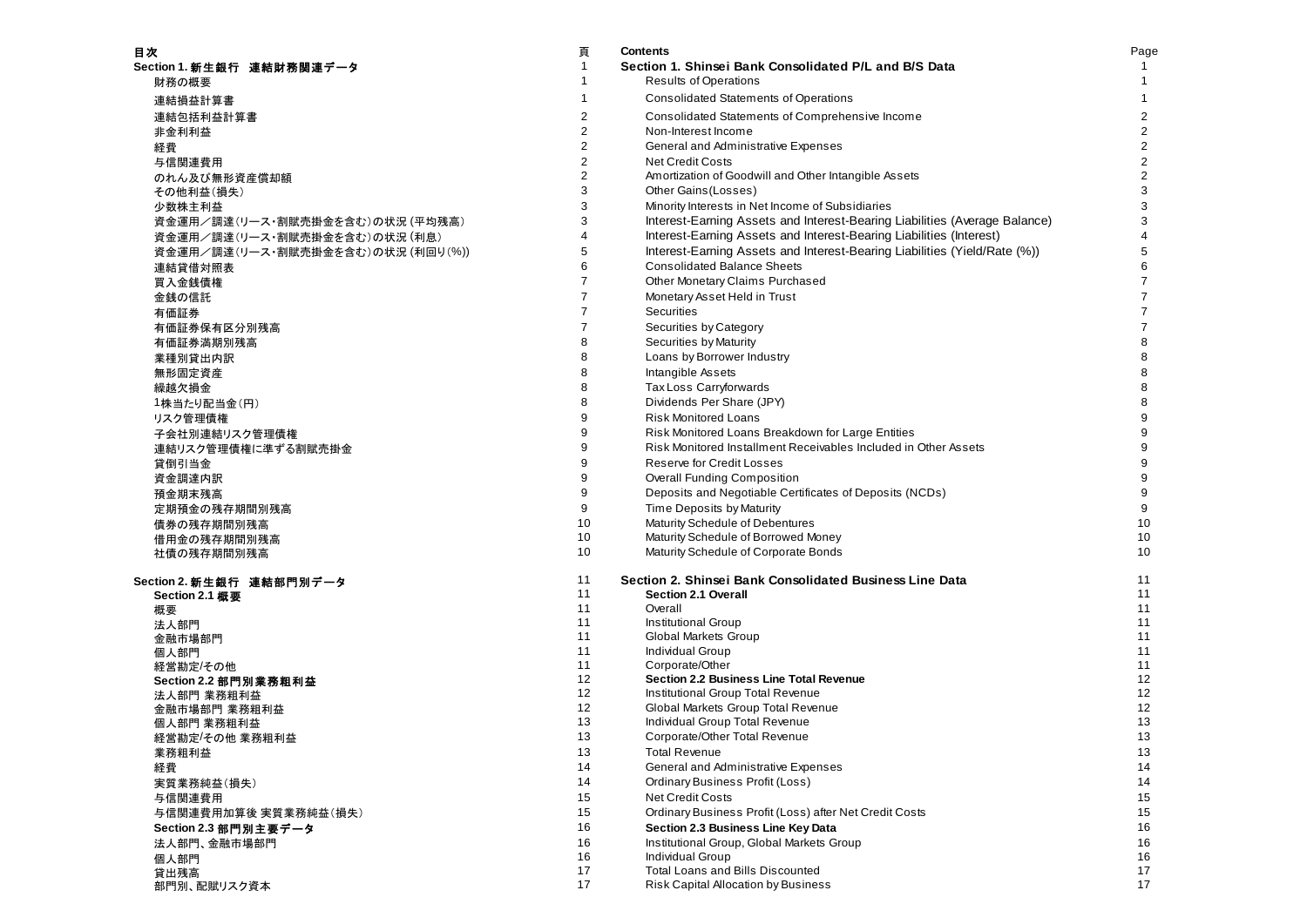| 目次 | 頁 | Contents | Page |
|---|---|---|---|
| **Section 1. 新生銀行　連結財務関連データ** | 1 | **Section 1. Shinsei Bank Consolidated P/L and B/S Data** | 1 |
| 財務の概要 | 1 | Results of Operations | 1 |
| 連結損益計算書 | 1 | Consolidated Statements of Operations | 1 |
| 連結包括利益計算書 | 2 | Consolidated Statements of Comprehensive Income | 2 |
| 非金利利益 | 2 | Non-Interest Income | 2 |
| 経費 | 2 | General and Administrative Expenses | 2 |
| 与信関連費用 | 2 | Net Credit Costs | 2 |
| のれん及び無形資産償却額 | 2 | Amortization of Goodwill and Other Intangible Assets | 2 |
| その他利益(損失) | 3 | Other Gains(Losses) | 3 |
| 少数株主利益 | 3 | Minority Interests in Net Income of Subsidiaries | 3 |
| 資金運用／調達(リース・割賦売掛金を含む)の状況 (平均残高) | 3 | Interest-Earning Assets and Interest-Bearing Liabilities (Average Balance) | 3 |
| 資金運用／調達(リース・割賦売掛金を含む)の状況 (利息) | 4 | Interest-Earning Assets and Interest-Bearing Liabilities (Interest) | 4 |
| 資金運用／調達(リース・割賦売掛金を含む)の状況 (利回り(%)) | 5 | Interest-Earning Assets and Interest-Bearing Liabilities (Yield/Rate (%)) | 5 |
| 連結貸借対照表 | 6 | Consolidated Balance Sheets | 6 |
| 買入金銭債権 | 7 | Other Monetary Claims Purchased | 7 |
| 金銭の信託 | 7 | Monetary Asset Held in Trust | 7 |
| 有価証券 | 7 | Securities | 7 |
| 有価証券保有区分別残高 | 7 | Securities by Category | 7 |
| 有価証券満期別残高 | 8 | Securities by Maturity | 8 |
| 業種別貸出内訳 | 8 | Loans by Borrower Industry | 8 |
| 無形固定資産 | 8 | Intangible Assets | 8 |
| 繰越欠損金 | 8 | Tax Loss Carryforwards | 8 |
| 1株当たり配当金(円) | 8 | Dividends Per Share (JPY) | 8 |
| リスク管理債権 | 9 | Risk Monitored Loans | 9 |
| 子会社別連結リスク管理債権 | 9 | Risk Monitored Loans Breakdown for Large Entities | 9 |
| 連結リスク管理債権に準ずる割賦売掛金 | 9 | Risk Monitored Installment Receivables Included in Other Assets | 9 |
| 貸倒引当金 | 9 | Reserve for Credit Losses | 9 |
| 資金調達内訳 | 9 | Overall Funding Composition | 9 |
| 預金期末残高 | 9 | Deposits and Negotiable Certificates of Deposits (NCDs) | 9 |
| 定期預金の残存期間別残高 | 9 | Time Deposits by Maturity | 9 |
| 債券の残存期間別残高 | 10 | Maturity Schedule of Debentures | 10 |
| 借用金の残存期間別残高 | 10 | Maturity Schedule of Borrowed Money | 10 |
| 社債の残存期間別残高 | 10 | Maturity Schedule of Corporate Bonds | 10 |
| **Section 2. 新生銀行　連結部門別データ** | 11 | **Section 2. Shinsei Bank Consolidated Business Line Data** | 11 |
| **Section 2.1 概要** | 11 | **Section 2.1 Overall** | 11 |
| 概要 | 11 | Overall | 11 |
| 法人部門 | 11 | Institutional Group | 11 |
| 金融市場部門 | 11 | Global Markets Group | 11 |
| 個人部門 | 11 | Individual Group | 11 |
| 経営勘定/その他 | 11 | Corporate/Other | 11 |
| **Section 2.2 部門別業務粗利益** | 12 | **Section 2.2 Business Line Total Revenue** | 12 |
| 法人部門 業務粗利益 | 12 | Institutional Group Total Revenue | 12 |
| 金融市場部門 業務粗利益 | 12 | Global Markets Group Total Revenue | 12 |
| 個人部門 業務粗利益 | 13 | Individual Group Total Revenue | 13 |
| 経営勘定/その他 業務粗利益 | 13 | Corporate/Other Total Revenue | 13 |
| 業務粗利益 | 13 | Total Revenue | 13 |
| 経費 | 14 | General and Administrative Expenses | 14 |
| 実質業務純益(損失) | 14 | Ordinary Business Profit (Loss) | 14 |
| 与信関連費用 | 15 | Net Credit Costs | 15 |
| 与信関連費用加算後 実質業務純益(損失) | 15 | Ordinary Business Profit (Loss) after Net Credit Costs | 15 |
| **Section 2.3 部門別主要データ** | 16 | **Section 2.3 Business Line Key Data** | 16 |
| 法人部門、金融市場部門 | 16 | Institutional Group, Global Markets Group | 16 |
| 個人部門 | 16 | Individual Group | 16 |
| 貸出残高 | 17 | Total Loans and Bills Discounted | 17 |
| 部門別、配賦リスク資本 | 17 | Risk Capital Allocation by Business | 17 |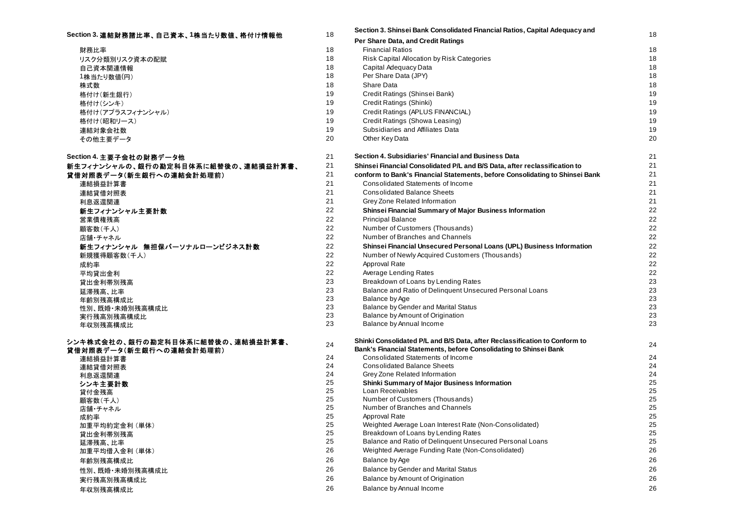| | | | |
|---|---|---|---|
| **Section 3. 連結財務諸比率、自己資本、1株当たり数値、格付け情報他** | 18 | **Section 3. Shinsei Bank Consolidated Financial Ratios, Capital Adequacy and Per Share Data, and Credit Ratings** | 18 |
| 財務比率 | 18 | Financial Ratios | 18 |
| リスク分類別リスク資本の配賦 | 18 | Risk Capital Allocation by Risk Categories | 18 |
| 自己資本関連情報 | 18 | Capital Adequacy Data | 18 |
| 1株当たり数値(円) | 18 | Per Share Data (JPY) | 18 |
| 株式数 | 18 | Share Data | 18 |
| 格付け(新生銀行) | 19 | Credit Ratings (Shinsei Bank) | 19 |
| 格付け(シンキ) | 19 | Credit Ratings (Shinki) | 19 |
| 格付け(アプラスフィナンシャル) | 19 | Credit Ratings (APLUS FINANCIAL) | 19 |
| 格付け(昭和リース) | 19 | Credit Ratings (Showa Leasing) | 19 |
| 連結対象会社数 | 19 | Subsidiaries and Affiliates Data | 19 |
| その他主要データ | 20 | Other Key Data | 20 |
| **Section 4. 主要子会社の財務データ他** | 21 | **Section 4. Subsidiaries' Financial and Business Data** | 21 |
| **新生フィナンシャルの、銀行の勘定科目体系に組替後の、連結損益計算書、貸借対照表データ(新生銀行への連結会計処理前)** | 21 | **Shinsei Financial Consolidated P/L and B/S Data, after reclassification to conform to Bank's Financial Statements, before Consolidating to Shinsei Bank** | 21 |
| 連結損益計算書 | 21 | Consolidated Statements of Income | 21 |
| 連結貸借対照表 | 21 | Consolidated Balance Sheets | 21 |
| 利息返還関連 | 21 | Grey Zone Related Information | 21 |
| **新生フィナンシャル主要計数** | 22 | **Shinsei Financial Summary of Major Business Information** | 22 |
| 営業債権残高 | 22 | Principal Balance | 22 |
| 顧客数(千人) | 22 | Number of Customers (Thousands) | 22 |
| 店舗・チャネル | 22 | Number of Branches and Channels | 22 |
| **新生フィナンシャル　無担保パーソナルローンビジネス計数** | 22 | **Shinsei Financial Unsecured Personal Loans (UPL) Business Information** | 22 |
| 新規獲得顧客数(千人) | 22 | Number of Newly Acquired Customers (Thousands) | 22 |
| 成約率 | 22 | Approval Rate | 22 |
| 平均貸出金利 | 22 | Average Lending Rates | 22 |
| 貸出金利帯別残高 | 23 | Breakdown of Loans by Lending Rates | 23 |
| 延滞残高、比率 | 23 | Balance and Ratio of Delinquent Unsecured Personal Loans | 23 |
| 年齢別残高構成比 | 23 | Balance by Age | 23 |
| 性別、既婚・未婚別残高構成比 | 23 | Balance by Gender and Marital Status | 23 |
| 実行残高別残高構成比 | 23 | Balance by Amount of Origination | 23 |
| 年収別残高構成比 | 23 | Balance by Annual Income | 23 |
| **シンキ株式会社の、銀行の勘定科目体系に組替後の、連結損益計算書、貸借対照表データ(新生銀行への連結会計処理前)** | 24 | **Shinki Consolidated P/L and B/S Data, after Reclassification to Conform to Bank's Financial Statements, before Consolidating to Shinsei Bank** | 24 |
| 連結損益計算書 | 24 | Consolidated Statements of Income | 24 |
| 連結貸借対照表 | 24 | Consolidated Balance Sheets | 24 |
| 利息返還関連 | 24 | Grey Zone Related Information | 24 |
| **シンキ主要計数** | 25 | **Shinki Summary of Major Business Information** | 25 |
| 貸付金残高 | 25 | Loan Receivables | 25 |
| 顧客数(千人) | 25 | Number of Customers (Thousands) | 25 |
| 店舗・チャネル | 25 | Number of Branches and Channels | 25 |
| 成約率 | 25 | Approval Rate | 25 |
| 加重平均約定金利 (単体) | 25 | Weighted Average Loan Interest Rate (Non-Consolidated) | 25 |
| 貸出金利帯別残高 | 25 | Breakdown of Loans by Lending Rates | 25 |
| 延滞残高、比率 | 25 | Balance and Ratio of Delinquent Unsecured Personal Loans | 25 |
| 加重平均借入金利 (単体) | 26 | Weighted Average Funding Rate (Non-Consolidated) | 26 |
| 年齢別残高構成比 | 26 | Balance by Age | 26 |
| 性別、既婚・未婚別残高構成比 | 26 | Balance by Gender and Marital Status | 26 |
| 実行残高別残高構成比 | 26 | Balance by Amount of Origination | 26 |
| 年収別残高構成比 | 26 | Balance by Annual Income | 26 |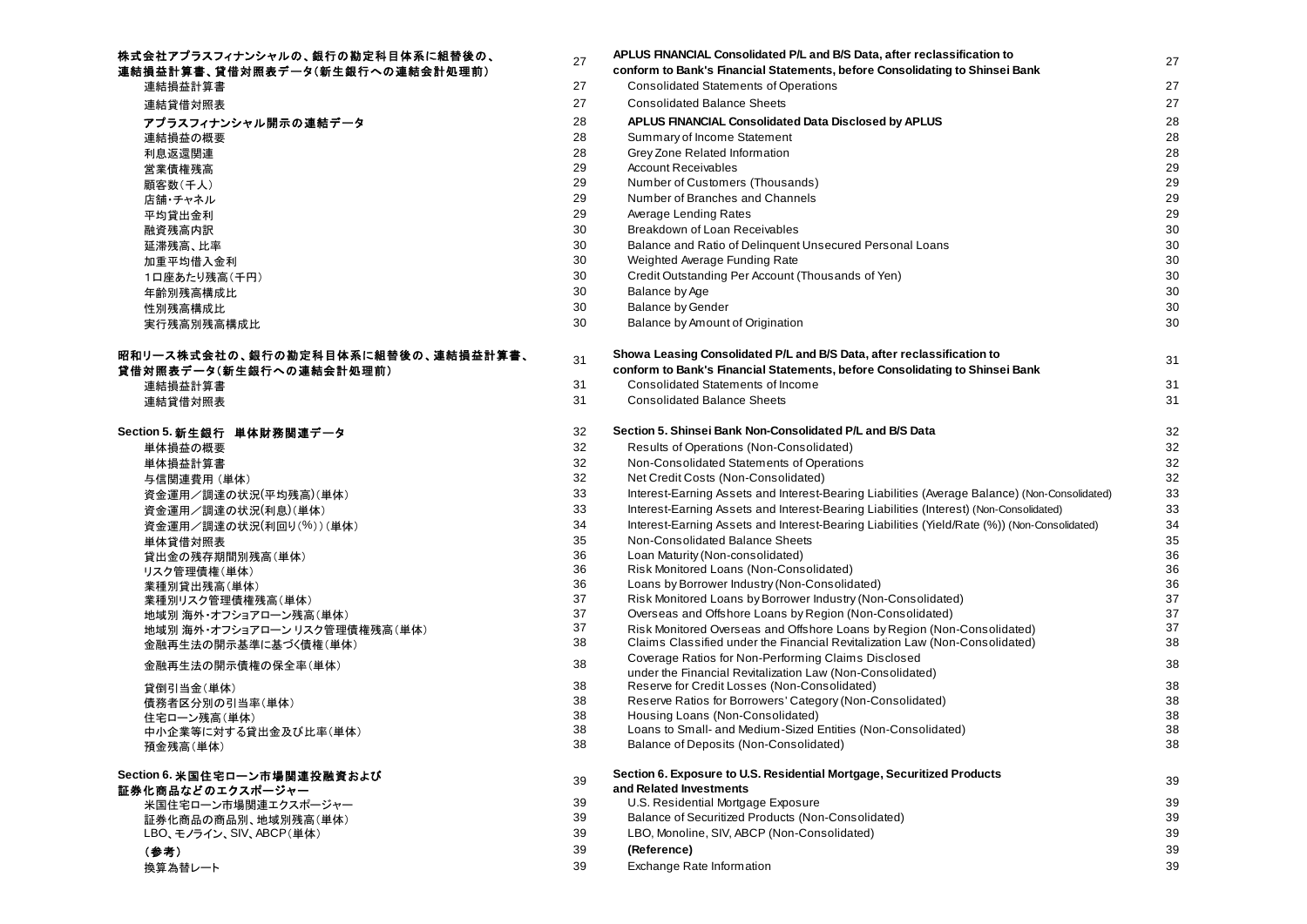| 日本語 | ページ | English | Page |
|---|---|---|---|
| **株式会社アプラスフィナンシャルの、銀行の勘定科目体系に組替後の、連結損益計算書、貸借対照表データ(新生銀行への連結会計処理前)** | 27 | **APLUS FINANCIAL Consolidated P/L and B/S Data, after reclassification to conform to Bank's Financial Statements, before Consolidating to Shinsei Bank** | 27 |
| 連結損益計算書 | 27 | Consolidated Statements of Operations | 27 |
| 連結貸借対照表 | 27 | Consolidated Balance Sheets | 27 |
| **アプラスフィナンシャル開示の連結データ** | 28 | **APLUS FINANCIAL Consolidated Data Disclosed by APLUS** | 28 |
| 連結損益の概要 | 28 | Summary of Income Statement | 28 |
| 利息返還関連 | 28 | Grey Zone Related Information | 28 |
| 営業債権残高 | 29 | Account Receivables | 29 |
| 顧客数(千人) | 29 | Number of Customers (Thousands) | 29 |
| 店舗・チャネル | 29 | Number of Branches and Channels | 29 |
| 平均貸出金利 | 29 | Average Lending Rates | 29 |
| 融資残高内訳 | 30 | Breakdown of Loan Receivables | 30 |
| 延滞残高、比率 | 30 | Balance and Ratio of Delinquent Unsecured Personal Loans | 30 |
| 加重平均借入金利 | 30 | Weighted Average Funding Rate | 30 |
| 1口座あたり残高(千円) | 30 | Credit Outstanding Per Account (Thousands of Yen) | 30 |
| 年齢別残高構成比 | 30 | Balance by Age | 30 |
| 性別残高構成比 | 30 | Balance by Gender | 30 |
| 実行残高別残高構成比 | 30 | Balance by Amount of Origination | 30 |
| **昭和リース株式会社の、銀行の勘定科目体系に組替後の、連結損益計算書、貸借対照表データ(新生銀行への連結会計処理前)** | 31 | **Showa Leasing Consolidated P/L and B/S Data, after reclassification to conform to Bank's Financial Statements, before Consolidating to Shinsei Bank** | 31 |
| 連結損益計算書 | 31 | Consolidated Statements of Income | 31 |
| 連結貸借対照表 | 31 | Consolidated Balance Sheets | 31 |
| **Section 5. 新生銀行　単体財務関連データ** | 32 | **Section 5. Shinsei Bank Non-Consolidated P/L and B/S Data** | 32 |
| 単体損益の概要 | 32 | Results of Operations (Non-Consolidated) | 32 |
| 単体損益計算書 | 32 | Non-Consolidated Statements of Operations | 32 |
| 与信関連費用 (単体) | 32 | Net Credit Costs (Non-Consolidated) | 32 |
| 資金運用／調達の状況(平均残高)(単体) | 33 | Interest-Earning Assets and Interest-Bearing Liabilities (Average Balance) (Non-Consolidated) | 33 |
| 資金運用／調達の状況(利息)(単体) | 33 | Interest-Earning Assets and Interest-Bearing Liabilities (Interest) (Non-Consolidated) | 33 |
| 資金運用／調達の状況(利回り(%))(単体) | 34 | Interest-Earning Assets and Interest-Bearing Liabilities (Yield/Rate (%)) (Non-Consolidated) | 34 |
| 単体貸借対照表 | 35 | Non-Consolidated Balance Sheets | 35 |
| 貸出金の残存期間別残高(単体) | 36 | Loan Maturity (Non-consolidated) | 36 |
| リスク管理債権(単体) | 36 | Risk Monitored Loans (Non-Consolidated) | 36 |
| 業種別貸出残高(単体) | 36 | Loans by Borrower Industry (Non-Consolidated) | 36 |
| 業種別リスク管理債権残高(単体) | 37 | Risk Monitored Loans by Borrower Industry (Non-Consolidated) | 37 |
| 地域別 海外・オフショアローン残高(単体) | 37 | Overseas and Offshore Loans by Region (Non-Consolidated) | 37 |
| 地域別 海外・オフショアローン リスク管理債権残高(単体) | 37 | Risk Monitored Overseas and Offshore Loans by Region (Non-Consolidated) | 37 |
| 金融再生法の開示基準に基づく債権(単体) | 38 | Claims Classified under the Financial Revitalization Law (Non-Consolidated) | 38 |
| 金融再生法の開示債権の保全率(単体) | 38 | Coverage Ratios for Non-Performing Claims Disclosed under the Financial Revitalization Law (Non-Consolidated) | 38 |
| 貸倒引当金(単体) | 38 | Reserve for Credit Losses (Non-Consolidated) | 38 |
| 債務者区分別の引当率(単体) | 38 | Reserve Ratios for Borrowers' Category (Non-Consolidated) | 38 |
| 住宅ローン残高(単体) | 38 | Housing Loans (Non-Consolidated) | 38 |
| 中小企業等に対する貸出金及び比率(単体) | 38 | Loans to Small- and Medium-Sized Entities (Non-Consolidated) | 38 |
| 預金残高(単体) | 38 | Balance of Deposits (Non-Consolidated) | 38 |
| **Section 6. 米国住宅ローン市場関連投融資および証券化商品などのエクスポージャー** | 39 | **Section 6. Exposure to U.S. Residential Mortgage, Securitized Products and Related Investments** | 39 |
| 米国住宅ローン市場関連エクスポージャー | 39 | U.S. Residential Mortgage Exposure | 39 |
| 証券化商品の商品別、地域別残高(単体) | 39 | Balance of Securitized Products (Non-Consolidated) | 39 |
| LBO、モノライン、SIV、ABCP(単体) | 39 | LBO, Monoline, SIV, ABCP (Non-Consolidated) | 39 |
| **(参考)** | 39 | **(Reference)** | 39 |
| 換算為替レート | 39 | Exchange Rate Information | 39 |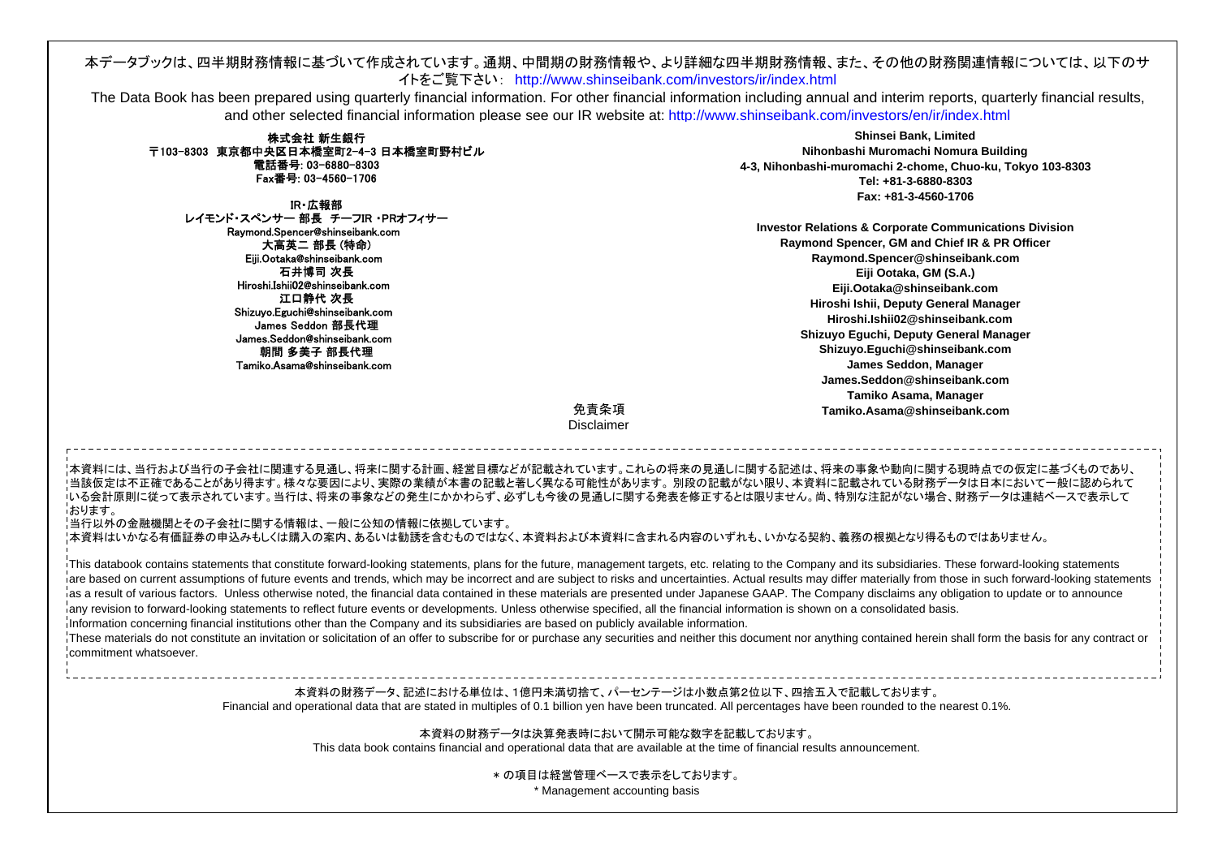本データブックは、四半期財務情報に基づいて作成されています。通期、中間期の財務情報や、より詳細な四半期財務情報、また、その他の財務関連情報については、以下のサイトをご覧下さい： http://www.shinseibank.com/investors/ir/index.html

The Data Book has been prepared using quarterly financial information. For other financial information including annual and interim reports, quarterly financial results, and other selected financial information please see our IR website at: http://www.shinseibank.com/investors/en/ir/index.html

株式会社 新生銀行
〒103-8303 東京都中央区日本橋室町2-4-3 日本橋室町野村ビル
電話番号: 03-6880-8303
Fax番号: 03-4560-1706

IR・広報部
レイモンド・スペンサー 部長 チーフIR・PRオフィサー
Raymond.Spencer@shinseibank.com
大高英二 部長（特命）
Eiji.Ootaka@shinseibank.com
石井博司 次長
Hiroshi.Ishii02@shinseibank.com
江口静代 次長
Shizuyo.Eguchi@shinseibank.com
James Seddon 部長代理
James.Seddon@shinseibank.com
朝間 多美子 部長代理
Tamiko.Asama@shinseibank.com

**Shinsei Bank, Limited**
**Nihonbashi Muromachi Nomura Building**
**4-3, Nihonbashi-muromachi 2-chome, Chuo-ku, Tokyo 103-8303**
**Tel: +81-3-6880-8303**
**Fax: +81-3-4560-1706**

**Investor Relations & Corporate Communications Division**
**Raymond Spencer, GM and Chief IR & PR Officer**
**Raymond.Spencer@shinseibank.com**
**Eiji Ootaka, GM (S.A.)**
**Eiji.Ootaka@shinseibank.com**
**Hiroshi Ishii, Deputy General Manager**
**Hiroshi.Ishii02@shinseibank.com**
**Shizuyo Eguchi, Deputy General Manager**
**Shizuyo.Eguchi@shinseibank.com**
**James Seddon, Manager**
**James.Seddon@shinseibank.com**
**Tamiko Asama, Manager**
**Tamiko.Asama@shinseibank.com**

## 免責条項
## Disclaimer

本資料には、当行および当行の子会社に関連する見通し、将来に関する計画、経営目標などが記載されています。これらの将来の見通しに関する記述は、将来の事象や動向に関する現時点での仮定に基づくものであり、当該仮定は不正確であることがあり得ます。様々な要因により、実際の業績が本書の記載と著しく異なる可能性があります。別段の記載がない限り、本資料に記載されている財務データは日本において一般に認められている会計原則に従って表示されています。当行は、将来の事象などの発生にかかわらず、必ずしも今後の見通しに関する発表を修正するとは限りません。尚、特別な注記がない場合、財務データは連結ベースで表示しております。
当行以外の金融機関とその子会社に関する情報は、一般に公知の情報に依拠しています。
本資料はいかなる有価証券の申込みもしくは購入の案内、あるいは勧誘を含むものではなく、本資料および本資料に含まれる内容のいずれも、いかなる契約、義務の根拠となり得るものではありません。

This databook contains statements that constitute forward-looking statements, plans for the future, management targets, etc. relating to the Company and its subsidiaries. These forward-looking statements are based on current assumptions of future events and trends, which may be incorrect and are subject to risks and uncertainties. Actual results may differ materially from those in such forward-looking statements as a result of various factors. Unless otherwise noted, the financial data contained in these materials are presented under Japanese GAAP. The Company disclaims any obligation to update or to announce any revision to forward-looking statements to reflect future events or developments. Unless otherwise specified, all the financial information is shown on a consolidated basis.
Information concerning financial institutions other than the Company and its subsidiaries are based on publicly available information.
These materials do not constitute an invitation or solicitation of an offer to subscribe for or purchase any securities and neither this document nor anything contained herein shall form the basis for any contract or commitment whatsoever.

本資料の財務データ、記述における単位は、1億円未満切捨て、パーセンテージは小数点第2位以下、四捨五入で記載しております。
Financial and operational data that are stated in multiples of 0.1 billion yen have been truncated. All percentages have been rounded to the nearest 0.1%.

本資料の財務データは決算発表時において開示可能な数字を記載しております。
This data book contains financial and operational data that are available at the time of financial results announcement.

* の項目は経営管理ベースで表示をしております。
* Management accounting basis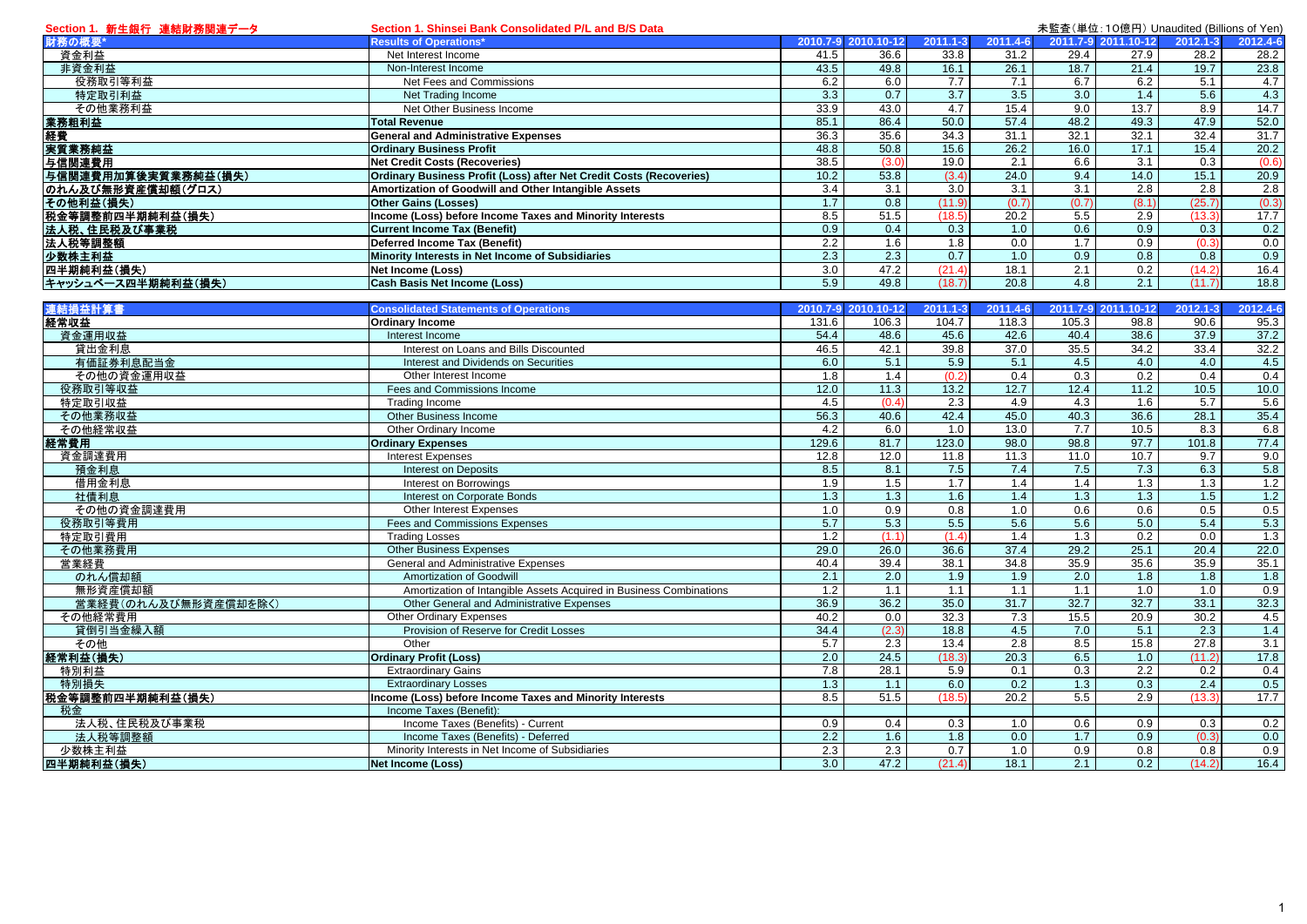## Section 1. 新生銀行 連結財務関連データ / Section 1. Shinsei Bank Consolidated P/L and B/S Data

未監査（単位：10億円） Unaudited (Billions of Yen)

| 財務の概要* | Results of Operations* | 2010.7-9 | 2010.10-12 | 2011.1-3 | 2011.4-6 | 2011.7-9 | 2011.10-12 | 2012.1-3 | 2012.4-6 |
|---|---|---|---|---|---|---|---|---|---|
| 資金利益 | Net Interest Income | 41.5 | 36.6 | 33.8 | 31.2 | 29.4 | 27.9 | 28.2 | 28.2 |
| 非資金利益 | Non-Interest Income | 43.5 | 49.8 | 16.1 | 26.1 | 18.7 | 21.4 | 19.7 | 23.8 |
| 役務取引等利益 | Net Fees and Commissions | 6.2 | 6.0 | 7.7 | 7.1 | 6.7 | 6.2 | 5.1 | 4.7 |
| 特定取引利益 | Net Trading Income | 3.3 | 0.7 | 3.7 | 3.5 | 3.0 | 1.4 | 5.6 | 4.3 |
| その他業務利益 | Net Other Business Income | 33.9 | 43.0 | 4.7 | 15.4 | 9.0 | 13.7 | 8.9 | 14.7 |
| **業務粗利益** | **Total Revenue** | 85.1 | 86.4 | 50.0 | 57.4 | 48.2 | 49.3 | 47.9 | 52.0 |
| **経費** | **General and Administrative Expenses** | 36.3 | 35.6 | 34.3 | 31.1 | 32.1 | 32.1 | 32.4 | 31.7 |
| **実質業務純益** | **Ordinary Business Profit** | 48.8 | 50.8 | 15.6 | 26.2 | 16.0 | 17.1 | 15.4 | 20.2 |
| **与信関連費用** | **Net Credit Costs (Recoveries)** | 38.5 | (3.0) | 19.0 | 2.1 | 6.6 | 3.1 | 0.3 | (0.6) |
| **与信関連費用加算後実質業務純益(損失)** | **Ordinary Business Profit (Loss) after Net Credit Costs (Recoveries)** | 10.2 | 53.8 | (3.4) | 24.0 | 9.4 | 14.0 | 15.1 | 20.9 |
| **のれん及び無形資産償却額(グロス)** | **Amortization of Goodwill and Other Intangible Assets** | 3.4 | 3.1 | 3.0 | 3.1 | 3.1 | 2.8 | 2.8 | 2.8 |
| **その他利益(損失)** | **Other Gains (Losses)** | 1.7 | 0.8 | (11.9) | (0.7) | (0.7) | (8.1) | (25.7) | (0.3) |
| **税金等調整前四半期純利益(損失)** | **Income (Loss) before Income Taxes and Minority Interests** | 8.5 | 51.5 | (18.5) | 20.2 | 5.5 | 2.9 | (13.3) | 17.7 |
| **法人税、住民税及び事業税** | **Current Income Tax (Benefit)** | 0.9 | 0.4 | 0.3 | 1.0 | 0.6 | 0.9 | 0.3 | 0.2 |
| **法人税等調整額** | **Deferred Income Tax (Benefit)** | 2.2 | 1.6 | 1.8 | 0.0 | 1.7 | 0.9 | (0.3) | 0.0 |
| **少数株主利益** | **Minority Interests in Net Income of Subsidiaries** | 2.3 | 2.3 | 0.7 | 1.0 | 0.9 | 0.8 | 0.8 | 0.9 |
| **四半期純利益(損失)** | **Net Income (Loss)** | 3.0 | 47.2 | (21.4) | 18.1 | 2.1 | 0.2 | (14.2) | 16.4 |
| **キャッシュベース四半期純利益(損失)** | **Cash Basis Net Income (Loss)** | 5.9 | 49.8 | (18.7) | 20.8 | 4.8 | 2.1 | (11.7) | 18.8 |

| 連結損益計算書 | Consolidated Statements of Operations | 2010.7-9 | 2010.10-12 | 2011.1-3 | 2011.4-6 | 2011.7-9 | 2011.10-12 | 2012.1-3 | 2012.4-6 |
|---|---|---|---|---|---|---|---|---|---|
| **経常収益** | **Ordinary Income** | 131.6 | 106.3 | 104.7 | 118.3 | 105.3 | 98.8 | 90.6 | 95.3 |
| 資金運用収益 | Interest Income | 54.4 | 48.6 | 45.6 | 42.6 | 40.4 | 38.6 | 37.9 | 37.2 |
| 貸出金利息 | Interest on Loans and Bills Discounted | 46.5 | 42.1 | 39.8 | 37.0 | 35.5 | 34.2 | 33.4 | 32.2 |
| 有価証券利息配当金 | Interest and Dividends on Securities | 6.0 | 5.1 | 5.9 | 5.1 | 4.5 | 4.0 | 4.0 | 4.5 |
| その他の資金運用収益 | Other Interest Income | 1.8 | 1.4 | (0.2) | 0.4 | 0.3 | 0.2 | 0.4 | 0.4 |
| 役務取引等収益 | Fees and Commissions Income | 12.0 | 11.3 | 13.2 | 12.7 | 12.4 | 11.2 | 10.5 | 10.0 |
| 特定取引収益 | Trading Income | 4.5 | (0.4) | 2.3 | 4.9 | 4.3 | 1.6 | 5.7 | 5.6 |
| その他業務収益 | Other Business Income | 56.3 | 40.6 | 42.4 | 45.0 | 40.3 | 36.6 | 28.1 | 35.4 |
| その他経常収益 | Other Ordinary Income | 4.2 | 6.0 | 1.0 | 13.0 | 7.7 | 10.5 | 8.3 | 6.8 |
| **経常費用** | **Ordinary Expenses** | 129.6 | 81.7 | 123.0 | 98.0 | 98.8 | 97.7 | 101.8 | 77.4 |
| 資金調達費用 | Interest Expenses | 12.8 | 12.0 | 11.8 | 11.3 | 11.0 | 10.7 | 9.7 | 9.0 |
| 預金利息 | Interest on Deposits | 8.5 | 8.1 | 7.5 | 7.4 | 7.5 | 7.3 | 6.3 | 5.8 |
| 借用金利息 | Interest on Borrowings | 1.9 | 1.5 | 1.7 | 1.4 | 1.4 | 1.3 | 1.3 | 1.2 |
| 社債利息 | Interest on Corporate Bonds | 1.3 | 1.3 | 1.6 | 1.4 | 1.3 | 1.3 | 1.5 | 1.2 |
| その他の資金調達費用 | Other Interest Expenses | 1.0 | 0.9 | 0.8 | 1.0 | 0.6 | 0.6 | 0.5 | 0.5 |
| 役務取引等費用 | Fees and Commissions Expenses | 5.7 | 5.3 | 5.5 | 5.6 | 5.6 | 5.0 | 5.4 | 5.3 |
| 特定取引費用 | Trading Losses | 1.2 | (1.1) | (1.4) | 1.4 | 1.3 | 0.2 | 0.0 | 1.3 |
| その他業務費用 | Other Business Expenses | 29.0 | 26.0 | 36.6 | 37.4 | 29.2 | 25.1 | 20.4 | 22.0 |
| 営業経費 | General and Administrative Expenses | 40.4 | 39.4 | 38.1 | 34.8 | 35.9 | 35.6 | 35.9 | 35.1 |
| のれん償却額 | Amortization of Goodwill | 2.1 | 2.0 | 1.9 | 1.9 | 2.0 | 1.8 | 1.8 | 1.8 |
| 無形資産償却額 | Amortization of Intangible Assets Acquired in Business Combinations | 1.2 | 1.1 | 1.1 | 1.1 | 1.1 | 1.0 | 1.0 | 0.9 |
| 営業経費(のれん及び無形資産償却を除く) | Other General and Administrative Expenses | 36.9 | 36.2 | 35.0 | 31.7 | 32.7 | 32.7 | 33.1 | 32.3 |
| その他経常費用 | Other Ordinary Expenses | 40.2 | 0.0 | 32.3 | 7.3 | 15.5 | 20.9 | 30.2 | 4.5 |
| 貸倒引当金繰入額 | Provision of Reserve for Credit Losses | 34.4 | (2.3) | 18.8 | 4.5 | 7.0 | 5.1 | 2.3 | 1.4 |
| その他 | Other | 5.7 | 2.3 | 13.4 | 2.8 | 8.5 | 15.8 | 27.8 | 3.1 |
| **経常利益(損失)** | **Ordinary Profit (Loss)** | 2.0 | 24.5 | (18.3) | 20.3 | 6.5 | 1.0 | (11.2) | 17.8 |
| 特別利益 | Extraordinary Gains | 7.8 | 28.1 | 5.9 | 0.1 | 0.3 | 2.2 | 0.2 | 0.4 |
| 特別損失 | Extraordinary Losses | 1.3 | 1.1 | 6.0 | 0.2 | 1.3 | 0.3 | 2.4 | 0.5 |
| **税金等調整前四半期純利益(損失)** | **Income (Loss) before Income Taxes and Minority Interests** | 8.5 | 51.5 | (18.5) | 20.2 | 5.5 | 2.9 | (13.3) | 17.7 |
| 税金 | Income Taxes (Benefit): | | | | | | | | |
| 法人税、住民税及び事業税 | Income Taxes (Benefits) - Current | 0.9 | 0.4 | 0.3 | 1.0 | 0.6 | 0.9 | 0.3 | 0.2 |
| 法人税等調整額 | Income Taxes (Benefits) - Deferred | 2.2 | 1.6 | 1.8 | 0.0 | 1.7 | 0.9 | (0.3) | 0.0 |
| 少数株主利益 | Minority Interests in Net Income of Subsidiaries | 2.3 | 2.3 | 0.7 | 1.0 | 0.9 | 0.8 | 0.8 | 0.9 |
| **四半期純利益(損失)** | **Net Income (Loss)** | 3.0 | 47.2 | (21.4) | 18.1 | 2.1 | 0.2 | (14.2) | 16.4 |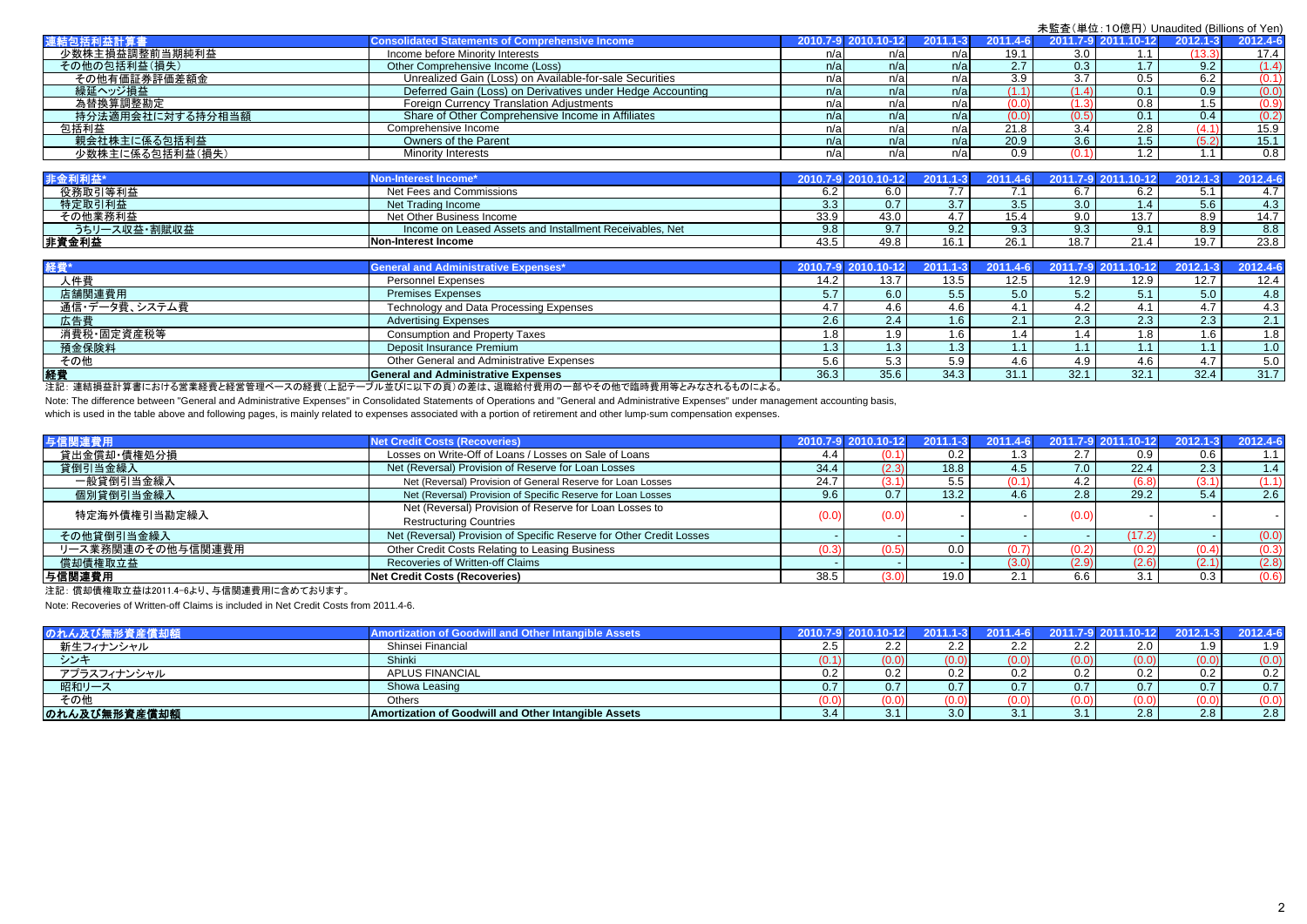未監査(単位:10億円) Unaudited (Billions of Yen)

| 連結包括利益計算書 | Consolidated Statements of Comprehensive Income | 2010.7-9 | 2010.10-12 | 2011.1-3 | 2011.4-6 | 2011.7-9 | 2011.10-12 | 2012.1-3 | 2012.4-6 |
|---|---|---|---|---|---|---|---|---|---|
| 少数株主損益調整前当期純利益 | Income before Minority Interests | n/a | n/a | n/a | 19.1 | 3.0 | 1.1 | (13.3) | 17.4 |
| その他の包括利益(損失) | Other Comprehensive Income (Loss) | n/a | n/a | n/a | 2.7 | 0.3 | 1.7 | 9.2 | (1.4) |
| その他有価証券評価差額金 | Unrealized Gain (Loss) on Available-for-sale Securities | n/a | n/a | n/a | 3.9 | 3.7 | 0.5 | 6.2 | (0.1) |
| 繰延ヘッジ損益 | Deferred Gain (Loss) on Derivatives under Hedge Accounting | n/a | n/a | n/a | (1.1) | (1.4) | 0.1 | 0.9 | (0.0) |
| 為替換算調整勘定 | Foreign Currency Translation Adjustments | n/a | n/a | n/a | (0.0) | (1.3) | 0.8 | 1.5 | (0.9) |
| 持分法適用会社に対する持分相当額 | Share of Other Comprehensive Income in Affiliates | n/a | n/a | n/a | (0.0) | (0.5) | 0.1 | 0.4 | (0.2) |
| 包括利益 | Comprehensive Income | n/a | n/a | n/a | 21.8 | 3.4 | 2.8 | (4.1) | 15.9 |
| 親会社株主に係る包括利益 | Owners of the Parent | n/a | n/a | n/a | 20.9 | 3.6 | 1.5 | (5.2) | 15.1 |
| 少数株主に係る包括利益(損失) | Minority Interests | n/a | n/a | n/a | 0.9 | (0.1) | 1.2 | 1.1 | 0.8 |

| 非金利利益* | Non-Interest Income* | 2010.7-9 | 2010.10-12 | 2011.1-3 | 2011.4-6 | 2011.7-9 | 2011.10-12 | 2012.1-3 | 2012.4-6 |
|---|---|---|---|---|---|---|---|---|---|
| 役務取引等利益 | Net Fees and Commissions | 6.2 | 6.0 | 7.7 | 7.1 | 6.7 | 6.2 | 5.1 | 4.7 |
| 特定取引利益 | Net Trading Income | 3.3 | 0.7 | 3.7 | 3.5 | 3.0 | 1.4 | 5.6 | 4.3 |
| その他業務利益 | Net Other Business Income | 33.9 | 43.0 | 4.7 | 15.4 | 9.0 | 13.7 | 8.9 | 14.7 |
| うちリース収益・割賦収益 | Income on Leased Assets and Installment Receivables, Net | 9.8 | 9.7 | 9.2 | 9.3 | 9.3 | 9.1 | 8.9 | 8.8 |
| **非資金利益** | **Non-Interest Income** | 43.5 | 49.8 | 16.1 | 26.1 | 18.7 | 21.4 | 19.7 | 23.8 |

| 経費* | General and Administrative Expenses* | 2010.7-9 | 2010.10-12 | 2011.1-3 | 2011.4-6 | 2011.7-9 | 2011.10-12 | 2012.1-3 | 2012.4-6 |
|---|---|---|---|---|---|---|---|---|---|
| 人件費 | Personnel Expenses | 14.2 | 13.7 | 13.5 | 12.5 | 12.9 | 12.9 | 12.7 | 12.4 |
| 店舗関連費用 | Premises Expenses | 5.7 | 6.0 | 5.5 | 5.0 | 5.2 | 5.1 | 5.0 | 4.8 |
| 通信・データ費、システム費 | Technology and Data Processing Expenses | 4.7 | 4.6 | 4.6 | 4.1 | 4.2 | 4.1 | 4.7 | 4.3 |
| 広告費 | Advertising Expenses | 2.6 | 2.4 | 1.6 | 2.1 | 2.3 | 2.3 | 2.3 | 2.1 |
| 消費税・固定資産税等 | Consumption and Property Taxes | 1.8 | 1.9 | 1.6 | 1.4 | 1.4 | 1.8 | 1.6 | 1.8 |
| 預金保険料 | Deposit Insurance Premium | 1.3 | 1.3 | 1.3 | 1.1 | 1.1 | 1.1 | 1.1 | 1.0 |
| その他 | Other General and Administrative Expenses | 5.6 | 5.3 | 5.9 | 4.6 | 4.9 | 4.6 | 4.7 | 5.0 |
| **経費** | **General and Administrative Expenses** | 36.3 | 35.6 | 34.3 | 31.1 | 32.1 | 32.1 | 32.4 | 31.7 |

注記：連結損益計算書における営業経費と経営管理ベースの経費(上記テーブル並びに以下の頁)の差は、退職給付費用の一部やその他で臨時費用等とみなされるものによる。

Note: The difference between "General and Administrative Expenses" in Consolidated Statements of Operations and "General and Administrative Expenses" under management accounting basis, which is used in the table above and following pages, is mainly related to expenses associated with a portion of retirement and other lump-sum compensation expenses.

| 与信関連費用 | Net Credit Costs (Recoveries) | 2010.7-9 | 2010.10-12 | 2011.1-3 | 2011.4-6 | 2011.7-9 | 2011.10-12 | 2012.1-3 | 2012.4-6 |
|---|---|---|---|---|---|---|---|---|---|
| 貸出金償却・債権処分損 | Losses on Write-Off of Loans / Losses on Sale of Loans | 4.4 | (0.1) | 0.2 | 1.3 | 2.7 | 0.9 | 0.6 | 1.1 |
| 貸倒引当金繰入 | Net (Reversal) Provision of Reserve for Loan Losses | 34.4 | (2.3) | 18.8 | 4.5 | 7.0 | 22.4 | 2.3 | 1.4 |
| 一般貸倒引当金繰入 | Net (Reversal) Provision of General Reserve for Loan Losses | 24.7 | (3.1) | 5.5 | (0.1) | 4.2 | (6.8) | (3.1) | (1.1) |
| 個別貸倒引当金繰入 | Net (Reversal) Provision of Specific Reserve for Loan Losses | 9.6 | 0.7 | 13.2 | 4.6 | 2.8 | 29.2 | 5.4 | 2.6 |
| 特定海外債権引当勘定繰入 | Net (Reversal) Provision of Reserve for Loan Losses to Restructuring Countries | (0.0) | (0.0) | - | - | (0.0) | - | - | - |
| その他貸倒引当金繰入 | Net (Reversal) Provision of Specific Reserve for Other Credit Losses | - | - | - | - | - | (17.2) | - | (0.0) |
| リース業務関連のその他与信関連費用 | Other Credit Costs Relating to Leasing Business | (0.3) | (0.5) | 0.0 | (0.7) | (0.2) | (0.2) | (0.4) | (0.3) |
| 償却債権取立益 | Recoveries of Written-off Claims | - | - | - | (3.0) | (2.9) | (2.6) | (2.1) | (2.8) |
| **与信関連費用** | **Net Credit Costs (Recoveries)** | 38.5 | (3.0) | 19.0 | 2.1 | 6.6 | 3.1 | 0.3 | (0.6) |

注記：償却債権取立益は2011.4-6より、与信関連費用に含めております。

Note: Recoveries of Written-off Claims is included in Net Credit Costs from 2011.4-6.

| のれん及び無形資産償却額 | Amortization of Goodwill and Other Intangible Assets | 2010.7-9 | 2010.10-12 | 2011.1-3 | 2011.4-6 | 2011.7-9 | 2011.10-12 | 2012.1-3 | 2012.4-6 |
|---|---|---|---|---|---|---|---|---|---|
| 新生フィナンシャル | Shinsei Financial | 2.5 | 2.2 | 2.2 | 2.2 | 2.2 | 2.0 | 1.9 | 1.9 |
| シンキ | Shinki | (0.1) | (0.0) | (0.0) | (0.0) | (0.0) | (0.0) | (0.0) | (0.0) |
| アプラスフィナンシャル | APLUS FINANCIAL | 0.2 | 0.2 | 0.2 | 0.2 | 0.2 | 0.2 | 0.2 | 0.2 |
| 昭和リース | Showa Leasing | 0.7 | 0.7 | 0.7 | 0.7 | 0.7 | 0.7 | 0.7 | 0.7 |
| その他 | Others | (0.0) | (0.0) | (0.0) | (0.0) | (0.0) | (0.0) | (0.0) | (0.0) |
| **のれん及び無形資産償却額** | **Amortization of Goodwill and Other Intangible Assets** | 3.4 | 3.1 | 3.0 | 3.1 | 3.1 | 2.8 | 2.8 | 2.8 |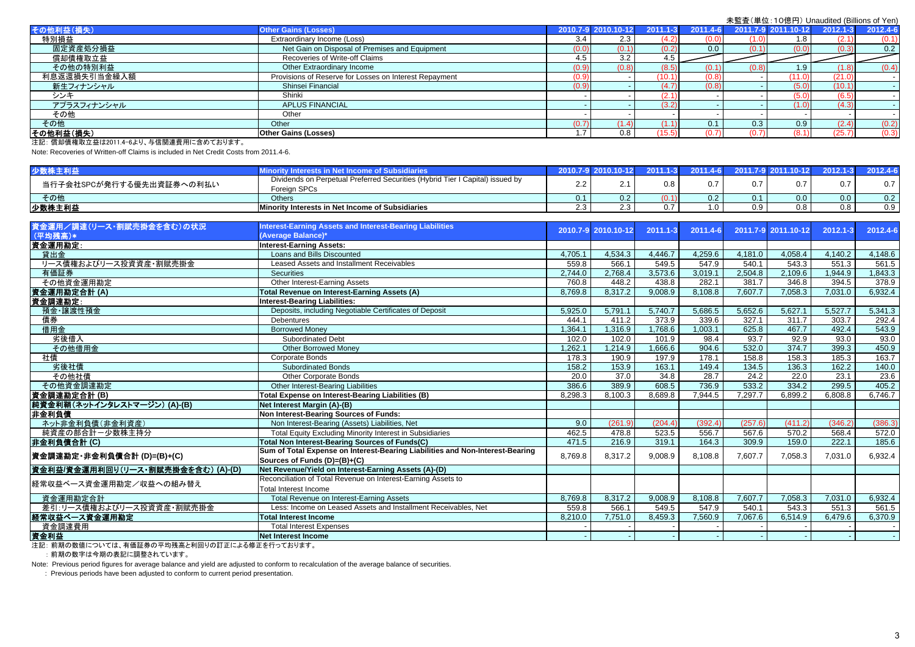未監査（単位：10億円）Unaudited (Billions of Yen)

| その他利益（損失） | Other Gains (Losses) | 2010.7-9 | 2010.10-12 | 2011.1-3 | 2011.4-6 | 2011.7-9 | 2011.10-12 | 2012.1-3 | 2012.4-6 |
|---|---|---|---|---|---|---|---|---|---|
| 特別損益 | Extraordinary Income (Loss) | 3.4 | 2.3 | (4.2) | (0.0) | (1.0) | 1.8 | (2.1) | (0.1) |
| 固定資産処分損益 | Net Gain on Disposal of Premises and Equipment | (0.0) | (0.1) | (0.2) | 0.0 | (0.1) | (0.0) | (0.3) | 0.2 |
| 償却債権取立益 | Recoveries of Write-off Claims | 4.5 | 3.2 | 4.5 | | | | | |
| その他の特別利益 | Other Extraordinary Income | (0.9) | (0.8) | (8.5) | (0.1) | (0.8) | 1.9 | (1.8) | (0.4) |
| 利息返還損失引当金繰入額 | Provisions of Reserve for Losses on Interest Repayment | (0.9) | - | (10.1) | (0.8) | - | (11.0) | (21.0) | - |
| 新生フィナンシャル | Shinsei Financial | (0.9) | - | (4.7) | (0.8) | - | (5.0) | (10.1) | - |
| シンキ | Shinki | - | - | (2.1) | - | - | (5.0) | (6.5) | - |
| アプラスフィナンシャル | APLUS FINANCIAL | - | - | (3.2) | - | - | (1.0) | (4.3) | - |
| その他 | Other | - | - | - | - | - | - | - | - |
| その他 | Other | (0.7) | (1.4) | (1.1) | 0.1 | 0.3 | 0.9 | (2.4) | (0.2) |
| **その他利益（損失）** | **Other Gains (Losses)** | 1.7 | 0.8 | (15.5) | (0.7) | (0.7) | (8.1) | (25.7) | (0.3) |

注記：償却債権取立益は2011.4-6より、与信関連費用に含めております。

Note: Recoveries of Written-off Claims is included in Net Credit Costs from 2011.4-6.

| 少数株主利益 | Minority Interests in Net Income of Subsidiaries | 2010.7-9 | 2010.10-12 | 2011.1-3 | 2011.4-6 | 2011.7-9 | 2011.10-12 | 2012.1-3 | 2012.4-6 |
|---|---|---|---|---|---|---|---|---|---|
| 当行子会社SPCが発行する優先出資証券への利払い | Dividends on Perpetual Preferred Securities (Hybrid Tier I Capital) issued by Foreign SPCs | 2.2 | 2.1 | 0.8 | 0.7 | 0.7 | 0.7 | 0.7 | 0.7 |
| その他 | Others | 0.1 | 0.2 | (0.1) | 0.2 | 0.1 | 0.0 | 0.0 | 0.2 |
| **少数株主利益** | **Minority Interests in Net Income of Subsidiaries** | 2.3 | 2.3 | 0.7 | 1.0 | 0.9 | 0.8 | 0.8 | 0.9 |

| 資金運用／調達（リース・割賦売掛金を含む）の状況（平均残高）* | Interest-Earning Assets and Interest-Bearing Liabilities (Average Balance)* | 2010.7-9 | 2010.10-12 | 2011.1-3 | 2011.4-6 | 2011.7-9 | 2011.10-12 | 2012.1-3 | 2012.4-6 |
|---|---|---|---|---|---|---|---|---|---|
| **資金運用勘定:** | **Interest-Earning Assets:** | | | | | | | | |
| 貸出金 | Loans and Bills Discounted | 4,705.1 | 4,534.3 | 4,446.7 | 4,259.6 | 4,181.0 | 4,058.4 | 4,140.2 | 4,148.6 |
| リース債権およびリース投資資産・割賦売掛金 | Leased Assets and Installment Receivables | 559.8 | 566.1 | 549.5 | 547.9 | 540.1 | 543.3 | 551.3 | 561.5 |
| 有価証券 | Securities | 2,744.0 | 2,768.4 | 3,573.6 | 3,019.1 | 2,504.8 | 2,109.6 | 1,944.9 | 1,843.3 |
| その他資金運用勘定 | Other Interest-Earning Assets | 760.8 | 448.2 | 438.8 | 282.1 | 381.7 | 346.8 | 394.5 | 378.9 |
| **資金運用勘定合計 (A)** | **Total Revenue on Interest-Earning Assets (A)** | 8,769.8 | 8,317.2 | 9,008.9 | 8,108.8 | 7,607.7 | 7,058.3 | 7,031.0 | 6,932.4 |
| **資金調達勘定:** | **Interest-Bearing Liabilities:** | | | | | | | | |
| 預金・譲渡性預金 | Deposits, including Negotiable Certificates of Deposit | 5,925.0 | 5,791.1 | 5,740.7 | 5,686.5 | 5,652.6 | 5,627.1 | 5,527.7 | 5,341.3 |
| 債券 | Debentures | 444.1 | 411.2 | 373.9 | 339.6 | 327.1 | 311.7 | 303.7 | 292.4 |
| 借用金 | Borrowed Money | 1,364.1 | 1,316.9 | 1,768.6 | 1,003.1 | 625.8 | 467.7 | 492.4 | 543.9 |
| 劣後借入 | Subordinated Debt | 102.0 | 102.0 | 101.9 | 98.4 | 93.7 | 92.9 | 93.0 | 93.0 |
| その他借用金 | Other Borrowed Money | 1,262.1 | 1,214.9 | 1,666.6 | 904.6 | 532.0 | 374.7 | 399.3 | 450.9 |
| 社債 | Corporate Bonds | 178.3 | 190.9 | 197.9 | 178.1 | 158.8 | 158.3 | 185.3 | 163.7 |
| 劣後社債 | Subordinated Bonds | 158.2 | 153.9 | 163.1 | 149.4 | 134.5 | 136.3 | 162.2 | 140.0 |
| その他社債 | Other Corporate Bonds | 20.0 | 37.0 | 34.8 | 28.7 | 24.2 | 22.0 | 23.1 | 23.6 |
| その他資金調達勘定 | Other Interest-Bearing Liabilities | 386.6 | 389.9 | 608.5 | 736.9 | 533.2 | 334.2 | 299.5 | 405.2 |
| **資金調達勘定合計 (B)** | **Total Expense on Interest-Bearing Liabilities (B)** | 8,298.3 | 8,100.3 | 8,689.8 | 7,944.5 | 7,297.7 | 6,899.2 | 6,808.8 | 6,746.7 |
| **純資金利鞘（ネットインタレストマージン）(A)-(B)** | **Net Interest Margin (A)-(B)** | | | | | | | | |
| **非金利負債** | **Non Interest-Bearing Sources of Funds:** | | | | | | | | |
| ネット非金利負債（非金利資産） | Non Interest-Bearing (Assets) Liabilities, Net | 9.0 | (261.9) | (204.4) | (392.4) | (257.6) | (411.2) | (346.2) | (386.3) |
| 純資産の部合計－少数株主持分 | Total Equity Excluding Minority Interest in Subsidiaries | 462.5 | 478.8 | 523.5 | 556.7 | 567.6 | 570.2 | 568.4 | 572.0 |
| **非金利負債合計 (C)** | **Total Non Interest-Bearing Sources of Funds(C)** | 471.5 | 216.9 | 319.1 | 164.3 | 309.9 | 159.0 | 222.1 | 185.6 |
| **資金調達勘定・非金利負債合計 (D)=(B)+(C)** | **Sum of Total Expense on Interest-Bearing Liabilities and Non-Interest-Bearing Sources of Funds (D)=(B)+(C)** | 8,769.8 | 8,317.2 | 9,008.9 | 8,108.8 | 7,607.7 | 7,058.3 | 7,031.0 | 6,932.4 |
| **資金利益/資金運用利回り（リース・割賦売掛金を含む）(A)-(D)** | **Net Revenue/Yield on Interest-Earning Assets (A)-(D)** | | | | | | | | |
| 経常収益ベース資金運用勘定／収益への組み替え | Reconciliation of Total Revenue on Interest-Earning Assets to Total Interest Income | | | | | | | | |
| 資金運用勘定合計 | Total Revenue on Interest-Earning Assets | 8,769.8 | 8,317.2 | 9,008.9 | 8,108.8 | 7,607.7 | 7,058.3 | 7,031.0 | 6,932.4 |
| 差引:リース債権およびリース投資資産・割賦売掛金 | Less: Income on Leased Assets and Installment Receivables, Net | 559.8 | 566.1 | 549.5 | 547.9 | 540.1 | 543.3 | 551.3 | 561.5 |
| **経常収益ベース資金運用勘定** | **Total Interest Income** | 8,210.0 | 7,751.0 | 8,459.3 | 7,560.9 | 7,067.6 | 6,514.9 | 6,479.6 | 6,370.9 |
| 資金調達費用 | Total Interest Expenses | - | - | - | - | - | - | - | - |
| **資金利益** | **Net Interest Income** | - | - | - | - | - | - | - | - |

注記：前期の数値については、有価証券の平均残高と利回りの訂正による修正を行っております。

：前期の数字は今期の表記に調整されています。

Note: Previous period figures for average balance and yield are adjusted to conform to recalculation of the average balance of securities.

: Previous periods have been adjusted to conform to current period presentation.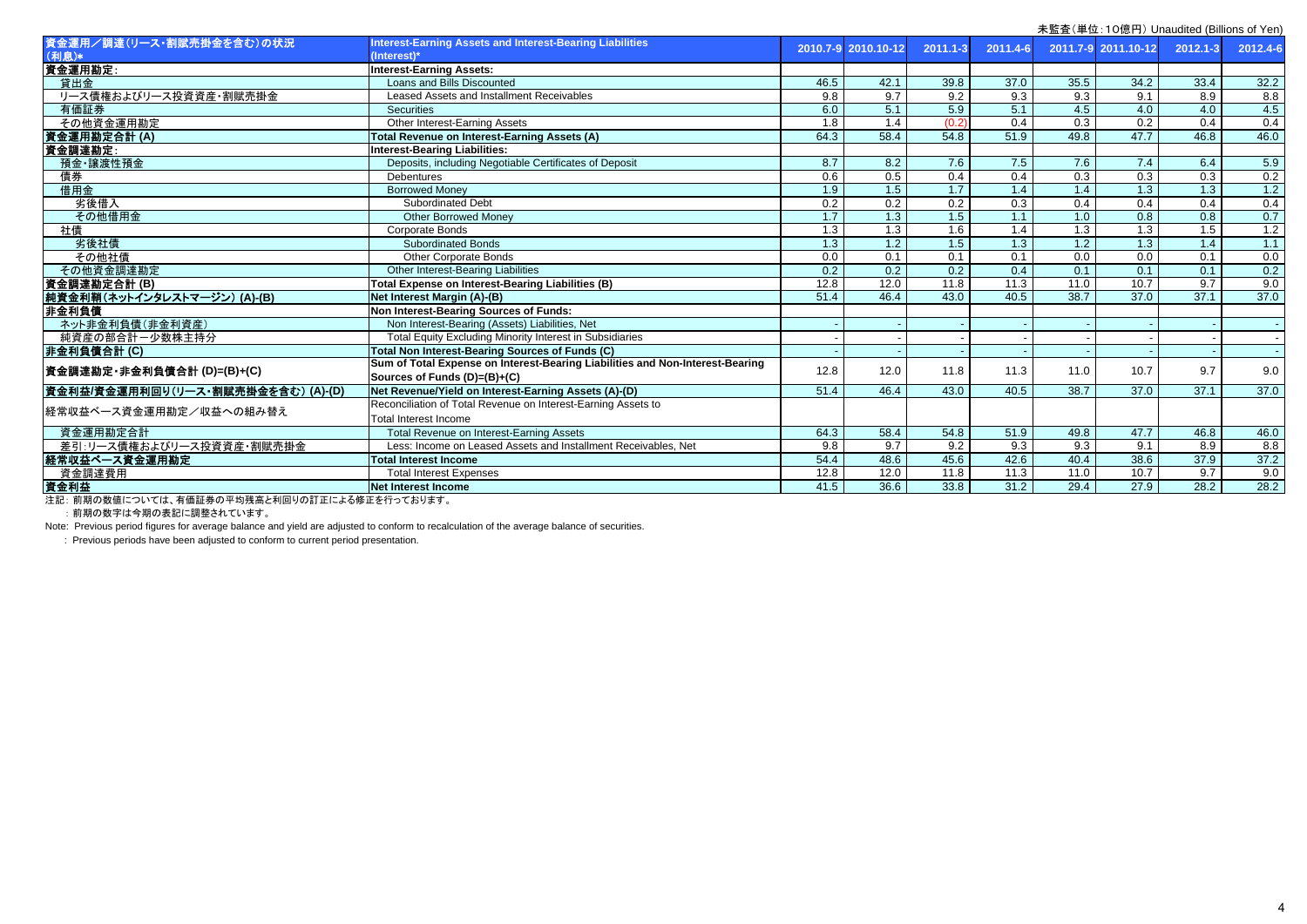未監査(単位:10億円) Unaudited (Billions of Yen)

| 資金運用／調達(リース・割賦売掛金を含む)の状況(利息)* | Interest-Earning Assets and Interest-Bearing Liabilities (Interest)* | 2010.7-9 | 2010.10-12 | 2011.1-3 | 2011.4-6 | 2011.7-9 | 2011.10-12 | 2012.1-3 | 2012.4-6 |
|---|---|---|---|---|---|---|---|---|---|
| 資金運用勘定: | Interest-Earning Assets: | | | | | | | | |
| 貸出金 | Loans and Bills Discounted | 46.5 | 42.1 | 39.8 | 37.0 | 35.5 | 34.2 | 33.4 | 32.2 |
| リース債権およびリース投資資産・割賦売掛金 | Leased Assets and Installment Receivables | 9.8 | 9.7 | 9.2 | 9.3 | 9.3 | 9.1 | 8.9 | 8.8 |
| 有価証券 | Securities | 6.0 | 5.1 | 5.9 | 5.1 | 4.5 | 4.0 | 4.0 | 4.5 |
| その他資金運用勘定 | Other Interest-Earning Assets | 1.8 | 1.4 | (0.2) | 0.4 | 0.3 | 0.2 | 0.4 | 0.4 |
| 資金運用勘定合計 (A) | Total Revenue on Interest-Earning Assets (A) | 64.3 | 58.4 | 54.8 | 51.9 | 49.8 | 47.7 | 46.8 | 46.0 |
| 資金調達勘定: | Interest-Bearing Liabilities: | | | | | | | | |
| 預金・譲渡性預金 | Deposits, including Negotiable Certificates of Deposit | 8.7 | 8.2 | 7.6 | 7.5 | 7.6 | 7.4 | 6.4 | 5.9 |
| 債券 | Debentures | 0.6 | 0.5 | 0.4 | 0.4 | 0.3 | 0.3 | 0.3 | 0.2 |
| 借用金 | Borrowed Money | 1.9 | 1.5 | 1.7 | 1.4 | 1.4 | 1.3 | 1.3 | 1.2 |
| 劣後借入 | Subordinated Debt | 0.2 | 0.2 | 0.2 | 0.3 | 0.4 | 0.4 | 0.4 | 0.4 |
| その他借用金 | Other Borrowed Money | 1.7 | 1.3 | 1.5 | 1.1 | 1.0 | 0.8 | 0.8 | 0.7 |
| 社債 | Corporate Bonds | 1.3 | 1.3 | 1.6 | 1.4 | 1.3 | 1.3 | 1.5 | 1.2 |
| 劣後社債 | Subordinated Bonds | 1.3 | 1.2 | 1.5 | 1.3 | 1.2 | 1.3 | 1.4 | 1.1 |
| その他社債 | Other Corporate Bonds | 0.0 | 0.1 | 0.1 | 0.1 | 0.0 | 0.0 | 0.1 | 0.0 |
| その他資金調達勘定 | Other Interest-Bearing Liabilities | 0.2 | 0.2 | 0.2 | 0.4 | 0.1 | 0.1 | 0.1 | 0.2 |
| 資金調達勘定合計 (B) | Total Expense on Interest-Bearing Liabilities (B) | 12.8 | 12.0 | 11.8 | 11.3 | 11.0 | 10.7 | 9.7 | 9.0 |
| 純資金利鞘(ネットインタレストマージン) (A)-(B) | Net Interest Margin (A)-(B) | 51.4 | 46.4 | 43.0 | 40.5 | 38.7 | 37.0 | 37.1 | 37.0 |
| 非金利負債 | Non Interest-Bearing Sources of Funds: | | | | | | | | |
| ネット非金利負債(非金利資産) | Non Interest-Bearing (Assets) Liabilities, Net | - | - | - | - | - | - | - | - |
| 純資産の部合計－少数株主持分 | Total Equity Excluding Minority Interest in Subsidiaries | - | - | - | - | - | - | - | - |
| 非金利負債合計 (C) | Total Non Interest-Bearing Sources of Funds (C) | - | - | - | - | - | - | - | - |
| 資金調達勘定・非金利負債合計 (D)=(B)+(C) | Sum of Total Expense on Interest-Bearing Liabilities and Non-Interest-Bearing Sources of Funds (D)=(B)+(C) | 12.8 | 12.0 | 11.8 | 11.3 | 11.0 | 10.7 | 9.7 | 9.0 |
| 資金利益/資金運用利回り(リース・割賦売掛金を含む) (A)-(D) | Net Revenue/Yield on Interest-Earning Assets (A)-(D) | 51.4 | 46.4 | 43.0 | 40.5 | 38.7 | 37.0 | 37.1 | 37.0 |
| 経常収益ベース資金運用勘定／収益への組み替え | Reconciliation of Total Revenue on Interest-Earning Assets to Total Interest Income | | | | | | | | |
| 資金運用勘定合計 | Total Revenue on Interest-Earning Assets | 64.3 | 58.4 | 54.8 | 51.9 | 49.8 | 47.7 | 46.8 | 46.0 |
| 差引:リース債権およびリース投資資産・割賦売掛金 | Less: Income on Leased Assets and Installment Receivables, Net | 9.8 | 9.7 | 9.2 | 9.3 | 9.3 | 9.1 | 8.9 | 8.8 |
| 経常収益ベース資金運用勘定 | Total Interest Income | 54.4 | 48.6 | 45.6 | 42.6 | 40.4 | 38.6 | 37.9 | 37.2 |
| 資金調達費用 | Total Interest Expenses | 12.8 | 12.0 | 11.8 | 11.3 | 11.0 | 10.7 | 9.7 | 9.0 |
| 資金利益 | Net Interest Income | 41.5 | 36.6 | 33.8 | 31.2 | 29.4 | 27.9 | 28.2 | 28.2 |

注記: 前期の数値については、有価証券の平均残高と利回りの訂正による修正を行っております。

: 前期の数字は今期の表記に調整されています。

Note: Previous period figures for average balance and yield are adjusted to conform to recalculation of the average balance of securities.

: Previous periods have been adjusted to conform to current period presentation.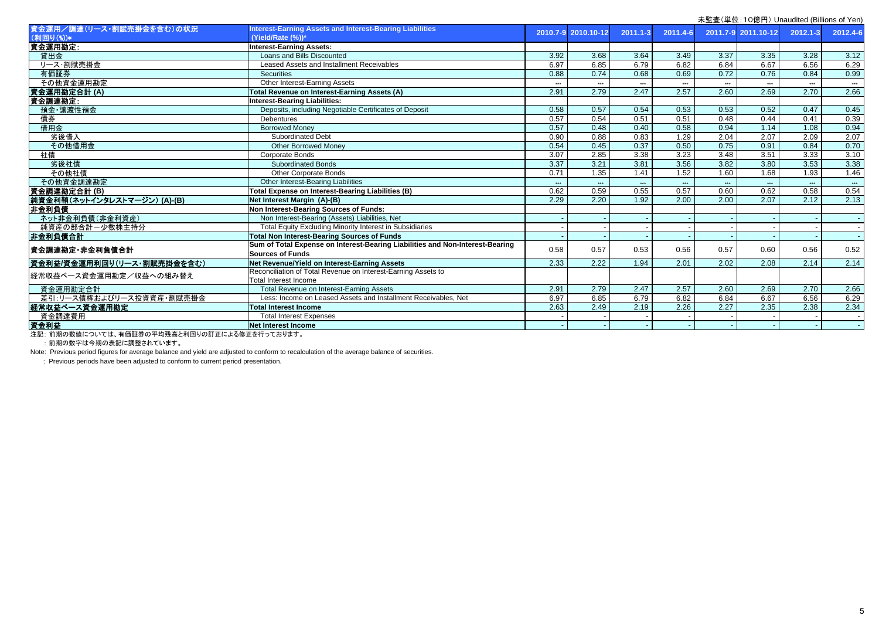未監査(単位:10億円) Unaudited (Billions of Yen)

| 資金運用／調達(リース・割賦売掛金を含む)の状況 (利回り(%))* | Interest-Earning Assets and Interest-Bearing Liabilities (Yield/Rate (%))* | 2010.7-9 | 2010.10-12 | 2011.1-3 | 2011.4-6 | 2011.7-9 | 2011.10-12 | 2012.1-3 | 2012.4-6 |
|---|---|---|---|---|---|---|---|---|---|
| **資金運用勘定:** | **Interest-Earning Assets:** | | | | | | | | |
| 貸出金 | Loans and Bills Discounted | 3.92 | 3.68 | 3.64 | 3.49 | 3.37 | 3.35 | 3.28 | 3.12 |
| リース・割賦売掛金 | Leased Assets and Installment Receivables | 6.97 | 6.85 | 6.79 | 6.82 | 6.84 | 6.67 | 6.56 | 6.29 |
| 有価証券 | Securities | 0.88 | 0.74 | 0.68 | 0.69 | 0.72 | 0.76 | 0.84 | 0.99 |
| その他資金運用勘定 | Other Interest-Earning Assets | *** | *** | *** | *** | *** | *** | *** | *** |
| **資金運用勘定合計 (A)** | **Total Revenue on Interest-Earning Assets (A)** | 2.91 | 2.79 | 2.47 | 2.57 | 2.60 | 2.69 | 2.70 | 2.66 |
| **資金調達勘定:** | **Interest-Bearing Liabilities:** | | | | | | | | |
| 預金・譲渡性預金 | Deposits, including Negotiable Certificates of Deposit | 0.58 | 0.57 | 0.54 | 0.53 | 0.53 | 0.52 | 0.47 | 0.45 |
| 債券 | Debentures | 0.57 | 0.54 | 0.51 | 0.51 | 0.48 | 0.44 | 0.41 | 0.39 |
| 借用金 | Borrowed Money | 0.57 | 0.48 | 0.40 | 0.58 | 0.94 | 1.14 | 1.08 | 0.94 |
| 劣後借入 | Subordinated Debt | 0.90 | 0.88 | 0.83 | 1.29 | 2.04 | 2.07 | 2.09 | 2.07 |
| その他借用金 | Other Borrowed Money | 0.54 | 0.45 | 0.37 | 0.50 | 0.75 | 0.91 | 0.84 | 0.70 |
| 社債 | Corporate Bonds | 3.07 | 2.85 | 3.38 | 3.23 | 3.48 | 3.51 | 3.33 | 3.10 |
| 劣後社債 | Subordinated Bonds | 3.37 | 3.21 | 3.81 | 3.56 | 3.82 | 3.80 | 3.53 | 3.38 |
| その他社債 | Other Corporate Bonds | 0.71 | 1.35 | 1.41 | 1.52 | 1.60 | 1.68 | 1.93 | 1.46 |
| その他資金調達勘定 | Other Interest-Bearing Liabilities | *** | *** | *** | *** | *** | *** | *** | *** |
| **資金調達勘定合計 (B)** | **Total Expense on Interest-Bearing Liabilities (B)** | 0.62 | 0.59 | 0.55 | 0.57 | 0.60 | 0.62 | 0.58 | 0.54 |
| **純資金利鞘(ネットインタレストマージン) (A)-(B)** | **Net Interest Margin (A)-(B)** | 2.29 | 2.20 | 1.92 | 2.00 | 2.00 | 2.07 | 2.12 | 2.13 |
| **非金利負債** | **Non Interest-Bearing Sources of Funds:** | | | | | | | | |
| ネット非金利負債(非金利資産) | Non Interest-Bearing (Assets) Liabilities, Net | - | - | - | - | - | - | - | - |
| 純資産の部合計ー少数株主持分 | Total Equity Excluding Minority Interest in Subsidiaries | - | - | - | - | - | - | - | - |
| **非金利負債合計** | **Total Non Interest-Bearing Sources of Funds** | - | - | - | - | - | - | - | - |
| **資金調達勘定・非金利負債合計** | **Sum of Total Expense on Interest-Bearing Liabilities and Non-Interest-Bearing Sources of Funds** | 0.58 | 0.57 | 0.53 | 0.56 | 0.57 | 0.60 | 0.56 | 0.52 |
| **資金利益/資金運用利回り(リース・割賦売掛金を含む)** | **Net Revenue/Yield on Interest-Earning Assets** | 2.33 | 2.22 | 1.94 | 2.01 | 2.02 | 2.08 | 2.14 | 2.14 |
| 経常収益ベース資金運用勘定／収益への組み替え | Reconciliation of Total Revenue on Interest-Earning Assets to Total Interest Income | | | | | | | | |
| 資金運用勘定合計 | Total Revenue on Interest-Earning Assets | 2.91 | 2.79 | 2.47 | 2.57 | 2.60 | 2.69 | 2.70 | 2.66 |
| 差引:リース債権およびリース投資資産・割賦売掛金 | Less: Income on Leased Assets and Installment Receivables, Net | 6.97 | 6.85 | 6.79 | 6.82 | 6.84 | 6.67 | 6.56 | 6.29 |
| **経常収益ベース資金運用勘定** | **Total Interest Income** | 2.63 | 2.49 | 2.19 | 2.26 | 2.27 | 2.35 | 2.38 | 2.34 |
| 資金調達費用 | Total Interest Expenses | - | - | - | - | - | - | - | - |
| **資金利益** | **Net Interest Income** | - | - | - | - | - | - | - | - |

注記: 前期の数値については、有価証券の平均残高と利回りの訂正による修正を行っております。

: 前期の数字は今期の表記に調整されています。

Note: Previous period figures for average balance and yield are adjusted to conform to recalculation of the average balance of securities.

: Previous periods have been adjusted to conform to current period presentation.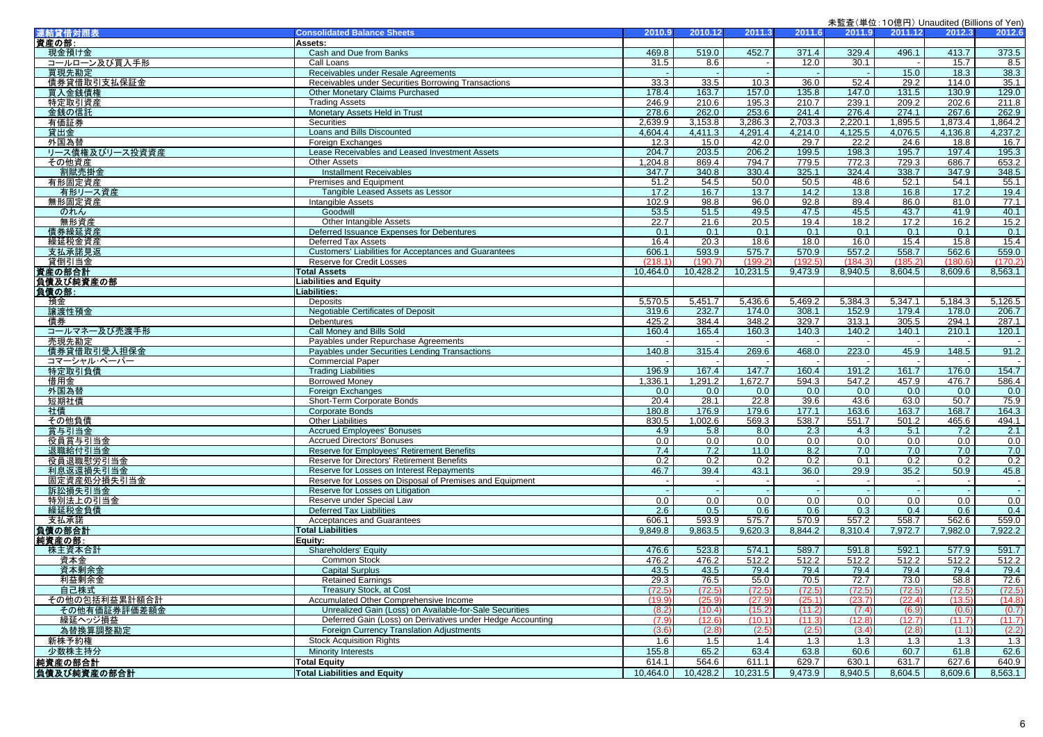未監査（単位：10億円）Unaudited (Billions of Yen)

| 連結貸借対照表 | Consolidated Balance Sheets | 2010.9 | 2010.12 | 2011.3 | 2011.6 | 2011.9 | 2011.12 | 2012.3 | 2012.6 |
|---|---|---|---|---|---|---|---|---|---|
| 資産の部: | Assets: | | | | | | | | |
| 現金預け金 | Cash and Due from Banks | 469.8 | 519.0 | 452.7 | 371.4 | 329.4 | 496.1 | 413.7 | 373.5 |
| コールローン及び買入手形 | Call Loans | 31.5 | 8.6 | - | 12.0 | 30.1 | - | 15.7 | 8.5 |
| 買現先勘定 | Receivables under Resale Agreements | - | - | - | - | - | 15.0 | 18.3 | 38.3 |
| 債券貸借取引支払保証金 | Receivables under Securities Borrowing Transactions | 33.3 | 33.5 | 10.3 | 36.0 | 52.4 | 29.2 | 114.0 | 35.1 |
| 買入金銭債権 | Other Monetary Claims Purchased | 178.4 | 163.7 | 157.0 | 135.8 | 147.0 | 131.5 | 130.9 | 129.0 |
| 特定取引資産 | Trading Assets | 246.9 | 210.6 | 195.3 | 210.7 | 239.1 | 209.2 | 202.6 | 211.8 |
| 金銭の信託 | Monetary Assets Held in Trust | 278.6 | 262.0 | 253.6 | 241.4 | 276.4 | 274.1 | 267.6 | 262.9 |
| 有価証券 | Securities | 2,639.9 | 3,153.8 | 3,286.3 | 2,703.3 | 2,220.1 | 1,895.5 | 1,873.4 | 1,864.2 |
| 貸出金 | Loans and Bills Discounted | 4,604.4 | 4,411.3 | 4,291.4 | 4,214.0 | 4,125.5 | 4,076.5 | 4,136.8 | 4,237.2 |
| 外国為替 | Foreign Exchanges | 12.3 | 15.0 | 42.0 | 29.7 | 22.2 | 24.6 | 18.8 | 16.7 |
| リース債権及びリース投資資産 | Lease Receivables and Leased Investment Assets | 204.7 | 203.5 | 206.2 | 199.5 | 198.3 | 195.7 | 197.4 | 195.3 |
| その他資産 | Other Assets | 1,204.8 | 869.4 | 794.7 | 779.5 | 772.3 | 729.3 | 686.7 | 653.2 |
| 割賦売掛金 | Installment Receivables | 347.7 | 340.8 | 330.4 | 325.1 | 324.4 | 338.7 | 347.9 | 348.5 |
| 有形固定資産 | Premises and Equipment | 51.2 | 54.5 | 50.0 | 50.5 | 48.6 | 52.1 | 54.1 | 55.1 |
| 有形リース資産 | Tangible Leased Assets as Lessor | 17.2 | 16.7 | 13.7 | 14.2 | 13.8 | 16.8 | 17.2 | 19.4 |
| 無形固定資産 | Intangible Assets | 102.9 | 98.8 | 96.0 | 92.8 | 89.4 | 86.0 | 81.0 | 77.1 |
| のれん | Goodwill | 53.5 | 51.5 | 49.5 | 47.5 | 45.5 | 43.7 | 41.9 | 40.1 |
| 無形資産 | Other Intangible Assets | 22.7 | 21.6 | 20.5 | 19.4 | 18.2 | 17.2 | 16.2 | 15.2 |
| 債券繰延資産 | Deferred Issuance Expenses for Debentures | 0.1 | 0.1 | 0.1 | 0.1 | 0.1 | 0.1 | 0.1 | 0.1 |
| 繰延税金資産 | Deferred Tax Assets | 16.4 | 20.3 | 18.6 | 18.0 | 16.0 | 15.4 | 15.8 | 15.4 |
| 支払承諾見返 | Customers' Liabilities for Acceptances and Guarantees | 606.1 | 593.9 | 575.7 | 570.9 | 557.2 | 558.7 | 562.6 | 559.0 |
| 貸倒引当金 | Reserve for Credit Losses | (218.1) | (190.7) | (199.2) | (192.5) | (184.3) | (185.2) | (180.6) | (170.2) |
| 資産の部合計 | Total Assets | 10,464.0 | 10,428.2 | 10,231.5 | 9,473.9 | 8,940.5 | 8,604.5 | 8,609.6 | 8,563.1 |
| 負債及び純資産の部 | Liabilities and Equity | | | | | | | | |
| 負債の部: | Liabilities: | | | | | | | | |
| 預金 | Deposits | 5,570.5 | 5,451.7 | 5,436.6 | 5,469.2 | 5,384.3 | 5,347.1 | 5,184.3 | 5,126.5 |
| 譲渡性預金 | Negotiable Certificates of Deposit | 319.6 | 232.7 | 174.0 | 308.1 | 152.9 | 179.4 | 178.0 | 206.7 |
| 債券 | Debentures | 425.2 | 384.4 | 348.2 | 329.7 | 313.1 | 305.5 | 294.1 | 287.1 |
| コールマネー及び売渡手形 | Call Money and Bills Sold | 160.4 | 165.4 | 160.3 | 140.3 | 140.2 | 140.1 | 210.1 | 120.1 |
| 売現先勘定 | Payables under Repurchase Agreements | - | - | - | - | - | - | - | - |
| 債券貸借取引受入担保金 | Payables under Securities Lending Transactions | 140.8 | 315.4 | 269.6 | 468.0 | 223.0 | 45.9 | 148.5 | 91.2 |
| コマーシャル・ペーパー | Commercial Paper | - | - | - | - | - | - | - | - |
| 特定取引負債 | Trading Liabilities | 196.9 | 167.4 | 147.7 | 160.4 | 191.2 | 161.7 | 176.0 | 154.7 |
| 借用金 | Borrowed Money | 1,336.1 | 1,291.2 | 1,672.7 | 594.3 | 547.2 | 457.9 | 476.7 | 586.4 |
| 外国為替 | Foreign Exchanges | 0.0 | 0.0 | 0.0 | 0.0 | 0.0 | 0.0 | 0.0 | 0.0 |
| 短期社債 | Short-Term Corporate Bonds | 20.4 | 28.1 | 22.8 | 39.6 | 43.6 | 63.0 | 50.7 | 75.9 |
| 社債 | Corporate Bonds | 180.8 | 176.9 | 179.6 | 177.1 | 163.6 | 163.7 | 168.7 | 164.3 |
| その他負債 | Other Liabilities | 830.5 | 1,002.6 | 569.3 | 538.7 | 551.7 | 501.2 | 465.6 | 494.1 |
| 賞与引当金 | Accrued Employees' Bonuses | 4.9 | 5.8 | 8.0 | 2.3 | 4.3 | 5.1 | 7.2 | 2.1 |
| 役員賞与引当金 | Accrued Directors' Bonuses | 0.0 | 0.0 | 0.0 | 0.0 | 0.0 | 0.0 | 0.0 | 0.0 |
| 退職給付引当金 | Reserve for Employees' Retirement Benefits | 7.4 | 7.2 | 11.0 | 8.2 | 7.0 | 7.0 | 7.0 | 7.0 |
| 役員退職慰労引当金 | Reserve for Directors' Retirement Benefits | 0.2 | 0.2 | 0.2 | 0.2 | 0.1 | 0.2 | 0.2 | 0.2 |
| 利息返還損失引当金 | Reserve for Losses on Interest Repayments | 46.7 | 39.4 | 43.1 | 36.0 | 29.9 | 35.2 | 50.9 | 45.8 |
| 固定資産処分損失引当金 | Reserve for Losses on Disposal of Premises and Equipment | - | - | - | - | - | - | - | - |
| 訴訟損失引当金 | Reserve for Losses on Litigation | - | - | - | - | - | - | - | - |
| 特別法上の引当金 | Reserve under Special Law | 0.0 | 0.0 | 0.0 | 0.0 | 0.0 | 0.0 | 0.0 | 0.0 |
| 繰延税金負債 | Deferred Tax Liabilities | 2.6 | 0.5 | 0.6 | 0.6 | 0.3 | 0.4 | 0.6 | 0.4 |
| 支払承諾 | Acceptances and Guarantees | 606.1 | 593.9 | 575.7 | 570.9 | 557.2 | 558.7 | 562.6 | 559.0 |
| 負債の部合計 | Total Liabilities | 9,849.8 | 9,863.5 | 9,620.3 | 8,844.2 | 8,310.4 | 7,972.7 | 7,982.0 | 7,922.2 |
| 純資産の部: | Equity: | | | | | | | | |
| 株主資本合計 | Shareholders' Equity | 476.6 | 523.8 | 574.1 | 589.7 | 591.8 | 592.1 | 577.9 | 591.7 |
| 資本金 | Common Stock | 476.2 | 476.2 | 512.2 | 512.2 | 512.2 | 512.2 | 512.2 | 512.2 |
| 資本剰余金 | Capital Surplus | 43.5 | 43.5 | 79.4 | 79.4 | 79.4 | 79.4 | 79.4 | 79.4 |
| 利益剰余金 | Retained Earnings | 29.3 | 76.5 | 55.0 | 70.5 | 72.7 | 73.0 | 58.8 | 72.6 |
| 自己株式 | Treasury Stock, at Cost | (72.5) | (72.5) | (72.5) | (72.5) | (72.5) | (72.5) | (72.5) | (72.5) |
| その他の包括利益累計額合計 | Accumulated Other Comprehensive Income | (19.9) | (25.9) | (27.9) | (25.1) | (23.7) | (22.4) | (13.5) | (14.8) |
| その他有価証券評価差額金 | Unrealized Gain (Loss) on Available-for-Sale Securities | (8.2) | (10.4) | (15.2) | (11.2) | (7.4) | (6.9) | (0.6) | (0.7) |
| 繰延ヘッジ損益 | Deferred Gain (Loss) on Derivatives under Hedge Accounting | (7.9) | (12.6) | (10.1) | (11.3) | (12.8) | (12.7) | (11.7) | (11.7) |
| 為替換算調整勘定 | Foreign Currency Translation Adjustments | (3.6) | (2.8) | (2.5) | (2.5) | (3.4) | (2.8) | (1.1) | (2.2) |
| 新株予約権 | Stock Acquisition Rights | 1.6 | 1.5 | 1.4 | 1.3 | 1.3 | 1.3 | 1.3 | 1.3 |
| 少数株主持分 | Minority Interests | 155.8 | 65.2 | 63.4 | 63.8 | 60.6 | 60.7 | 61.8 | 62.6 |
| 純資産の部合計 | Total Equity | 614.1 | 564.6 | 611.1 | 629.7 | 630.1 | 631.7 | 627.6 | 640.9 |
| 負債及び純資産の部合計 | Total Liabilities and Equity | 10,464.0 | 10,428.2 | 10,231.5 | 9,473.9 | 8,940.5 | 8,604.5 | 8,609.6 | 8,563.1 |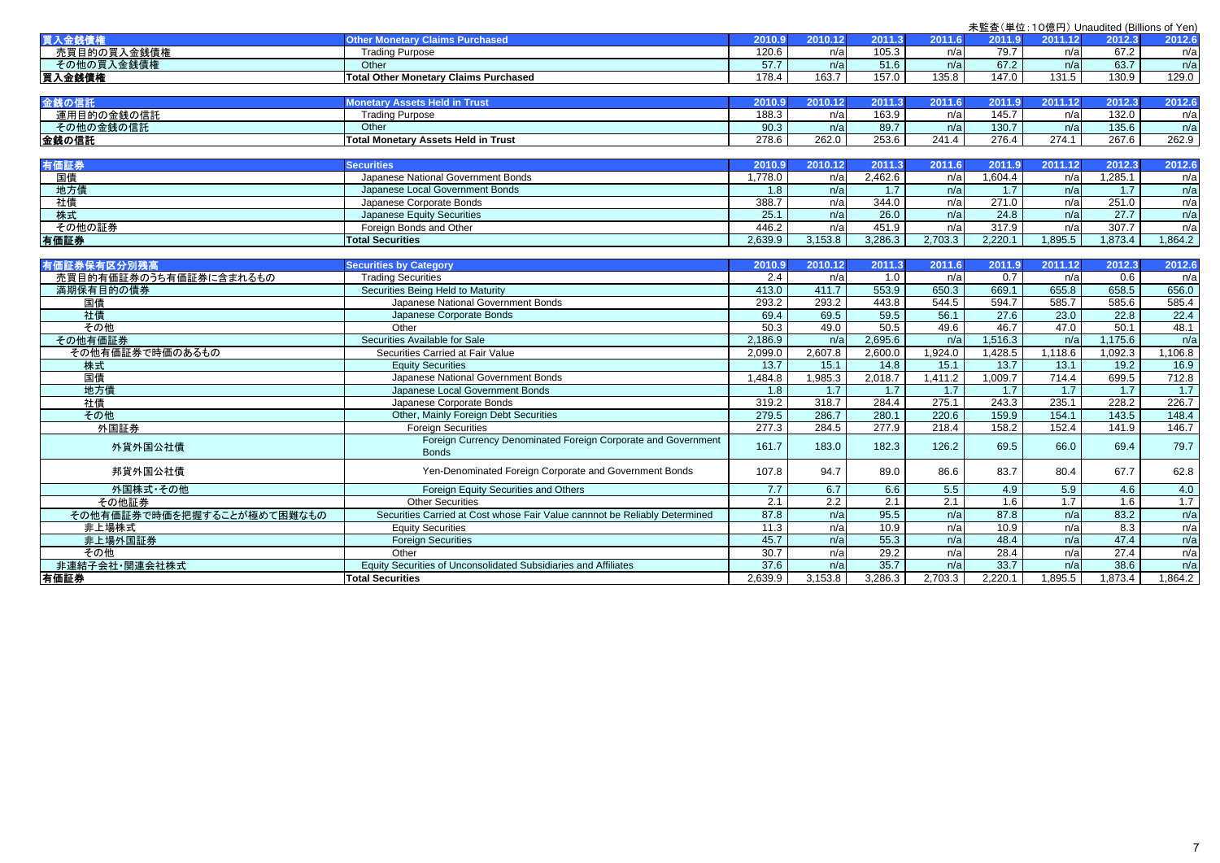未監査（単位：10億円） Unaudited (Billions of Yen)

| 買入金銭債権 | Other Monetary Claims Purchased | 2010.9 | 2010.12 | 2011.3 | 2011.6 | 2011.9 | 2011.12 | 2012.3 | 2012.6 |
|---|---|---|---|---|---|---|---|---|---|
| 売買目的の買入金銭債権 | Trading Purpose | 120.6 | n/a | 105.3 | n/a | 79.7 | n/a | 67.2 | n/a |
| その他の買入金銭債権 | Other | 57.7 | n/a | 51.6 | n/a | 67.2 | n/a | 63.7 | n/a |
| 買入金銭債権 | Total Other Monetary Claims Purchased | 178.4 | 163.7 | 157.0 | 135.8 | 147.0 | 131.5 | 130.9 | 129.0 |

| 金銭の信託 | Monetary Assets Held in Trust | 2010.9 | 2010.12 | 2011.3 | 2011.6 | 2011.9 | 2011.12 | 2012.3 | 2012.6 |
|---|---|---|---|---|---|---|---|---|---|
| 運用目的の金銭の信託 | Trading Purpose | 188.3 | n/a | 163.9 | n/a | 145.7 | n/a | 132.0 | n/a |
| その他の金銭の信託 | Other | 90.3 | n/a | 89.7 | n/a | 130.7 | n/a | 135.6 | n/a |
| 金銭の信託 | Total Monetary Assets Held in Trust | 278.6 | 262.0 | 253.6 | 241.4 | 276.4 | 274.1 | 267.6 | 262.9 |

| 有価証券 | Securities | 2010.9 | 2010.12 | 2011.3 | 2011.6 | 2011.9 | 2011.12 | 2012.3 | 2012.6 |
|---|---|---|---|---|---|---|---|---|---|
| 国債 | Japanese National Government Bonds | 1,778.0 | n/a | 2,462.6 | n/a | 1,604.4 | n/a | 1,285.1 | n/a |
| 地方債 | Japanese Local Government Bonds | 1.8 | n/a | 1.7 | n/a | 1.7 | n/a | 1.7 | n/a |
| 社債 | Japanese Corporate Bonds | 388.7 | n/a | 344.0 | n/a | 271.0 | n/a | 251.0 | n/a |
| 株式 | Japanese Equity Securities | 25.1 | n/a | 26.0 | n/a | 24.8 | n/a | 27.7 | n/a |
| その他の証券 | Foreign Bonds and Other | 446.2 | n/a | 451.9 | n/a | 317.9 | n/a | 307.7 | n/a |
| 有価証券 | Total Securities | 2,639.9 | 3,153.8 | 3,286.3 | 2,703.3 | 2,220.1 | 1,895.5 | 1,873.4 | 1,864.2 |

| 有価証券保有区分別残高 | Securities by Category | 2010.9 | 2010.12 | 2011.3 | 2011.6 | 2011.9 | 2011.12 | 2012.3 | 2012.6 |
|---|---|---|---|---|---|---|---|---|---|
| 売買目的有価証券のうち有価証券に含まれるもの | Trading Securities | 2.4 | n/a | 1.0 | n/a | 0.7 | n/a | 0.6 | n/a |
| 満期保有目的の債券 | Securities Being Held to Maturity | 413.0 | 411.7 | 553.9 | 650.3 | 669.1 | 655.8 | 658.5 | 656.0 |
| 国債 | Japanese National Government Bonds | 293.2 | 293.2 | 443.8 | 544.5 | 594.7 | 585.7 | 585.6 | 585.4 |
| 社債 | Japanese Corporate Bonds | 69.4 | 69.5 | 59.5 | 56.1 | 27.6 | 23.0 | 22.8 | 22.4 |
| その他 | Other | 50.3 | 49.0 | 50.5 | 49.6 | 46.7 | 47.0 | 50.1 | 48.1 |
| その他有価証券 | Securities Available for Sale | 2,186.9 | n/a | 2,695.6 | n/a | 1,516.3 | n/a | 1,175.6 | n/a |
| その他有価証券で時価のあるもの | Securities Carried at Fair Value | 2,099.0 | 2,607.8 | 2,600.0 | 1,924.0 | 1,428.5 | 1,118.6 | 1,092.3 | 1,106.8 |
| 株式 | Equity Securities | 13.7 | 15.1 | 14.8 | 15.1 | 13.7 | 13.1 | 19.2 | 16.9 |
| 国債 | Japanese National Government Bonds | 1,484.8 | 1,985.3 | 2,018.7 | 1,411.2 | 1,009.7 | 714.4 | 699.5 | 712.8 |
| 地方債 | Japanese Local Government Bonds | 1.8 | 1.7 | 1.7 | 1.7 | 1.7 | 1.7 | 1.7 | 1.7 |
| 社債 | Japanese Corporate Bonds | 319.2 | 318.7 | 284.4 | 275.1 | 243.3 | 235.1 | 228.2 | 226.7 |
| その他 | Other, Mainly Foreign Debt Securities | 279.5 | 286.7 | 280.1 | 220.6 | 159.9 | 154.1 | 143.5 | 148.4 |
| 外国証券 | Foreign Securities | 277.3 | 284.5 | 277.9 | 218.4 | 158.2 | 152.4 | 141.9 | 146.7 |
| 外貨外国公社債 | Foreign Currency Denominated Foreign Corporate and Government Bonds | 161.7 | 183.0 | 182.3 | 126.2 | 69.5 | 66.0 | 69.4 | 79.7 |
| 邦貨外国公社債 | Yen-Denominated Foreign Corporate and Government Bonds | 107.8 | 94.7 | 89.0 | 86.6 | 83.7 | 80.4 | 67.7 | 62.8 |
| 外国株式・その他 | Foreign Equity Securities and Others | 7.7 | 6.7 | 6.6 | 5.5 | 4.9 | 5.9 | 4.6 | 4.0 |
| その他証券 | Other Securities | 2.1 | 2.2 | 2.1 | 2.1 | 1.6 | 1.7 | 1.6 | 1.7 |
| その他有価証券で時価を把握することが極めて困難なもの | Securities Carried at Cost whose Fair Value cannnot be Reliably Determined | 87.8 | n/a | 95.5 | n/a | 87.8 | n/a | 83.2 | n/a |
| 非上場株式 | Equity Securities | 11.3 | n/a | 10.9 | n/a | 10.9 | n/a | 8.3 | n/a |
| 非上場外国証券 | Foreign Securities | 45.7 | n/a | 55.3 | n/a | 48.4 | n/a | 47.4 | n/a |
| その他 | Other | 30.7 | n/a | 29.2 | n/a | 28.4 | n/a | 27.4 | n/a |
| 非連結子会社・関連会社株式 | Equity Securities of Unconsolidated Subsidiaries and Affiliates | 37.6 | n/a | 35.7 | n/a | 33.7 | n/a | 38.6 | n/a |
| 有価証券 | Total Securities | 2,639.9 | 3,153.8 | 3,286.3 | 2,703.3 | 2,220.1 | 1,895.5 | 1,873.4 | 1,864.2 |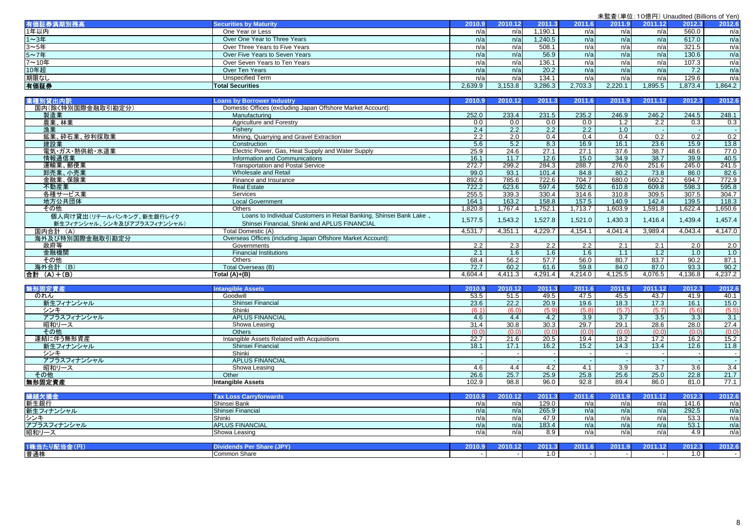未監査(単位:10億円) Unaudited (Billions of Yen)

| 有価証券満期別残高 | Securities by Maturity | 2010.9 | 2010.12 | 2011.3 | 2011.6 | 2011.9 | 2011.12 | 2012.3 | 2012.6 |
|---|---|---|---|---|---|---|---|---|---|
| 1年以内 | One Year or Less | n/a | n/a | 1,190.1 | n/a | n/a | n/a | 560.0 | n/a |
| 1～3年 | Over One Year to Three Years | n/a | n/a | 1,240.5 | n/a | n/a | n/a | 617.0 | n/a |
| 3～5年 | Over Three Years to Five Years | n/a | n/a | 508.1 | n/a | n/a | n/a | 321.5 | n/a |
| 5～7年 | Over Five Years to Seven Years | n/a | n/a | 56.9 | n/a | n/a | n/a | 130.6 | n/a |
| 7～10年 | Over Seven Years to Ten Years | n/a | n/a | 136.1 | n/a | n/a | n/a | 107.3 | n/a |
| 10年超 | Over Ten Years | n/a | n/a | 20.2 | n/a | n/a | n/a | 7.2 | n/a |
| 期限なし | Unspecified Term | n/a | n/a | 134.1 | n/a | n/a | n/a | 129.6 | n/a |
| 有価証券 | Total Securities | 2,639.9 | 3,153.8 | 3,286.3 | 2,703.3 | 2,220.1 | 1,895.5 | 1,873.4 | 1,864.2 |

| 業種別貸出内訳 | Loans by Borrower Industry | 2010.9 | 2010.12 | 2011.3 | 2011.6 | 2011.9 | 2011.12 | 2012.3 | 2012.6 |
|---|---|---|---|---|---|---|---|---|---|
| 国内(除く特別国際金融取引勘定分) | Domestic Offices (excluding Japan Offshore Market Account): | | | | | | | | |
| 製造業 | Manufacturing | 252.0 | 233.4 | 231.5 | 235.2 | 246.9 | 246.2 | 244.5 | 248.1 |
| 農業、林業 | Agriculture and Forestry | 0.0 | 0.0 | 0.0 | 0.0 | 1.2 | 2.2 | 0.3 | 0.3 |
| 漁業 | Fishery | 2.4 | 2.2 | 2.2 | 2.2 | 1.0 | - | - | - |
| 鉱業、砕石業、砂利採取業 | Mining, Quarrying and Gravel Extraction | 2.2 | 2.0 | 0.4 | 0.4 | 0.4 | 0.2 | 0.2 | 0.2 |
| 建設業 | Construction | 5.6 | 5.2 | 8.3 | 16.9 | 16.1 | 23.6 | 15.9 | 13.8 |
| 電気・ガス・熱供給・水道業 | Electric Power, Gas, Heat Supply and Water Supply | 25.9 | 24.6 | 27.1 | 27.1 | 37.6 | 38.7 | 48.6 | 77.0 |
| 情報通信業 | Information and Communications | 16.1 | 11.7 | 12.6 | 15.0 | 34.9 | 38.7 | 39.9 | 40.5 |
| 運輸業、郵便業 | Transportation and Postal Service | 272.7 | 299.2 | 284.3 | 288.7 | 276.0 | 251.6 | 245.0 | 241.5 |
| 卸売業、小売業 | Wholesale and Retail | 99.0 | 93.1 | 101.4 | 84.8 | 80.2 | 73.8 | 86.0 | 82.6 |
| 金融業、保険業 | Finance and Insurance | 892.6 | 785.6 | 722.6 | 704.7 | 680.0 | 660.2 | 694.7 | 772.9 |
| 不動産業 | Real Estate | 722.2 | 623.6 | 597.4 | 592.6 | 610.8 | 609.8 | 598.3 | 595.8 |
| 各種サービス業 | Services | 255.5 | 339.3 | 330.4 | 314.6 | 310.8 | 309.5 | 307.5 | 304.7 |
| 地方公共団体 | Local Government | 164.1 | 163.2 | 158.8 | 157.5 | 140.9 | 142.4 | 139.5 | 118.3 |
| その他 | Others | 1,820.8 | 1,767.4 | 1,752.1 | 1,713.7 | 1,603.9 | 1,591.8 | 1,622.4 | 1,650.6 |
| 個人向け貸出(リテールバンキング、新生銀行レイク 新生フィナンシャル、シンキ及びアプラスフィナンシャル) | Loans to Individual Customers in Retail Banking, Shinsei Bank Lake 、 Shinsei Financial, Shinki and APLUS FINANCIAL | 1,577.5 | 1,543.2 | 1,527.8 | 1,521.0 | 1,430.3 | 1,416.4 | 1,439.4 | 1,457.4 |
| 国内合計 (A) | Total Domestic (A) | 4,531.7 | 4,351.1 | 4,229.7 | 4,154.1 | 4,041.4 | 3,989.4 | 4,043.4 | 4,147.0 |
| 海外及び特別国際金融取引勘定分 | Overseas Offices (including Japan Offshore Market Account): | | | | | | | | |
| 政府等 | Governments | 2.2 | 2.3 | 2.2 | 2.2 | 2.1 | 2.1 | 2.0 | 2.0 |
| 金融機関 | Financial Institutions | 2.1 | 1.6 | 1.6 | 1.6 | 1.1 | 1.2 | 1.0 | 1.0 |
| その他 | Others | 68.4 | 56.2 | 57.7 | 56.0 | 80.7 | 83.7 | 90.2 | 87.1 |
| 海外合計 (B) | Total Overseas (B) | 72.7 | 60.2 | 61.6 | 59.8 | 84.0 | 87.0 | 93.3 | 90.2 |
| 合計 (A)+(B) | Total (A)+(B) | 4,604.4 | 4,411.3 | 4,291.4 | 4,214.0 | 4,125.5 | 4,076.5 | 4,136.8 | 4,237.2 |

| 無形固定資産 | Intangible Assets | 2010.9 | 2010.12 | 2011.3 | 2011.6 | 2011.9 | 2011.12 | 2012.3 | 2012.6 |
|---|---|---|---|---|---|---|---|---|---|
| のれん | Goodwill | 53.5 | 51.5 | 49.5 | 47.5 | 45.5 | 43.7 | 41.9 | 40.1 |
| 新生フィナンシャル | Shinsei Financial | 23.6 | 22.2 | 20.9 | 19.6 | 18.3 | 17.3 | 16.1 | 15.0 |
| シンキ | Shinki | (6.1) | (6.0) | (5.9) | (5.8) | (5.7) | (5.7) | (5.6) | (5.5) |
| アプラスフィナンシャル | APLUS FINANCIAL | 4.6 | 4.4 | 4.2 | 3.9 | 3.7 | 3.5 | 3.3 | 3.1 |
| 昭和リース | Showa Leasing | 31.4 | 30.8 | 30.3 | 29.7 | 29.1 | 28.6 | 28.0 | 27.4 |
| その他 | Others | (0.0) | (0.0) | (0.0) | (0.0) | (0.0) | (0.0) | (0.0) | (0.0) |
| 連結に伴う無形資産 | Intangible Assets Related with Acquisitions | 22.7 | 21.6 | 20.5 | 19.4 | 18.2 | 17.2 | 16.2 | 15.2 |
| 新生フィナンシャル | Shinsei Financial | 18.1 | 17.1 | 16.2 | 15.2 | 14.3 | 13.4 | 12.6 | 11.8 |
| シンキ | Shinki | - | - | - | - | - | - | - | - |
| アプラスフィナンシャル | APLUS FINANCIAL | - | - | - | - | - | - | - | - |
| 昭和リース | Showa Leasing | 4.6 | 4.4 | 4.2 | 4.1 | 3.9 | 3.7 | 3.6 | 3.4 |
| その他 | Other | 26.6 | 25.7 | 25.9 | 25.8 | 25.6 | 25.0 | 22.8 | 21.7 |
| 無形固定資産 | Intangible Assets | 102.9 | 98.8 | 96.0 | 92.8 | 89.4 | 86.0 | 81.0 | 77.1 |

| 繰越欠損金 | Tax Loss Carryforwards | 2010.9 | 2010.12 | 2011.3 | 2011.6 | 2011.9 | 2011.12 | 2012.3 | 2012.6 |
|---|---|---|---|---|---|---|---|---|---|
| 新生銀行 | Shinsei Bank | n/a | n/a | 129.0 | n/a | n/a | n/a | 141.6 | n/a |
| 新生フィナンシャル | Shinsei Financial | n/a | n/a | 265.9 | n/a | n/a | n/a | 292.5 | n/a |
| シンキ | Shinki | n/a | n/a | 47.9 | n/a | n/a | n/a | 53.3 | n/a |
| アプラスフィナンシャル | APLUS FINANCIAL | n/a | n/a | 183.4 | n/a | n/a | n/a | 53.1 | n/a |
| 昭和リース | Showa Leasing | n/a | n/a | 8.9 | n/a | n/a | n/a | 4.9 | n/a |

| 1株当たり配当金(円) | Dividends Per Share (JPY) | 2010.9 | 2010.12 | 2011.3 | 2011.6 | 2011.9 | 2011.12 | 2012.3 | 2012.6 |
|---|---|---|---|---|---|---|---|---|---|
| 普通株 | Common Share | - | - | 1.0 | - | - | - | 1.0 | - |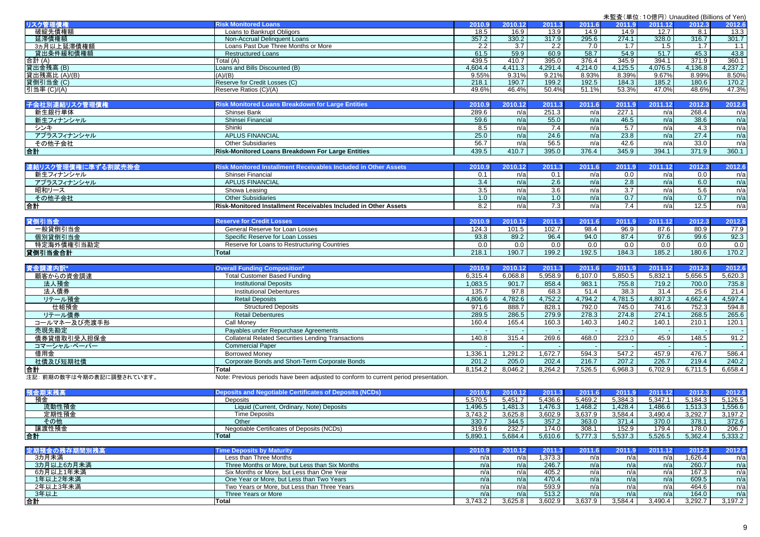未監査（単位：10億円） Unaudited (Billions of Yen)

| リスク管理債権 | Risk Monitored Loans | 2010.9 | 2010.12 | 2011.3 | 2011.6 | 2011.9 | 2011.12 | 2012.3 | 2012.6 |
|---|---|---|---|---|---|---|---|---|---|
| 破綻先債権額 | Loans to Bankrupt Obligors | 18.5 | 16.9 | 13.9 | 14.9 | 14.9 | 12.7 | 8.1 | 13.3 |
| 延滞債権額 | Non-Accrual Delinquent Loans | 357.2 | 330.2 | 317.9 | 295.6 | 274.1 | 328.0 | 316.7 | 301.7 |
| 3カ月以上延滞債権額 | Loans Past Due Three Months or More | 2.2 | 3.7 | 2.2 | 7.0 | 1.7 | 1.5 | 1.7 | 1.1 |
| 貸出条件緩和債権額 | Restructured Loans | 61.5 | 59.9 | 60.9 | 58.7 | 54.9 | 51.7 | 45.3 | 43.8 |
| 合計 (A) | Total (A) | 439.5 | 410.7 | 395.0 | 376.4 | 345.9 | 394.1 | 371.9 | 360.1 |
| 貸出金残高 (B) | Loans and Bills Discounted (B) | 4,604.4 | 4,411.3 | 4,291.4 | 4,214.0 | 4,125.5 | 4,076.5 | 4,136.8 | 4,237.2 |
| 貸出残高比 (A)/(B) | (A)/(B) | 9.55% | 9.31% | 9.21% | 8.93% | 8.39% | 9.67% | 8.99% | 8.50% |
| 貸倒引当金 (C) | Reserve for Credit Losses (C) | 218.1 | 190.7 | 199.2 | 192.5 | 184.3 | 185.2 | 180.6 | 170.2 |
| 引当率 (C)/(A) | Reserve Ratios (C)/(A) | 49.6% | 46.4% | 50.4% | 51.1% | 53.3% | 47.0% | 48.6% | 47.3% |

| 子会社別連結リスク管理債権 | Risk Monitored Loans Breakdown for Large Entities | 2010.9 | 2010.12 | 2011.3 | 2011.6 | 2011.9 | 2011.12 | 2012.3 | 2012.6 |
|---|---|---|---|---|---|---|---|---|---|
| 新生銀行単体 | Shinsei Bank | 289.6 | n/a | 251.3 | n/a | 227.1 | n/a | 268.4 | n/a |
| 新生フィナンシャル | Shinsei Financial | 59.6 | n/a | 55.0 | n/a | 46.5 | n/a | 38.6 | n/a |
| シンキ | Shinki | 8.5 | n/a | 7.4 | n/a | 5.7 | n/a | 4.3 | n/a |
| アプラスフィナンシャル | APLUS FINANCIAL | 25.0 | n/a | 24.6 | n/a | 23.8 | n/a | 27.4 | n/a |
| その他子会社 | Other Subsidiaries | 56.7 | n/a | 56.5 | n/a | 42.6 | n/a | 33.0 | n/a |
| 合計 | Risk-Monitored Loans Breakdown For Large Entities | 439.5 | 410.7 | 395.0 | 376.4 | 345.9 | 394.1 | 371.9 | 360.1 |

| 連結リスク管理債権に準ずる割賦売掛金 | Risk Monitored Installment Receivables Included in Other Assets | 2010.9 | 2010.12 | 2011.3 | 2011.6 | 2011.9 | 2011.12 | 2012.3 | 2012.6 |
|---|---|---|---|---|---|---|---|---|---|
| 新生フィナンシャル | Shinsei Financial | 0.1 | n/a | 0.1 | n/a | 0.0 | n/a | 0.0 | n/a |
| アプラスフィナンシャル | APLUS FINANCIAL | 3.4 | n/a | 2.6 | n/a | 2.8 | n/a | 6.0 | n/a |
| 昭和リース | Showa Leasing | 3.5 | n/a | 3.6 | n/a | 3.7 | n/a | 5.6 | n/a |
| その他子会社 | Other Subsidiaries | 1.0 | n/a | 1.0 | n/a | 0.7 | n/a | 0.7 | n/a |
| 合計 | Risk-Monitored Installment Receivables Included in Other Assets | 8.2 | n/a | 7.3 | n/a | 7.4 | n/a | 12.5 | n/a |

| 貸倒引当金 | Reserve for Credit Losses | 2010.9 | 2010.12 | 2011.3 | 2011.6 | 2011.9 | 2011.12 | 2012.3 | 2012.6 |
|---|---|---|---|---|---|---|---|---|---|
| 一般貸倒引当金 | General Reserve for Loan Losses | 124.3 | 101.5 | 102.7 | 98.4 | 96.9 | 87.6 | 80.9 | 77.9 |
| 個別貸倒引当金 | Specific Reserve for Loan Losses | 93.8 | 89.2 | 96.4 | 94.0 | 87.4 | 97.6 | 99.6 | 92.3 |
| 特定海外債権引当勘定 | Reserve for Loans to Restructuring Countries | 0.0 | 0.0 | 0.0 | 0.0 | 0.0 | 0.0 | 0.0 | 0.0 |
| 貸倒引当金合計 | Total | 218.1 | 190.7 | 199.2 | 192.5 | 184.3 | 185.2 | 180.6 | 170.2 |

| 資金調達内訳* | Overall Funding Composition* | 2010.9 | 2010.12 | 2011.3 | 2011.6 | 2011.9 | 2011.12 | 2012.3 | 2012.6 |
|---|---|---|---|---|---|---|---|---|---|
| 顧客からの資金調達 | Total Customer Based Funding | 6,315.4 | 6,068.8 | 5,958.9 | 6,107.0 | 5,850.5 | 5,832.1 | 5,656.5 | 5,620.3 |
| 法人預金 | Institutional Deposits | 1,083.5 | 901.7 | 858.4 | 983.1 | 755.8 | 719.2 | 700.0 | 735.8 |
| 法人債券 | Institutional Debentures | 135.7 | 97.8 | 68.3 | 51.4 | 38.3 | 31.4 | 25.6 | 21.4 |
| リテール預金 | Retail Deposits | 4,806.6 | 4,782.6 | 4,752.2 | 4,794.2 | 4,781.5 | 4,807.3 | 4,662.4 | 4,597.4 |
| 仕組預金 | Structured Deposits | 971.6 | 888.7 | 828.1 | 792.0 | 745.0 | 741.6 | 752.3 | 594.8 |
| リテール債券 | Retail Debentures | 289.5 | 286.5 | 279.9 | 278.3 | 274.8 | 274.1 | 268.5 | 265.6 |
| コールマネー及び売渡手形 | Call Money | 160.4 | 165.4 | 160.3 | 140.3 | 140.2 | 140.1 | 210.1 | 120.1 |
| 売現先勘定 | Payables under Repurchase Agreements | - | - | - | - | - | - | - | - |
| 債券貸借取引受入担保金 | Collateral Related Securities Lending Transactions | 140.8 | 315.4 | 269.6 | 468.0 | 223.0 | 45.9 | 148.5 | 91.2 |
| コマーシャル・ペーパー | Commercial Paper | - | - | - | - | - | - | - | - |
| 借用金 | Borrowed Money | 1,336.1 | 1,291.2 | 1,672.7 | 594.3 | 547.2 | 457.9 | 476.7 | 586.4 |
| 社債及び短期社債 | Corporate Bonds and Short-Term Corporate Bonds | 201.2 | 205.0 | 202.4 | 216.7 | 207.2 | 226.7 | 219.4 | 240.2 |
| 合計 | Total | 8,154.2 | 8,046.2 | 8,264.2 | 7,526.5 | 6,968.3 | 6,702.9 | 6,711.5 | 6,658.4 |

注記：前期の数字は今期の表記に調整されています。 Note: Previous periods have been adjusted to conform to current period presentation.

| 預金期末残高 | Deposits and Negotiable Certificates of Deposits (NCDs) | 2010.9 | 2010.12 | 2011.3 | 2011.6 | 2011.9 | 2011.12 | 2012.3 | 2012.6 |
|---|---|---|---|---|---|---|---|---|---|
| 預金 | Deposits | 5,570.5 | 5,451.7 | 5,436.6 | 5,469.2 | 5,384.3 | 5,347.1 | 5,184.3 | 5,126.5 |
| 流動性預金 | Liquid (Current, Ordinary, Note) Deposits | 1,496.5 | 1,481.3 | 1,476.3 | 1,468.2 | 1,428.4 | 1,486.6 | 1,513.3 | 1,556.6 |
| 定期性預金 | Time Deposits | 3,743.2 | 3,625.8 | 3,602.9 | 3,637.9 | 3,584.4 | 3,490.4 | 3,292.7 | 3,197.2 |
| その他 | Other | 330.7 | 344.5 | 357.2 | 363.0 | 371.4 | 370.0 | 378.1 | 372.6 |
| 譲渡性預金 | Negotiable Certificates of Deposits (NCDs) | 319.6 | 232.7 | 174.0 | 308.1 | 152.9 | 179.4 | 178.0 | 206.7 |
| 合計 | Total | 5,890.1 | 5,684.4 | 5,610.6 | 5,777.3 | 5,537.3 | 5,526.5 | 5,362.4 | 5,333.2 |

| 定期預金の残存期間別残高 | Time Deposits by Maturity | 2010.9 | 2010.12 | 2011.3 | 2011.6 | 2011.9 | 2011.12 | 2012.3 | 2012.6 |
|---|---|---|---|---|---|---|---|---|---|
| 3カ月未満 | Less than Three Months | n/a | n/a | 1,373.3 | n/a | n/a | n/a | 1,626.4 | n/a |
| 3カ月以上6カ月未満 | Three Months or More, but Less than Six Months | n/a | n/a | 246.7 | n/a | n/a | n/a | 260.7 | n/a |
| 6カ月以上1年未満 | Six Months or More, but Less than One Year | n/a | n/a | 405.2 | n/a | n/a | n/a | 167.3 | n/a |
| 1年以上2年未満 | One Year or More, but Less than Two Years | n/a | n/a | 470.4 | n/a | n/a | n/a | 609.5 | n/a |
| 2年以上3年未満 | Two Years or More, but Less than Three Years | n/a | n/a | 593.9 | n/a | n/a | n/a | 464.6 | n/a |
| 3年以上 | Three Years or More | n/a | n/a | 513.2 | n/a | n/a | n/a | 164.0 | n/a |
| 合計 | Total | 3,743.2 | 3,625.8 | 3,602.9 | 3,637.9 | 3,584.4 | 3,490.4 | 3,292.7 | 3,197.2 |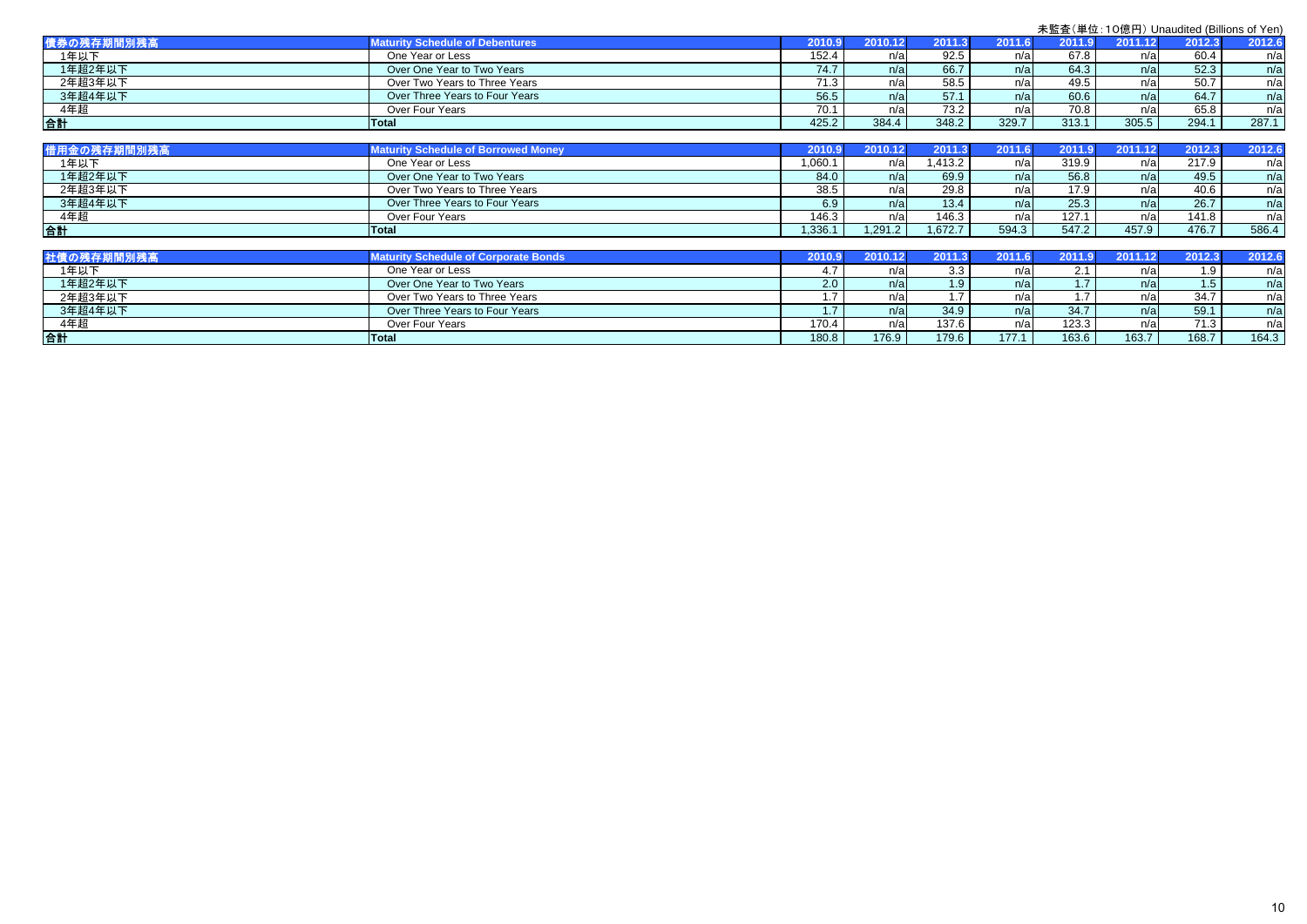未監査（単位：10億円）Unaudited (Billions of Yen)

| 債券の残存期間別残高 | Maturity Schedule of Debentures | 2010.9 | 2010.12 | 2011.3 | 2011.6 | 2011.9 | 2011.12 | 2012.3 | 2012.6 |
|---|---|---|---|---|---|---|---|---|---|
| 1年以下 | One Year or Less | 152.4 | n/a | 92.5 | n/a | 67.8 | n/a | 60.4 | n/a |
| 1年超2年以下 | Over One Year to Two Years | 74.7 | n/a | 66.7 | n/a | 64.3 | n/a | 52.3 | n/a |
| 2年超3年以下 | Over Two Years to Three Years | 71.3 | n/a | 58.5 | n/a | 49.5 | n/a | 50.7 | n/a |
| 3年超4年以下 | Over Three Years to Four Years | 56.5 | n/a | 57.1 | n/a | 60.6 | n/a | 64.7 | n/a |
| 4年超 | Over Four Years | 70.1 | n/a | 73.2 | n/a | 70.8 | n/a | 65.8 | n/a |
| 合計 | Total | 425.2 | 384.4 | 348.2 | 329.7 | 313.1 | 305.5 | 294.1 | 287.1 |

| 借用金の残存期間別残高 | Maturity Schedule of Borrowed Money | 2010.9 | 2010.12 | 2011.3 | 2011.6 | 2011.9 | 2011.12 | 2012.3 | 2012.6 |
|---|---|---|---|---|---|---|---|---|---|
| 1年以下 | One Year or Less | 1,060.1 | n/a | 1,413.2 | n/a | 319.9 | n/a | 217.9 | n/a |
| 1年超2年以下 | Over One Year to Two Years | 84.0 | n/a | 69.9 | n/a | 56.8 | n/a | 49.5 | n/a |
| 2年超3年以下 | Over Two Years to Three Years | 38.5 | n/a | 29.8 | n/a | 17.9 | n/a | 40.6 | n/a |
| 3年超4年以下 | Over Three Years to Four Years | 6.9 | n/a | 13.4 | n/a | 25.3 | n/a | 26.7 | n/a |
| 4年超 | Over Four Years | 146.3 | n/a | 146.3 | n/a | 127.1 | n/a | 141.8 | n/a |
| 合計 | Total | 1,336.1 | 1,291.2 | 1,672.7 | 594.3 | 547.2 | 457.9 | 476.7 | 586.4 |

| 社債の残存期間別残高 | Maturity Schedule of Corporate Bonds | 2010.9 | 2010.12 | 2011.3 | 2011.6 | 2011.9 | 2011.12 | 2012.3 | 2012.6 |
|---|---|---|---|---|---|---|---|---|---|
| 1年以下 | One Year or Less | 4.7 | n/a | 3.3 | n/a | 2.1 | n/a | 1.9 | n/a |
| 1年超2年以下 | Over One Year to Two Years | 2.0 | n/a | 1.9 | n/a | 1.7 | n/a | 1.5 | n/a |
| 2年超3年以下 | Over Two Years to Three Years | 1.7 | n/a | 1.7 | n/a | 1.7 | n/a | 34.7 | n/a |
| 3年超4年以下 | Over Three Years to Four Years | 1.7 | n/a | 34.9 | n/a | 34.7 | n/a | 59.1 | n/a |
| 4年超 | Over Four Years | 170.4 | n/a | 137.6 | n/a | 123.3 | n/a | 71.3 | n/a |
| 合計 | Total | 180.8 | 176.9 | 179.6 | 177.1 | 163.6 | 163.7 | 168.7 | 164.3 |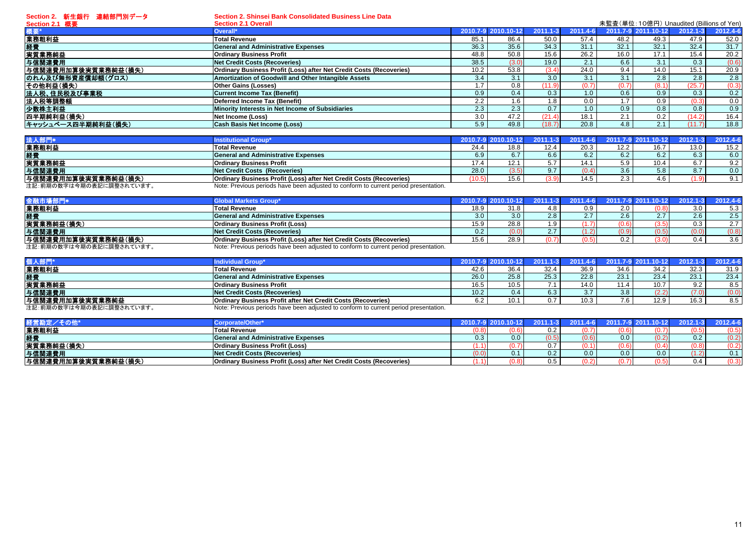## Section 2. 新生銀行 連結部門別データ

## Section 2. Shinsei Bank Consolidated Business Line Data

### Section 2.1 概要

### Section 2.1 Overall

未監査(単位:10億円) Unaudited (Billions of Yen)

| 概要* | Overall* | 2010.7-9 | 2010.10-12 | 2011.1-3 | 2011.4-6 | 2011.7-9 | 2011.10-12 | 2012.1-3 | 2012.4-6 |
|---|---|---|---|---|---|---|---|---|---|
| 業務粗利益 | Total Revenue | 85.1 | 86.4 | 50.0 | 57.4 | 48.2 | 49.3 | 47.9 | 52.0 |
| 経費 | General and Administrative Expenses | 36.3 | 35.6 | 34.3 | 31.1 | 32.1 | 32.1 | 32.4 | 31.7 |
| 実質業務純益 | Ordinary Business Profit | 48.8 | 50.8 | 15.6 | 26.2 | 16.0 | 17.1 | 15.4 | 20.2 |
| 与信関連費用 | Net Credit Costs (Recoveries) | 38.5 | (3.0) | 19.0 | 2.1 | 6.6 | 3.1 | 0.3 | (0.6) |
| 与信関連費用加算後実質業務純益(損失) | Ordinary Business Profit (Loss) after Net Credit Costs (Recoveries) | 10.2 | 53.8 | (3.4) | 24.0 | 9.4 | 14.0 | 15.1 | 20.9 |
| のれん及び無形資産償却額(グロス) | Amortization of Goodwill and Other Intangible Assets | 3.4 | 3.1 | 3.0 | 3.1 | 3.1 | 2.8 | 2.8 | 2.8 |
| その他利益(損失) | Other Gains (Losses) | 1.7 | 0.8 | (11.9) | (0.7) | (0.7) | (8.1) | (25.7) | (0.3) |
| 法人税、住民税及び事業税 | Current Income Tax (Benefit) | 0.9 | 0.4 | 0.3 | 1.0 | 0.6 | 0.9 | 0.3 | 0.2 |
| 法人税等調整額 | Deferred Income Tax (Benefit) | 2.2 | 1.6 | 1.8 | 0.0 | 1.7 | 0.9 | (0.3) | 0.0 |
| 少数株主利益 | Minority Interests in Net Income of Subsidiaries | 2.3 | 2.3 | 0.7 | 1.0 | 0.9 | 0.8 | 0.8 | 0.9 |
| 四半期純利益(損失) | Net Income (Loss) | 3.0 | 47.2 | (21.4) | 18.1 | 2.1 | 0.2 | (14.2) | 16.4 |
| キャッシュベース四半期純利益(損失) | Cash Basis Net Income (Loss) | 5.9 | 49.8 | (18.7) | 20.8 | 4.8 | 2.1 | (11.7) | 18.8 |

| 法人部門* | Institutional Group* | 2010.7-9 | 2010.10-12 | 2011.1-3 | 2011.4-6 | 2011.7-9 | 2011.10-12 | 2012.1-3 | 2012.4-6 |
|---|---|---|---|---|---|---|---|---|---|
| 業務粗利益 | Total Revenue | 24.4 | 18.8 | 12.4 | 20.3 | 12.2 | 16.7 | 13.0 | 15.2 |
| 経費 | General and Administrative Expenses | 6.9 | 6.7 | 6.6 | 6.2 | 6.2 | 6.2 | 6.3 | 6.0 |
| 実質業務純益 | Ordinary Business Profit | 17.4 | 12.1 | 5.7 | 14.1 | 5.9 | 10.4 | 6.7 | 9.2 |
| 与信関連費用 | Net Credit Costs (Recoveries) | 28.0 | (3.5) | 9.7 | (0.4) | 3.6 | 5.8 | 8.7 | 0.0 |
| 与信関連費用加算後実質業務純益(損失) | Ordinary Business Profit (Loss) after Net Credit Costs (Recoveries) | (10.5) | 15.6 | (3.9) | 14.5 | 2.3 | 4.6 | (1.9) | 9.1 |

注記:前期の数字は今期の表記に調整されています。 Note: Previous periods have been adjusted to conform to current period presentation.

| 金融市場部門* | Global Markets Group* | 2010.7-9 | 2010.10-12 | 2011.1-3 | 2011.4-6 | 2011.7-9 | 2011.10-12 | 2012.1-3 | 2012.4-6 |
|---|---|---|---|---|---|---|---|---|---|
| 業務粗利益 | Total Revenue | 18.9 | 31.8 | 4.8 | 0.9 | 2.0 | (0.8) | 3.0 | 5.3 |
| 経費 | General and Administrative Expenses | 3.0 | 3.0 | 2.8 | 2.7 | 2.6 | 2.7 | 2.6 | 2.5 |
| 実質業務純益(損失) | Ordinary Business Profit (Loss) | 15.9 | 28.8 | 1.9 | (1.7) | (0.6) | (3.5) | 0.3 | 2.7 |
| 与信関連費用 | Net Credit Costs (Recoveries) | 0.2 | (0.0) | 2.7 | (1.2) | (0.9) | (0.5) | (0.0) | (0.8) |
| 与信関連費用加算後実質業務純益(損失) | Ordinary Business Profit (Loss) after Net Credit Costs (Recoveries) | 15.6 | 28.9 | (0.7) | (0.5) | 0.2 | (3.0) | 0.4 | 3.6 |

注記:前期の数字は今期の表記に調整されています。 Note: Previous periods have been adjusted to conform to current period presentation.

| 個人部門* | Individual Group* | 2010.7-9 | 2010.10-12 | 2011.1-3 | 2011.4-6 | 2011.7-9 | 2011.10-12 | 2012.1-3 | 2012.4-6 |
|---|---|---|---|---|---|---|---|---|---|
| 業務粗利益 | Total Revenue | 42.6 | 36.4 | 32.4 | 36.9 | 34.6 | 34.2 | 32.3 | 31.9 |
| 経費 | General and Administrative Expenses | 26.0 | 25.8 | 25.3 | 22.8 | 23.1 | 23.4 | 23.1 | 23.4 |
| 実質業務純益 | Ordinary Business Profit | 16.5 | 10.5 | 7.1 | 14.0 | 11.4 | 10.7 | 9.2 | 8.5 |
| 与信関連費用 | Net Credit Costs (Recoveries) | 10.2 | 0.4 | 6.3 | 3.7 | 3.8 | (2.2) | (7.0) | (0.0) |
| 与信関連費用加算後実質業務純益 | Ordinary Business Profit after Net Credit Costs (Recoveries) | 6.2 | 10.1 | 0.7 | 10.3 | 7.6 | 12.9 | 16.3 | 8.5 |

注記:前期の数字は今期の表記に調整されています。 Note: Previous periods have been adjusted to conform to current period presentation.

| 経営勘定/その他* | Corporate/Other* | 2010.7-9 | 2010.10-12 | 2011.1-3 | 2011.4-6 | 2011.7-9 | 2011.10-12 | 2012.1-3 | 2012.4-6 |
|---|---|---|---|---|---|---|---|---|---|
| 業務粗利益 | Total Revenue | (0.8) | (0.6) | 0.2 | (0.7) | (0.6) | (0.7) | (0.5) | (0.5) |
| 経費 | General and Administrative Expenses | 0.3 | 0.0 | (0.5) | (0.6) | 0.0 | (0.2) | 0.2 | (0.2) |
| 実質業務純益(損失) | Ordinary Business Profit (Loss) | (1.1) | (0.7) | 0.7 | (0.1) | (0.6) | (0.4) | (0.8) | (0.2) |
| 与信関連費用 | Net Credit Costs (Recoveries) | (0.0) | 0.1 | 0.2 | 0.0 | 0.0 | 0.0 | (1.2) | 0.1 |
| 与信関連費用加算後実質業務純益(損失) | Ordinary Business Profit (Loss) after Net Credit Costs (Recoveries) | (1.1) | (0.8) | 0.5 | (0.2) | (0.7) | (0.5) | 0.4 | (0.3) |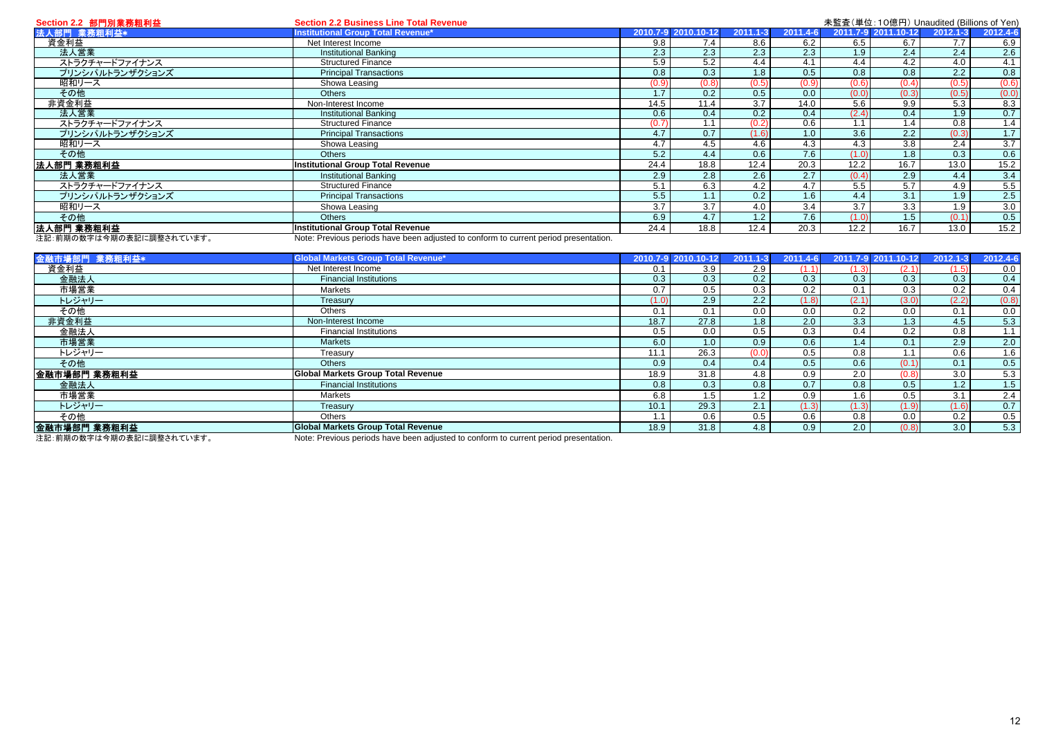## Section 2.2 部門別業務粗利益 / Section 2.2 Business Line Total Revenue

未監査(単位:10億円) Unaudited (Billions of Yen)

| 法人部門 業務粗利益* | Institutional Group Total Revenue* | 2010.7-9 | 2010.10-12 | 2011.1-3 | 2011.4-6 | 2011.7-9 | 2011.10-12 | 2012.1-3 | 2012.4-6 |
|---|---|---|---|---|---|---|---|---|---|
| 資金利益 | Net Interest Income | 9.8 | 7.4 | 8.6 | 6.2 | 6.5 | 6.7 | 7.7 | 6.9 |
| 法人営業 | Institutional Banking | 2.3 | 2.3 | 2.3 | 2.3 | 1.9 | 2.4 | 2.4 | 2.6 |
| ストラクチャードファイナンス | Structured Finance | 5.9 | 5.2 | 4.4 | 4.1 | 4.4 | 4.2 | 4.0 | 4.1 |
| プリンシパルトランザクションズ | Principal Transactions | 0.8 | 0.3 | 1.8 | 0.5 | 0.8 | 0.8 | 2.2 | 0.8 |
| 昭和リース | Showa Leasing | (0.9) | (0.8) | (0.5) | (0.9) | (0.6) | (0.4) | (0.5) | (0.6) |
| その他 | Others | 1.7 | 0.2 | 0.5 | 0.0 | (0.0) | (0.3) | (0.5) | (0.0) |
| 非資金利益 | Non-Interest Income | 14.5 | 11.4 | 3.7 | 14.0 | 5.6 | 9.9 | 5.3 | 8.3 |
| 法人営業 | Institutional Banking | 0.6 | 0.4 | 0.2 | 0.4 | (2.4) | 0.4 | 1.9 | 0.7 |
| ストラクチャードファイナンス | Structured Finance | (0.7) | 1.1 | (0.2) | 0.6 | 1.1 | 1.4 | 0.8 | 1.4 |
| プリンシパルトランザクションズ | Principal Transactions | 4.7 | 0.7 | (1.6) | 1.0 | 3.6 | 2.2 | (0.3) | 1.7 |
| 昭和リース | Showa Leasing | 4.7 | 4.5 | 4.6 | 4.3 | 4.3 | 3.8 | 2.4 | 3.7 |
| その他 | Others | 5.2 | 4.4 | 0.6 | 7.6 | (1.0) | 1.8 | 0.3 | 0.6 |
| **法人部門 業務粗利益** | **Institutional Group Total Revenue** | 24.4 | 18.8 | 12.4 | 20.3 | 12.2 | 16.7 | 13.0 | 15.2 |
| 法人営業 | Institutional Banking | 2.9 | 2.8 | 2.6 | 2.7 | (0.4) | 2.9 | 4.4 | 3.4 |
| ストラクチャードファイナンス | Structured Finance | 5.1 | 6.3 | 4.2 | 4.7 | 5.5 | 5.7 | 4.9 | 5.5 |
| プリンシパルトランザクションズ | Principal Transactions | 5.5 | 1.1 | 0.2 | 1.6 | 4.4 | 3.1 | 1.9 | 2.5 |
| 昭和リース | Showa Leasing | 3.7 | 3.7 | 4.0 | 3.4 | 3.7 | 3.3 | 1.9 | 3.0 |
| その他 | Others | 6.9 | 4.7 | 1.2 | 7.6 | (1.0) | 1.5 | (0.1) | 0.5 |
| **法人部門 業務粗利益** | **Institutional Group Total Revenue** | 24.4 | 18.8 | 12.4 | 20.3 | 12.2 | 16.7 | 13.0 | 15.2 |

注記:前期の数字は今期の表記に調整されています。 Note: Previous periods have been adjusted to conform to current period presentation.

| 金融市場部門 業務粗利益* | Global Markets Group Total Revenue* | 2010.7-9 | 2010.10-12 | 2011.1-3 | 2011.4-6 | 2011.7-9 | 2011.10-12 | 2012.1-3 | 2012.4-6 |
|---|---|---|---|---|---|---|---|---|---|
| 資金利益 | Net Interest Income | 0.1 | 3.9 | 2.9 | (1.1) | (1.3) | (2.1) | (1.5) | 0.0 |
| 金融法人 | Financial Institutions | 0.3 | 0.3 | 0.2 | 0.3 | 0.3 | 0.3 | 0.3 | 0.4 |
| 市場営業 | Markets | 0.7 | 0.5 | 0.3 | 0.2 | 0.1 | 0.3 | 0.2 | 0.4 |
| トレジャリー | Treasury | (1.0) | 2.9 | 2.2 | (1.8) | (2.1) | (3.0) | (2.2) | (0.8) |
| その他 | Others | 0.1 | 0.1 | 0.0 | 0.0 | 0.2 | 0.0 | 0.1 | 0.0 |
| 非資金利益 | Non-Interest Income | 18.7 | 27.8 | 1.8 | 2.0 | 3.3 | 1.3 | 4.5 | 5.3 |
| 金融法人 | Financial Institutions | 0.5 | 0.0 | 0.5 | 0.3 | 0.4 | 0.2 | 0.8 | 1.1 |
| 市場営業 | Markets | 6.0 | 1.0 | 0.9 | 0.6 | 1.4 | 0.1 | 2.9 | 2.0 |
| トレジャリー | Treasury | 11.1 | 26.3 | (0.0) | 0.5 | 0.8 | 1.1 | 0.6 | 1.6 |
| その他 | Others | 0.9 | 0.4 | 0.4 | 0.5 | 0.6 | (0.1) | 0.1 | 0.5 |
| **金融市場部門 業務粗利益** | **Global Markets Group Total Revenue** | 18.9 | 31.8 | 4.8 | 0.9 | 2.0 | (0.8) | 3.0 | 5.3 |
| 金融法人 | Financial Institutions | 0.8 | 0.3 | 0.8 | 0.7 | 0.8 | 0.5 | 1.2 | 1.5 |
| 市場営業 | Markets | 6.8 | 1.5 | 1.2 | 0.9 | 1.6 | 0.5 | 3.1 | 2.4 |
| トレジャリー | Treasury | 10.1 | 29.3 | 2.1 | (1.3) | (1.3) | (1.9) | (1.6) | 0.7 |
| その他 | Others | 1.1 | 0.6 | 0.5 | 0.6 | 0.8 | 0.0 | 0.2 | 0.5 |
| **金融市場部門 業務粗利益** | **Global Markets Group Total Revenue** | 18.9 | 31.8 | 4.8 | 0.9 | 2.0 | (0.8) | 3.0 | 5.3 |

注記:前期の数字は今期の表記に調整されています。 Note: Previous periods have been adjusted to conform to current period presentation.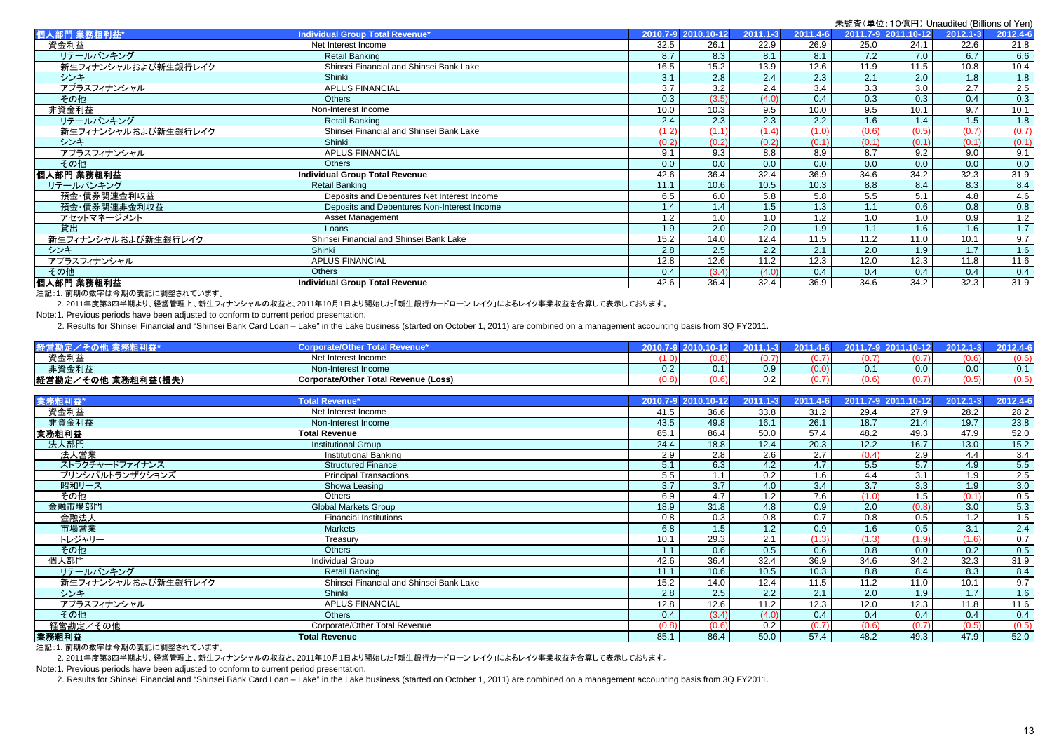未監査（単位：10億円） Unaudited (Billions of Yen)

| 個人部門 業務粗利益* | Individual Group Total Revenue* | 2010.7-9 | 2010.10-12 | 2011.1-3 | 2011.4-6 | 2011.7-9 | 2011.10-12 | 2012.1-3 | 2012.4-6 |
|---|---|---|---|---|---|---|---|---|---|
| 資金利益 | Net Interest Income | 32.5 | 26.1 | 22.9 | 26.9 | 25.0 | 24.1 | 22.6 | 21.8 |
| リテールバンキング | Retail Banking | 8.7 | 8.3 | 8.1 | 8.1 | 7.2 | 7.0 | 6.7 | 6.6 |
| 新生フィナンシャルおよび新生銀行レイク | Shinsei Financial and Shinsei Bank Lake | 16.5 | 15.2 | 13.9 | 12.6 | 11.9 | 11.5 | 10.8 | 10.4 |
| シンキ | Shinki | 3.1 | 2.8 | 2.4 | 2.3 | 2.1 | 2.0 | 1.8 | 1.8 |
| アプラスフィナンシャル | APLUS FINANCIAL | 3.7 | 3.2 | 2.4 | 3.4 | 3.3 | 3.0 | 2.7 | 2.5 |
| その他 | Others | 0.3 | (3.5) | (4.0) | 0.4 | 0.3 | 0.3 | 0.4 | 0.3 |
| 非資金利益 | Non-Interest Income | 10.0 | 10.3 | 9.5 | 10.0 | 9.5 | 10.1 | 9.7 | 10.1 |
| リテールバンキング | Retail Banking | 2.4 | 2.3 | 2.3 | 2.2 | 1.6 | 1.4 | 1.5 | 1.8 |
| 新生フィナンシャルおよび新生銀行レイク | Shinsei Financial and Shinsei Bank Lake | (1.2) | (1.1) | (1.4) | (1.0) | (0.6) | (0.5) | (0.7) | (0.7) |
| シンキ | Shinki | (0.2) | (0.2) | (0.2) | (0.1) | (0.1) | (0.1) | (0.1) | (0.1) |
| アプラスフィナンシャル | APLUS FINANCIAL | 9.1 | 9.3 | 8.8 | 8.9 | 8.7 | 9.2 | 9.0 | 9.1 |
| その他 | Others | 0.0 | 0.0 | 0.0 | 0.0 | 0.0 | 0.0 | 0.0 | 0.0 |
| **個人部門 業務粗利益** | **Individual Group Total Revenue** | 42.6 | 36.4 | 32.4 | 36.9 | 34.6 | 34.2 | 32.3 | 31.9 |
| リテールバンキング | Retail Banking | 11.1 | 10.6 | 10.5 | 10.3 | 8.8 | 8.4 | 8.3 | 8.4 |
| 預金・債券関連金利収益 | Deposits and Debentures Net Interest Income | 6.5 | 6.0 | 5.8 | 5.8 | 5.5 | 5.1 | 4.8 | 4.6 |
| 預金・債券関連非金利収益 | Deposits and Debentures Non-Interest Income | 1.4 | 1.4 | 1.5 | 1.3 | 1.1 | 0.6 | 0.8 | 0.8 |
| アセットマネージメント | Asset Management | 1.2 | 1.0 | 1.0 | 1.2 | 1.0 | 1.0 | 0.9 | 1.2 |
| 貸出 | Loans | 1.9 | 2.0 | 2.0 | 1.9 | 1.1 | 1.6 | 1.6 | 1.7 |
| 新生フィナンシャルおよび新生銀行レイク | Shinsei Financial and Shinsei Bank Lake | 15.2 | 14.0 | 12.4 | 11.5 | 11.2 | 11.0 | 10.1 | 9.7 |
| シンキ | Shinki | 2.8 | 2.5 | 2.2 | 2.1 | 2.0 | 1.9 | 1.7 | 1.6 |
| アプラスフィナンシャル | APLUS FINANCIAL | 12.8 | 12.6 | 11.2 | 12.3 | 12.0 | 12.3 | 11.8 | 11.6 |
| その他 | Others | 0.4 | (3.4) | (4.0) | 0.4 | 0.4 | 0.4 | 0.4 | 0.4 |
| **個人部門 業務粗利益** | **Individual Group Total Revenue** | 42.6 | 36.4 | 32.4 | 36.9 | 34.6 | 34.2 | 32.3 | 31.9 |

注記：1. 前期の数字は今期の表記に調整されています。

2. 2011年度第3四半期より、経営管理上、新生フィナンシャルの収益と、2011年10月1日より開始した「新生銀行カードローン レイク」によるレイク事業収益を合算して表示しております。

Note:1. Previous periods have been adjusted to conform to current period presentation.

2. Results for Shinsei Financial and "Shinsei Bank Card Loan – Lake" in the Lake business (started on October 1, 2011) are combined on a management accounting basis from 3Q FY2011.

| 経営勘定／その他 業務粗利益* | Corporate/Other Total Revenue* | 2010.7-9 | 2010.10-12 | 2011.1-3 | 2011.4-6 | 2011.7-9 | 2011.10-12 | 2012.1-3 | 2012.4-6 |
|---|---|---|---|---|---|---|---|---|---|
| 資金利益 | Net Interest Income | (1.0) | (0.8) | (0.7) | (0.7) | (0.7) | (0.7) | (0.6) | (0.6) |
| 非資金利益 | Non-Interest Income | 0.2 | 0.1 | 0.9 | (0.0) | 0.1 | 0.0 | 0.0 | 0.1 |
| **経営勘定／その他 業務粗利益(損失)** | **Corporate/Other Total Revenue (Loss)** | (0.8) | (0.6) | 0.2 | (0.7) | (0.6) | (0.7) | (0.5) | (0.5) |

| 業務粗利益* | Total Revenue* | 2010.7-9 | 2010.10-12 | 2011.1-3 | 2011.4-6 | 2011.7-9 | 2011.10-12 | 2012.1-3 | 2012.4-6 |
|---|---|---|---|---|---|---|---|---|---|
| 資金利益 | Net Interest Income | 41.5 | 36.6 | 33.8 | 31.2 | 29.4 | 27.9 | 28.2 | 28.2 |
| 非資金利益 | Non-Interest Income | 43.5 | 49.8 | 16.1 | 26.1 | 18.7 | 21.4 | 19.7 | 23.8 |
| **業務粗利益** | **Total Revenue** | 85.1 | 86.4 | 50.0 | 57.4 | 48.2 | 49.3 | 47.9 | 52.0 |
| 法人部門 | Institutional Group | 24.4 | 18.8 | 12.4 | 20.3 | 12.2 | 16.7 | 13.0 | 15.2 |
| 法人営業 | Institutional Banking | 2.9 | 2.8 | 2.6 | 2.7 | (0.4) | 2.9 | 4.4 | 3.4 |
| ストラクチャードファイナンス | Structured Finance | 5.1 | 6.3 | 4.2 | 4.7 | 5.5 | 5.7 | 4.9 | 5.5 |
| プリンシパルトランザクションズ | Principal Transactions | 5.5 | 1.1 | 0.2 | 1.6 | 4.4 | 3.1 | 1.9 | 2.5 |
| 昭和リース | Showa Leasing | 3.7 | 3.7 | 4.0 | 3.4 | 3.7 | 3.3 | 1.9 | 3.0 |
| その他 | Others | 6.9 | 4.7 | 1.2 | 7.6 | (1.0) | 1.5 | (0.1) | 0.5 |
| 金融市場部門 | Global Markets Group | 18.9 | 31.8 | 4.8 | 0.9 | 2.0 | (0.8) | 3.0 | 5.3 |
| 金融法人 | Financial Institutions | 0.8 | 0.3 | 0.8 | 0.7 | 0.8 | 0.5 | 1.2 | 1.5 |
| 市場営業 | Markets | 6.8 | 1.5 | 1.2 | 0.9 | 1.6 | 0.5 | 3.1 | 2.4 |
| トレジャリー | Treasury | 10.1 | 29.3 | 2.1 | (1.3) | (1.3) | (1.9) | (1.6) | 0.7 |
| その他 | Others | 1.1 | 0.6 | 0.5 | 0.6 | 0.8 | 0.0 | 0.2 | 0.5 |
| 個人部門 | Individual Group | 42.6 | 36.4 | 32.4 | 36.9 | 34.6 | 34.2 | 32.3 | 31.9 |
| リテールバンキング | Retail Banking | 11.1 | 10.6 | 10.5 | 10.3 | 8.8 | 8.4 | 8.3 | 8.4 |
| 新生フィナンシャルおよび新生銀行レイク | Shinsei Financial and Shinsei Bank Lake | 15.2 | 14.0 | 12.4 | 11.5 | 11.2 | 11.0 | 10.1 | 9.7 |
| シンキ | Shinki | 2.8 | 2.5 | 2.2 | 2.1 | 2.0 | 1.9 | 1.7 | 1.6 |
| アプラスフィナンシャル | APLUS FINANCIAL | 12.8 | 12.6 | 11.2 | 12.3 | 12.0 | 12.3 | 11.8 | 11.6 |
| その他 | Others | 0.4 | (3.4) | (4.0) | 0.4 | 0.4 | 0.4 | 0.4 | 0.4 |
| 経営勘定／その他 | Corporate/Other Total Revenue | (0.8) | (0.6) | 0.2 | (0.7) | (0.6) | (0.7) | (0.5) | (0.5) |
| **業務粗利益** | **Total Revenue** | 85.1 | 86.4 | 50.0 | 57.4 | 48.2 | 49.3 | 47.9 | 52.0 |

注記：1. 前期の数字は今期の表記に調整されています。

2. 2011年度第3四半期より、経営管理上、新生フィナンシャルの収益と、2011年10月1日より開始した「新生銀行カードローン レイク」によるレイク事業収益を合算して表示しております。

Note:1. Previous periods have been adjusted to conform to current period presentation.

2. Results for Shinsei Financial and "Shinsei Bank Card Loan – Lake" in the Lake business (started on October 1, 2011) are combined on a management accounting basis from 3Q FY2011.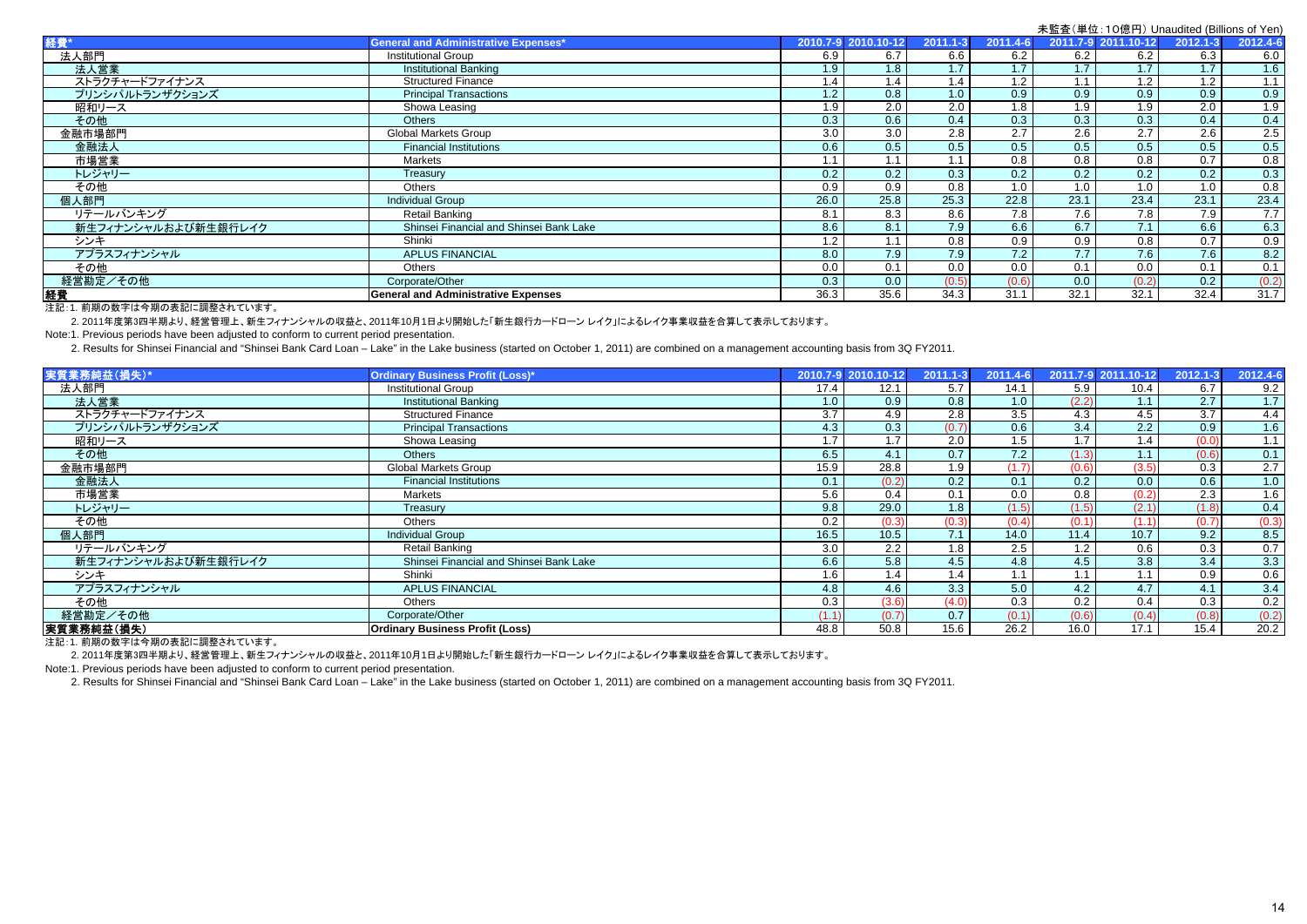未監査（単位：10億円）Unaudited (Billions of Yen)

| 経費* | General and Administrative Expenses* | 2010.7-9 | 2010.10-12 | 2011.1-3 | 2011.4-6 | 2011.7-9 | 2011.10-12 | 2012.1-3 | 2012.4-6 |
|---|---|---|---|---|---|---|---|---|---|
| 法人部門 | Institutional Group | 6.9 | 6.7 | 6.6 | 6.2 | 6.2 | 6.2 | 6.3 | 6.0 |
| 法人営業 | Institutional Banking | 1.9 | 1.8 | 1.7 | 1.7 | 1.7 | 1.7 | 1.7 | 1.6 |
| ストラクチャードファイナンス | Structured Finance | 1.4 | 1.4 | 1.4 | 1.2 | 1.1 | 1.2 | 1.2 | 1.1 |
| プリンシパルトランザクションズ | Principal Transactions | 1.2 | 0.8 | 1.0 | 0.9 | 0.9 | 0.9 | 0.9 | 0.9 |
| 昭和リース | Showa Leasing | 1.9 | 2.0 | 2.0 | 1.8 | 1.9 | 1.9 | 2.0 | 1.9 |
| その他 | Others | 0.3 | 0.6 | 0.4 | 0.3 | 0.3 | 0.3 | 0.4 | 0.4 |
| 金融市場部門 | Global Markets Group | 3.0 | 3.0 | 2.8 | 2.7 | 2.6 | 2.7 | 2.6 | 2.5 |
| 金融法人 | Financial Institutions | 0.6 | 0.5 | 0.5 | 0.5 | 0.5 | 0.5 | 0.5 | 0.5 |
| 市場営業 | Markets | 1.1 | 1.1 | 1.1 | 0.8 | 0.8 | 0.8 | 0.7 | 0.8 |
| トレジャリー | Treasury | 0.2 | 0.2 | 0.3 | 0.2 | 0.2 | 0.2 | 0.2 | 0.3 |
| その他 | Others | 0.9 | 0.9 | 0.8 | 1.0 | 1.0 | 1.0 | 1.0 | 0.8 |
| 個人部門 | Individual Group | 26.0 | 25.8 | 25.3 | 22.8 | 23.1 | 23.4 | 23.1 | 23.4 |
| リテールバンキング | Retail Banking | 8.1 | 8.3 | 8.6 | 7.8 | 7.6 | 7.8 | 7.9 | 7.7 |
| 新生フィナンシャルおよび新生銀行レイク | Shinsei Financial and Shinsei Bank Lake | 8.6 | 8.1 | 7.9 | 6.6 | 6.7 | 7.1 | 6.6 | 6.3 |
| シンキ | Shinki | 1.2 | 1.1 | 0.8 | 0.9 | 0.9 | 0.8 | 0.7 | 0.9 |
| アプラスフィナンシャル | APLUS FINANCIAL | 8.0 | 7.9 | 7.9 | 7.2 | 7.7 | 7.6 | 7.6 | 8.2 |
| その他 | Others | 0.0 | 0.1 | 0.0 | 0.0 | 0.1 | 0.0 | 0.1 | 0.1 |
| 経営勘定／その他 | Corporate/Other | 0.3 | 0.0 | (0.5) | (0.6) | 0.0 | (0.2) | 0.2 | (0.2) |
| **経費** | **General and Administrative Expenses** | 36.3 | 35.6 | 34.3 | 31.1 | 32.1 | 32.1 | 32.4 | 31.7 |

注記：1. 前期の数字は今期の表記に調整されています。

2. 2011年度第3四半期より、経営管理上、新生フィナンシャルの収益と、2011年10月1日より開始した「新生銀行カードローン レイク」によるレイク事業収益を合算して表示しております。

Note:1. Previous periods have been adjusted to conform to current period presentation.

2. Results for Shinsei Financial and "Shinsei Bank Card Loan – Lake" in the Lake business (started on October 1, 2011) are combined on a management accounting basis from 3Q FY2011.

| 実質業務純益（損失）* | Ordinary Business Profit (Loss)* | 2010.7-9 | 2010.10-12 | 2011.1-3 | 2011.4-6 | 2011.7-9 | 2011.10-12 | 2012.1-3 | 2012.4-6 |
|---|---|---|---|---|---|---|---|---|---|
| 法人部門 | Institutional Group | 17.4 | 12.1 | 5.7 | 14.1 | 5.9 | 10.4 | 6.7 | 9.2 |
| 法人営業 | Institutional Banking | 1.0 | 0.9 | 0.8 | 1.0 | (2.2) | 1.1 | 2.7 | 1.7 |
| ストラクチャードファイナンス | Structured Finance | 3.7 | 4.9 | 2.8 | 3.5 | 4.3 | 4.5 | 3.7 | 4.4 |
| プリンシパルトランザクションズ | Principal Transactions | 4.3 | 0.3 | (0.7) | 0.6 | 3.4 | 2.2 | 0.9 | 1.6 |
| 昭和リース | Showa Leasing | 1.7 | 1.7 | 2.0 | 1.5 | 1.7 | 1.4 | (0.0) | 1.1 |
| その他 | Others | 6.5 | 4.1 | 0.7 | 7.2 | (1.3) | 1.1 | (0.6) | 0.1 |
| 金融市場部門 | Global Markets Group | 15.9 | 28.8 | 1.9 | (1.7) | (0.6) | (3.5) | 0.3 | 2.7 |
| 金融法人 | Financial Institutions | 0.1 | (0.2) | 0.2 | 0.1 | 0.2 | 0.0 | 0.6 | 1.0 |
| 市場営業 | Markets | 5.6 | 0.4 | 0.1 | 0.0 | 0.8 | (0.2) | 2.3 | 1.6 |
| トレジャリー | Treasury | 9.8 | 29.0 | 1.8 | (1.5) | (1.5) | (2.1) | (1.8) | 0.4 |
| その他 | Others | 0.2 | (0.3) | (0.3) | (0.4) | (0.1) | (1.1) | (0.7) | (0.3) |
| 個人部門 | Individual Group | 16.5 | 10.5 | 7.1 | 14.0 | 11.4 | 10.7 | 9.2 | 8.5 |
| リテールバンキング | Retail Banking | 3.0 | 2.2 | 1.8 | 2.5 | 1.2 | 0.6 | 0.3 | 0.7 |
| 新生フィナンシャルおよび新生銀行レイク | Shinsei Financial and Shinsei Bank Lake | 6.6 | 5.8 | 4.5 | 4.8 | 4.5 | 3.8 | 3.4 | 3.3 |
| シンキ | Shinki | 1.6 | 1.4 | 1.4 | 1.1 | 1.1 | 1.1 | 0.9 | 0.6 |
| アプラスフィナンシャル | APLUS FINANCIAL | 4.8 | 4.6 | 3.3 | 5.0 | 4.2 | 4.7 | 4.1 | 3.4 |
| その他 | Others | 0.3 | (3.6) | (4.0) | 0.3 | 0.2 | 0.4 | 0.3 | 0.2 |
| 経営勘定／その他 | Corporate/Other | (1.1) | (0.7) | 0.7 | (0.1) | (0.6) | (0.4) | (0.8) | (0.2) |
| **実質業務純益（損失）** | **Ordinary Business Profit (Loss)** | 48.8 | 50.8 | 15.6 | 26.2 | 16.0 | 17.1 | 15.4 | 20.2 |

注記：1. 前期の数字は今期の表記に調整されています。

2. 2011年度第3四半期より、経営管理上、新生フィナンシャルの収益と、2011年10月1日より開始した「新生銀行カードローン レイク」によるレイク事業収益を合算して表示しております。

Note:1. Previous periods have been adjusted to conform to current period presentation.

2. Results for Shinsei Financial and "Shinsei Bank Card Loan – Lake" in the Lake business (started on October 1, 2011) are combined on a management accounting basis from 3Q FY2011.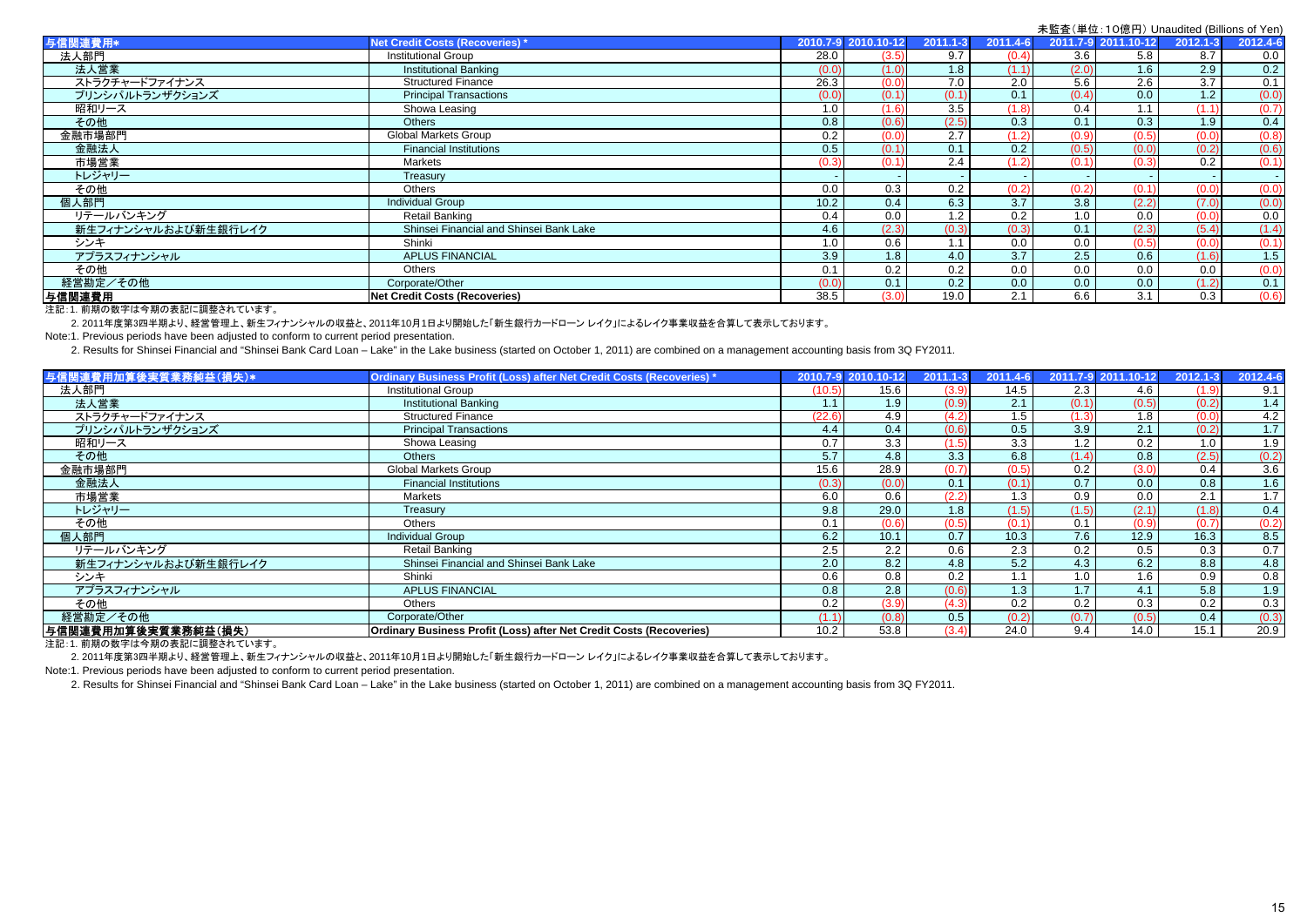未監査（単位：10億円）Unaudited (Billions of Yen)

| 与信関連費用* | Net Credit Costs (Recoveries) * | 2010.7-9 | 2010.10-12 | 2011.1-3 | 2011.4-6 | 2011.7-9 | 2011.10-12 | 2012.1-3 | 2012.4-6 |
|---|---|---|---|---|---|---|---|---|---|
| 法人部門 | Institutional Group | 28.0 | (3.5) | 9.7 | (0.4) | 3.6 | 5.8 | 8.7 | 0.0 |
| 法人営業 | Institutional Banking | (0.0) | (1.0) | 1.8 | (1.1) | (2.0) | 1.6 | 2.9 | 0.2 |
| ストラクチャードファイナンス | Structured Finance | 26.3 | (0.0) | 7.0 | 2.0 | 5.6 | 2.6 | 3.7 | 0.1 |
| プリンシパルトランザクションズ | Principal Transactions | (0.0) | (0.1) | (0.1) | 0.1 | (0.4) | 0.0 | 1.2 | (0.0) |
| 昭和リース | Showa Leasing | 1.0 | (1.6) | 3.5 | (1.8) | 0.4 | 1.1 | (1.1) | (0.7) |
| その他 | Others | 0.8 | (0.6) | (2.5) | 0.3 | 0.1 | 0.3 | 1.9 | 0.4 |
| 金融市場部門 | Global Markets Group | 0.2 | (0.0) | 2.7 | (1.2) | (0.9) | (0.5) | (0.0) | (0.8) |
| 金融法人 | Financial Institutions | 0.5 | (0.1) | 0.1 | 0.2 | (0.5) | (0.0) | (0.2) | (0.6) |
| 市場営業 | Markets | (0.3) | (0.1) | 2.4 | (1.2) | (0.1) | (0.3) | 0.2 | (0.1) |
| トレジャリー | Treasury | - | - | - | - | - | - | - | - |
| その他 | Others | 0.0 | 0.3 | 0.2 | (0.2) | (0.2) | (0.1) | (0.0) | (0.0) |
| 個人部門 | Individual Group | 10.2 | 0.4 | 6.3 | 3.7 | 3.8 | (2.2) | (7.0) | (0.0) |
| リテールバンキング | Retail Banking | 0.4 | 0.0 | 1.2 | 0.2 | 1.0 | 0.0 | (0.0) | 0.0 |
| 新生フィナンシャルおよび新生銀行レイク | Shinsei Financial and Shinsei Bank Lake | 4.6 | (2.3) | (0.3) | (0.3) | 0.1 | (2.3) | (5.4) | (1.4) |
| シンキ | Shinki | 1.0 | 0.6 | 1.1 | 0.0 | 0.0 | (0.5) | (0.0) | (0.1) |
| アプラスフィナンシャル | APLUS FINANCIAL | 3.9 | 1.8 | 4.0 | 3.7 | 2.5 | 0.6 | (1.6) | 1.5 |
| その他 | Others | 0.1 | 0.2 | 0.2 | 0.0 | 0.0 | 0.0 | 0.0 | (0.0) |
| 経営勘定／その他 | Corporate/Other | (0.0) | 0.1 | 0.2 | 0.0 | 0.0 | 0.0 | (1.2) | 0.1 |
| **与信関連費用** | **Net Credit Costs (Recoveries)** | 38.5 | (3.0) | 19.0 | 2.1 | 6.6 | 3.1 | 0.3 | (0.6) |

注記：1. 前期の数字は今期の表記に調整されています。

2. 2011年度第3四半期より、経営管理上、新生フィナンシャルの収益と、2011年10月1日より開始した「新生銀行カードローン レイク」によるレイク事業収益を合算して表示しております。

Note:1. Previous periods have been adjusted to conform to current period presentation.

2. Results for Shinsei Financial and "Shinsei Bank Card Loan – Lake" in the Lake business (started on October 1, 2011) are combined on a management accounting basis from 3Q FY2011.

| 与信関連費用加算後実質業務純益(損失)* | Ordinary Business Profit (Loss) after Net Credit Costs (Recoveries) * | 2010.7-9 | 2010.10-12 | 2011.1-3 | 2011.4-6 | 2011.7-9 | 2011.10-12 | 2012.1-3 | 2012.4-6 |
|---|---|---|---|---|---|---|---|---|---|
| 法人部門 | Institutional Group | (10.5) | 15.6 | (3.9) | 14.5 | 2.3 | 4.6 | (1.9) | 9.1 |
| 法人営業 | Institutional Banking | 1.1 | 1.9 | (0.9) | 2.1 | (0.1) | (0.5) | (0.2) | 1.4 |
| ストラクチャードファイナンス | Structured Finance | (22.6) | 4.9 | (4.2) | 1.5 | (1.3) | 1.8 | (0.0) | 4.2 |
| プリンシパルトランザクションズ | Principal Transactions | 4.4 | 0.4 | (0.6) | 0.5 | 3.9 | 2.1 | (0.2) | 1.7 |
| 昭和リース | Showa Leasing | 0.7 | 3.3 | (1.5) | 3.3 | 1.2 | 0.2 | 1.0 | 1.9 |
| その他 | Others | 5.7 | 4.8 | 3.3 | 6.8 | (1.4) | 0.8 | (2.5) | (0.2) |
| 金融市場部門 | Global Markets Group | 15.6 | 28.9 | (0.7) | (0.5) | 0.2 | (3.0) | 0.4 | 3.6 |
| 金融法人 | Financial Institutions | (0.3) | (0.0) | 0.1 | (0.1) | 0.7 | 0.0 | 0.8 | 1.6 |
| 市場営業 | Markets | 6.0 | 0.6 | (2.2) | 1.3 | 0.9 | 0.0 | 2.1 | 1.7 |
| トレジャリー | Treasury | 9.8 | 29.0 | 1.8 | (1.5) | (1.5) | (2.1) | (1.8) | 0.4 |
| その他 | Others | 0.1 | (0.6) | (0.5) | (0.1) | 0.1 | (0.9) | (0.7) | (0.2) |
| 個人部門 | Individual Group | 6.2 | 10.1 | 0.7 | 10.3 | 7.6 | 12.9 | 16.3 | 8.5 |
| リテールバンキング | Retail Banking | 2.5 | 2.2 | 0.6 | 2.3 | 0.2 | 0.5 | 0.3 | 0.7 |
| 新生フィナンシャルおよび新生銀行レイク | Shinsei Financial and Shinsei Bank Lake | 2.0 | 8.2 | 4.8 | 5.2 | 4.3 | 6.2 | 8.8 | 4.8 |
| シンキ | Shinki | 0.6 | 0.8 | 0.2 | 1.1 | 1.0 | 1.6 | 0.9 | 0.8 |
| アプラスフィナンシャル | APLUS FINANCIAL | 0.8 | 2.8 | (0.6) | 1.3 | 1.7 | 4.1 | 5.8 | 1.9 |
| その他 | Others | 0.2 | (3.9) | (4.3) | 0.2 | 0.2 | 0.3 | 0.2 | 0.3 |
| 経営勘定／その他 | Corporate/Other | (1.1) | (0.8) | 0.5 | (0.2) | (0.7) | (0.5) | 0.4 | (0.3) |
| **与信関連費用加算後実質業務純益(損失)** | **Ordinary Business Profit (Loss) after Net Credit Costs (Recoveries)** | 10.2 | 53.8 | (3.4) | 24.0 | 9.4 | 14.0 | 15.1 | 20.9 |

注記：1. 前期の数字は今期の表記に調整されています。

2. 2011年度第3四半期より、経営管理上、新生フィナンシャルの収益と、2011年10月1日より開始した「新生銀行カードローン レイク」によるレイク事業収益を合算して表示しております。

Note:1. Previous periods have been adjusted to conform to current period presentation.

2. Results for Shinsei Financial and "Shinsei Bank Card Loan – Lake" in the Lake business (started on October 1, 2011) are combined on a management accounting basis from 3Q FY2011.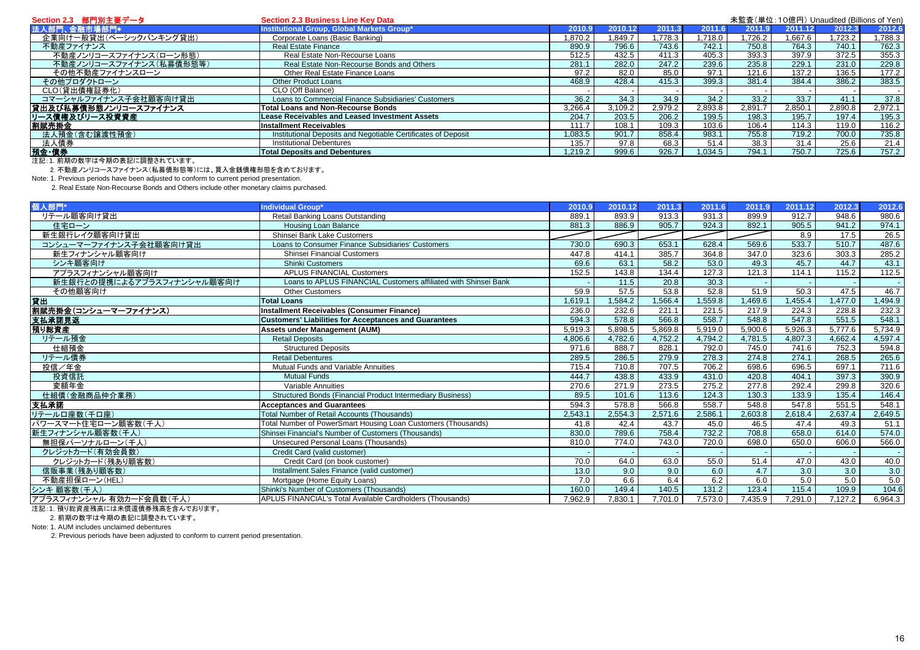## Section 2.3 部門別主要データ　Section 2.3 Business Line Key Data

未監査(単位：10億円) Unaudited (Billions of Yen)

| 法人部門、金融市場部門* | Institutional Group, Global Markets Group* | 2010.9 | 2010.12 | 2011.3 | 2011.6 | 2011.9 | 2011.12 | 2012.3 | 2012.6 |
|---|---|---|---|---|---|---|---|---|---|
| 企業向け一般貸出(ベーシックバンキング貸出) | Corporate Loans (Basic Banking) | 1,870.2 | 1,849.7 | 1,778.3 | 1,718.0 | 1,726.2 | 1,667.6 | 1,723.2 | 1,788.3 |
| 不動産ファイナンス | Real Estate Finance | 890.9 | 796.6 | 743.6 | 742.1 | 750.8 | 764.3 | 740.1 | 762.3 |
| 不動産ノンリコースファイナンス(ローン形態) | Real Estate Non-Recourse Loans | 512.5 | 432.5 | 411.3 | 405.3 | 393.3 | 397.9 | 372.5 | 355.3 |
| 不動産ノンリコースファイナンス(私募債形態等) | Real Estate Non-Recourse Bonds and Others | 281.1 | 282.0 | 247.2 | 239.6 | 235.8 | 229.1 | 231.0 | 229.8 |
| その他不動産ファイナンスローン | Other Real Estate Finance Loans | 97.2 | 82.0 | 85.0 | 97.1 | 121.6 | 137.2 | 136.5 | 177.2 |
| その他プロダクトローン | Other Product Loans | 468.9 | 428.4 | 415.3 | 399.3 | 381.4 | 384.4 | 386.2 | 383.5 |
| CLO(貸出債権証券化) | CLO (Off Balance) | - | - | - | - | - | - | - | - |
| コマーシャルファイナンス子会社顧客向け貸出 | Loans to Commercial Finance Subsidiaries' Customers | 36.2 | 34.3 | 34.9 | 34.2 | 33.2 | 33.7 | 41.1 | 37.8 |
| **貸出及び私募債形態ノンリコースファイナンス** | **Total Loans and Non-Recourse Bonds** | 3,266.4 | 3,109.2 | 2,979.2 | 2,893.8 | 2,891.7 | 2,850.1 | 2,890.8 | 2,972.1 |
| **リース債権及びリース投資資産** | **Lease Receivables and Leased Investment Assets** | 204.7 | 203.5 | 206.2 | 199.5 | 198.3 | 195.7 | 197.4 | 195.3 |
| **割賦売掛金** | **Installment Receivables** | 111.7 | 108.1 | 109.3 | 103.6 | 106.4 | 114.3 | 119.0 | 116.2 |
| 法人預金(含む譲渡性預金) | Institutional Deposits and Negotiable Certificates of Deposit | 1,083.5 | 901.7 | 858.4 | 983.1 | 755.8 | 719.2 | 700.0 | 735.8 |
| 法人債券 | Institutional Debentures | 135.7 | 97.8 | 68.3 | 51.4 | 38.3 | 31.4 | 25.6 | 21.4 |
| **預金・債券** | **Total Deposits and Debentures** | 1,219.2 | 999.6 | 926.7 | 1,034.5 | 794.1 | 750.7 | 725.6 | 757.2 |

注記：1. 前期の数字は今期の表記に調整されています。

2. 不動産ノンリコースファイナンス(私募債形態等)には、買入金銭債権形態を含めております。

Note: 1. Previous periods have been adjusted to conform to current period presentation.

2. Real Estate Non-Recourse Bonds and Others include other monetary claims purchased.

| 個人部門* | Individual Group* | 2010.9 | 2010.12 | 2011.3 | 2011.6 | 2011.9 | 2011.12 | 2012.3 | 2012.6 |
|---|---|---|---|---|---|---|---|---|---|
| リテール顧客向け貸出 | Retail Banking Loans Outstanding | 889.1 | 893.9 | 913.3 | 931.3 | 899.9 | 912.7 | 948.6 | 980.6 |
| 住宅ローン | Housing Loan Balance | 881.3 | 886.9 | 905.7 | 924.3 | 892.1 | 905.5 | 941.2 | 974.1 |
| 新生銀行レイク顧客向け貸出 | Shinsei Bank Lake Customers | | | | | | 8.9 | 17.5 | 26.5 |
| コンシューマーファイナンス子会社顧客向け貸出 | Loans to Consumer Finance Subsidiaries' Customers | 730.0 | 690.3 | 653.1 | 628.4 | 569.6 | 533.7 | 510.7 | 487.6 |
| 新生フィナンシャル顧客向け | Shinsei Financial Customers | 447.8 | 414.1 | 385.7 | 364.8 | 347.0 | 323.6 | 303.3 | 285.2 |
| シンキ顧客向け | Shinki Customers | 69.6 | 63.1 | 58.2 | 53.0 | 49.3 | 45.7 | 44.7 | 43.1 |
| アプラスフィナンシャル顧客向け | APLUS FINANCIAL Customers | 152.5 | 143.8 | 134.4 | 127.3 | 121.3 | 114.1 | 115.2 | 112.5 |
| 新生銀行との提携によるアプラスフィナンシャル顧客向け | Loans to APLUS FINANCIAL Customers affiliated with Shinsei Bank | - | 11.5 | 20.8 | 30.3 | - | - | - | - |
| その他顧客向け | Other Customers | 59.9 | 57.5 | 53.8 | 52.8 | 51.9 | 50.3 | 47.5 | 46.7 |
| **貸出** | **Total Loans** | 1,619.1 | 1,584.2 | 1,566.4 | 1,559.8 | 1,469.6 | 1,455.4 | 1,477.0 | 1,494.9 |
| **割賦売掛金(コンシューマーファイナンス)** | **Installment Receivables (Consumer Finance)** | 236.0 | 232.6 | 221.1 | 221.5 | 217.9 | 224.3 | 228.8 | 232.3 |
| **支払承諾見返** | **Customers' Liabilities for Acceptances and Guarantees** | 594.3 | 578.8 | 566.8 | 558.7 | 548.8 | 547.8 | 551.5 | 548.1 |
| **預り総資産** | **Assets under Management (AUM)** | 5,919.3 | 5,898.5 | 5,869.8 | 5,919.0 | 5,900.6 | 5,926.3 | 5,777.6 | 5,734.9 |
| リテール預金 | Retail Deposits | 4,806.6 | 4,782.6 | 4,752.2 | 4,794.2 | 4,781.5 | 4,807.3 | 4,662.4 | 4,597.4 |
| 仕組預金 | Structured Deposits | 971.6 | 888.7 | 828.1 | 792.0 | 745.0 | 741.6 | 752.3 | 594.8 |
| リテール債券 | Retail Debentures | 289.5 | 286.5 | 279.9 | 278.3 | 274.8 | 274.1 | 268.5 | 265.6 |
| 投信／年金 | Mutual Funds and Variable Annuities | 715.4 | 710.8 | 707.5 | 706.2 | 698.6 | 696.5 | 697.1 | 711.6 |
| 投資信託 | Mutual Funds | 444.7 | 438.8 | 433.9 | 431.0 | 420.8 | 404.1 | 397.3 | 390.9 |
| 変額年金 | Variable Annuities | 270.6 | 271.9 | 273.5 | 275.2 | 277.8 | 292.4 | 299.8 | 320.6 |
| 仕組債(金融商品仲介業務) | Structured Bonds (Financial Product Intermediary Business) | 89.5 | 101.6 | 113.6 | 124.3 | 130.3 | 133.9 | 135.4 | 146.4 |
| **支払承諾** | **Acceptances and Guarantees** | 594.3 | 578.8 | 566.8 | 558.7 | 548.8 | 547.8 | 551.5 | 548.1 |
| リテール口座数(千口座) | Total Number of Retail Accounts (Thousands) | 2,543.1 | 2,554.3 | 2,571.6 | 2,586.1 | 2,603.8 | 2,618.4 | 2,637.4 | 2,649.5 |
| パワースマート住宅ローン顧客数(千人) | Total Number of PowerSmart Housing Loan Customers (Thousands) | 41.8 | 42.4 | 43.7 | 45.0 | 46.5 | 47.4 | 49.3 | 51.1 |
| 新生フィナンシャル顧客数(千人) | Shinsei Financial's Number of Customers (Thousands) | 830.0 | 789.6 | 758.4 | 732.2 | 708.8 | 658.0 | 614.0 | 574.0 |
| 無担保パーソナルローン(千人) | Unsecured Personal Loans (Thousands) | 810.0 | 774.0 | 743.0 | 720.0 | 698.0 | 650.0 | 606.0 | 566.0 |
| クレジットカード(有効会員数) | Credit Card (valid customer) | - | - | - | - | - | - | - | - |
| クレジットカード(残あり顧客数) | Credit Card (on book customer) | 70.0 | 64.0 | 63.0 | 55.0 | 51.4 | 47.0 | 43.0 | 40.0 |
| 信販事業(残あり顧客数) | Installment Sales Finance (valid customer) | 13.0 | 9.0 | 9.0 | 6.0 | 4.7 | 3.0 | 3.0 | 3.0 |
| 不動産担保ローン(HEL) | Mortgage (Home Equity Loans) | 7.0 | 6.6 | 6.4 | 6.2 | 6.0 | 5.0 | 5.0 | 5.0 |
| シンキ 顧客数(千人) | Shinki's Number of Customers (Thousands) | 160.0 | 149.4 | 140.5 | 131.2 | 123.4 | 115.4 | 109.9 | 104.6 |
| アプラスフィナンシャル 有効カード会員数(千人) | APLUS FINANCIAL's Total Available Cardholders (Thousands) | 7,962.9 | 7,830.1 | 7,701.0 | 7,573.0 | 7,435.9 | 7,291.0 | 7,127.2 | 6,964.3 |

注記：1. 預り総資産残高には未償還債券残高を含んでおります。

2. 前期の数字は今期の表記に調整されています。

Note: 1. AUM includes unclaimed debentures

2. Previous periods have been adjusted to conform to current period presentation.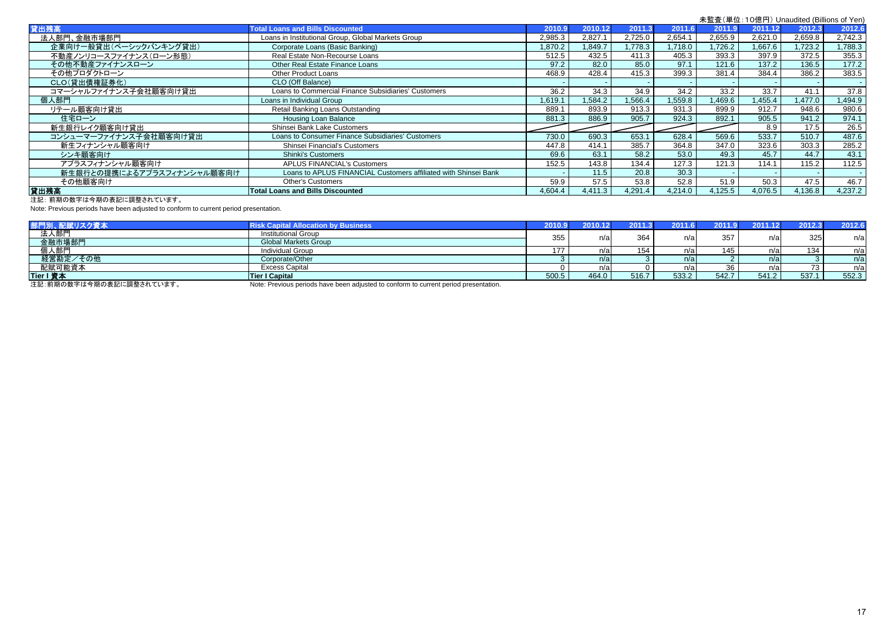未監査（単位：10億円） Unaudited (Billions of Yen)

| 貸出残高 | Total Loans and Bills Discounted | 2010.9 | 2010.12 | 2011.3 | 2011.6 | 2011.9 | 2011.12 | 2012.3 | 2012.6 |
|---|---|---|---|---|---|---|---|---|---|
| 法人部門、金融市場部門 | Loans in Institutional Group, Global Markets Group | 2,985.3 | 2,827.1 | 2,725.0 | 2,654.1 | 2,655.9 | 2,621.0 | 2,659.8 | 2,742.3 |
| 企業向け一般貸出（ベーシックバンキング貸出） | Corporate Loans (Basic Banking) | 1,870.2 | 1,849.7 | 1,778.3 | 1,718.0 | 1,726.2 | 1,667.6 | 1,723.2 | 1,788.3 |
| 不動産ノンリコースファイナンス（ローン形態） | Real Estate Non-Recourse Loans | 512.5 | 432.5 | 411.3 | 405.3 | 393.3 | 397.9 | 372.5 | 355.3 |
| その他不動産ファイナンスローン | Other Real Estate Finance Loans | 97.2 | 82.0 | 85.0 | 97.1 | 121.6 | 137.2 | 136.5 | 177.2 |
| その他プロダクトローン | Other Product Loans | 468.9 | 428.4 | 415.3 | 399.3 | 381.4 | 384.4 | 386.2 | 383.5 |
| CLO（貸出債権証券化） | CLO (Off Balance) | - | - | - | - | - | - | - | - |
| コマーシャルファイナンス子会社顧客向け貸出 | Loans to Commercial Finance Subsidiaries' Customers | 36.2 | 34.3 | 34.9 | 34.2 | 33.2 | 33.7 | 41.1 | 37.8 |
| 個人部門 | Loans in Individual Group | 1,619.1 | 1,584.2 | 1,566.4 | 1,559.8 | 1,469.6 | 1,455.4 | 1,477.0 | 1,494.9 |
| リテール顧客向け貸出 | Retail Banking Loans Outstanding | 889.1 | 893.9 | 913.3 | 931.3 | 899.9 | 912.7 | 948.6 | 980.6 |
| 住宅ローン | Housing Loan Balance | 881.3 | 886.9 | 905.7 | 924.3 | 892.1 | 905.5 | 941.2 | 974.1 |
| 新生銀行レイク顧客向け貸出 | Shinsei Bank Lake Customers | | | | | | 8.9 | 17.5 | 26.5 |
| コンシューマーファイナンス子会社顧客向け貸出 | Loans to Consumer Finance Subsidiaries' Customers | 730.0 | 690.3 | 653.1 | 628.4 | 569.6 | 533.7 | 510.7 | 487.6 |
| 新生フィナンシャル顧客向け | Shinsei Financial's Customers | 447.8 | 414.1 | 385.7 | 364.8 | 347.0 | 323.6 | 303.3 | 285.2 |
| シンキ顧客向け | Shinki's Customers | 69.6 | 63.1 | 58.2 | 53.0 | 49.3 | 45.7 | 44.7 | 43.1 |
| アプラスフィナンシャル顧客向け | APLUS FINANCIAL's Customers | 152.5 | 143.8 | 134.4 | 127.3 | 121.3 | 114.1 | 115.2 | 112.5 |
| 新生銀行との提携によるアプラスフィナンシャル顧客向け | Loans to APLUS FINANCIAL Customers affiliated with Shinsei Bank | - | 11.5 | 20.8 | 30.3 | - | - | - | - |
| その他顧客向け | Other's Customers | 59.9 | 57.5 | 53.8 | 52.8 | 51.9 | 50.3 | 47.5 | 46.7 |
| **貸出残高** | **Total Loans and Bills Discounted** | 4,604.4 | 4,411.3 | 4,291.4 | 4,214.0 | 4,125.5 | 4,076.5 | 4,136.8 | 4,237.2 |

注記：前期の数字は今期の表記に調整されています。

Note: Previous periods have been adjusted to conform to current period presentation.

| 部門別、配賦リスク資本 | Risk Capital Allocation by Business | 2010.9 | 2010.12 | 2011.3 | 2011.6 | 2011.9 | 2011.12 | 2012.3 | 2012.6 |
|---|---|---|---|---|---|---|---|---|---|
| 法人部門<br>金融市場部門 | Institutional Group<br>Global Markets Group | 355 | n/a | 364 | n/a | 357 | n/a | 325 | n/a |
| 個人部門 | Individual Group | 177 | n/a | 154 | n/a | 145 | n/a | 134 | n/a |
| 経営勘定／その他 | Corporate/Other | 3 | n/a | 3 | n/a | 2 | n/a | 3 | n/a |
| 配賦可能資本 | Excess Capital | 0 | n/a | 0 | n/a | 36 | n/a | 73 | n/a |
| **Tier I 資本** | **Tier I Capital** | 500.5 | 464.0 | 516.7 | 533.2 | 542.7 | 541.2 | 537.1 | 552.3 |

注記：前期の数字は今期の表記に調整されています。　Note: Previous periods have been adjusted to conform to current period presentation.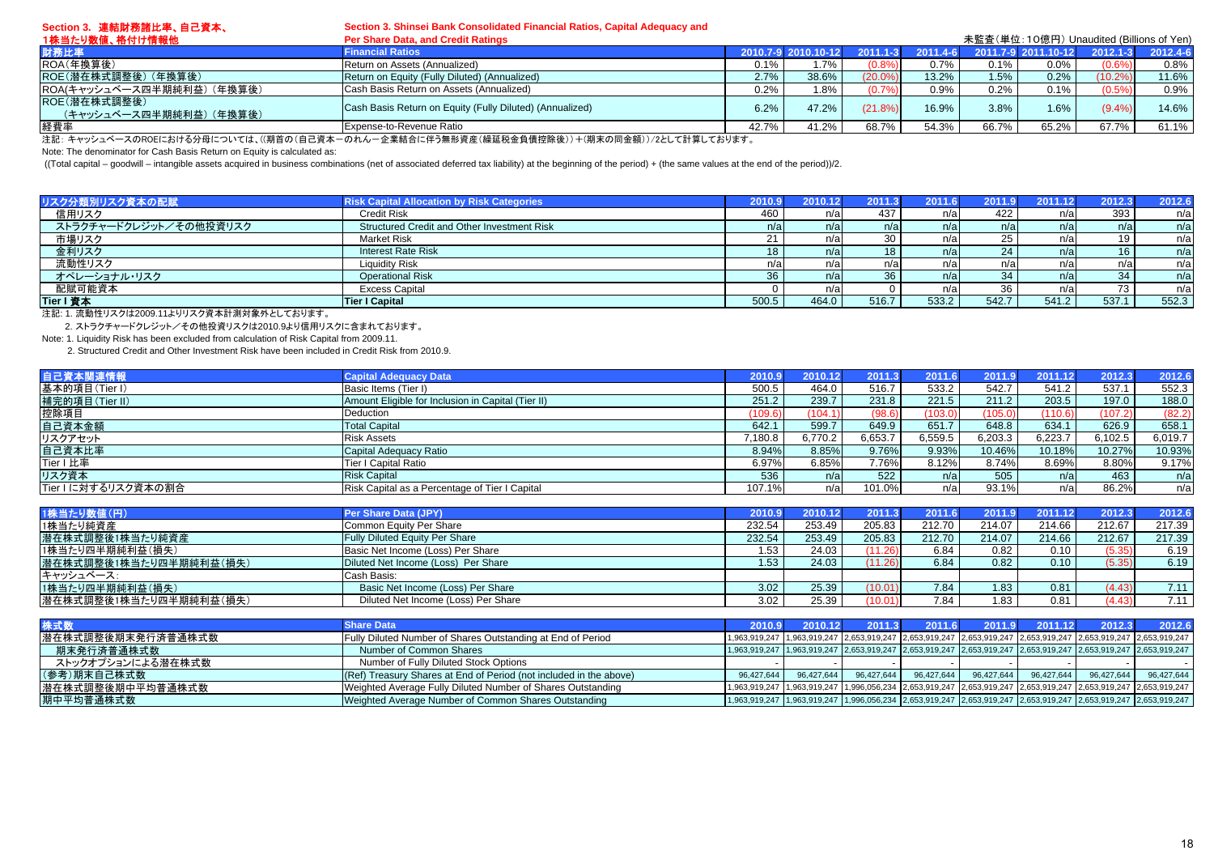## Section 3. 連結財務諸比率、自己資本、1株当たり数値、格付け情報他
## Section 3. Shinsei Bank Consolidated Financial Ratios, Capital Adequacy and Per Share Data, and Credit Ratings

未監査(単位:10億円) Unaudited (Billions of Yen)

| 財務比率 | Financial Ratios | 2010.7-9 | 2010.10-12 | 2011.1-3 | 2011.4-6 | 2011.7-9 | 2011.10-12 | 2012.1-3 | 2012.4-6 |
|---|---|---|---|---|---|---|---|---|---|
| ROA(年換算後) | Return on Assets (Annualized) | 0.1% | 1.7% | (0.8%) | 0.7% | 0.1% | 0.0% | (0.6%) | 0.8% |
| ROE(潜在株式調整後)(年換算後) | Return on Equity (Fully Diluted) (Annualized) | 2.7% | 38.6% | (20.0%) | 13.2% | 1.5% | 0.2% | (10.2%) | 11.6% |
| ROA(キャッシュベース四半期純利益)(年換算後) | Cash Basis Return on Assets (Annualized) | 0.2% | 1.8% | (0.7%) | 0.9% | 0.2% | 0.1% | (0.5%) | 0.9% |
| ROE(潜在株式調整後)(キャッシュベース四半期純利益)(年換算後) | Cash Basis Return on Equity (Fully Diluted) (Annualized) | 6.2% | 47.2% | (21.8%) | 16.9% | 3.8% | 1.6% | (9.4%) | 14.6% |
| 経費率 | Expense-to-Revenue Ratio | 42.7% | 41.2% | 68.7% | 54.3% | 66.7% | 65.2% | 67.7% | 61.1% |

注記: キャッシュベースのROEにおける分母については、((期首の(自己資本ーのれんー企業結合に伴う無形資産(繰延税金負債控除後))+(期末の同金額))/2として計算しております。

Note: The denominator for Cash Basis Return on Equity is calculated as:

((Total capital – goodwill – intangible assets acquired in business combinations (net of associated deferred tax liability) at the beginning of the period) + (the same values at the end of the period))/2.

| リスク分類別リスク資本の配賦 | Risk Capital Allocation by Risk Categories | 2010.9 | 2010.12 | 2011.3 | 2011.6 | 2011.9 | 2011.12 | 2012.3 | 2012.6 |
|---|---|---|---|---|---|---|---|---|---|
| 信用リスク | Credit Risk | 460 | n/a | 437 | n/a | 422 | n/a | 393 | n/a |
| ストラクチャードクレジット/その他投資リスク | Structured Credit and Other Investment Risk | n/a | n/a | n/a | n/a | n/a | n/a | n/a | n/a |
| 市場リスク | Market Risk | 21 | n/a | 30 | n/a | 25 | n/a | 19 | n/a |
| 金利リスク | Interest Rate Risk | 18 | n/a | 18 | n/a | 24 | n/a | 16 | n/a |
| 流動性リスク | Liquidity Risk | n/a | n/a | n/a | n/a | n/a | n/a | n/a | n/a |
| オペレーショナル・リスク | Operational Risk | 36 | n/a | 36 | n/a | 34 | n/a | 34 | n/a |
| 配賦可能資本 | Excess Capital | 0 | n/a | 0 | n/a | 36 | n/a | 73 | n/a |
| Tier I 資本 | Tier I Capital | 500.5 | 464.0 | 516.7 | 533.2 | 542.7 | 541.2 | 537.1 | 552.3 |

注記: 1. 流動性リスクは2009.11よりリスク資本計測対象外としております。

2. ストラクチャードクレジット/その他投資リスクは2010.9より信用リスクに含まれております。

Note: 1. Liquidity Risk has been excluded from calculation of Risk Capital from 2009.11.

2. Structured Credit and Other Investment Risk have been included in Credit Risk from 2010.9.

| 自己資本関連情報 | Capital Adequacy Data | 2010.9 | 2010.12 | 2011.3 | 2011.6 | 2011.9 | 2011.12 | 2012.3 | 2012.6 |
|---|---|---|---|---|---|---|---|---|---|
| 基本的項目(Tier I) | Basic Items (Tier I) | 500.5 | 464.0 | 516.7 | 533.2 | 542.7 | 541.2 | 537.1 | 552.3 |
| 補完的項目(Tier II) | Amount Eligible for Inclusion in Capital (Tier II) | 251.2 | 239.7 | 231.8 | 221.5 | 211.2 | 203.5 | 197.0 | 188.0 |
| 控除項目 | Deduction | (109.6) | (104.1) | (98.6) | (103.0) | (105.0) | (110.6) | (107.2) | (82.2) |
| 自己資本金額 | Total Capital | 642.1 | 599.7 | 649.9 | 651.7 | 648.8 | 634.1 | 626.9 | 658.1 |
| リスクアセット | Risk Assets | 7,180.8 | 6,770.2 | 6,653.7 | 6,559.5 | 6,203.3 | 6,223.7 | 6,102.5 | 6,019.7 |
| 自己資本比率 | Capital Adequacy Ratio | 8.94% | 8.85% | 9.76% | 9.93% | 10.46% | 10.18% | 10.27% | 10.93% |
| Tier I 比率 | Tier I Capital Ratio | 6.97% | 6.85% | 7.76% | 8.12% | 8.74% | 8.69% | 8.80% | 9.17% |
| リスク資本 | Risk Capital | 536 | n/a | 522 | n/a | 505 | n/a | 463 | n/a |
| Tier I に対するリスク資本の割合 | Risk Capital as a Percentage of Tier I Capital | 107.1% | n/a | 101.0% | n/a | 93.1% | n/a | 86.2% | n/a |

| 1株当たり数値(円) | Per Share Data (JPY) | 2010.9 | 2010.12 | 2011.3 | 2011.6 | 2011.9 | 2011.12 | 2012.3 | 2012.6 |
|---|---|---|---|---|---|---|---|---|---|
| 1株当たり純資産 | Common Equity Per Share | 232.54 | 253.49 | 205.83 | 212.70 | 214.07 | 214.66 | 212.67 | 217.39 |
| 潜在株式調整後1株当たり純資産 | Fully Diluted Equity Per Share | 232.54 | 253.49 | 205.83 | 212.70 | 214.07 | 214.66 | 212.67 | 217.39 |
| 1株当たり四半期純利益(損失) | Basic Net Income (Loss) Per Share | 1.53 | 24.03 | (11.26) | 6.84 | 0.82 | 0.10 | (5.35) | 6.19 |
| 潜在株式調整後1株当たり四半期純利益(損失) | Diluted Net Income (Loss) Per Share | 1.53 | 24.03 | (11.26) | 6.84 | 0.82 | 0.10 | (5.35) | 6.19 |
| キャッシュベース: | Cash Basis: | | | | | | | | |
| 1株当たり四半期純利益(損失) | Basic Net Income (Loss) Per Share | 3.02 | 25.39 | (10.01) | 7.84 | 1.83 | 0.81 | (4.43) | 7.11 |
| 潜在株式調整後1株当たり四半期純利益(損失) | Diluted Net Income (Loss) Per Share | 3.02 | 25.39 | (10.01) | 7.84 | 1.83 | 0.81 | (4.43) | 7.11 |

| 株式数 | Share Data | 2010.9 | 2010.12 | 2011.3 | 2011.6 | 2011.9 | 2011.12 | 2012.3 | 2012.6 |
|---|---|---|---|---|---|---|---|---|---|
| 潜在株式調整後期末発行済普通株式数 | Fully Diluted Number of Shares Outstanding at End of Period | 1,963,919,247 | 1,963,919,247 | 2,653,919,247 | 2,653,919,247 | 2,653,919,247 | 2,653,919,247 | 2,653,919,247 | 2,653,919,247 |
| 期末発行済普通株式数 | Number of Common Shares | 1,963,919,247 | 1,963,919,247 | 2,653,919,247 | 2,653,919,247 | 2,653,919,247 | 2,653,919,247 | 2,653,919,247 | 2,653,919,247 |
| ストックオプションによる潜在株式数 | Number of Fully Diluted Stock Options | - | - | - | - | - | - | - | - |
| (参考)期末自己株式数 | (Ref) Treasury Shares at End of Period (not included in the above) | 96,427,644 | 96,427,644 | 96,427,644 | 96,427,644 | 96,427,644 | 96,427,644 | 96,427,644 | 96,427,644 |
| 潜在株式調整後期中平均普通株式数 | Weighted Average Fully Diluted Number of Shares Outstanding | 1,963,919,247 | 1,963,919,247 | 1,996,056,234 | 2,653,919,247 | 2,653,919,247 | 2,653,919,247 | 2,653,919,247 | 2,653,919,247 |
| 期中平均普通株式数 | Weighted Average Number of Common Shares Outstanding | 1,963,919,247 | 1,963,919,247 | 1,996,056,234 | 2,653,919,247 | 2,653,919,247 | 2,653,919,247 | 2,653,919,247 | 2,653,919,247 |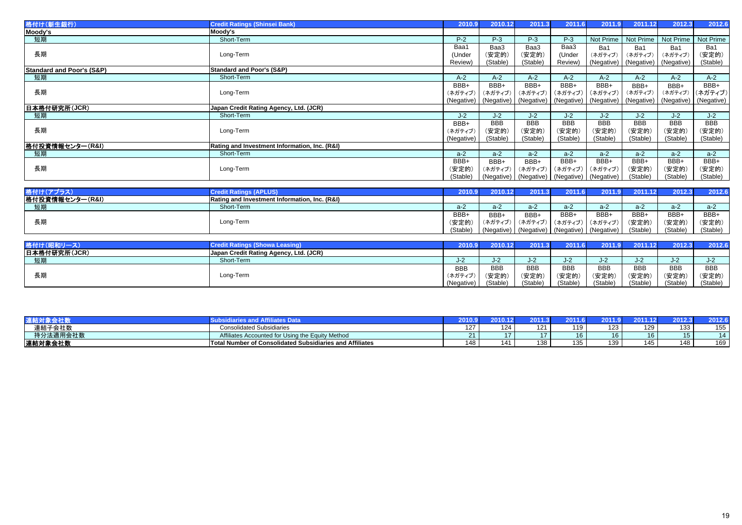| 格付け(新生銀行) | Credit Ratings (Shinsei Bank) | 2010.9 | 2010.12 | 2011.3 | 2011.6 | 2011.9 | 2011.12 | 2012.3 | 2012.6 |
|---|---|---|---|---|---|---|---|---|---|
| **Moody's** | **Moody's** | | | | | | | | |
| 短期 | Short-Term | P-2 | P-3 | P-3 | P-3 | Not Prime | Not Prime | Not Prime | Not Prime |
| 長期 | Long-Term | Baa1 (Under Review) | Baa3 (安定的) (Stable) | Baa3 (安定的) (Stable) | Baa3 (Under Review) | Ba1 (ネガティブ) (Negative) | Ba1 (ネガティブ) (Negative) | Ba1 (ネガティブ) (Negative) | Ba1 (安定的) (Stable) |
| **Standard and Poor's (S&P)** | **Standard and Poor's (S&P)** | | | | | | | | |
| 短期 | Short-Term | A-2 | A-2 | A-2 | A-2 | A-2 | A-2 | A-2 | A-2 |
| 長期 | Long-Term | BBB+ (ネガティブ) (Negative) | BBB+ (ネガティブ) (Negative) | BBB+ (ネガティブ) (Negative) | BBB+ (ネガティブ) (Negative) | BBB+ (ネガティブ) (Negative) | BBB+ (ネガティブ) (Negative) | BBB+ (ネガティブ) (Negative) | BBB+ (ネガティブ) (Negative) |
| **日本格付研究所(JCR)** | **Japan Credit Rating Agency, Ltd. (JCR)** | | | | | | | | |
| 短期 | Short-Term | J-2 | J-2 | J-2 | J-2 | J-2 | J-2 | J-2 | J-2 |
| 長期 | Long-Term | BBB+ (ネガティブ) (Negative) | BBB (安定的) (Stable) | BBB (安定的) (Stable) | BBB (安定的) (Stable) | BBB (安定的) (Stable) | BBB (安定的) (Stable) | BBB (安定的) (Stable) | BBB (安定的) (Stable) |
| **格付投資情報センター(R&I)** | **Rating and Investment Information, Inc. (R&I)** | | | | | | | | |
| 短期 | Short-Term | a-2 | a-2 | a-2 | a-2 | a-2 | a-2 | a-2 | a-2 |
| 長期 | Long-Term | BBB+ (安定的) (Stable) | BBB+ (ネガティブ) (Negative) | BBB+ (ネガティブ) (Negative) | BBB+ (ネガティブ) (Negative) | BBB+ (ネガティブ) (Negative) | BBB+ (安定的) (Stable) | BBB+ (安定的) (Stable) | BBB+ (安定的) (Stable) |

| 格付け(アプラス) | Credit Ratings (APLUS) | 2010.9 | 2010.12 | 2011.3 | 2011.6 | 2011.9 | 2011.12 | 2012.3 | 2012.6 |
|---|---|---|---|---|---|---|---|---|---|
| **格付投資情報センター(R&I)** | **Rating and Investment Information, Inc. (R&I)** | | | | | | | | |
| 短期 | Short-Term | a-2 | a-2 | a-2 | a-2 | a-2 | a-2 | a-2 | a-2 |
| 長期 | Long-Term | BBB+ (安定的) (Stable) | BBB+ (ネガティブ) (Negative) | BBB+ (ネガティブ) (Negative) | BBB+ (ネガティブ) (Negative) | BBB+ (ネガティブ) (Negative) | BBB+ (安定的) (Stable) | BBB+ (安定的) (Stable) | BBB+ (安定的) (Stable) |

| 格付け(昭和リース) | Credit Ratings (Showa Leasing) | 2010.9 | 2010.12 | 2011.3 | 2011.6 | 2011.9 | 2011.12 | 2012.3 | 2012.6 |
|---|---|---|---|---|---|---|---|---|---|
| **日本格付研究所(JCR)** | **Japan Credit Rating Agency, Ltd. (JCR)** | | | | | | | | |
| 短期 | Short-Term | J-2 | J-2 | J-2 | J-2 | J-2 | J-2 | J-2 | J-2 |
| 長期 | Long-Term | BBB (ネガティブ) (Negative) | BBB (安定的) (Stable) | BBB (安定的) (Stable) | BBB (安定的) (Stable) | BBB (安定的) (Stable) | BBB (安定的) (Stable) | BBB (安定的) (Stable) | BBB (安定的) (Stable) |

| 連結対象会社数 | Subsidiaries and Affiliates Data | 2010.9 | 2010.12 | 2011.3 | 2011.6 | 2011.9 | 2011.12 | 2012.3 | 2012.6 |
|---|---|---|---|---|---|---|---|---|---|
| 連結子会社数 | Consolidated Subsidiaries | 127 | 124 | 121 | 119 | 123 | 129 | 133 | 155 |
| 持分法適用会社数 | Affiliates Accounted for Using the Equity Method | 21 | 17 | 17 | 16 | 16 | 16 | 15 | 14 |
| **連結対象会社数** | **Total Number of Consolidated Subsidiaries and Affiliates** | 148 | 141 | 138 | 135 | 139 | 145 | 148 | 169 |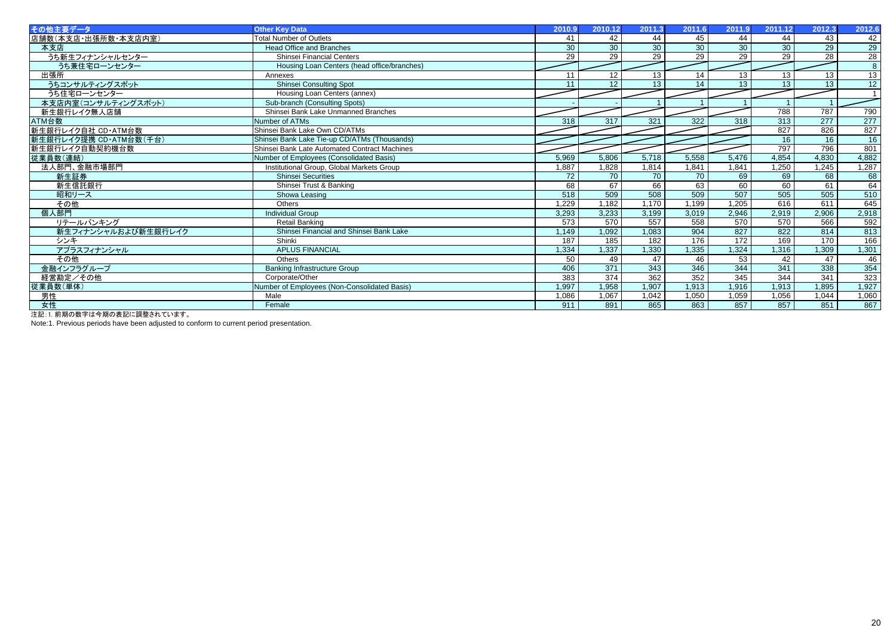| その他主要データ | Other Key Data | 2010.9 | 2010.12 | 2011.3 | 2011.6 | 2011.9 | 2011.12 | 2012.3 | 2012.6 |
|---|---|---|---|---|---|---|---|---|---|
| 店舗数(本支店・出張所数・本支店内室) | Total Number of Outlets | 41 | 42 | 44 | 45 | 44 | 44 | 43 | 42 |
| 本支店 | Head Office and Branches | 30 | 30 | 30 | 30 | 30 | 30 | 29 | 29 |
| うち新生フィナンシャルセンター | Shinsei Financial Centers | 29 | 29 | 29 | 29 | 29 | 29 | 28 | 28 |
| うち兼住宅ローンセンター | Housing Loan Centers (head office/branches) | | | | | | | | 8 |
| 出張所 | Annexes | 11 | 12 | 13 | 14 | 13 | 13 | 13 | 13 |
| うちコンサルティングスポット | Shinsei Consulting Spot | 11 | 12 | 13 | 14 | 13 | 13 | 13 | 12 |
| うち住宅ローンセンター | Housing Loan Centers (annex) | | | | | | | | 1 |
| 本支店内室(コンサルティングスポット) | Sub-branch (Consulting Spots) | - | - | 1 | 1 | 1 | 1 | 1 | |
| 新生銀行レイク無人店舗 | Shinsei Bank Lake Unmanned Branches | | | | | | 788 | 787 | 790 |
| ATM台数 | Number of ATMs | 318 | 317 | 321 | 322 | 318 | 313 | 277 | 277 |
| 新生銀行レイク自社 CD・ATM台数 | Shinsei Bank Lake Own CD/ATMs | | | | | | 827 | 826 | 827 |
| 新生銀行レイク提携 CD・ATM台数(千台) | Shinsei Bank Lake Tie-up CD/ATMs (Thousands) | | | | | | 16 | 16 | 16 |
| 新生銀行レイク自動契約機台数 | Shinsei Bank Late Automated Contract Machines | | | | | | 797 | 796 | 801 |
| 従業員数(連結) | Number of Employees (Consolidated Basis) | 5,969 | 5,806 | 5,718 | 5,558 | 5,476 | 4,854 | 4,830 | 4,882 |
| 法人部門、金融市場部門 | Institutional Group, Global Markets Group | 1,887 | 1,828 | 1,814 | 1,841 | 1,841 | 1,250 | 1,245 | 1,287 |
| 新生証券 | Shinsei Securities | 72 | 70 | 70 | 70 | 69 | 69 | 68 | 68 |
| 新生信託銀行 | Shinsei Trust & Banking | 68 | 67 | 66 | 63 | 60 | 60 | 61 | 64 |
| 昭和リース | Showa Leasing | 518 | 509 | 508 | 509 | 507 | 505 | 505 | 510 |
| その他 | Others | 1,229 | 1,182 | 1,170 | 1,199 | 1,205 | 616 | 611 | 645 |
| 個人部門 | Individual Group | 3,293 | 3,233 | 3,199 | 3,019 | 2,946 | 2,919 | 2,906 | 2,918 |
| リテールバンキング | Retail Banking | 573 | 570 | 557 | 558 | 570 | 570 | 566 | 592 |
| 新生フィナンシャルおよび新生銀行レイク | Shinsei Financial and Shinsei Bank Lake | 1,149 | 1,092 | 1,083 | 904 | 827 | 822 | 814 | 813 |
| シンキ | Shinki | 187 | 185 | 182 | 176 | 172 | 169 | 170 | 166 |
| アプラスフィナンシャル | APLUS FINANCIAL | 1,334 | 1,337 | 1,330 | 1,335 | 1,324 | 1,316 | 1,309 | 1,301 |
| その他 | Others | 50 | 49 | 47 | 46 | 53 | 42 | 47 | 46 |
| 金融インフラグループ | Banking Infrastructure Group | 406 | 371 | 343 | 346 | 344 | 341 | 338 | 354 |
| 経営勘定/その他 | Corporate/Other | 383 | 374 | 362 | 352 | 345 | 344 | 341 | 323 |
| 従業員数(単体) | Number of Employees (Non-Consolidated Basis) | 1,997 | 1,958 | 1,907 | 1,913 | 1,916 | 1,913 | 1,895 | 1,927 |
| 男性 | Male | 1,086 | 1,067 | 1,042 | 1,050 | 1,059 | 1,056 | 1,044 | 1,060 |
| 女性 | Female | 911 | 891 | 865 | 863 | 857 | 857 | 851 | 867 |

注記:1. 前期の数字は今期の表記に調整されています。

Note:1. Previous periods have been adjusted to conform to current period presentation.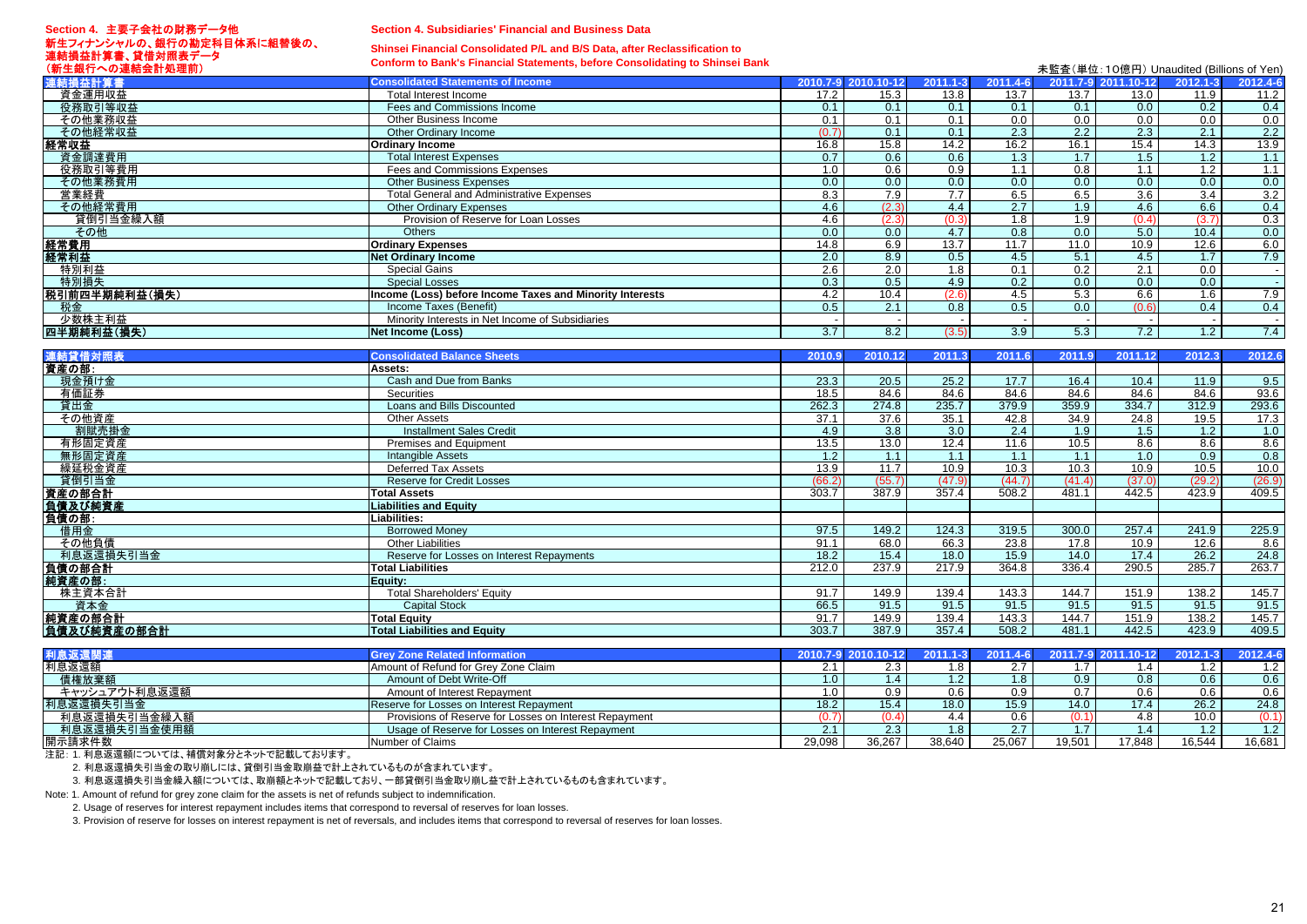## Section 4. 主要子会社の財務データ他

## Section 4. Subsidiaries' Financial and Business Data

### 新生フィナンシャルの、銀行の勘定科目体系に組替後の、連結損益計算書、貸借対照表データ（新生銀行への連結会計処理前）

### Shinsei Financial Consolidated P/L and B/S Data, after Reclassification to Conform to Bank's Financial Statements, before Consolidating to Shinsei Bank

未監査（単位：10億円）Unaudited (Billions of Yen)

| 連結損益計算書 | Consolidated Statements of Income | 2010.7-9 | 2010.10-12 | 2011.1-3 | 2011.4-6 | 2011.7-9 | 2011.10-12 | 2012.1-3 | 2012.4-6 |
|---|---|---|---|---|---|---|---|---|---|
| 資金運用収益 | Total Interest Income | 17.2 | 15.3 | 13.8 | 13.7 | 13.7 | 13.0 | 11.9 | 11.2 |
| 役務取引等収益 | Fees and Commissions Income | 0.1 | 0.1 | 0.1 | 0.1 | 0.1 | 0.0 | 0.2 | 0.4 |
| その他業務収益 | Other Business Income | 0.1 | 0.1 | 0.1 | 0.0 | 0.0 | 0.0 | 0.0 | 0.0 |
| その他経常収益 | Other Ordinary Income | (0.7) | 0.1 | 0.1 | 2.3 | 2.2 | 2.3 | 2.1 | 2.2 |
| **経常収益** | **Ordinary Income** | 16.8 | 15.8 | 14.2 | 16.2 | 16.1 | 15.4 | 14.3 | 13.9 |
| 資金調達費用 | Total Interest Expenses | 0.7 | 0.6 | 0.6 | 1.3 | 1.7 | 1.5 | 1.2 | 1.1 |
| 役務取引等費用 | Fees and Commissions Expenses | 1.0 | 0.6 | 0.9 | 1.1 | 0.8 | 1.1 | 1.2 | 1.1 |
| その他業務費用 | Other Business Expenses | 0.0 | 0.0 | 0.0 | 0.0 | 0.0 | 0.0 | 0.0 | 0.0 |
| 営業経費 | Total General and Administrative Expenses | 8.3 | 7.9 | 7.7 | 6.5 | 6.5 | 3.6 | 3.4 | 3.2 |
| その他経常費用 | Other Ordinary Expenses | 4.6 | (2.3) | 4.4 | 2.7 | 1.9 | 4.6 | 6.6 | 0.4 |
| 貸倒引当金繰入額 | Provision of Reserve for Loan Losses | 4.6 | (2.3) | (0.3) | 1.8 | 1.9 | (0.4) | (3.7) | 0.3 |
| その他 | Others | 0.0 | 0.0 | 4.7 | 0.8 | 0.0 | 5.0 | 10.4 | 0.0 |
| **経常費用** | **Ordinary Expenses** | 14.8 | 6.9 | 13.7 | 11.7 | 11.0 | 10.9 | 12.6 | 6.0 |
| **経常利益** | **Net Ordinary Income** | 2.0 | 8.9 | 0.5 | 4.5 | 5.1 | 4.5 | 1.7 | 7.9 |
| 特別利益 | Special Gains | 2.6 | 2.0 | 1.8 | 0.1 | 0.2 | 2.1 | 0.0 | - |
| 特別損失 | Special Losses | 0.3 | 0.5 | 4.9 | 0.2 | 0.0 | 0.0 | 0.0 | - |
| **税引前四半期純利益(損失)** | **Income (Loss) before Income Taxes and Minority Interests** | 4.2 | 10.4 | (2.6) | 4.5 | 5.3 | 6.6 | 1.6 | 7.9 |
| 税金 | Income Taxes (Benefit) | 0.5 | 2.1 | 0.8 | 0.5 | 0.0 | (0.6) | 0.4 | 0.4 |
| 少数株主利益 | Minority Interests in Net Income of Subsidiaries | - | - | - | - | - | - | - | - |
| **四半期純利益(損失)** | **Net Income (Loss)** | 3.7 | 8.2 | (3.5) | 3.9 | 5.3 | 7.2 | 1.2 | 7.4 |

| 連結貸借対照表 | Consolidated Balance Sheets | 2010.9 | 2010.12 | 2011.3 | 2011.6 | 2011.9 | 2011.12 | 2012.3 | 2012.6 |
|---|---|---|---|---|---|---|---|---|---|
| **資産の部:** | **Assets:** | | | | | | | | |
| 現金預け金 | Cash and Due from Banks | 23.3 | 20.5 | 25.2 | 17.7 | 16.4 | 10.4 | 11.9 | 9.5 |
| 有価証券 | Securities | 18.5 | 84.6 | 84.6 | 84.6 | 84.6 | 84.6 | 84.6 | 93.6 |
| 貸出金 | Loans and Bills Discounted | 262.3 | 274.8 | 235.7 | 379.9 | 359.9 | 334.7 | 312.9 | 293.6 |
| その他資産 | Other Assets | 37.1 | 37.6 | 35.1 | 42.8 | 34.9 | 24.8 | 19.5 | 17.3 |
| 割賦売掛金 | Installment Sales Credit | 4.9 | 3.8 | 3.0 | 2.4 | 1.9 | 1.5 | 1.2 | 1.0 |
| 有形固定資産 | Premises and Equipment | 13.5 | 13.0 | 12.4 | 11.6 | 10.5 | 8.6 | 8.6 | 8.6 |
| 無形固定資産 | Intangible Assets | 1.2 | 1.1 | 1.1 | 1.1 | 1.1 | 1.0 | 0.9 | 0.8 |
| 繰延税金資産 | Deferred Tax Assets | 13.9 | 11.7 | 10.9 | 10.3 | 10.3 | 10.9 | 10.5 | 10.0 |
| 貸倒引当金 | Reserve for Credit Losses | (66.2) | (55.7) | (47.9) | (44.7) | (41.4) | (37.0) | (29.2) | (26.9) |
| **資産の部合計** | **Total Assets** | 303.7 | 387.9 | 357.4 | 508.2 | 481.1 | 442.5 | 423.9 | 409.5 |
| **負債及び純資産** | **Liabilities and Equity** | | | | | | | | |
| **負債の部:** | **Liabilities:** | | | | | | | | |
| 借用金 | Borrowed Money | 97.5 | 149.2 | 124.3 | 319.5 | 300.0 | 257.4 | 241.9 | 225.9 |
| その他負債 | Other Liabilities | 91.1 | 68.0 | 66.3 | 23.8 | 17.8 | 10.9 | 12.6 | 8.6 |
| 利息返還損失引当金 | Reserve for Losses on Interest Repayments | 18.2 | 15.4 | 18.0 | 15.9 | 14.0 | 17.4 | 26.2 | 24.8 |
| **負債の部合計** | **Total Liabilities** | 212.0 | 237.9 | 217.9 | 364.8 | 336.4 | 290.5 | 285.7 | 263.7 |
| **純資産の部:** | **Equity:** | | | | | | | | |
| 株主資本合計 | Total Shareholders' Equity | 91.7 | 149.9 | 139.4 | 143.3 | 144.7 | 151.9 | 138.2 | 145.7 |
| 資本金 | Capital Stock | 66.5 | 91.5 | 91.5 | 91.5 | 91.5 | 91.5 | 91.5 | 91.5 |
| **純資産の部合計** | **Total Equity** | 91.7 | 149.9 | 139.4 | 143.3 | 144.7 | 151.9 | 138.2 | 145.7 |
| **負債及び純資産の部合計** | **Total Liabilities and Equity** | 303.7 | 387.9 | 357.4 | 508.2 | 481.1 | 442.5 | 423.9 | 409.5 |

| 利息返還関連 | Grey Zone Related Information | 2010.7-9 | 2010.10-12 | 2011.1-3 | 2011.4-6 | 2011.7-9 | 2011.10-12 | 2012.1-3 | 2012.4-6 |
|---|---|---|---|---|---|---|---|---|---|
| 利息返還額 | Amount of Refund for Grey Zone Claim | 2.1 | 2.3 | 1.8 | 2.7 | 1.7 | 1.4 | 1.2 | 1.2 |
| 債権放棄額 | Amount of Debt Write-Off | 1.0 | 1.4 | 1.2 | 1.8 | 0.9 | 0.8 | 0.6 | 0.6 |
| キャッシュアウト利息返還額 | Amount of Interest Repayment | 1.0 | 0.9 | 0.6 | 0.9 | 0.7 | 0.6 | 0.6 | 0.6 |
| 利息返還損失引当金 | Reserve for Losses on Interest Repayment | 18.2 | 15.4 | 18.0 | 15.9 | 14.0 | 17.4 | 26.2 | 24.8 |
| 利息返還損失引当金繰入額 | Provisions of Reserve for Losses on Interest Repayment | (0.7) | (0.4) | 4.4 | 0.6 | (0.1) | 4.8 | 10.0 | (0.1) |
| 利息返還損失引当金使用額 | Usage of Reserve for Losses on Interest Repayment | 2.1 | 2.3 | 1.8 | 2.7 | 1.7 | 1.4 | 1.2 | 1.2 |
| 開示請求件数 | Number of Claims | 29,098 | 36,267 | 38,640 | 25,067 | 19,501 | 17,848 | 16,544 | 16,681 |

注記: 1. 利息返還額については、補償対象分とネットで記載しております。

2. 利息返還損失引当金の取り崩しには、貸倒引当金取崩益で計上されているものが含まれています。

3. 利息返還損失引当金繰入額については、取崩額とネットで記載しており、一部貸倒引当金取り崩し益で計上されているものも含まれています。

Note: 1. Amount of refund for grey zone claim for the assets is net of refunds subject to indemnification.

2. Usage of reserves for interest repayment includes items that correspond to reversal of reserves for loan losses.

3. Provision of reserve for losses on interest repayment is net of reversals, and includes items that correspond to reversal of reserves for loan losses.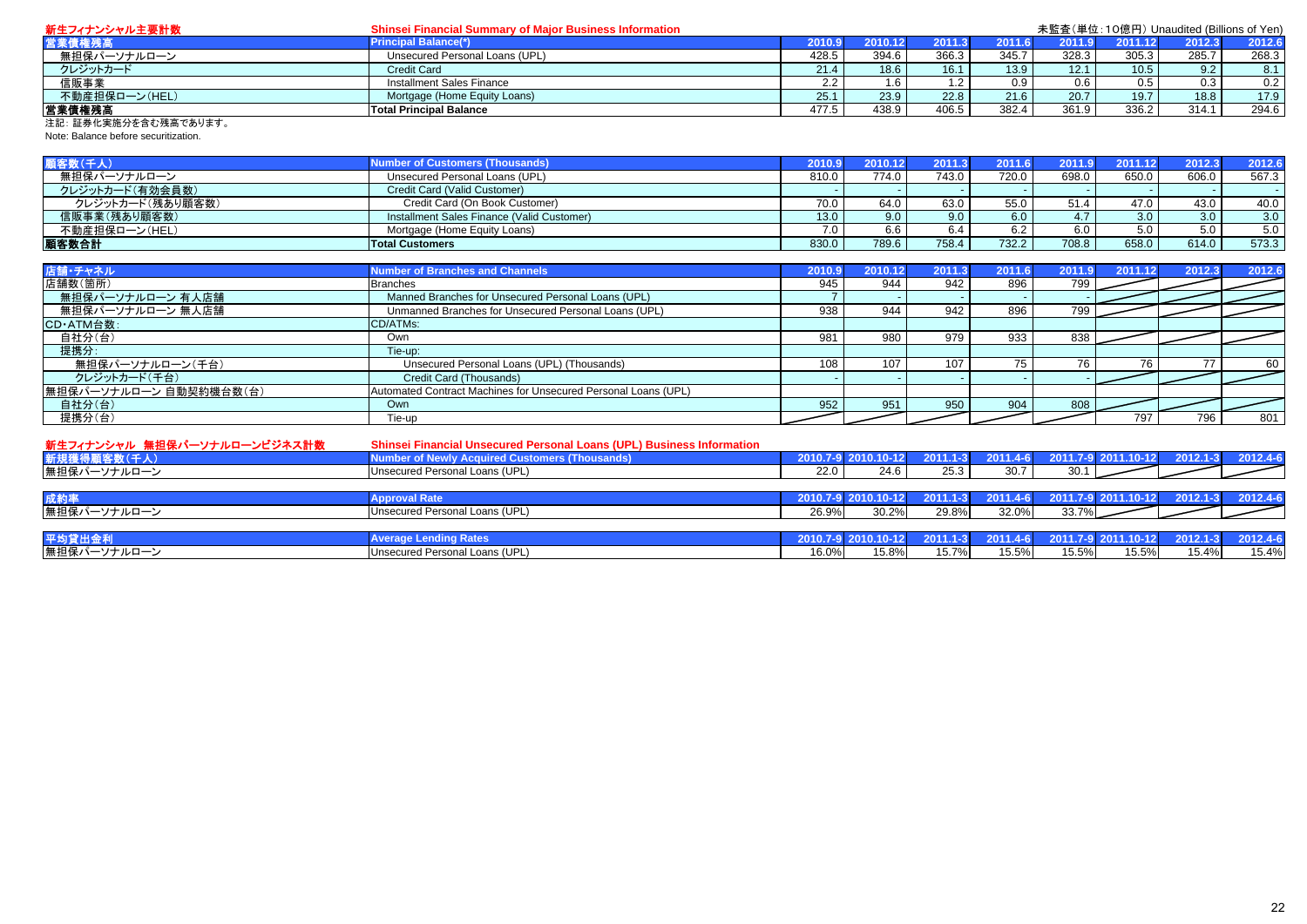**新生フィナンシャル主要計数** **Shinsei Financial Summary of Major Business Information**

未監査(単位:10億円) Unaudited (Billions of Yen)

| 営業債権残高 | Principal Balance(*) | 2010.9 | 2010.12 | 2011.3 | 2011.6 | 2011.9 | 2011.12 | 2012.3 | 2012.6 |
|---|---|---|---|---|---|---|---|---|---|
| 無担保パーソナルローン | Unsecured Personal Loans (UPL) | 428.5 | 394.6 | 366.3 | 345.7 | 328.3 | 305.3 | 285.7 | 268.3 |
| クレジットカード | Credit Card | 21.4 | 18.6 | 16.1 | 13.9 | 12.1 | 10.5 | 9.2 | 8.1 |
| 信販事業 | Installment Sales Finance | 2.2 | 1.6 | 1.2 | 0.9 | 0.6 | 0.5 | 0.3 | 0.2 |
| 不動産担保ローン(HEL) | Mortgage (Home Equity Loans) | 25.1 | 23.9 | 22.8 | 21.6 | 20.7 | 19.7 | 18.8 | 17.9 |
| 営業債権残高 | Total Principal Balance | 477.5 | 438.9 | 406.5 | 382.4 | 361.9 | 336.2 | 314.1 | 294.6 |

注記: 証券化実施分を含む残高であります。
Note: Balance before securitization.

| 顧客数(千人) | Number of Customers (Thousands) | 2010.9 | 2010.12 | 2011.3 | 2011.6 | 2011.9 | 2011.12 | 2012.3 | 2012.6 |
|---|---|---|---|---|---|---|---|---|---|
| 無担保パーソナルローン | Unsecured Personal Loans (UPL) | 810.0 | 774.0 | 743.0 | 720.0 | 698.0 | 650.0 | 606.0 | 567.3 |
| クレジットカード(有効会員数) | Credit Card (Valid Customer) | - | - | - | - | - | - | - | - |
| クレジットカード(残あり顧客数) | Credit Card (On Book Customer) | 70.0 | 64.0 | 63.0 | 55.0 | 51.4 | 47.0 | 43.0 | 40.0 |
| 信販事業(残あり顧客数) | Installment Sales Finance (Valid Customer) | 13.0 | 9.0 | 9.0 | 6.0 | 4.7 | 3.0 | 3.0 | 3.0 |
| 不動産担保ローン(HEL) | Mortgage (Home Equity Loans) | 7.0 | 6.6 | 6.4 | 6.2 | 6.0 | 5.0 | 5.0 | 5.0 |
| 顧客数合計 | Total Customers | 830.0 | 789.6 | 758.4 | 732.2 | 708.8 | 658.0 | 614.0 | 573.3 |

| 店舗・チャネル | Number of Branches and Channels | 2010.9 | 2010.12 | 2011.3 | 2011.6 | 2011.9 | 2011.12 | 2012.3 | 2012.6 |
|---|---|---|---|---|---|---|---|---|---|
| 店舗数(箇所) | Branches | 945 | 944 | 942 | 896 | 799 | | | |
| 無担保パーソナルローン 有人店舗 | Manned Branches for Unsecured Personal Loans (UPL) | 7 | - | - | - | - | | | |
| 無担保パーソナルローン 無人店舗 | Unmanned Branches for Unsecured Personal Loans (UPL) | 938 | 944 | 942 | 896 | 799 | | | |
| CD・ATM台数: | CD/ATMs: | | | | | | | | |
| 自社分(台) | Own | 981 | 980 | 979 | 933 | 838 | | | |
| 提携分: | Tie-up: | | | | | | | | |
| 無担保パーソナルローン(千台) | Unsecured Personal Loans (UPL) (Thousands) | 108 | 107 | 107 | 75 | 76 | 76 | 77 | 60 |
| クレジットカード(千台) | Credit Card (Thousands) | - | - | - | - | - | | | |
| 無担保パーソナルローン 自動契約機台数(台) | Automated Contract Machines for Unsecured Personal Loans (UPL) | | | | | | | | |
| 自社分(台) | Own | 952 | 951 | 950 | 904 | 808 | | | |
| 提携分(台) | Tie-up | | | | | | 797 | 796 | 801 |

**新生フィナンシャル 無担保パーソナルローンビジネス計数** **Shinsei Financial Unsecured Personal Loans (UPL) Business Information**

| 新規獲得顧客数(千人) | Number of Newly Acquired Customers (Thousands) | 2010.7-9 | 2010.10-12 | 2011.1-3 | 2011.4-6 | 2011.7-9 | 2011.10-12 | 2012.1-3 | 2012.4-6 |
|---|---|---|---|---|---|---|---|---|---|
| 無担保パーソナルローン | Unsecured Personal Loans (UPL) | 22.0 | 24.6 | 25.3 | 30.7 | 30.1 | | | |

| 成約率 | Approval Rate | 2010.7-9 | 2010.10-12 | 2011.1-3 | 2011.4-6 | 2011.7-9 | 2011.10-12 | 2012.1-3 | 2012.4-6 |
|---|---|---|---|---|---|---|---|---|---|
| 無担保パーソナルローン | Unsecured Personal Loans (UPL) | 26.9% | 30.2% | 29.8% | 32.0% | 33.7% | | | |

| 平均貸出金利 | Average Lending Rates | 2010.7-9 | 2010.10-12 | 2011.1-3 | 2011.4-6 | 2011.7-9 | 2011.10-12 | 2012.1-3 | 2012.4-6 |
|---|---|---|---|---|---|---|---|---|---|
| 無担保パーソナルローン | Unsecured Personal Loans (UPL) | 16.0% | 15.8% | 15.7% | 15.5% | 15.5% | 15.5% | 15.4% | 15.4% |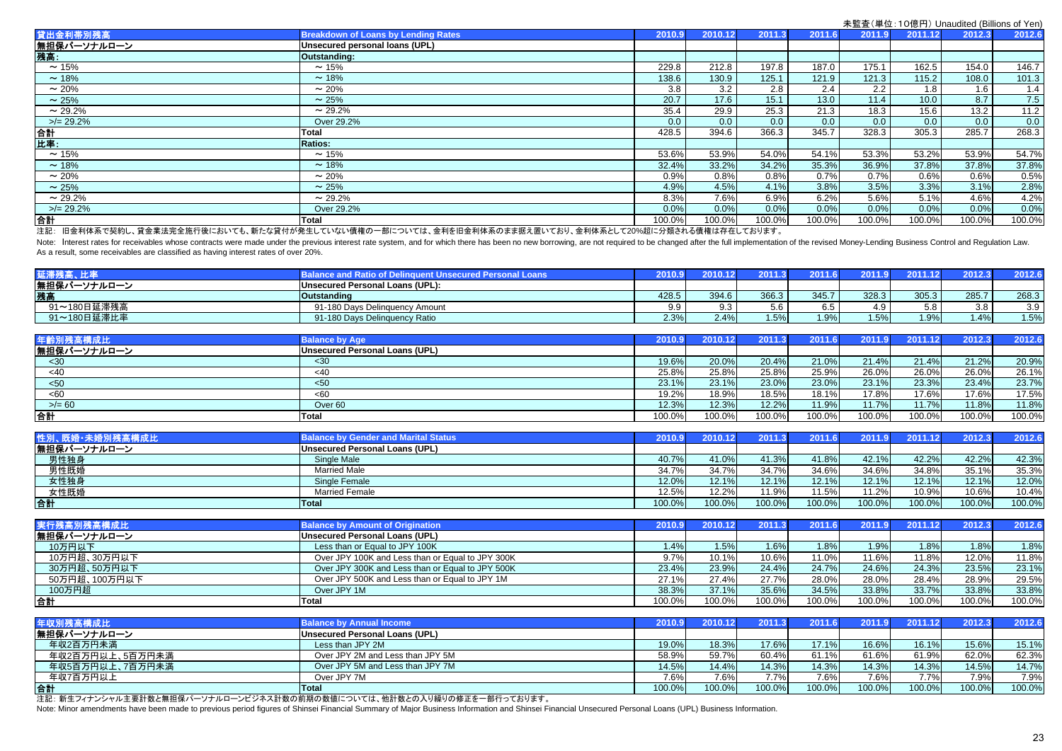未監査（単位：10億円）Unaudited (Billions of Yen)

| 貸出金利帯別残高 | Breakdown of Loans by Lending Rates | 2010.9 | 2010.12 | 2011.3 | 2011.6 | 2011.9 | 2011.12 | 2012.3 | 2012.6 |
|---|---|---|---|---|---|---|---|---|---|
| 無担保パーソナルローン | Unsecured personal loans (UPL) | | | | | | | | |
| 残高: | Outstanding: | | | | | | | | |
| ～15% | ～15% | 229.8 | 212.8 | 197.8 | 187.0 | 175.1 | 162.5 | 154.0 | 146.7 |
| ～18% | ～18% | 138.6 | 130.9 | 125.1 | 121.9 | 121.3 | 115.2 | 108.0 | 101.3 |
| ～20% | ～20% | 3.8 | 3.2 | 2.8 | 2.4 | 2.2 | 1.8 | 1.6 | 1.4 |
| ～25% | ～25% | 20.7 | 17.6 | 15.1 | 13.0 | 11.4 | 10.0 | 8.7 | 7.5 |
| ～29.2% | ～29.2% | 35.4 | 29.9 | 25.3 | 21.3 | 18.3 | 15.6 | 13.2 | 11.2 |
| >/= 29.2% | Over 29.2% | 0.0 | 0.0 | 0.0 | 0.0 | 0.0 | 0.0 | 0.0 | 0.0 |
| 合計 | Total | 428.5 | 394.6 | 366.3 | 345.7 | 328.3 | 305.3 | 285.7 | 268.3 |
| 比率: | Ratios: | | | | | | | | |
| ～15% | ～15% | 53.6% | 53.9% | 54.0% | 54.1% | 53.3% | 53.2% | 53.9% | 54.7% |
| ～18% | ～18% | 32.4% | 33.2% | 34.2% | 35.3% | 36.9% | 37.8% | 37.8% | 37.8% |
| ～20% | ～20% | 0.9% | 0.8% | 0.8% | 0.7% | 0.7% | 0.6% | 0.6% | 0.5% |
| ～25% | ～25% | 4.9% | 4.5% | 4.1% | 3.8% | 3.5% | 3.3% | 3.1% | 2.8% |
| ～29.2% | ～29.2% | 8.3% | 7.6% | 6.9% | 6.2% | 5.6% | 5.1% | 4.6% | 4.2% |
| >/= 29.2% | Over 29.2% | 0.0% | 0.0% | 0.0% | 0.0% | 0.0% | 0.0% | 0.0% | 0.0% |
| 合計 | Total | 100.0% | 100.0% | 100.0% | 100.0% | 100.0% | 100.0% | 100.0% | 100.0% |

注記：旧金利体系で契約し、貸金業法完全施行後においても、新たな貸付が発生していない債権の一部については、金利を旧金利体系のまま据え置いており、金利体系として20%超に分類される債権は存在しております。

Note: Interest rates for receivables whose contracts were made under the previous interest rate system, and for which there has been no new borrowing, are not required to be changed after the full implementation of the revised Money-Lending Business Control and Regulation Law. As a result, some receivables are classified as having interest rates of over 20%.

| 延滞残高、比率 | Balance and Ratio of Delinquent Unsecured Personal Loans | 2010.9 | 2010.12 | 2011.3 | 2011.6 | 2011.9 | 2011.12 | 2012.3 | 2012.6 |
|---|---|---|---|---|---|---|---|---|---|
| 無担保パーソナルローン | Unsecured Personal Loans (UPL): | | | | | | | | |
| 残高 | Outstanding | 428.5 | 394.6 | 366.3 | 345.7 | 328.3 | 305.3 | 285.7 | 268.3 |
| 91～180日延滞残高 | 91-180 Days Delinquency Amount | 9.9 | 9.3 | 5.6 | 6.5 | 4.9 | 5.8 | 3.8 | 3.9 |
| 91～180日延滞比率 | 91-180 Days Delinquency Ratio | 2.3% | 2.4% | 1.5% | 1.9% | 1.5% | 1.9% | 1.4% | 1.5% |

| 年齢別残高構成比 | Balance by Age | 2010.9 | 2010.12 | 2011.3 | 2011.6 | 2011.9 | 2011.12 | 2012.3 | 2012.6 |
|---|---|---|---|---|---|---|---|---|---|
| 無担保パーソナルローン | Unsecured Personal Loans (UPL) | | | | | | | | |
| <30 | <30 | 19.6% | 20.0% | 20.4% | 21.0% | 21.4% | 21.4% | 21.2% | 20.9% |
| <40 | <40 | 25.8% | 25.8% | 25.8% | 25.9% | 26.0% | 26.0% | 26.0% | 26.1% |
| <50 | <50 | 23.1% | 23.1% | 23.0% | 23.0% | 23.1% | 23.3% | 23.4% | 23.7% |
| <60 | <60 | 19.2% | 18.9% | 18.5% | 18.1% | 17.8% | 17.6% | 17.6% | 17.5% |
| >/= 60 | Over 60 | 12.3% | 12.3% | 12.2% | 11.9% | 11.7% | 11.7% | 11.8% | 11.8% |
| 合計 | Total | 100.0% | 100.0% | 100.0% | 100.0% | 100.0% | 100.0% | 100.0% | 100.0% |

| 性別、既婚・未婚別残高構成比 | Balance by Gender and Marital Status | 2010.9 | 2010.12 | 2011.3 | 2011.6 | 2011.9 | 2011.12 | 2012.3 | 2012.6 |
|---|---|---|---|---|---|---|---|---|---|
| 無担保パーソナルローン | Unsecured Personal Loans (UPL) | | | | | | | | |
| 男性独身 | Single Male | 40.7% | 41.0% | 41.3% | 41.8% | 42.1% | 42.2% | 42.2% | 42.3% |
| 男性既婚 | Married Male | 34.7% | 34.7% | 34.7% | 34.6% | 34.6% | 34.8% | 35.1% | 35.3% |
| 女性独身 | Single Female | 12.0% | 12.1% | 12.1% | 12.1% | 12.1% | 12.1% | 12.1% | 12.0% |
| 女性既婚 | Married Female | 12.5% | 12.2% | 11.9% | 11.5% | 11.2% | 10.9% | 10.6% | 10.4% |
| 合計 | Total | 100.0% | 100.0% | 100.0% | 100.0% | 100.0% | 100.0% | 100.0% | 100.0% |

| 実行残高別残高構成比 | Balance by Amount of Origination | 2010.9 | 2010.12 | 2011.3 | 2011.6 | 2011.9 | 2011.12 | 2012.3 | 2012.6 |
|---|---|---|---|---|---|---|---|---|---|
| 無担保パーソナルローン | Unsecured Personal Loans (UPL) | | | | | | | | |
| 10万円以下 | Less than or Equal to JPY 100K | 1.4% | 1.5% | 1.6% | 1.8% | 1.9% | 1.8% | 1.8% | 1.8% |
| 10万円超、30万円以下 | Over JPY 100K and Less than or Equal to JPY 300K | 9.7% | 10.1% | 10.6% | 11.0% | 11.6% | 11.8% | 12.0% | 11.8% |
| 30万円超、50万円以下 | Over JPY 300K and Less than or Equal to JPY 500K | 23.4% | 23.9% | 24.4% | 24.7% | 24.6% | 24.3% | 23.5% | 23.1% |
| 50万円超、100万円以下 | Over JPY 500K and Less than or Equal to JPY 1M | 27.1% | 27.4% | 27.7% | 28.0% | 28.0% | 28.4% | 28.9% | 29.5% |
| 100万円超 | Over JPY 1M | 38.3% | 37.1% | 35.6% | 34.5% | 33.8% | 33.7% | 33.8% | 33.8% |
| 合計 | Total | 100.0% | 100.0% | 100.0% | 100.0% | 100.0% | 100.0% | 100.0% | 100.0% |

| 年収別残高構成比 | Balance by Annual Income | 2010.9 | 2010.12 | 2011.3 | 2011.6 | 2011.9 | 2011.12 | 2012.3 | 2012.6 |
|---|---|---|---|---|---|---|---|---|---|
| 無担保パーソナルローン | Unsecured Personal Loans (UPL) | | | | | | | | |
| 年収2百万円未満 | Less than JPY 2M | 19.0% | 18.3% | 17.6% | 17.1% | 16.6% | 16.1% | 15.6% | 15.1% |
| 年収2百万円以上、5百万円未満 | Over JPY 2M and Less than JPY 5M | 58.9% | 59.7% | 60.4% | 61.1% | 61.6% | 61.9% | 62.0% | 62.3% |
| 年収5百万円以上、7百万円未満 | Over JPY 5M and Less than JPY 7M | 14.5% | 14.4% | 14.3% | 14.3% | 14.3% | 14.3% | 14.5% | 14.7% |
| 年収7百万円以上 | Over JPY 7M | 7.6% | 7.6% | 7.7% | 7.6% | 7.6% | 7.7% | 7.9% | 7.9% |
| 合計 | Total | 100.0% | 100.0% | 100.0% | 100.0% | 100.0% | 100.0% | 100.0% | 100.0% |

注記：新生フィナンシャル主要計数と無担保パーソナルローンビジネス計数の前期の数値については、他計数との入り繰りの修正を一部行っております。

Note: Minor amendments have been made to previous period figures of Shinsei Financial Summary of Major Business Information and Shinsei Financial Unsecured Personal Loans (UPL) Business Information.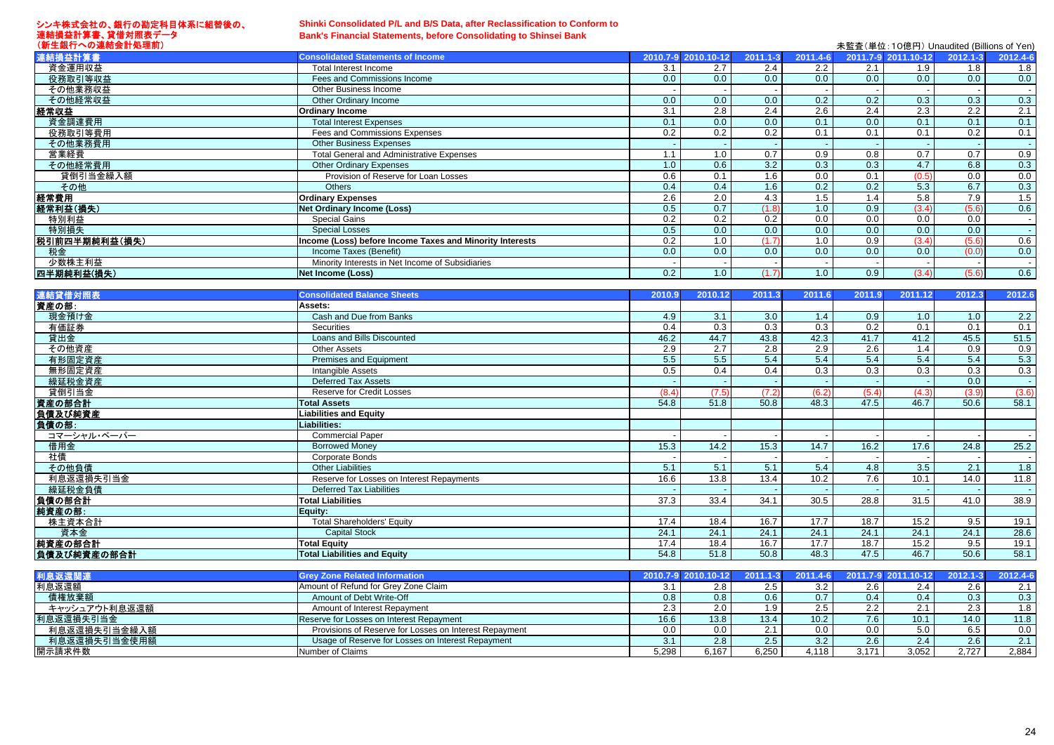シンキ株式会社の、銀行の勘定科目体系に組替後の、連結損益計算書、貸借対照表データ（新生銀行への連結会計処理前）

**Shinki Consolidated P/L and B/S Data, after Reclassification to Conform to Bank's Financial Statements, before Consolidating to Shinsei Bank**

未監査（単位：10億円）Unaudited (Billions of Yen)

| 連結損益計算書 | Consolidated Statements of Income | 2010.7-9 | 2010.10-12 | 2011.1-3 | 2011.4-6 | 2011.7-9 | 2011.10-12 | 2012.1-3 | 2012.4-6 |
|---|---|---|---|---|---|---|---|---|---|
| 資金運用収益 | Total Interest Income | 3.1 | 2.7 | 2.4 | 2.2 | 2.1 | 1.9 | 1.8 | 1.8 |
| 役務取引等収益 | Fees and Commissions Income | 0.0 | 0.0 | 0.0 | 0.0 | 0.0 | 0.0 | 0.0 | 0.0 |
| その他業務収益 | Other Business Income | - | - | - | - | - | - | - | - |
| その他経常収益 | Other Ordinary Income | 0.0 | 0.0 | 0.0 | 0.2 | 0.2 | 0.3 | 0.3 | 0.3 |
| **経常収益** | **Ordinary Income** | 3.1 | 2.8 | 2.4 | 2.6 | 2.4 | 2.3 | 2.2 | 2.1 |
| 資金調達費用 | Total Interest Expenses | 0.1 | 0.0 | 0.0 | 0.1 | 0.0 | 0.1 | 0.1 | 0.1 |
| 役務取引等費用 | Fees and Commissions Expenses | 0.2 | 0.2 | 0.2 | 0.1 | 0.1 | 0.1 | 0.2 | 0.1 |
| その他業務費用 | Other Business Expenses | - | - | - | - | - | - | - | - |
| 営業経費 | Total General and Administrative Expenses | 1.1 | 1.0 | 0.7 | 0.9 | 0.8 | 0.7 | 0.7 | 0.9 |
| その他経常費用 | Other Ordinary Expenses | 1.0 | 0.6 | 3.2 | 0.3 | 0.3 | 4.7 | 6.8 | 0.3 |
| 貸倒引当金繰入額 | Provision of Reserve for Loan Losses | 0.6 | 0.1 | 1.6 | 0.0 | 0.1 | (0.5) | 0.0 | 0.0 |
| その他 | Others | 0.4 | 0.4 | 1.6 | 0.2 | 0.2 | 5.3 | 6.7 | 0.3 |
| **経常費用** | **Ordinary Expenses** | 2.6 | 2.0 | 4.3 | 1.5 | 1.4 | 5.8 | 7.9 | 1.5 |
| **経常利益(損失)** | **Net Ordinary Income (Loss)** | 0.5 | 0.7 | (1.8) | 1.0 | 0.9 | (3.4) | (5.6) | 0.6 |
| 特別利益 | Special Gains | 0.2 | 0.2 | 0.2 | 0.0 | 0.0 | 0.0 | 0.0 | - |
| 特別損失 | Special Losses | 0.5 | 0.0 | 0.0 | 0.0 | 0.0 | 0.0 | 0.0 | - |
| **税引前四半期純利益(損失)** | **Income (Loss) before Income Taxes and Minority Interests** | 0.2 | 1.0 | (1.7) | 1.0 | 0.9 | (3.4) | (5.6) | 0.6 |
| 税金 | Income Taxes (Benefit) | 0.0 | 0.0 | 0.0 | 0.0 | 0.0 | 0.0 | (0.0) | 0.0 |
| 少数株主利益 | Minority Interests in Net Income of Subsidiaries | - | - | - | - | - | - | - | - |
| **四半期純利益(損失)** | **Net Income (Loss)** | 0.2 | 1.0 | (1.7) | 1.0 | 0.9 | (3.4) | (5.6) | 0.6 |

| 連結貸借対照表 | Consolidated Balance Sheets | 2010.9 | 2010.12 | 2011.3 | 2011.6 | 2011.9 | 2011.12 | 2012.3 | 2012.6 |
|---|---|---|---|---|---|---|---|---|---|
| **資産の部:** | **Assets:** | | | | | | | | |
| 現金預け金 | Cash and Due from Banks | 4.9 | 3.1 | 3.0 | 1.4 | 0.9 | 1.0 | 1.0 | 2.2 |
| 有価証券 | Securities | 0.4 | 0.3 | 0.3 | 0.3 | 0.2 | 0.1 | 0.1 | 0.1 |
| 貸出金 | Loans and Bills Discounted | 46.2 | 44.7 | 43.8 | 42.3 | 41.7 | 41.2 | 45.5 | 51.5 |
| その他資産 | Other Assets | 2.9 | 2.7 | 2.8 | 2.9 | 2.6 | 1.4 | 0.9 | 0.9 |
| 有形固定資産 | Premises and Equipment | 5.5 | 5.5 | 5.4 | 5.4 | 5.4 | 5.4 | 5.4 | 5.3 |
| 無形固定資産 | Intangible Assets | 0.5 | 0.4 | 0.4 | 0.3 | 0.3 | 0.3 | 0.3 | 0.3 |
| 繰延税金資産 | Deferred Tax Assets | - | - | - | - | - | - | 0.0 | - |
| 貸倒引当金 | Reserve for Credit Losses | (8.4) | (7.5) | (7.2) | (6.2) | (5.4) | (4.3) | (3.9) | (3.6) |
| **資産の部合計** | **Total Assets** | 54.8 | 51.8 | 50.8 | 48.3 | 47.5 | 46.7 | 50.6 | 58.1 |
| **負債及び純資産** | **Liabilities and Equity** | | | | | | | | |
| **負債の部:** | **Liabilities:** | | | | | | | | |
| コマーシャル・ペーパー | Commercial Paper | - | - | - | - | - | - | - | - |
| 借用金 | Borrowed Money | 15.3 | 14.2 | 15.3 | 14.7 | 16.2 | 17.6 | 24.8 | 25.2 |
| 社債 | Corporate Bonds | - | - | - | - | - | - | - | - |
| その他負債 | Other Liabilities | 5.1 | 5.1 | 5.1 | 5.4 | 4.8 | 3.5 | 2.1 | 1.8 |
| 利息返還損失引当金 | Reserve for Losses on Interest Repayments | 16.6 | 13.8 | 13.4 | 10.2 | 7.6 | 10.1 | 14.0 | 11.8 |
| 繰延税金負債 | Deferred Tax Liabilities | - | - | - | - | - | - | - | - |
| **負債の部合計** | **Total Liabilities** | 37.3 | 33.4 | 34.1 | 30.5 | 28.8 | 31.5 | 41.0 | 38.9 |
| **純資産の部:** | **Equity:** | | | | | | | | |
| 株主資本合計 | Total Shareholders' Equity | 17.4 | 18.4 | 16.7 | 17.7 | 18.7 | 15.2 | 9.5 | 19.1 |
| 資本金 | Capital Stock | 24.1 | 24.1 | 24.1 | 24.1 | 24.1 | 24.1 | 24.1 | 28.6 |
| **純資産の部合計** | **Total Equity** | 17.4 | 18.4 | 16.7 | 17.7 | 18.7 | 15.2 | 9.5 | 19.1 |
| **負債及び純資産の部合計** | **Total Liabilities and Equity** | 54.8 | 51.8 | 50.8 | 48.3 | 47.5 | 46.7 | 50.6 | 58.1 |

| 利息返還関連 | Grey Zone Related Information | 2010.7-9 | 2010.10-12 | 2011.1-3 | 2011.4-6 | 2011.7-9 | 2011.10-12 | 2012.1-3 | 2012.4-6 |
|---|---|---|---|---|---|---|---|---|---|
| 利息返還額 | Amount of Refund for Grey Zone Claim | 3.1 | 2.8 | 2.5 | 3.2 | 2.6 | 2.4 | 2.6 | 2.1 |
| 債権放棄額 | Amount of Debt Write-Off | 0.8 | 0.8 | 0.6 | 0.7 | 0.4 | 0.4 | 0.3 | 0.3 |
| キャッシュアウト利息返還額 | Amount of Interest Repayment | 2.3 | 2.0 | 1.9 | 2.5 | 2.2 | 2.1 | 2.3 | 1.8 |
| 利息返還損失引当金 | Reserve for Losses on Interest Repayment | 16.6 | 13.8 | 13.4 | 10.2 | 7.6 | 10.1 | 14.0 | 11.8 |
| 利息返還損失引当金繰入額 | Provisions of Reserve for Losses on Interest Repayment | 0.0 | 0.0 | 2.1 | 0.0 | 0.0 | 5.0 | 6.5 | 0.0 |
| 利息返還損失引当金使用額 | Usage of Reserve for Losses on Interest Repayment | 3.1 | 2.8 | 2.5 | 3.2 | 2.6 | 2.4 | 2.6 | 2.1 |
| 開示請求件数 | Number of Claims | 5,298 | 6,167 | 6,250 | 4,118 | 3,171 | 3,052 | 2,727 | 2,884 |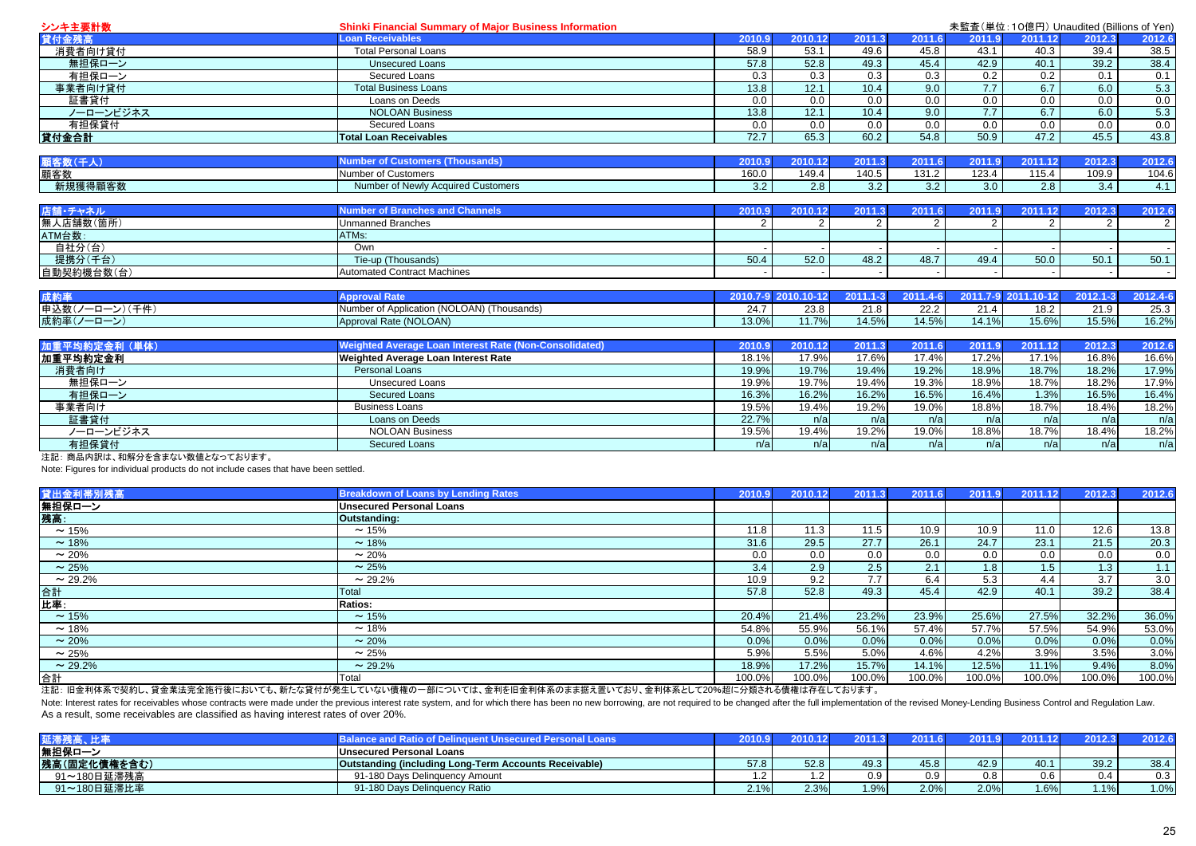# シンキ主要計数　Shinki Financial Summary of Major Business Information

未監査（単位：10億円）Unaudited (Billions of Yen)

| 貸付金残高 | Loan Receivables | 2010.9 | 2010.12 | 2011.3 | 2011.6 | 2011.9 | 2011.12 | 2012.3 | 2012.6 |
|---|---|---|---|---|---|---|---|---|---|
| 消費者向け貸付 | Total Personal Loans | 58.9 | 53.1 | 49.6 | 45.8 | 43.1 | 40.3 | 39.4 | 38.5 |
| 無担保ローン | Unsecured Loans | 57.8 | 52.8 | 49.3 | 45.4 | 42.9 | 40.1 | 39.2 | 38.4 |
| 有担保ローン | Secured Loans | 0.3 | 0.3 | 0.3 | 0.3 | 0.2 | 0.2 | 0.1 | 0.1 |
| 事業者向け貸付 | Total Business Loans | 13.8 | 12.1 | 10.4 | 9.0 | 7.7 | 6.7 | 6.0 | 5.3 |
| 証書貸付 | Loans on Deeds | 0.0 | 0.0 | 0.0 | 0.0 | 0.0 | 0.0 | 0.0 | 0.0 |
| ノーローンビジネス | NOLOAN Business | 13.8 | 12.1 | 10.4 | 9.0 | 7.7 | 6.7 | 6.0 | 5.3 |
| 有担保貸付 | Secured Loans | 0.0 | 0.0 | 0.0 | 0.0 | 0.0 | 0.0 | 0.0 | 0.0 |
| **貸付金合計** | **Total Loan Receivables** | 72.7 | 65.3 | 60.2 | 54.8 | 50.9 | 47.2 | 45.5 | 43.8 |

| 顧客数（千人） | Number of Customers (Thousands) | 2010.9 | 2010.12 | 2011.3 | 2011.6 | 2011.9 | 2011.12 | 2012.3 | 2012.6 |
|---|---|---|---|---|---|---|---|---|---|
| 顧客数 | Number of Customers | 160.0 | 149.4 | 140.5 | 131.2 | 123.4 | 115.4 | 109.9 | 104.6 |
| 新規獲得顧客数 | Number of Newly Acquired Customers | 3.2 | 2.8 | 3.2 | 3.2 | 3.0 | 2.8 | 3.4 | 4.1 |

| 店舗・チャネル | Number of Branches and Channels | 2010.9 | 2010.12 | 2011.3 | 2011.6 | 2011.9 | 2011.12 | 2012.3 | 2012.6 |
|---|---|---|---|---|---|---|---|---|---|
| 無人店舗数（箇所） | Unmanned Branches | 2 | 2 | 2 | 2 | 2 | 2 | 2 | 2 |
| ATM台数: | ATMs: | | | | | | | | |
| 自社分（台） | Own | - | - | - | - | - | - | - | - |
| 提携分（千台） | Tie-up (Thousands) | 50.4 | 52.0 | 48.2 | 48.7 | 49.4 | 50.0 | 50.1 | 50.1 |
| 自動契約機台数（台） | Automated Contract Machines | - | - | - | - | - | - | - | - |

| 成約率 | Approval Rate | 2010.7-9 | 2010.10-12 | 2011.1-3 | 2011.4-6 | 2011.7-9 | 2011.10-12 | 2012.1-3 | 2012.4-6 |
|---|---|---|---|---|---|---|---|---|---|
| 申込数（ノーローン）（千件） | Number of Application (NOLOAN) (Thousands) | 24.7 | 23.8 | 21.8 | 22.2 | 21.4 | 18.2 | 21.9 | 25.3 |
| 成約率（ノーローン） | Approval Rate (NOLOAN) | 13.0% | 11.7% | 14.5% | 14.5% | 14.1% | 15.6% | 15.5% | 16.2% |

| 加重平均約定金利（単体） | Weighted Average Loan Interest Rate (Non-Consolidated) | 2010.9 | 2010.12 | 2011.3 | 2011.6 | 2011.9 | 2011.12 | 2012.3 | 2012.6 |
|---|---|---|---|---|---|---|---|---|---|
| **加重平均約定金利** | **Weighted Average Loan Interest Rate** | 18.1% | 17.9% | 17.6% | 17.4% | 17.2% | 17.1% | 16.8% | 16.6% |
| 消費者向け | Personal Loans | 19.9% | 19.7% | 19.4% | 19.2% | 18.9% | 18.7% | 18.2% | 17.9% |
| 無担保ローン | Unsecured Loans | 19.9% | 19.7% | 19.4% | 19.3% | 18.9% | 18.7% | 18.2% | 17.9% |
| 有担保ローン | Secured Loans | 16.3% | 16.2% | 16.2% | 16.5% | 16.4% | 1.3% | 16.5% | 16.4% |
| 事業者向け | Business Loans | 19.5% | 19.4% | 19.2% | 19.0% | 18.8% | 18.7% | 18.4% | 18.2% |
| 証書貸付 | Loans on Deeds | 22.7% | n/a | n/a | n/a | n/a | n/a | n/a | n/a |
| ノーローンビジネス | NOLOAN Business | 19.5% | 19.4% | 19.2% | 19.0% | 18.8% | 18.7% | 18.4% | 18.2% |
| 有担保貸付 | Secured Loans | n/a | n/a | n/a | n/a | n/a | n/a | n/a | n/a |

注記：商品内訳は、和解分を含まない数値となっております。

Note: Figures for individual products do not include cases that have been settled.

| 貸出金利帯別残高 | Breakdown of Loans by Lending Rates | 2010.9 | 2010.12 | 2011.3 | 2011.6 | 2011.9 | 2011.12 | 2012.3 | 2012.6 |
|---|---|---|---|---|---|---|---|---|---|
| **無担保ローン** | **Unsecured Personal Loans** | | | | | | | | |
| **残高:** | **Outstanding:** | | | | | | | | |
| ～15% | ～15% | 11.8 | 11.3 | 11.5 | 10.9 | 10.9 | 11.0 | 12.6 | 13.8 |
| ～18% | ～18% | 31.6 | 29.5 | 27.7 | 26.1 | 24.7 | 23.1 | 21.5 | 20.3 |
| ～20% | ～20% | 0.0 | 0.0 | 0.0 | 0.0 | 0.0 | 0.0 | 0.0 | 0.0 |
| ～25% | ～25% | 3.4 | 2.9 | 2.5 | 2.1 | 1.8 | 1.5 | 1.3 | 1.1 |
| ～29.2% | ～29.2% | 10.9 | 9.2 | 7.7 | 6.4 | 5.3 | 4.4 | 3.7 | 3.0 |
| 合計 | Total | 57.8 | 52.8 | 49.3 | 45.4 | 42.9 | 40.1 | 39.2 | 38.4 |
| **比率:** | **Ratios:** | | | | | | | | |
| ～15% | ～15% | 20.4% | 21.4% | 23.2% | 23.9% | 25.6% | 27.5% | 32.2% | 36.0% |
| ～18% | ～18% | 54.8% | 55.9% | 56.1% | 57.4% | 57.7% | 57.5% | 54.9% | 53.0% |
| ～20% | ～20% | 0.0% | 0.0% | 0.0% | 0.0% | 0.0% | 0.0% | 0.0% | 0.0% |
| ～25% | ～25% | 5.9% | 5.5% | 5.0% | 4.6% | 4.2% | 3.9% | 3.5% | 3.0% |
| ～29.2% | ～29.2% | 18.9% | 17.2% | 15.7% | 14.1% | 12.5% | 11.1% | 9.4% | 8.0% |
| 合計 | Total | 100.0% | 100.0% | 100.0% | 100.0% | 100.0% | 100.0% | 100.0% | 100.0% |

注記：旧金利体系で契約し、貸金業法完全施行後においても、新たな貸付が発生していない債権の一部については、金利を旧金利体系のまま据え置いており、金利体系として20%超に分類される債権は存在しております。

Note: Interest rates for receivables whose contracts were made under the previous interest rate system, and for which there has been no new borrowing, are not required to be changed after the full implementation of the revised Money-Lending Business Control and Regulation Law. As a result, some receivables are classified as having interest rates of over 20%.

| 延滞残高、比率 | Balance and Ratio of Delinquent Unsecured Personal Loans | 2010.9 | 2010.12 | 2011.3 | 2011.6 | 2011.9 | 2011.12 | 2012.3 | 2012.6 |
|---|---|---|---|---|---|---|---|---|---|
| **無担保ローン** | **Unsecured Personal Loans** | | | | | | | | |
| **残高（固定化債権を含む）** | **Outstanding (including Long-Term Accounts Receivable)** | 57.8 | 52.8 | 49.3 | 45.8 | 42.9 | 40.1 | 39.2 | 38.4 |
| 91～180日延滞残高 | 91-180 Days Delinquency Amount | 1.2 | 1.2 | 0.9 | 0.9 | 0.8 | 0.6 | 0.4 | 0.3 |
| 91～180日延滞比率 | 91-180 Days Delinquency Ratio | 2.1% | 2.3% | 1.9% | 2.0% | 2.0% | 1.6% | 1.1% | 1.0% |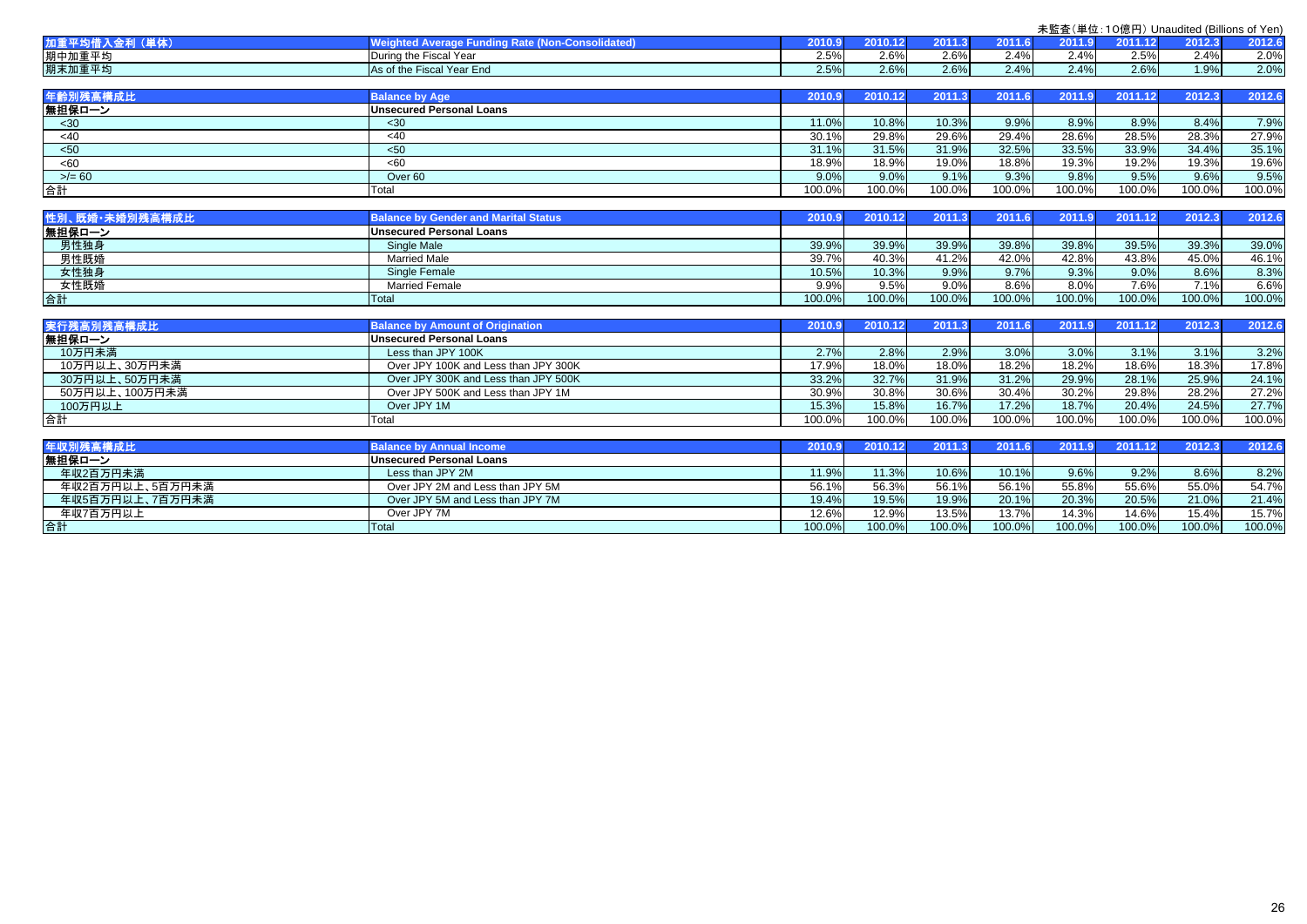未監査（単位：10億円）Unaudited (Billions of Yen)

| 加重平均借入金利（単体） | Weighted Average Funding Rate (Non-Consolidated) | 2010.9 | 2010.12 | 2011.3 | 2011.6 | 2011.9 | 2011.12 | 2012.3 | 2012.6 |
|---|---|---|---|---|---|---|---|---|---|
| 期中加重平均 | During the Fiscal Year | 2.5% | 2.6% | 2.6% | 2.4% | 2.4% | 2.5% | 2.4% | 2.0% |
| 期末加重平均 | As of the Fiscal Year End | 2.5% | 2.6% | 2.6% | 2.4% | 2.4% | 2.6% | 1.9% | 2.0% |

| 年齢別残高構成比 | Balance by Age | 2010.9 | 2010.12 | 2011.3 | 2011.6 | 2011.9 | 2011.12 | 2012.3 | 2012.6 |
|---|---|---|---|---|---|---|---|---|---|
| **無担保ローン** | **Unsecured Personal Loans** | | | | | | | | |
| <30 | <30 | 11.0% | 10.8% | 10.3% | 9.9% | 8.9% | 8.9% | 8.4% | 7.9% |
| <40 | <40 | 30.1% | 29.8% | 29.6% | 29.4% | 28.6% | 28.5% | 28.3% | 27.9% |
| <50 | <50 | 31.1% | 31.5% | 31.9% | 32.5% | 33.5% | 33.9% | 34.4% | 35.1% |
| <60 | <60 | 18.9% | 18.9% | 19.0% | 18.8% | 19.3% | 19.2% | 19.3% | 19.6% |
| >/= 60 | Over 60 | 9.0% | 9.0% | 9.1% | 9.3% | 9.8% | 9.5% | 9.6% | 9.5% |
| 合計 | Total | 100.0% | 100.0% | 100.0% | 100.0% | 100.0% | 100.0% | 100.0% | 100.0% |

| 性別、既婚・未婚別残高構成比 | Balance by Gender and Marital Status | 2010.9 | 2010.12 | 2011.3 | 2011.6 | 2011.9 | 2011.12 | 2012.3 | 2012.6 |
|---|---|---|---|---|---|---|---|---|---|
| **無担保ローン** | **Unsecured Personal Loans** | | | | | | | | |
| 男性独身 | Single Male | 39.9% | 39.9% | 39.9% | 39.8% | 39.8% | 39.5% | 39.3% | 39.0% |
| 男性既婚 | Married Male | 39.7% | 40.3% | 41.2% | 42.0% | 42.8% | 43.8% | 45.0% | 46.1% |
| 女性独身 | Single Female | 10.5% | 10.3% | 9.9% | 9.7% | 9.3% | 9.0% | 8.6% | 8.3% |
| 女性既婚 | Married Female | 9.9% | 9.5% | 9.0% | 8.6% | 8.0% | 7.6% | 7.1% | 6.6% |
| 合計 | Total | 100.0% | 100.0% | 100.0% | 100.0% | 100.0% | 100.0% | 100.0% | 100.0% |

| 実行残高別残高構成比 | Balance by Amount of Origination | 2010.9 | 2010.12 | 2011.3 | 2011.6 | 2011.9 | 2011.12 | 2012.3 | 2012.6 |
|---|---|---|---|---|---|---|---|---|---|
| **無担保ローン** | **Unsecured Personal Loans** | | | | | | | | |
| 10万円未満 | Less than JPY 100K | 2.7% | 2.8% | 2.9% | 3.0% | 3.0% | 3.1% | 3.1% | 3.2% |
| 10万円以上、30万円未満 | Over JPY 100K and Less than JPY 300K | 17.9% | 18.0% | 18.0% | 18.2% | 18.2% | 18.6% | 18.3% | 17.8% |
| 30万円以上、50万円未満 | Over JPY 300K and Less than JPY 500K | 33.2% | 32.7% | 31.9% | 31.2% | 29.9% | 28.1% | 25.9% | 24.1% |
| 50万円以上、100万円未満 | Over JPY 500K and Less than JPY 1M | 30.9% | 30.8% | 30.6% | 30.4% | 30.2% | 29.8% | 28.2% | 27.2% |
| 100万円以上 | Over JPY 1M | 15.3% | 15.8% | 16.7% | 17.2% | 18.7% | 20.4% | 24.5% | 27.7% |
| 合計 | Total | 100.0% | 100.0% | 100.0% | 100.0% | 100.0% | 100.0% | 100.0% | 100.0% |

| 年収別残高構成比 | Balance by Annual Income | 2010.9 | 2010.12 | 2011.3 | 2011.6 | 2011.9 | 2011.12 | 2012.3 | 2012.6 |
|---|---|---|---|---|---|---|---|---|---|
| **無担保ローン** | **Unsecured Personal Loans** | | | | | | | | |
| 年収2百万円未満 | Less than JPY 2M | 11.9% | 11.3% | 10.6% | 10.1% | 9.6% | 9.2% | 8.6% | 8.2% |
| 年収2百万円以上、5百万円未満 | Over JPY 2M and Less than JPY 5M | 56.1% | 56.3% | 56.1% | 56.1% | 55.8% | 55.6% | 55.0% | 54.7% |
| 年収5百万円以上、7百万円未満 | Over JPY 5M and Less than JPY 7M | 19.4% | 19.5% | 19.9% | 20.1% | 20.3% | 20.5% | 21.0% | 21.4% |
| 年収7百万円以上 | Over JPY 7M | 12.6% | 12.9% | 13.5% | 13.7% | 14.3% | 14.6% | 15.4% | 15.7% |
| 合計 | Total | 100.0% | 100.0% | 100.0% | 100.0% | 100.0% | 100.0% | 100.0% | 100.0% |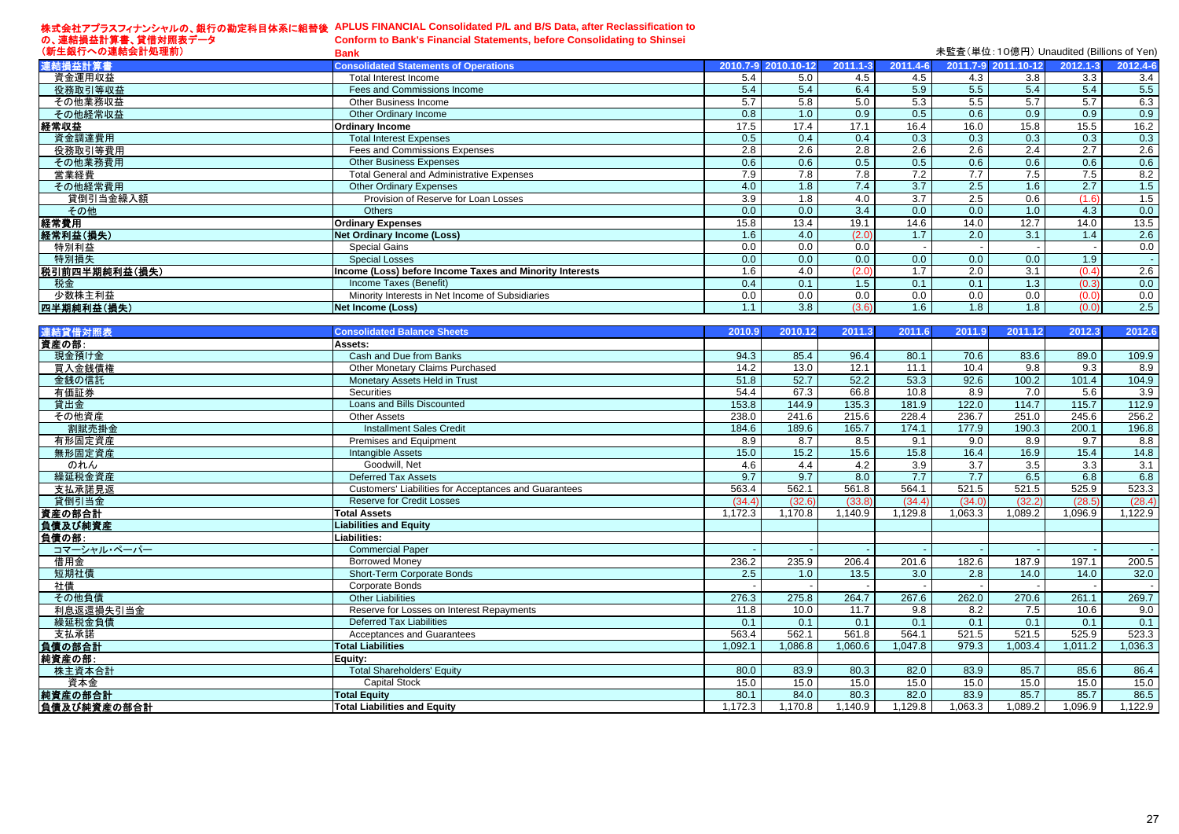# 株式会社アプラスフィナンシャルの、銀行の勘定科目体系に組替後の、連結損益計算書、貸借対照表データ（新生銀行への連結会計処理前）

# APLUS FINANCIAL Consolidated P/L and B/S Data, after Reclassification to Conform to Bank's Financial Statements, before Consolidating to Shinsei Bank

未監査（単位：10億円） Unaudited (Billions of Yen)

| 連結損益計算書 | Consolidated Statements of Operations | 2010.7-9 | 2010.10-12 | 2011.1-3 | 2011.4-6 | 2011.7-9 | 2011.10-12 | 2012.1-3 | 2012.4-6 |
|---|---|---|---|---|---|---|---|---|---|
| 資金運用収益 | Total Interest Income | 5.4 | 5.0 | 4.5 | 4.5 | 4.3 | 3.8 | 3.3 | 3.4 |
| 役務取引等収益 | Fees and Commissions Income | 5.4 | 5.4 | 6.4 | 5.9 | 5.5 | 5.4 | 5.4 | 5.5 |
| その他業務収益 | Other Business Income | 5.7 | 5.8 | 5.0 | 5.3 | 5.5 | 5.7 | 5.7 | 6.3 |
| その他経常収益 | Other Ordinary Income | 0.8 | 1.0 | 0.9 | 0.5 | 0.6 | 0.9 | 0.9 | 0.9 |
| **経常収益** | **Ordinary Income** | 17.5 | 17.4 | 17.1 | 16.4 | 16.0 | 15.8 | 15.5 | 16.2 |
| 資金調達費用 | Total Interest Expenses | 0.5 | 0.4 | 0.4 | 0.3 | 0.3 | 0.3 | 0.3 | 0.3 |
| 役務取引等費用 | Fees and Commissions Expenses | 2.8 | 2.6 | 2.8 | 2.6 | 2.6 | 2.4 | 2.7 | 2.6 |
| その他業務費用 | Other Business Expenses | 0.6 | 0.6 | 0.5 | 0.5 | 0.6 | 0.6 | 0.6 | 0.6 |
| 営業経費 | Total General and Administrative Expenses | 7.9 | 7.8 | 7.8 | 7.2 | 7.7 | 7.5 | 7.5 | 8.2 |
| その他経常費用 | Other Ordinary Expenses | 4.0 | 1.8 | 7.4 | 3.7 | 2.5 | 1.6 | 2.7 | 1.5 |
| 貸倒引当金繰入額 | Provision of Reserve for Loan Losses | 3.9 | 1.8 | 4.0 | 3.7 | 2.5 | 0.6 | (1.6) | 1.5 |
| その他 | Others | 0.0 | 0.0 | 3.4 | 0.0 | 0.0 | 1.0 | 4.3 | 0.0 |
| **経常費用** | **Ordinary Expenses** | 15.8 | 13.4 | 19.1 | 14.6 | 14.0 | 12.7 | 14.0 | 13.5 |
| **経常利益（損失）** | **Net Ordinary Income (Loss)** | 1.6 | 4.0 | (2.0) | 1.7 | 2.0 | 3.1 | 1.4 | 2.6 |
| 特別利益 | Special Gains | 0.0 | 0.0 | 0.0 | - | - | - | - | 0.0 |
| 特別損失 | Special Losses | 0.0 | 0.0 | 0.0 | 0.0 | 0.0 | 0.0 | 1.9 | - |
| **税引前四半期純利益（損失）** | **Income (Loss) before Income Taxes and Minority Interests** | 1.6 | 4.0 | (2.0) | 1.7 | 2.0 | 3.1 | (0.4) | 2.6 |
| 税金 | Income Taxes (Benefit) | 0.4 | 0.1 | 1.5 | 0.1 | 0.1 | 1.3 | (0.3) | 0.0 |
| 少数株主利益 | Minority Interests in Net Income of Subsidiaries | 0.0 | 0.0 | 0.0 | 0.0 | 0.0 | 0.0 | (0.0) | 0.0 |
| **四半期純利益（損失）** | **Net Income (Loss)** | 1.1 | 3.8 | (3.6) | 1.6 | 1.8 | 1.8 | (0.0) | 2.5 |

| 連結貸借対照表 | Consolidated Balance Sheets | 2010.9 | 2010.12 | 2011.3 | 2011.6 | 2011.9 | 2011.12 | 2012.3 | 2012.6 |
|---|---|---|---|---|---|---|---|---|---|
| **資産の部：** | **Assets:** | | | | | | | | |
| 現金預け金 | Cash and Due from Banks | 94.3 | 85.4 | 96.4 | 80.1 | 70.6 | 83.6 | 89.0 | 109.9 |
| 買入金銭債権 | Other Monetary Claims Purchased | 14.2 | 13.0 | 12.1 | 11.1 | 10.4 | 9.8 | 9.3 | 8.9 |
| 金銭の信託 | Monetary Assets Held in Trust | 51.8 | 52.7 | 52.2 | 53.3 | 92.6 | 100.2 | 101.4 | 104.9 |
| 有価証券 | Securities | 54.4 | 67.3 | 66.8 | 10.8 | 8.9 | 7.0 | 5.6 | 3.9 |
| 貸出金 | Loans and Bills Discounted | 153.8 | 144.9 | 135.3 | 181.9 | 122.0 | 114.7 | 115.7 | 112.9 |
| その他資産 | Other Assets | 238.0 | 241.6 | 215.6 | 228.4 | 236.7 | 251.0 | 245.6 | 256.2 |
| 割賦売掛金 | Installment Sales Credit | 184.6 | 189.6 | 165.7 | 174.1 | 177.9 | 190.3 | 200.1 | 196.8 |
| 有形固定資産 | Premises and Equipment | 8.9 | 8.7 | 8.5 | 9.1 | 9.0 | 8.9 | 9.7 | 8.8 |
| 無形固定資産 | Intangible Assets | 15.0 | 15.2 | 15.6 | 15.8 | 16.4 | 16.9 | 15.4 | 14.8 |
| のれん | Goodwill, Net | 4.6 | 4.4 | 4.2 | 3.9 | 3.7 | 3.5 | 3.3 | 3.1 |
| 繰延税金資産 | Deferred Tax Assets | 9.7 | 9.7 | 8.0 | 7.7 | 7.7 | 6.5 | 6.8 | 6.8 |
| 支払承諾見返 | Customers' Liabilities for Acceptances and Guarantees | 563.4 | 562.1 | 561.8 | 564.1 | 521.5 | 521.5 | 525.9 | 523.3 |
| 貸倒引当金 | Reserve for Credit Losses | (34.4) | (32.6) | (33.8) | (34.4) | (34.0) | (32.2) | (28.5) | (28.4) |
| **資産の部合計** | **Total Assets** | 1,172.3 | 1,170.8 | 1,140.9 | 1,129.8 | 1,063.3 | 1,089.2 | 1,096.9 | 1,122.9 |
| **負債及び純資産** | **Liabilities and Equity** | | | | | | | | |
| **負債の部：** | **Liabilities:** | | | | | | | | |
| コマーシャル・ペーパー | Commercial Paper | - | - | - | - | - | - | - | - |
| 借用金 | Borrowed Money | 236.2 | 235.9 | 206.4 | 201.6 | 182.6 | 187.9 | 197.1 | 200.5 |
| 短期社債 | Short-Term Corporate Bonds | 2.5 | 1.0 | 13.5 | 3.0 | 2.8 | 14.0 | 14.0 | 32.0 |
| 社債 | Corporate Bonds | - | - | - | - | - | - | - | - |
| その他負債 | Other Liabilities | 276.3 | 275.8 | 264.7 | 267.6 | 262.0 | 270.6 | 261.1 | 269.7 |
| 利息返還損失引当金 | Reserve for Losses on Interest Repayments | 11.8 | 10.0 | 11.7 | 9.8 | 8.2 | 7.5 | 10.6 | 9.0 |
| 繰延税金負債 | Deferred Tax Liabilities | 0.1 | 0.1 | 0.1 | 0.1 | 0.1 | 0.1 | 0.1 | 0.1 |
| 支払承諾 | Acceptances and Guarantees | 563.4 | 562.1 | 561.8 | 564.1 | 521.5 | 521.5 | 525.9 | 523.3 |
| **負債の部合計** | **Total Liabilities** | 1,092.1 | 1,086.8 | 1,060.6 | 1,047.8 | 979.3 | 1,003.4 | 1,011.2 | 1,036.3 |
| **純資産の部：** | **Equity:** | | | | | | | | |
| 株主資本合計 | Total Shareholders' Equity | 80.0 | 83.9 | 80.3 | 82.0 | 83.9 | 85.7 | 85.6 | 86.4 |
| 資本金 | Capital Stock | 15.0 | 15.0 | 15.0 | 15.0 | 15.0 | 15.0 | 15.0 | 15.0 |
| **純資産の部合計** | **Total Equity** | 80.1 | 84.0 | 80.3 | 82.0 | 83.9 | 85.7 | 85.7 | 86.5 |
| **負債及び純資産の部合計** | **Total Liabilities and Equity** | 1,172.3 | 1,170.8 | 1,140.9 | 1,129.8 | 1,063.3 | 1,089.2 | 1,096.9 | 1,122.9 |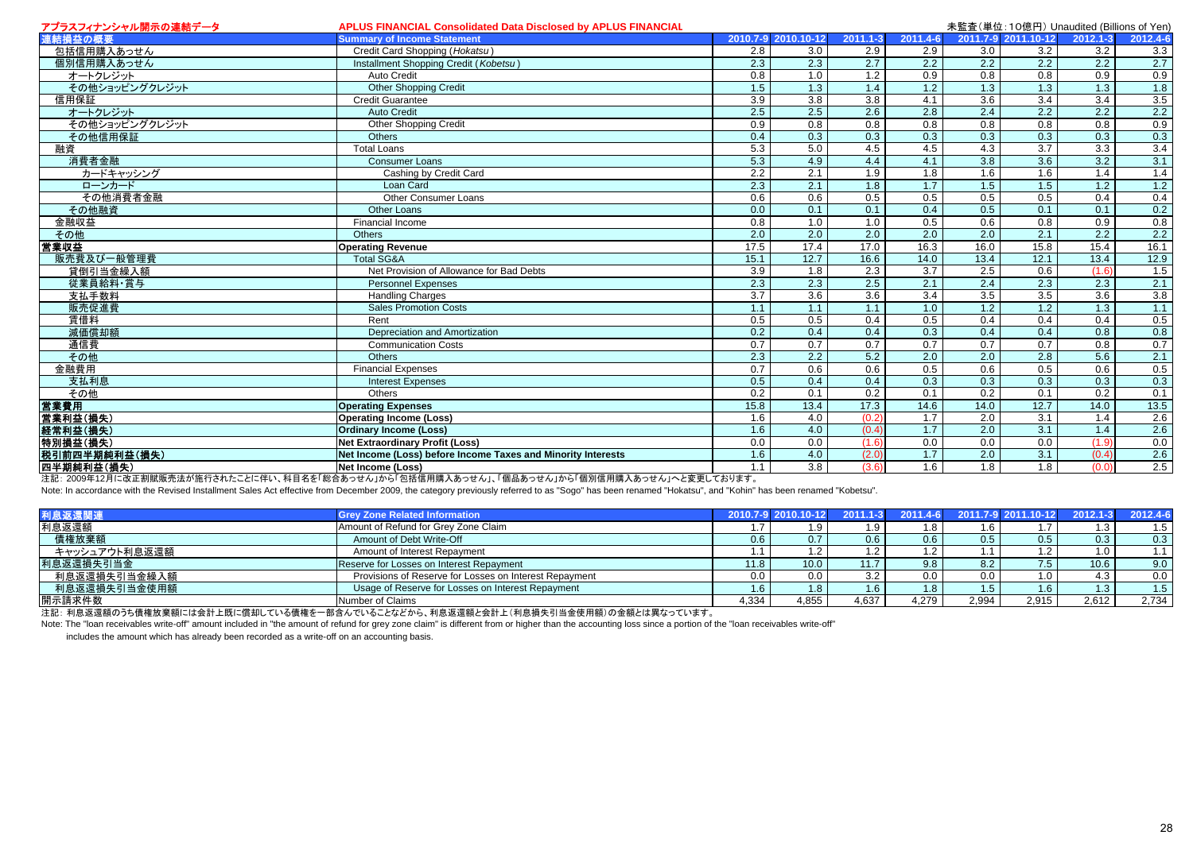アプラスフィナンシャル開示の連結データ　APLUS FINANCIAL Consolidated Data Disclosed by APLUS FINANCIAL

未監査（単位：10億円）Unaudited (Billions of Yen)

| 連結損益の概要 | Summary of Income Statement | 2010.7-9 | 2010.10-12 | 2011.1-3 | 2011.4-6 | 2011.7-9 | 2011.10-12 | 2012.1-3 | 2012.4-6 |
|---|---|---|---|---|---|---|---|---|---|
| 包括信用購入あっせん | Credit Card Shopping (*Hokatsu*) | 2.8 | 3.0 | 2.9 | 2.9 | 3.0 | 3.2 | 3.2 | 3.3 |
| 個別信用購入あっせん | Installment Shopping Credit (*Kobetsu*) | 2.3 | 2.3 | 2.7 | 2.2 | 2.2 | 2.2 | 2.2 | 2.7 |
| オートクレジット | Auto Credit | 0.8 | 1.0 | 1.2 | 0.9 | 0.8 | 0.8 | 0.9 | 0.9 |
| その他ショッピングクレジット | Other Shopping Credit | 1.5 | 1.3 | 1.4 | 1.2 | 1.3 | 1.3 | 1.3 | 1.8 |
| 信用保証 | Credit Guarantee | 3.9 | 3.8 | 3.8 | 4.1 | 3.6 | 3.4 | 3.4 | 3.5 |
| オートクレジット | Auto Credit | 2.5 | 2.5 | 2.6 | 2.8 | 2.4 | 2.2 | 2.2 | 2.2 |
| その他ショッピングクレジット | Other Shopping Credit | 0.9 | 0.8 | 0.8 | 0.8 | 0.8 | 0.8 | 0.8 | 0.9 |
| その他信用保証 | Others | 0.4 | 0.3 | 0.3 | 0.3 | 0.3 | 0.3 | 0.3 | 0.3 |
| 融資 | Total Loans | 5.3 | 5.0 | 4.5 | 4.5 | 4.3 | 3.7 | 3.3 | 3.4 |
| 消費者金融 | Consumer Loans | 5.3 | 4.9 | 4.4 | 4.1 | 3.8 | 3.6 | 3.2 | 3.1 |
| カードキャッシング | Cashing by Credit Card | 2.2 | 2.1 | 1.9 | 1.8 | 1.6 | 1.6 | 1.4 | 1.4 |
| ローンカード | Loan Card | 2.3 | 2.1 | 1.8 | 1.7 | 1.5 | 1.5 | 1.2 | 1.2 |
| その他消費者金融 | Other Consumer Loans | 0.6 | 0.6 | 0.5 | 0.5 | 0.5 | 0.5 | 0.4 | 0.4 |
| その他融資 | Other Loans | 0.0 | 0.1 | 0.1 | 0.4 | 0.5 | 0.1 | 0.1 | 0.2 |
| 金融収益 | Financial Income | 0.8 | 1.0 | 1.0 | 0.5 | 0.6 | 0.8 | 0.9 | 0.8 |
| その他 | Others | 2.0 | 2.0 | 2.0 | 2.0 | 2.0 | 2.1 | 2.2 | 2.2 |
| **営業収益** | **Operating Revenue** | 17.5 | 17.4 | 17.0 | 16.3 | 16.0 | 15.8 | 15.4 | 16.1 |
| 販売費及び一般管理費 | Total SG&A | 15.1 | 12.7 | 16.6 | 14.0 | 13.4 | 12.1 | 13.4 | 12.9 |
| 貸倒引当金繰入額 | Net Provision of Allowance for Bad Debts | 3.9 | 1.8 | 2.3 | 3.7 | 2.5 | 0.6 | (1.6) | 1.5 |
| 従業員給料・賞与 | Personnel Expenses | 2.3 | 2.3 | 2.5 | 2.1 | 2.4 | 2.3 | 2.3 | 2.1 |
| 支払手数料 | Handling Charges | 3.7 | 3.6 | 3.6 | 3.4 | 3.5 | 3.5 | 3.6 | 3.8 |
| 販売促進費 | Sales Promotion Costs | 1.1 | 1.1 | 1.1 | 1.0 | 1.2 | 1.2 | 1.3 | 1.1 |
| 賃借料 | Rent | 0.5 | 0.5 | 0.4 | 0.5 | 0.4 | 0.4 | 0.4 | 0.5 |
| 減価償却額 | Depreciation and Amortization | 0.2 | 0.4 | 0.4 | 0.3 | 0.4 | 0.4 | 0.8 | 0.8 |
| 通信費 | Communication Costs | 0.7 | 0.7 | 0.7 | 0.7 | 0.7 | 0.7 | 0.8 | 0.7 |
| その他 | Others | 2.3 | 2.2 | 5.2 | 2.0 | 2.0 | 2.8 | 5.6 | 2.1 |
| 金融費用 | Financial Expenses | 0.7 | 0.6 | 0.6 | 0.5 | 0.6 | 0.5 | 0.6 | 0.5 |
| 支払利息 | Interest Expenses | 0.5 | 0.4 | 0.4 | 0.3 | 0.3 | 0.3 | 0.3 | 0.3 |
| その他 | Others | 0.2 | 0.1 | 0.2 | 0.1 | 0.2 | 0.1 | 0.2 | 0.1 |
| **営業費用** | **Operating Expenses** | 15.8 | 13.4 | 17.3 | 14.6 | 14.0 | 12.7 | 14.0 | 13.5 |
| **営業利益（損失）** | **Operating Income (Loss)** | 1.6 | 4.0 | (0.2) | 1.7 | 2.0 | 3.1 | 1.4 | 2.6 |
| **経常利益（損失）** | **Ordinary Income (Loss)** | 1.6 | 4.0 | (0.4) | 1.7 | 2.0 | 3.1 | 1.4 | 2.6 |
| **特別損益（損失）** | **Net Extraordinary Profit (Loss)** | 0.0 | 0.0 | (1.6) | 0.0 | 0.0 | 0.0 | (1.9) | 0.0 |
| **税引前四半期純利益（損失）** | **Net Income (Loss) before Income Taxes and Minority Interests** | 1.6 | 4.0 | (2.0) | 1.7 | 2.0 | 3.1 | (0.4) | 2.6 |
| **四半期純利益（損失）** | **Net Income (Loss)** | 1.1 | 3.8 | (3.6) | 1.6 | 1.8 | 1.8 | (0.0) | 2.5 |

注記：2009年12月に改正割賦販売法が施行されたことに伴い、科目名を「総合あっせん」から「包括信用購入あっせん」、「個品あっせん」から「個別信用購入あっせん」へと変更しております。

Note: In accordance with the Revised Installment Sales Act effective from December 2009, the category previously referred to as "Sogo" has been renamed "Hokatsu", and "Kohin" has been renamed "Kobetsu".

| 利息返還関連 | Grey Zone Related Information | 2010.7-9 | 2010.10-12 | 2011.1-3 | 2011.4-6 | 2011.7-9 | 2011.10-12 | 2012.1-3 | 2012.4-6 |
|---|---|---|---|---|---|---|---|---|---|
| 利息返還額 | Amount of Refund for Grey Zone Claim | 1.7 | 1.9 | 1.9 | 1.8 | 1.6 | 1.7 | 1.3 | 1.5 |
| 債権放棄額 | Amount of Debt Write-Off | 0.6 | 0.7 | 0.6 | 0.6 | 0.5 | 0.5 | 0.3 | 0.3 |
| キャッシュアウト利息返還額 | Amount of Interest Repayment | 1.1 | 1.2 | 1.2 | 1.2 | 1.1 | 1.2 | 1.0 | 1.1 |
| 利息返還損失引当金 | Reserve for Losses on Interest Repayment | 11.8 | 10.0 | 11.7 | 9.8 | 8.2 | 7.5 | 10.6 | 9.0 |
| 利息返還損失引当金繰入額 | Provisions of Reserve for Losses on Interest Repayment | 0.0 | 0.0 | 3.2 | 0.0 | 0.0 | 1.0 | 4.3 | 0.0 |
| 利息返還損失引当金使用額 | Usage of Reserve for Losses on Interest Repayment | 1.6 | 1.8 | 1.6 | 1.8 | 1.5 | 1.6 | 1.3 | 1.5 |
| 開示請求件数 | Number of Claims | 4,334 | 4,855 | 4,637 | 4,279 | 2,994 | 2,915 | 2,612 | 2,734 |

注記：利息返還額のうち債権放棄額には会計上既に償却している債権を一部含んでいることなどから、利息返還額と会計上（利息損失引当金使用額）の金額とは異なっています。

Note: The "loan receivables write-off" amount included in "the amount of refund for grey zone claim" is different from or higher than the accounting loss since a portion of the "loan receivables write-off" includes the amount which has already been recorded as a write-off on an accounting basis.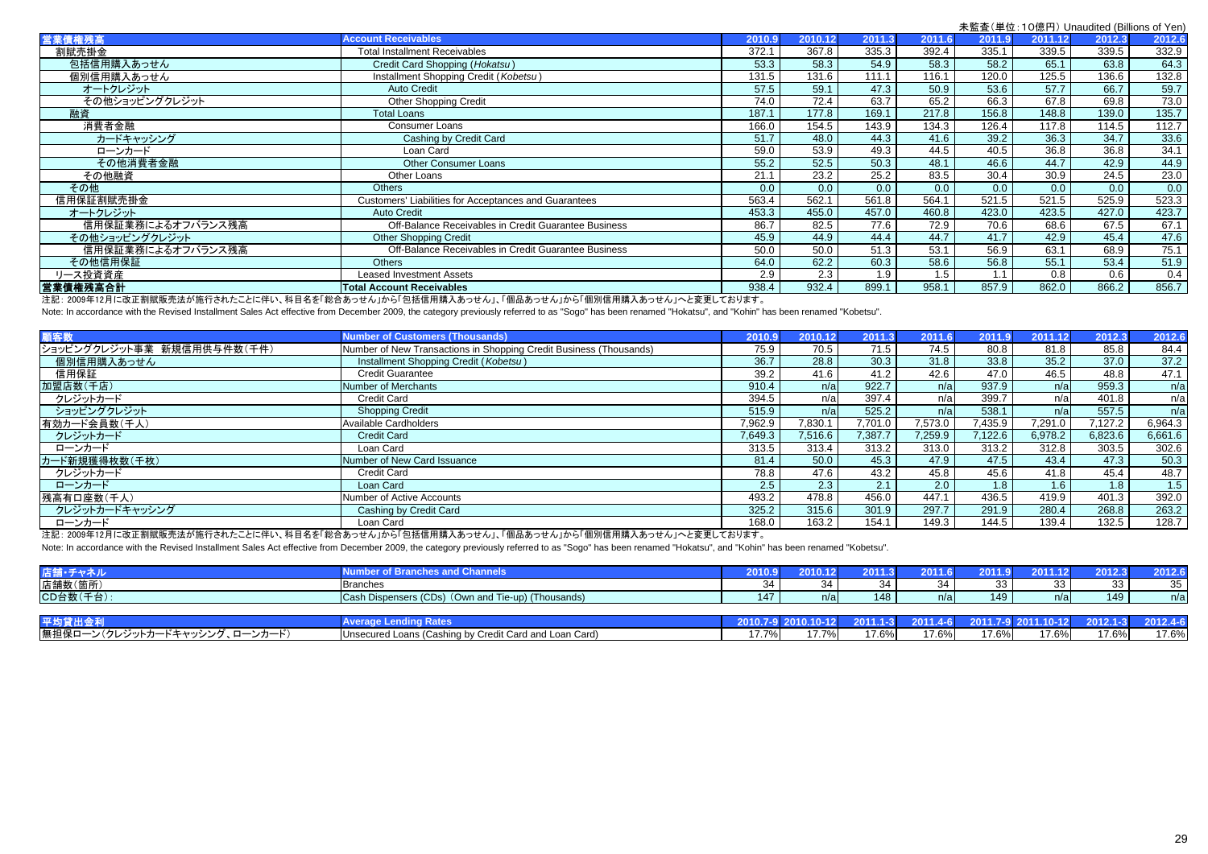未監査（単位：10億円）Unaudited (Billions of Yen)

| 営業債権残高 | Account Receivables | 2010.9 | 2010.12 | 2011.3 | 2011.6 | 2011.9 | 2011.12 | 2012.3 | 2012.6 |
|---|---|---|---|---|---|---|---|---|---|
| 割賦売掛金 | Total Installment Receivables | 372.1 | 367.8 | 335.3 | 392.4 | 335.1 | 339.5 | 339.5 | 332.9 |
| 包括信用購入あっせん | Credit Card Shopping (*Hokatsu*) | 53.3 | 58.3 | 54.9 | 58.3 | 58.2 | 65.1 | 63.8 | 64.3 |
| 個別信用購入あっせん | Installment Shopping Credit (*Kobetsu*) | 131.5 | 131.6 | 111.1 | 116.1 | 120.0 | 125.5 | 136.6 | 132.8 |
| オートクレジット | Auto Credit | 57.5 | 59.1 | 47.3 | 50.9 | 53.6 | 57.7 | 66.7 | 59.7 |
| その他ショッピングクレジット | Other Shopping Credit | 74.0 | 72.4 | 63.7 | 65.2 | 66.3 | 67.8 | 69.8 | 73.0 |
| 融資 | Total Loans | 187.1 | 177.8 | 169.1 | 217.8 | 156.8 | 148.8 | 139.0 | 135.7 |
| 消費者金融 | Consumer Loans | 166.0 | 154.5 | 143.9 | 134.3 | 126.4 | 117.8 | 114.5 | 112.7 |
| カードキャッシング | Cashing by Credit Card | 51.7 | 48.0 | 44.3 | 41.6 | 39.2 | 36.3 | 34.7 | 33.6 |
| ローンカード | Loan Card | 59.0 | 53.9 | 49.3 | 44.5 | 40.5 | 36.8 | 36.8 | 34.1 |
| その他消費者金融 | Other Consumer Loans | 55.2 | 52.5 | 50.3 | 48.1 | 46.6 | 44.7 | 42.9 | 44.9 |
| その他融資 | Other Loans | 21.1 | 23.2 | 25.2 | 83.5 | 30.4 | 30.9 | 24.5 | 23.0 |
| その他 | Others | 0.0 | 0.0 | 0.0 | 0.0 | 0.0 | 0.0 | 0.0 | 0.0 |
| 信用保証割賦売掛金 | Customers' Liabilities for Acceptances and Guarantees | 563.4 | 562.1 | 561.8 | 564.1 | 521.5 | 521.5 | 525.9 | 523.3 |
| オートクレジット | Auto Credit | 453.3 | 455.0 | 457.0 | 460.8 | 423.0 | 423.5 | 427.0 | 423.7 |
| 信用保証業務によるオフバランス残高 | Off-Balance Receivables in Credit Guarantee Business | 86.7 | 82.5 | 77.6 | 72.9 | 70.6 | 68.6 | 67.5 | 67.1 |
| その他ショッピングクレジット | Other Shopping Credit | 45.9 | 44.9 | 44.4 | 44.7 | 41.7 | 42.9 | 45.4 | 47.6 |
| 信用保証業務によるオフバランス残高 | Off-Balance Receivables in Credit Guarantee Business | 50.0 | 50.0 | 51.3 | 53.1 | 56.9 | 63.1 | 68.9 | 75.1 |
| その他信用保証 | Others | 64.0 | 62.2 | 60.3 | 58.6 | 56.8 | 55.1 | 53.4 | 51.9 |
| リース投資資産 | Leased Investment Assets | 2.9 | 2.3 | 1.9 | 1.5 | 1.1 | 0.8 | 0.6 | 0.4 |
| 営業債権残高合計 | Total Account Receivables | 938.4 | 932.4 | 899.1 | 958.1 | 857.9 | 862.0 | 866.2 | 856.7 |

注記：2009年12月に改正割賦販売法が施行されたことに伴い、科目名を「総合あっせん」から「包括信用購入あっせん」、「個品あっせん」から「個別信用購入あっせん」へと変更しております。

Note: In accordance with the Revised Installment Sales Act effective from December 2009, the category previously referred to as "Sogo" has been renamed "Hokatsu", and "Kohin" has been renamed "Kobetsu".

| 顧客数 | Number of Customers (Thousands) | 2010.9 | 2010.12 | 2011.3 | 2011.6 | 2011.9 | 2011.12 | 2012.3 | 2012.6 |
|---|---|---|---|---|---|---|---|---|---|
| ショッピングクレジット事業 新規信用供与件数(千件) | Number of New Transactions in Shopping Credit Business (Thousands) | 75.9 | 70.5 | 71.5 | 74.5 | 80.8 | 81.8 | 85.8 | 84.4 |
| 個別信用購入あっせん | Installment Shopping Credit (*Kobetsu*) | 36.7 | 28.8 | 30.3 | 31.8 | 33.8 | 35.2 | 37.0 | 37.2 |
| 信用保証 | Credit Guarantee | 39.2 | 41.6 | 41.2 | 42.6 | 47.0 | 46.5 | 48.8 | 47.1 |
| 加盟店数(千店) | Number of Merchants | 910.4 | n/a | 922.7 | n/a | 937.9 | n/a | 959.3 | n/a |
| クレジットカード | Credit Card | 394.5 | n/a | 397.4 | n/a | 399.7 | n/a | 401.8 | n/a |
| ショッピングクレジット | Shopping Credit | 515.9 | n/a | 525.2 | n/a | 538.1 | n/a | 557.5 | n/a |
| 有効カード会員数(千人) | Available Cardholders | 7,962.9 | 7,830.1 | 7,701.0 | 7,573.0 | 7,435.9 | 7,291.0 | 7,127.2 | 6,964.3 |
| クレジットカード | Credit Card | 7,649.3 | 7,516.6 | 7,387.7 | 7,259.9 | 7,122.6 | 6,978.2 | 6,823.6 | 6,661.6 |
| ローンカード | Loan Card | 313.5 | 313.4 | 313.2 | 313.0 | 313.2 | 312.8 | 303.5 | 302.6 |
| カード新規獲得枚数(千枚) | Number of New Card Issuance | 81.4 | 50.0 | 45.3 | 47.9 | 47.5 | 43.4 | 47.3 | 50.3 |
| クレジットカード | Credit Card | 78.8 | 47.6 | 43.2 | 45.8 | 45.6 | 41.8 | 45.4 | 48.7 |
| ローンカード | Loan Card | 2.5 | 2.3 | 2.1 | 2.0 | 1.8 | 1.6 | 1.8 | 1.5 |
| 残高有口座数(千人) | Number of Active Accounts | 493.2 | 478.8 | 456.0 | 447.1 | 436.5 | 419.9 | 401.3 | 392.0 |
| クレジットカードキャッシング | Cashing by Credit Card | 325.2 | 315.6 | 301.9 | 297.7 | 291.9 | 280.4 | 268.8 | 263.2 |
| ローンカード | Loan Card | 168.0 | 163.2 | 154.1 | 149.3 | 144.5 | 139.4 | 132.5 | 128.7 |

注記：2009年12月に改正割賦販売法が施行されたことに伴い、科目名を「総合あっせん」から「包括信用購入あっせん」、「個品あっせん」から「個別信用購入あっせん」へと変更しております。

Note: In accordance with the Revised Installment Sales Act effective from December 2009, the category previously referred to as "Sogo" has been renamed "Hokatsu", and "Kohin" has been renamed "Kobetsu".

| 店舗・チャネル | Number of Branches and Channels | 2010.9 | 2010.12 | 2011.3 | 2011.6 | 2011.9 | 2011.12 | 2012.3 | 2012.6 |
|---|---|---|---|---|---|---|---|---|---|
| 店舗数(箇所) | Branches | 34 | 34 | 34 | 34 | 33 | 33 | 33 | 35 |
| CD台数(千台) | Cash Dispensers (CDs) (Own and Tie-up) (Thousands) | 147 | n/a | 148 | n/a | 149 | n/a | 149 | n/a |

| 平均貸出金利 | Average Lending Rates | 2010.7-9 | 2010.10-12 | 2011.1-3 | 2011.4-6 | 2011.7-9 | 2011.10-12 | 2012.1-3 | 2012.4-6 |
|---|---|---|---|---|---|---|---|---|---|
| 無担保ローン(クレジットカードキャッシング、ローンカード) | Unsecured Loans (Cashing by Credit Card and Loan Card) | 17.7% | 17.7% | 17.6% | 17.6% | 17.6% | 17.6% | 17.6% | 17.6% |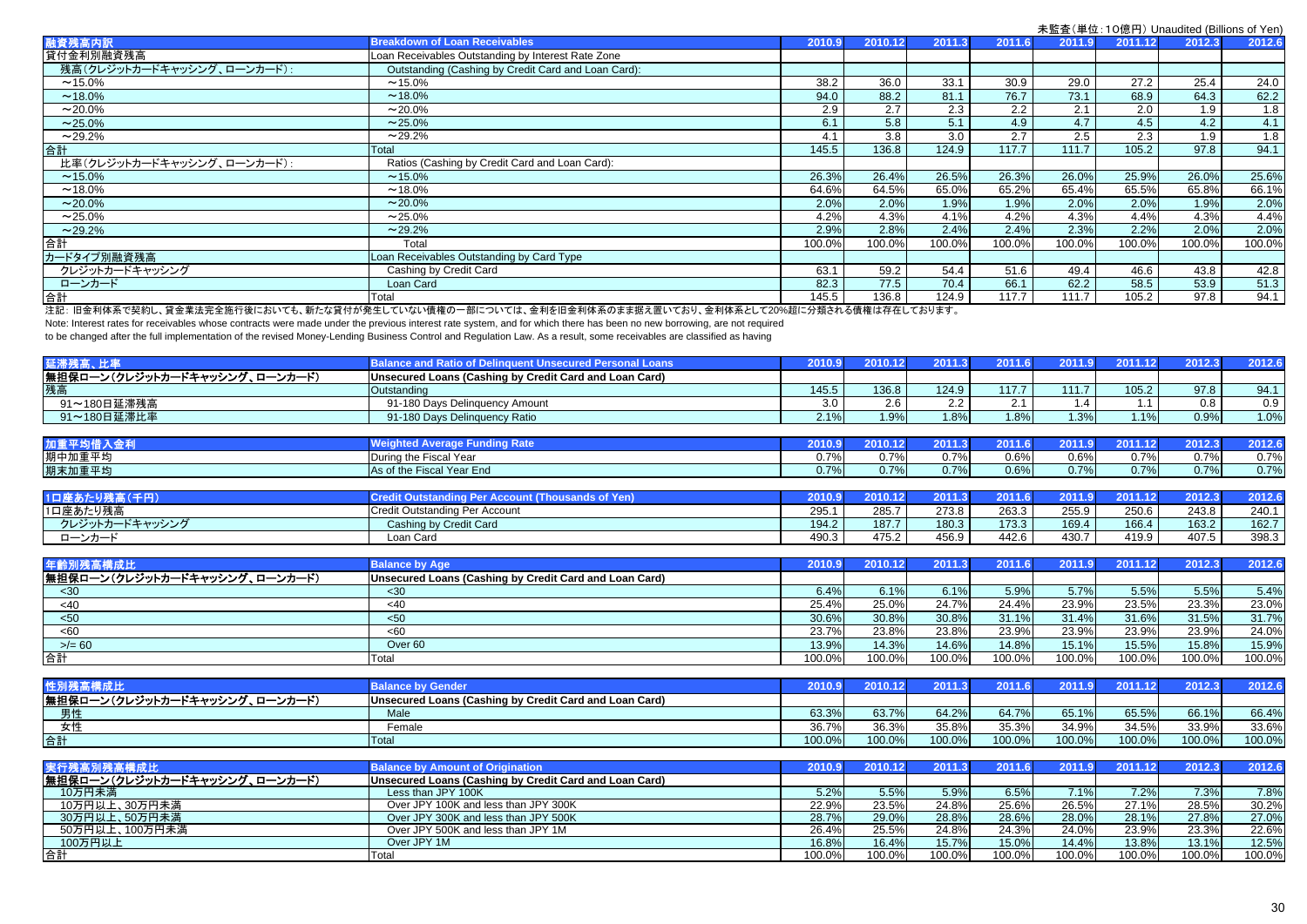未監査（単位：10億円）Unaudited (Billions of Yen)

| 融資残高内訳 | Breakdown of Loan Receivables | 2010.9 | 2010.12 | 2011.3 | 2011.6 | 2011.9 | 2011.12 | 2012.3 | 2012.6 |
|---|---|---|---|---|---|---|---|---|---|
| 貸付金利別融資残高 | Loan Receivables Outstanding by Interest Rate Zone | | | | | | | | |
| 残高（クレジットカードキャッシング、ローンカード）： | Outstanding (Cashing by Credit Card and Loan Card): | | | | | | | | |
| ～15.0% | ～15.0% | 38.2 | 36.0 | 33.1 | 30.9 | 29.0 | 27.2 | 25.4 | 24.0 |
| ～18.0% | ～18.0% | 94.0 | 88.2 | 81.1 | 76.7 | 73.1 | 68.9 | 64.3 | 62.2 |
| ～20.0% | ～20.0% | 2.9 | 2.7 | 2.3 | 2.2 | 2.1 | 2.0 | 1.9 | 1.8 |
| ～25.0% | ～25.0% | 6.1 | 5.8 | 5.1 | 4.9 | 4.7 | 4.5 | 4.2 | 4.1 |
| ～29.2% | ～29.2% | 4.1 | 3.8 | 3.0 | 2.7 | 2.5 | 2.3 | 1.9 | 1.8 |
| 合計 | Total | 145.5 | 136.8 | 124.9 | 117.7 | 111.7 | 105.2 | 97.8 | 94.1 |
| 比率（クレジットカードキャッシング、ローンカード）： | Ratios (Cashing by Credit Card and Loan Card): | | | | | | | | |
| ～15.0% | ～15.0% | 26.3% | 26.4% | 26.5% | 26.3% | 26.0% | 25.9% | 26.0% | 25.6% |
| ～18.0% | ～18.0% | 64.6% | 64.5% | 65.0% | 65.2% | 65.4% | 65.5% | 65.8% | 66.1% |
| ～20.0% | ～20.0% | 2.0% | 2.0% | 1.9% | 1.9% | 2.0% | 2.0% | 1.9% | 2.0% |
| ～25.0% | ～25.0% | 4.2% | 4.3% | 4.1% | 4.2% | 4.3% | 4.4% | 4.3% | 4.4% |
| ～29.2% | ～29.2% | 2.9% | 2.8% | 2.4% | 2.4% | 2.3% | 2.2% | 2.0% | 2.0% |
| 合計 | Total | 100.0% | 100.0% | 100.0% | 100.0% | 100.0% | 100.0% | 100.0% | 100.0% |
| カードタイプ別融資残高 | Loan Receivables Outstanding by Card Type | | | | | | | | |
| クレジットカードキャッシング | Cashing by Credit Card | 63.1 | 59.2 | 54.4 | 51.6 | 49.4 | 46.6 | 43.8 | 42.8 |
| ローンカード | Loan Card | 82.3 | 77.5 | 70.4 | 66.1 | 62.2 | 58.5 | 53.9 | 51.3 |
| 合計 | Total | 145.5 | 136.8 | 124.9 | 117.7 | 111.7 | 105.2 | 97.8 | 94.1 |

注記：旧金利体系で契約し、貸金業法完全施行後においても、新たな貸付が発生していない債権の一部については、金利を旧金利体系のまま据え置いており、金利体系として20%超に分類される債権は存在しております。
Note: Interest rates for receivables whose contracts were made under the previous interest rate system, and for which there has been no new borrowing, are not required to be changed after the full implementation of the revised Money-Lending Business Control and Regulation Law. As a result, some receivables are classified as having

| 延滞残高、比率 | Balance and Ratio of Delinquent Unsecured Personal Loans | 2010.9 | 2010.12 | 2011.3 | 2011.6 | 2011.9 | 2011.12 | 2012.3 | 2012.6 |
|---|---|---|---|---|---|---|---|---|---|
| 無担保ローン（クレジットカードキャッシング、ローンカード） | Unsecured Loans (Cashing by Credit Card and Loan Card) | | | | | | | | |
| 残高 | Outstanding | 145.5 | 136.8 | 124.9 | 117.7 | 111.7 | 105.2 | 97.8 | 94.1 |
| 91～180日延滞残高 | 91-180 Days Delinquency Amount | 3.0 | 2.6 | 2.2 | 2.1 | 1.4 | 1.1 | 0.8 | 0.9 |
| 91～180日延滞比率 | 91-180 Days Delinquency Ratio | 2.1% | 1.9% | 1.8% | 1.8% | 1.3% | 1.1% | 0.9% | 1.0% |

| 加重平均借入金利 | Weighted Average Funding Rate | 2010.9 | 2010.12 | 2011.3 | 2011.6 | 2011.9 | 2011.12 | 2012.3 | 2012.6 |
|---|---|---|---|---|---|---|---|---|---|
| 期中加重平均 | During the Fiscal Year | 0.7% | 0.7% | 0.7% | 0.6% | 0.6% | 0.7% | 0.7% | 0.7% |
| 期末加重平均 | As of the Fiscal Year End | 0.7% | 0.7% | 0.7% | 0.6% | 0.7% | 0.7% | 0.7% | 0.7% |

| 1口座あたり残高（千円） | Credit Outstanding Per Account (Thousands of Yen) | 2010.9 | 2010.12 | 2011.3 | 2011.6 | 2011.9 | 2011.12 | 2012.3 | 2012.6 |
|---|---|---|---|---|---|---|---|---|---|
| 1口座あたり残高 | Credit Outstanding Per Account | 295.1 | 285.7 | 273.8 | 263.3 | 255.9 | 250.6 | 243.8 | 240.1 |
| クレジットカードキャッシング | Cashing by Credit Card | 194.2 | 187.7 | 180.3 | 173.3 | 169.4 | 166.4 | 163.2 | 162.7 |
| ローンカード | Loan Card | 490.3 | 475.2 | 456.9 | 442.6 | 430.7 | 419.9 | 407.5 | 398.3 |

| 年齢別残高構成比 | Balance by Age | 2010.9 | 2010.12 | 2011.3 | 2011.6 | 2011.9 | 2011.12 | 2012.3 | 2012.6 |
|---|---|---|---|---|---|---|---|---|---|
| 無担保ローン（クレジットカードキャッシング、ローンカード） | Unsecured Loans (Cashing by Credit Card and Loan Card) | | | | | | | | |
| <30 | <30 | 6.4% | 6.1% | 6.1% | 5.9% | 5.7% | 5.5% | 5.5% | 5.4% |
| <40 | <40 | 25.4% | 25.0% | 24.7% | 24.4% | 23.9% | 23.5% | 23.3% | 23.0% |
| <50 | <50 | 30.6% | 30.8% | 30.8% | 31.1% | 31.4% | 31.6% | 31.5% | 31.7% |
| <60 | <60 | 23.7% | 23.8% | 23.8% | 23.9% | 23.9% | 23.9% | 23.9% | 24.0% |
| >/= 60 | Over 60 | 13.9% | 14.3% | 14.6% | 14.8% | 15.1% | 15.5% | 15.8% | 15.9% |
| 合計 | Total | 100.0% | 100.0% | 100.0% | 100.0% | 100.0% | 100.0% | 100.0% | 100.0% |

| 性別残高構成比 | Balance by Gender | 2010.9 | 2010.12 | 2011.3 | 2011.6 | 2011.9 | 2011.12 | 2012.3 | 2012.6 |
|---|---|---|---|---|---|---|---|---|---|
| 無担保ローン（クレジットカードキャッシング、ローンカード） | Unsecured Loans (Cashing by Credit Card and Loan Card) | | | | | | | | |
| 男性 | Male | 63.3% | 63.7% | 64.2% | 64.7% | 65.1% | 65.5% | 66.1% | 66.4% |
| 女性 | Female | 36.7% | 36.3% | 35.8% | 35.3% | 34.9% | 34.5% | 33.9% | 33.6% |
| 合計 | Total | 100.0% | 100.0% | 100.0% | 100.0% | 100.0% | 100.0% | 100.0% | 100.0% |

| 実行残高別残高構成比 | Balance by Amount of Origination | 2010.9 | 2010.12 | 2011.3 | 2011.6 | 2011.9 | 2011.12 | 2012.3 | 2012.6 |
|---|---|---|---|---|---|---|---|---|---|
| 無担保ローン（クレジットカードキャッシング、ローンカード） | Unsecured Loans (Cashing by Credit Card and Loan Card) | | | | | | | | |
| 10万円未満 | Less than JPY 100K | 5.2% | 5.5% | 5.9% | 6.5% | 7.1% | 7.2% | 7.3% | 7.8% |
| 10万円以上、30万円未満 | Over JPY 100K and less than JPY 300K | 22.9% | 23.5% | 24.8% | 25.6% | 26.5% | 27.1% | 28.5% | 30.2% |
| 30万円以上、50万円未満 | Over JPY 300K and less than JPY 500K | 28.7% | 29.0% | 28.8% | 28.6% | 28.0% | 28.1% | 27.8% | 27.0% |
| 50万円以上、100万円未満 | Over JPY 500K and less than JPY 1M | 26.4% | 25.5% | 24.8% | 24.3% | 24.0% | 23.9% | 23.3% | 22.6% |
| 100万円以上 | Over JPY 1M | 16.8% | 16.4% | 15.7% | 15.0% | 14.4% | 13.8% | 13.1% | 12.5% |
| 合計 | Total | 100.0% | 100.0% | 100.0% | 100.0% | 100.0% | 100.0% | 100.0% | 100.0% |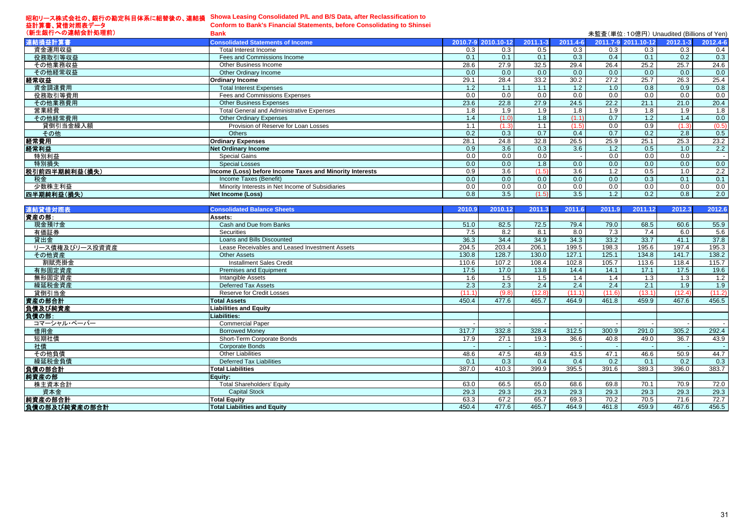昭和リース株式会社の、銀行の勘定科目体系に組替後の、連結損益計算書、貸借対照表データ（新生銀行への連結会計処理前）

**Showa Leasing Consolidated P/L and B/S Data, after Reclassification to Conform to Bank's Financial Statements, before Consolidating to Shinsei Bank**

未監査（単位：10億円）Unaudited (Billions of Yen)

| 連結損益計算書 | Consolidated Statements of Income | 2010.7-9 | 2010.10-12 | 2011.1-3 | 2011.4-6 | 2011.7-9 | 2011.10-12 | 2012.1-3 | 2012.4-6 |
|---|---|---|---|---|---|---|---|---|---|
| 資金運用収益 | Total Interest Income | 0.3 | 0.3 | 0.5 | 0.3 | 0.3 | 0.3 | 0.3 | 0.4 |
| 役務取引等収益 | Fees and Commissions Income | 0.1 | 0.1 | 0.1 | 0.3 | 0.4 | 0.1 | 0.2 | 0.3 |
| その他業務収益 | Other Business Income | 28.6 | 27.9 | 32.5 | 29.4 | 26.4 | 25.2 | 25.7 | 24.6 |
| その他経常収益 | Other Ordinary Income | 0.0 | 0.0 | 0.0 | 0.0 | 0.0 | 0.0 | 0.0 | 0.0 |
| **経常収益** | **Ordinary Income** | 29.1 | 28.4 | 33.2 | 30.2 | 27.2 | 25.7 | 26.3 | 25.4 |
| 資金調達費用 | Total Interest Expenses | 1.2 | 1.1 | 1.1 | 1.2 | 1.0 | 0.8 | 0.9 | 0.8 |
| 役務取引等費用 | Fees and Commissions Expenses | 0.0 | 0.0 | 0.0 | 0.0 | 0.0 | 0.0 | 0.0 | 0.0 |
| その他業務費用 | Other Business Expenses | 23.6 | 22.8 | 27.9 | 24.5 | 22.2 | 21.1 | 21.0 | 20.4 |
| 営業経費 | Total General and Administrative Expenses | 1.8 | 1.9 | 1.9 | 1.8 | 1.9 | 1.8 | 1.9 | 1.8 |
| その他経常費用 | Other Ordinary Expenses | 1.4 | (1.0) | 1.8 | (1.1) | 0.7 | 1.2 | 1.4 | 0.0 |
| 貸倒引当金繰入額 | Provision of Reserve for Loan Losses | 1.1 | (1.3) | 1.1 | (1.5) | 0.0 | 0.9 | (1.3) | (0.5) |
| その他 | Others | 0.2 | 0.3 | 0.7 | 0.4 | 0.7 | 0.2 | 2.8 | 0.5 |
| **経常費用** | **Ordinary Expenses** | 28.1 | 24.8 | 32.8 | 26.5 | 25.9 | 25.1 | 25.3 | 23.2 |
| **経常利益** | **Net Ordinary Income** | 0.9 | 3.6 | 0.3 | 3.6 | 1.2 | 0.5 | 1.0 | 2.2 |
| 特別利益 | Special Gains | 0.0 | 0.0 | 0.0 | - | 0.0 | 0.0 | 0.0 | - |
| 特別損失 | Special Losses | 0.0 | 0.0 | 1.8 | 0.0 | 0.0 | 0.0 | 0.0 | 0.0 |
| **税引前四半期純利益(損失)** | **Income (Loss) before Income Taxes and Minority Interests** | 0.9 | 3.6 | (1.5) | 3.6 | 1.2 | 0.5 | 1.0 | 2.2 |
| 税金 | Income Taxes (Benefit) | 0.0 | 0.0 | 0.0 | 0.0 | 0.0 | 0.3 | 0.1 | 0.1 |
| 少数株主利益 | Minority Interests in Net Income of Subsidiaries | 0.0 | 0.0 | 0.0 | 0.0 | 0.0 | 0.0 | 0.0 | 0.0 |
| **四半期純利益(損失)** | **Net Income (Loss)** | 0.8 | 3.5 | (1.5) | 3.5 | 1.2 | 0.2 | 0.8 | 2.0 |

| 連結貸借対照表 | Consolidated Balance Sheets | 2010.9 | 2010.12 | 2011.3 | 2011.6 | 2011.9 | 2011.12 | 2012.3 | 2012.6 |
|---|---|---|---|---|---|---|---|---|---|
| **資産の部:** | **Assets:** | | | | | | | | |
| 現金預け金 | Cash and Due from Banks | 51.0 | 82.5 | 72.5 | 79.4 | 79.0 | 68.5 | 60.6 | 55.9 |
| 有価証券 | Securities | 7.5 | 8.2 | 8.1 | 8.0 | 7.3 | 7.4 | 6.0 | 5.6 |
| 貸出金 | Loans and Bills Discounted | 36.3 | 34.4 | 34.9 | 34.3 | 33.2 | 33.7 | 41.1 | 37.8 |
| リース債権及びリース投資資産 | Lease Receivables and Leased Investment Assets | 204.5 | 203.4 | 206.1 | 199.5 | 198.3 | 195.6 | 197.4 | 195.3 |
| その他資産 | Other Assets | 130.8 | 128.7 | 130.0 | 127.1 | 125.1 | 134.8 | 141.7 | 138.2 |
| 割賦売掛金 | Installment Sales Credit | 110.6 | 107.2 | 108.4 | 102.8 | 105.7 | 113.6 | 118.4 | 115.7 |
| 有形固定資産 | Premises and Equipment | 17.5 | 17.0 | 13.8 | 14.4 | 14.1 | 17.1 | 17.5 | 19.6 |
| 無形固定資産 | Intangible Assets | 1.6 | 1.5 | 1.5 | 1.4 | 1.4 | 1.3 | 1.3 | 1.2 |
| 繰延税金資産 | Deferred Tax Assets | 2.3 | 2.3 | 2.4 | 2.4 | 2.4 | 2.1 | 1.9 | 1.9 |
| 貸倒引当金 | Reserve for Credit Losses | (11.1) | (9.8) | (12.8) | (11.1) | (11.6) | (13.1) | (12.4) | (11.2) |
| **資産の部合計** | **Total Assets** | 450.4 | 477.6 | 465.7 | 464.9 | 461.8 | 459.9 | 467.6 | 456.5 |
| **負債及び純資産** | **Liabilities and Equity** | | | | | | | | |
| **負債の部:** | **Liabilities:** | | | | | | | | |
| コマーシャル・ペーパー | Commercial Paper | - | - | - | - | - | - | - | - |
| 借用金 | Borrowed Money | 317.7 | 332.8 | 328.4 | 312.5 | 300.9 | 291.0 | 305.2 | 292.4 |
| 短期社債 | Short-Term Corporate Bonds | 17.9 | 27.1 | 19.3 | 36.6 | 40.8 | 49.0 | 36.7 | 43.9 |
| 社債 | Corporate Bonds | - | - | - | - | - | - | - | - |
| その他負債 | Other Liabilities | 48.6 | 47.5 | 48.9 | 43.5 | 47.1 | 46.6 | 50.9 | 44.7 |
| 繰延税金負債 | Deferred Tax Liabilities | 0.1 | 0.3 | 0.4 | 0.4 | 0.2 | 0.1 | 0.2 | 0.3 |
| **負債の部合計** | **Total Liabilities** | 387.0 | 410.3 | 399.9 | 395.5 | 391.6 | 389.3 | 396.0 | 383.7 |
| **純資産の部** | **Equity:** | | | | | | | | |
| 株主資本合計 | Total Shareholders' Equity | 63.0 | 66.5 | 65.0 | 68.6 | 69.8 | 70.1 | 70.9 | 72.0 |
| 資本金 | Capital Stock | 29.3 | 29.3 | 29.3 | 29.3 | 29.3 | 29.3 | 29.3 | 29.3 |
| **純資産の部合計** | **Total Equity** | 63.3 | 67.2 | 65.7 | 69.3 | 70.2 | 70.5 | 71.6 | 72.7 |
| **負債の部及び純資産の部合計** | **Total Liabilities and Equity** | 450.4 | 477.6 | 465.7 | 464.9 | 461.8 | 459.9 | 467.6 | 456.5 |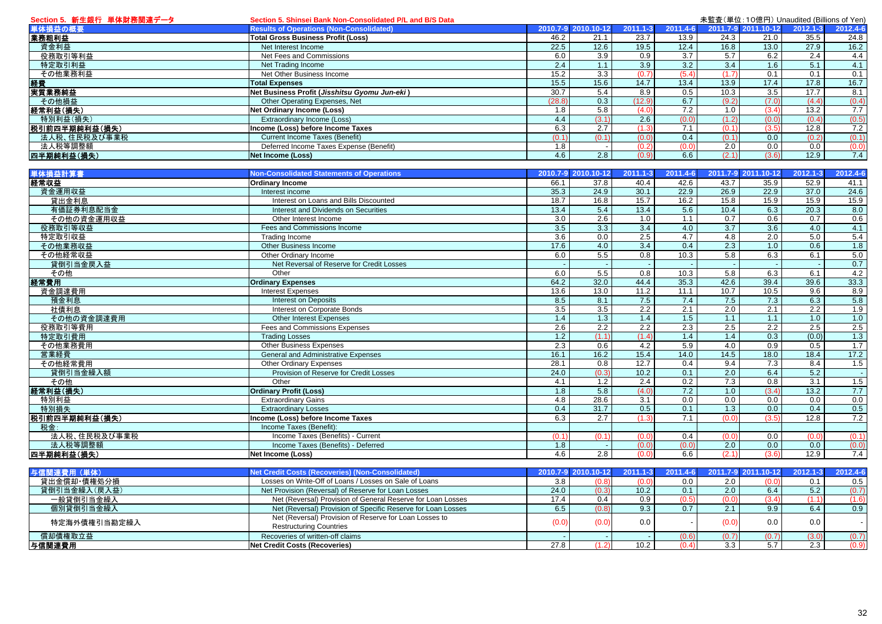## Section 5. 新生銀行 単体財務関連データ / Section 5. Shinsei Bank Non-Consolidated P/L and B/S Data

未監査(単位:10億円) Unaudited (Billions of Yen)

| 単体損益の概要 | Results of Operations (Non-Consolidated) | 2010.7-9 | 2010.10-12 | 2011.1-3 | 2011.4-6 | 2011.7-9 | 2011.10-12 | 2012.1-3 | 2012.4-6 |
|---|---|---|---|---|---|---|---|---|---|
| 業務粗利益 | Total Gross Business Profit (Loss) | 46.2 | 21.1 | 23.7 | 13.9 | 24.3 | 21.0 | 35.5 | 24.8 |
| 資金利益 | Net Interest Income | 22.5 | 12.6 | 19.5 | 12.4 | 16.8 | 13.0 | 27.9 | 16.2 |
| 役務取引等利益 | Net Fees and Commissions | 6.0 | 3.9 | 0.9 | 3.7 | 5.7 | 6.2 | 2.4 | 4.4 |
| 特定取引利益 | Net Trading Income | 2.4 | 1.1 | 3.9 | 3.2 | 3.4 | 1.6 | 5.1 | 4.1 |
| その他業務利益 | Net Other Business Income | 15.2 | 3.3 | (0.7) | (5.4) | (1.7) | 0.1 | 0.1 | 0.1 |
| 経費 | Total Expenses | 15.5 | 15.6 | 14.7 | 13.4 | 13.9 | 17.4 | 17.8 | 16.7 |
| 実質業務純益 | Net Business Profit (*Jisshitsu Gyomu Jun-eki*) | 30.7 | 5.4 | 8.9 | 0.5 | 10.3 | 3.5 | 17.7 | 8.1 |
| その他損益 | Other Operating Expenses, Net | (28.8) | 0.3 | (12.9) | 6.7 | (9.2) | (7.0) | (4.4) | (0.4) |
| 経常利益(損失) | Net Ordinary Income (Loss) | 1.8 | 5.8 | (4.0) | 7.2 | 1.0 | (3.4) | 13.2 | 7.7 |
| 特別利益(損失) | Extraordinary Income (Loss) | 4.4 | (3.1) | 2.6 | (0.0) | (1.2) | (0.0) | (0.4) | (0.5) |
| 税引前四半期純利益(損失) | Income (Loss) before Income Taxes | 6.3 | 2.7 | (1.3) | 7.1 | (0.1) | (3.5) | 12.8 | 7.2 |
| 法人税、住民税及び事業税 | Current Income Taxes (Benefit) | (0.1) | (0.1) | (0.0) | 0.4 | (0.1) | 0.0 | (0.2) | (0.1) |
| 法人税等調整額 | Deferred Income Taxes Expense (Benefit) | 1.8 | - | (0.2) | (0.0) | 2.0 | 0.0 | 0.0 | (0.0) |
| 四半期純利益(損失) | Net Income (Loss) | 4.6 | 2.8 | (0.9) | 6.6 | (2.1) | (3.6) | 12.9 | 7.4 |

| 単体損益計算書 | Non-Consolidated Statements of Operations | 2010.7-9 | 2010.10-12 | 2011.1-3 | 2011.4-6 | 2011.7-9 | 2011.10-12 | 2012.1-3 | 2012.4-6 |
|---|---|---|---|---|---|---|---|---|---|
| 経常収益 | Ordinary Income | 66.1 | 37.8 | 40.4 | 42.6 | 43.7 | 35.9 | 52.9 | 41.1 |
| 資金運用収益 | Interest income | 35.3 | 24.9 | 30.1 | 22.9 | 26.9 | 22.9 | 37.0 | 24.6 |
| 貸出金利息 | Interest on Loans and Bills Discounted | 18.7 | 16.8 | 15.7 | 16.2 | 15.8 | 15.9 | 15.9 | 15.9 |
| 有価証券利息配当金 | Interest and Dividends on Securities | 13.4 | 5.4 | 13.4 | 5.6 | 10.4 | 6.3 | 20.3 | 8.0 |
| その他の資金運用収益 | Other Interest Income | 3.0 | 2.6 | 1.0 | 1.1 | 0.7 | 0.6 | 0.7 | 0.6 |
| 役務取引等収益 | Fees and Commissions Income | 3.5 | 3.3 | 3.4 | 4.0 | 3.7 | 3.6 | 4.0 | 4.1 |
| 特定取引収益 | Trading Income | 3.6 | 0.0 | 2.5 | 4.7 | 4.8 | 2.0 | 5.0 | 5.4 |
| その他業務収益 | Other Business Income | 17.6 | 4.0 | 3.4 | 0.4 | 2.3 | 1.0 | 0.6 | 1.8 |
| その他経常収益 | Other Ordinary Income | 6.0 | 5.5 | 0.8 | 10.3 | 5.8 | 6.3 | 6.1 | 5.0 |
| 貸倒引当金戻入益 | Net Reversal of Reserve for Credit Losses | - | - | - | - | - | - | - | 0.7 |
| その他 | Other | 6.0 | 5.5 | 0.8 | 10.3 | 5.8 | 6.3 | 6.1 | 4.2 |
| 経常費用 | Ordinary Expenses | 64.2 | 32.0 | 44.4 | 35.3 | 42.6 | 39.4 | 39.6 | 33.3 |
| 資金調達費用 | Interest Expenses | 13.6 | 13.0 | 11.2 | 11.1 | 10.7 | 10.5 | 9.6 | 8.9 |
| 預金利息 | Interest on Deposits | 8.5 | 8.1 | 7.5 | 7.4 | 7.5 | 7.3 | 6.3 | 5.8 |
| 社債利息 | Interest on Corporate Bonds | 3.5 | 3.5 | 2.2 | 2.1 | 2.0 | 2.1 | 2.2 | 1.9 |
| その他の資金調達費用 | Other Interest Expenses | 1.4 | 1.3 | 1.4 | 1.5 | 1.1 | 1.1 | 1.0 | 1.0 |
| 役務取引等費用 | Fees and Commissions Expenses | 2.6 | 2.2 | 2.2 | 2.3 | 2.5 | 2.2 | 2.5 | 2.5 |
| 特定取引費用 | Trading Losses | 1.2 | (1.1) | (1.4) | 1.4 | 1.4 | 0.3 | (0.0) | 1.3 |
| その他業務費用 | Other Business Expenses | 2.3 | 0.6 | 4.2 | 5.9 | 4.0 | 0.9 | 0.5 | 1.7 |
| 営業経費 | General and Administrative Expenses | 16.1 | 16.2 | 15.4 | 14.0 | 14.5 | 18.0 | 18.4 | 17.2 |
| その他経常費用 | Other Ordinary Expenses | 28.1 | 0.8 | 12.7 | 0.4 | 9.4 | 7.3 | 8.4 | 1.5 |
| 貸倒引当金繰入額 | Provision of Reserve for Credit Losses | 24.0 | (0.3) | 10.2 | 0.1 | 2.0 | 6.4 | 5.2 | - |
| その他 | Other | 4.1 | 1.2 | 2.4 | 0.2 | 7.3 | 0.8 | 3.1 | 1.5 |
| 経常利益(損失) | Ordinary Profit (Loss) | 1.8 | 5.8 | (4.0) | 7.2 | 1.0 | (3.4) | 13.2 | 7.7 |
| 特別利益 | Extraordinary Gains | 4.8 | 28.6 | 3.1 | 0.0 | 0.0 | 0.0 | 0.0 | 0.0 |
| 特別損失 | Extraordinary Losses | 0.4 | 31.7 | 0.5 | 0.1 | 1.3 | 0.0 | 0.4 | 0.5 |
| 税引前四半期純利益(損失) | Income (Loss) before Income Taxes | 6.3 | 2.7 | (1.3) | 7.1 | (0.0) | (3.5) | 12.8 | 7.2 |
| 税金: | Income Taxes (Benefit): | | | | | | | | |
| 法人税、住民税及び事業税 | Income Taxes (Benefits) - Current | (0.1) | (0.1) | (0.0) | 0.4 | (0.0) | 0.0 | (0.0) | (0.1) |
| 法人税等調整額 | Income Taxes (Benefits) - Deferred | 1.8 | - | (0.0) | (0.0) | 2.0 | 0.0 | 0.0 | (0.0) |
| 四半期純利益(損失) | Net Income (Loss) | 4.6 | 2.8 | (0.0) | 6.6 | (2.1) | (3.6) | 12.9 | 7.4 |

| 与信関連費用 (単体) | Net Credit Costs (Recoveries) (Non-Consolidated) | 2010.7-9 | 2010.10-12 | 2011.1-3 | 2011.4-6 | 2011.7-9 | 2011.10-12 | 2012.1-3 | 2012.4-6 |
|---|---|---|---|---|---|---|---|---|---|
| 貸出金償却・債権処分損 | Losses on Write-Off of Loans / Losses on Sale of Loans | 3.8 | (0.8) | (0.0) | 0.0 | 2.0 | (0.0) | 0.1 | 0.5 |
| 貸倒引当金繰入(戻入益) | Net Provision (Reversal) of Reserve for Loan Losses | 24.0 | (0.3) | 10.2 | 0.1 | 2.0 | 6.4 | 5.2 | (0.7) |
| 一般貸倒引当金繰入 | Net (Reversal) Provision of General Reserve for Loan Losses | 17.4 | 0.4 | 0.9 | (0.5) | (0.0) | (3.4) | (1.1) | (1.6) |
| 個別貸倒引当金繰入 | Net (Reversal) Provision of Specific Reserve for Loan Losses | 6.5 | (0.8) | 9.3 | 0.7 | 2.1 | 9.9 | 6.4 | 0.9 |
| 特定海外債権引当勘定繰入 | Net (Reversal) Provision of Reserve for Loan Losses to Restructuring Countries | (0.0) | (0.0) | 0.0 | - | (0.0) | 0.0 | 0.0 | - |
| 償却債権取立益 | Recoveries of written-off claims | - | - | - | (0.6) | (0.7) | (0.7) | (3.0) | (0.7) |
| 与信関連費用 | Net Credit Costs (Recoveries) | 27.8 | (1.2) | 10.2 | (0.4) | 3.3 | 5.7 | 2.3 | (0.9) |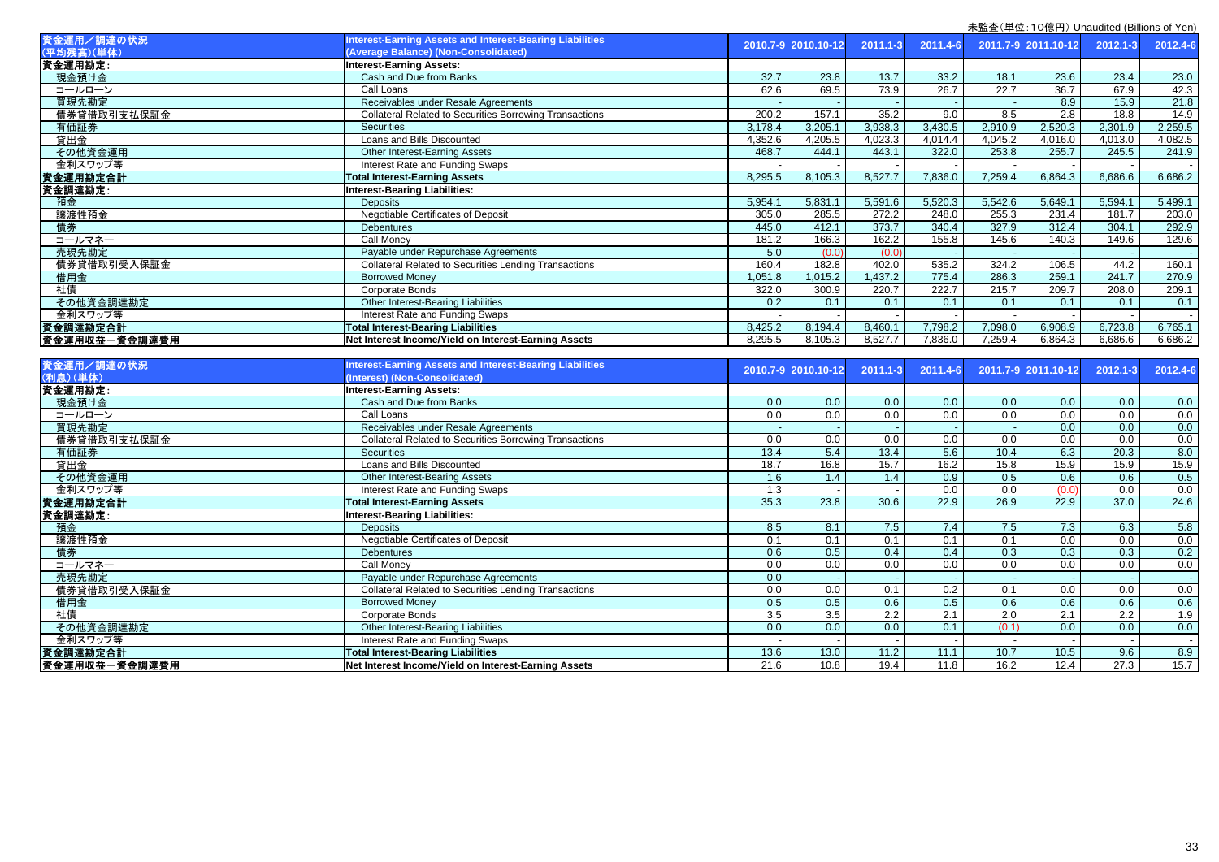未監査（単位：10億円） Unaudited (Billions of Yen)

| 資金運用／調達の状況 (平均残高)(単体) | Interest-Earning Assets and Interest-Bearing Liabilities (Average Balance) (Non-Consolidated) | 2010.7-9 | 2010.10-12 | 2011.1-3 | 2011.4-6 | 2011.7-9 | 2011.10-12 | 2012.1-3 | 2012.4-6 |
|---|---|---|---|---|---|---|---|---|---|
| 資金運用勘定: | Interest-Earning Assets: | | | | | | | | |
| 現金預け金 | Cash and Due from Banks | 32.7 | 23.8 | 13.7 | 33.2 | 18.1 | 23.6 | 23.4 | 23.0 |
| コールローン | Call Loans | 62.6 | 69.5 | 73.9 | 26.7 | 22.7 | 36.7 | 67.9 | 42.3 |
| 買現先勘定 | Receivables under Resale Agreements | - | - | - | - | - | 8.9 | 15.9 | 21.8 |
| 債券貸借取引支払保証金 | Collateral Related to Securities Borrowing Transactions | 200.2 | 157.1 | 35.2 | 9.0 | 8.5 | 2.8 | 18.8 | 14.9 |
| 有価証券 | Securities | 3,178.4 | 3,205.1 | 3,938.3 | 3,430.5 | 2,910.9 | 2,520.3 | 2,301.9 | 2,259.5 |
| 貸出金 | Loans and Bills Discounted | 4,352.6 | 4,205.5 | 4,023.3 | 4,014.4 | 4,045.2 | 4,016.0 | 4,013.0 | 4,082.5 |
| その他資金運用 | Other Interest-Earning Assets | 468.7 | 444.1 | 443.1 | 322.0 | 253.8 | 255.7 | 245.5 | 241.9 |
| 金利スワップ等 | Interest Rate and Funding Swaps | - | - | - | - | - | - | - | - |
| 資金運用勘定合計 | Total Interest-Earning Assets | 8,295.5 | 8,105.3 | 8,527.7 | 7,836.0 | 7,259.4 | 6,864.3 | 6,686.6 | 6,686.2 |
| 資金調達勘定: | Interest-Bearing Liabilities: | | | | | | | | |
| 預金 | Deposits | 5,954.1 | 5,831.1 | 5,591.6 | 5,520.3 | 5,542.6 | 5,649.1 | 5,594.1 | 5,499.1 |
| 譲渡性預金 | Negotiable Certificates of Deposit | 305.0 | 285.5 | 272.2 | 248.0 | 255.3 | 231.4 | 181.7 | 203.0 |
| 債券 | Debentures | 445.0 | 412.1 | 373.7 | 340.4 | 327.9 | 312.4 | 304.1 | 292.9 |
| コールマネー | Call Money | 181.2 | 166.3 | 162.2 | 155.8 | 145.6 | 140.3 | 149.6 | 129.6 |
| 売現先勘定 | Payable under Repurchase Agreements | 5.0 | (0.0) | (0.0) | - | - | - | - | - |
| 債券貸借取引受入保証金 | Collateral Related to Securities Lending Transactions | 160.4 | 182.8 | 402.0 | 535.2 | 324.2 | 106.5 | 44.2 | 160.1 |
| 借用金 | Borrowed Money | 1,051.8 | 1,015.2 | 1,437.2 | 775.4 | 286.3 | 259.1 | 241.7 | 270.9 |
| 社債 | Corporate Bonds | 322.0 | 300.9 | 220.7 | 222.7 | 215.7 | 209.7 | 208.0 | 209.1 |
| その他資金調達勘定 | Other Interest-Bearing Liabilities | 0.2 | 0.1 | 0.1 | 0.1 | 0.1 | 0.1 | 0.1 | 0.1 |
| 金利スワップ等 | Interest Rate and Funding Swaps | - | - | - | - | - | - | - | - |
| 資金調達勘定合計 | Total Interest-Bearing Liabilities | 8,425.2 | 8,194.4 | 8,460.1 | 7,798.2 | 7,098.0 | 6,908.9 | 6,723.8 | 6,765.1 |
| 資金運用収益ー資金調達費用 | Net Interest Income/Yield on Interest-Earning Assets | 8,295.5 | 8,105.3 | 8,527.7 | 7,836.0 | 7,259.4 | 6,864.3 | 6,686.6 | 6,686.2 |

| 資金運用／調達の状況 (利息)(単体) | Interest-Earning Assets and Interest-Bearing Liabilities (Interest) (Non-Consolidated) | 2010.7-9 | 2010.10-12 | 2011.1-3 | 2011.4-6 | 2011.7-9 | 2011.10-12 | 2012.1-3 | 2012.4-6 |
|---|---|---|---|---|---|---|---|---|---|
| 資金運用勘定: | Interest-Earning Assets: | | | | | | | | |
| 現金預け金 | Cash and Due from Banks | 0.0 | 0.0 | 0.0 | 0.0 | 0.0 | 0.0 | 0.0 | 0.0 |
| コールローン | Call Loans | 0.0 | 0.0 | 0.0 | 0.0 | 0.0 | 0.0 | 0.0 | 0.0 |
| 買現先勘定 | Receivables under Resale Agreements | - | - | - | - | - | 0.0 | 0.0 | 0.0 |
| 債券貸借取引支払保証金 | Collateral Related to Securities Borrowing Transactions | 0.0 | 0.0 | 0.0 | 0.0 | 0.0 | 0.0 | 0.0 | 0.0 |
| 有価証券 | Securities | 13.4 | 5.4 | 13.4 | 5.6 | 10.4 | 6.3 | 20.3 | 8.0 |
| 貸出金 | Loans and Bills Discounted | 18.7 | 16.8 | 15.7 | 16.2 | 15.8 | 15.9 | 15.9 | 15.9 |
| その他資金運用 | Other Interest-Bearing Assets | 1.6 | 1.4 | 1.4 | 0.9 | 0.5 | 0.6 | 0.6 | 0.5 |
| 金利スワップ等 | Interest Rate and Funding Swaps | 1.3 | - | - | 0.0 | 0.0 | (0.0) | 0.0 | 0.0 |
| 資金運用勘定合計 | Total Interest-Earning Assets | 35.3 | 23.8 | 30.6 | 22.9 | 26.9 | 22.9 | 37.0 | 24.6 |
| 資金調達勘定: | Interest-Bearing Liabilities: | | | | | | | | |
| 預金 | Deposits | 8.5 | 8.1 | 7.5 | 7.4 | 7.5 | 7.3 | 6.3 | 5.8 |
| 譲渡性預金 | Negotiable Certificates of Deposit | 0.1 | 0.1 | 0.1 | 0.1 | 0.1 | 0.0 | 0.0 | 0.0 |
| 債券 | Debentures | 0.6 | 0.5 | 0.4 | 0.4 | 0.3 | 0.3 | 0.3 | 0.2 |
| コールマネー | Call Money | 0.0 | 0.0 | 0.0 | 0.0 | 0.0 | 0.0 | 0.0 | 0.0 |
| 売現先勘定 | Payable under Repurchase Agreements | 0.0 | - | - | - | - | - | - | - |
| 債券貸借取引受入保証金 | Collateral Related to Securities Lending Transactions | 0.0 | 0.0 | 0.1 | 0.2 | 0.1 | 0.0 | 0.0 | 0.0 |
| 借用金 | Borrowed Money | 0.5 | 0.5 | 0.6 | 0.5 | 0.6 | 0.6 | 0.6 | 0.6 |
| 社債 | Corporate Bonds | 3.5 | 3.5 | 2.2 | 2.1 | 2.0 | 2.1 | 2.2 | 1.9 |
| その他資金調達勘定 | Other Interest-Bearing Liabilities | 0.0 | 0.0 | 0.0 | 0.1 | (0.1) | 0.0 | 0.0 | 0.0 |
| 金利スワップ等 | Interest Rate and Funding Swaps | - | - | - | - | - | - | - | - |
| 資金調達勘定合計 | Total Interest-Bearing Liabilities | 13.6 | 13.0 | 11.2 | 11.1 | 10.7 | 10.5 | 9.6 | 8.9 |
| 資金運用収益ー資金調達費用 | Net Interest Income/Yield on Interest-Earning Assets | 21.6 | 10.8 | 19.4 | 11.8 | 16.2 | 12.4 | 27.3 | 15.7 |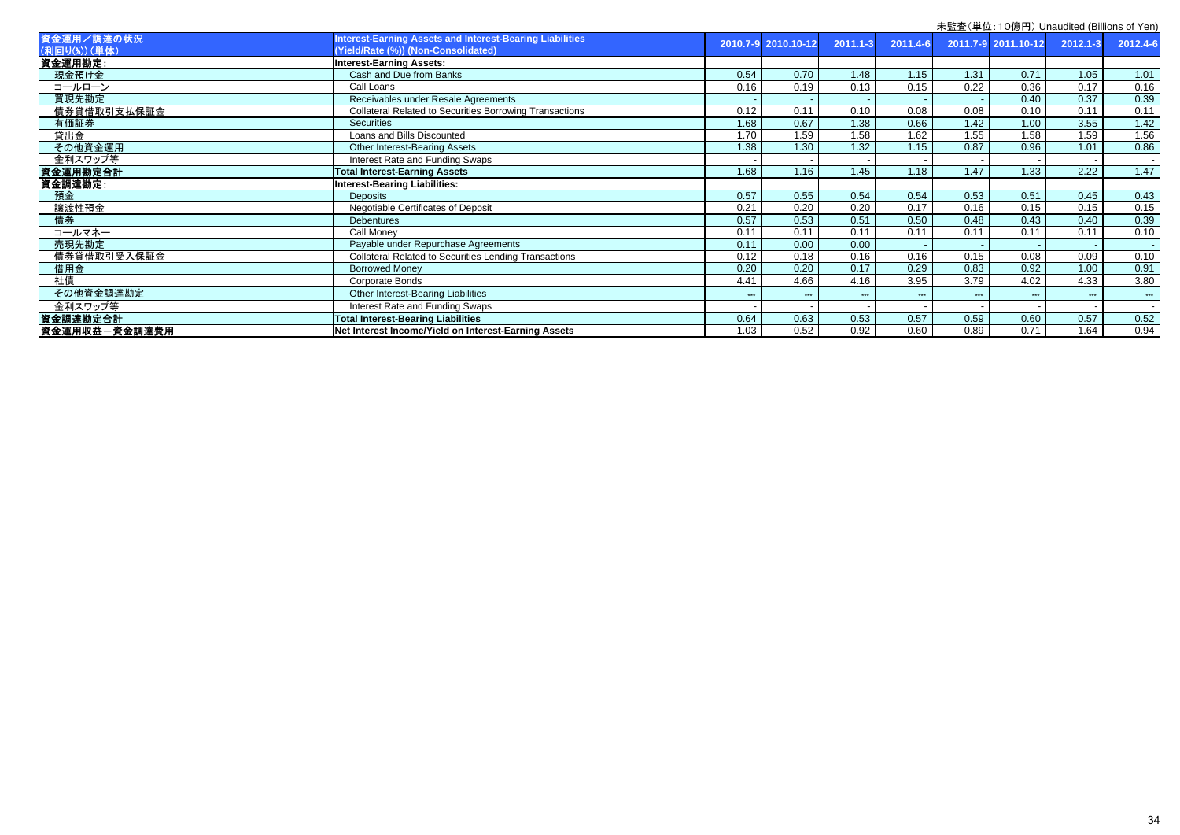未監査（単位：10億円） Unaudited (Billions of Yen)

| 資金運用／調達の状況 (利回り(%)) (単体) | Interest-Earning Assets and Interest-Bearing Liabilities (Yield/Rate (%)) (Non-Consolidated) | 2010.7-9 | 2010.10-12 | 2011.1-3 | 2011.4-6 | 2011.7-9 | 2011.10-12 | 2012.1-3 | 2012.4-6 |
|---|---|---|---|---|---|---|---|---|---|
| **資金運用勘定:** | **Interest-Earning Assets:** | | | | | | | | |
| 現金預け金 | Cash and Due from Banks | 0.54 | 0.70 | 1.48 | 1.15 | 1.31 | 0.71 | 1.05 | 1.01 |
| コールローン | Call Loans | 0.16 | 0.19 | 0.13 | 0.15 | 0.22 | 0.36 | 0.17 | 0.16 |
| 買現先勘定 | Receivables under Resale Agreements | - | - | - | - | - | 0.40 | 0.37 | 0.39 |
| 債券貸借取引支払保証金 | Collateral Related to Securities Borrowing Transactions | 0.12 | 0.11 | 0.10 | 0.08 | 0.08 | 0.10 | 0.11 | 0.11 |
| 有価証券 | Securities | 1.68 | 0.67 | 1.38 | 0.66 | 1.42 | 1.00 | 3.55 | 1.42 |
| 貸出金 | Loans and Bills Discounted | 1.70 | 1.59 | 1.58 | 1.62 | 1.55 | 1.58 | 1.59 | 1.56 |
| その他資金運用 | Other Interest-Bearing Assets | 1.38 | 1.30 | 1.32 | 1.15 | 0.87 | 0.96 | 1.01 | 0.86 |
| 金利スワップ等 | Interest Rate and Funding Swaps | - | - | - | - | - | - | - | - |
| **資金運用勘定合計** | **Total Interest-Earning Assets** | 1.68 | 1.16 | 1.45 | 1.18 | 1.47 | 1.33 | 2.22 | 1.47 |
| **資金調達勘定:** | **Interest-Bearing Liabilities:** | | | | | | | | |
| 預金 | Deposits | 0.57 | 0.55 | 0.54 | 0.54 | 0.53 | 0.51 | 0.45 | 0.43 |
| 譲渡性預金 | Negotiable Certificates of Deposit | 0.21 | 0.20 | 0.20 | 0.17 | 0.16 | 0.15 | 0.15 | 0.15 |
| 債券 | Debentures | 0.57 | 0.53 | 0.51 | 0.50 | 0.48 | 0.43 | 0.40 | 0.39 |
| コールマネー | Call Money | 0.11 | 0.11 | 0.11 | 0.11 | 0.11 | 0.11 | 0.11 | 0.10 |
| 売現先勘定 | Payable under Repurchase Agreements | 0.11 | 0.00 | 0.00 | - | - | - | - | - |
| 債券貸借取引受入保証金 | Collateral Related to Securities Lending Transactions | 0.12 | 0.18 | 0.16 | 0.16 | 0.15 | 0.08 | 0.09 | 0.10 |
| 借用金 | Borrowed Money | 0.20 | 0.20 | 0.17 | 0.29 | 0.83 | 0.92 | 1.00 | 0.91 |
| 社債 | Corporate Bonds | 4.41 | 4.66 | 4.16 | 3.95 | 3.79 | 4.02 | 4.33 | 3.80 |
| その他資金調達勘定 | Other Interest-Bearing Liabilities | *** | *** | *** | *** | *** | *** | *** | *** |
| 金利スワップ等 | Interest Rate and Funding Swaps | - | - | - | - | - | - | - | - |
| **資金調達勘定合計** | **Total Interest-Bearing Liabilities** | 0.64 | 0.63 | 0.53 | 0.57 | 0.59 | 0.60 | 0.57 | 0.52 |
| **資金運用収益－資金調達費用** | **Net Interest Income/Yield on Interest-Earning Assets** | 1.03 | 0.52 | 0.92 | 0.60 | 0.89 | 0.71 | 1.64 | 0.94 |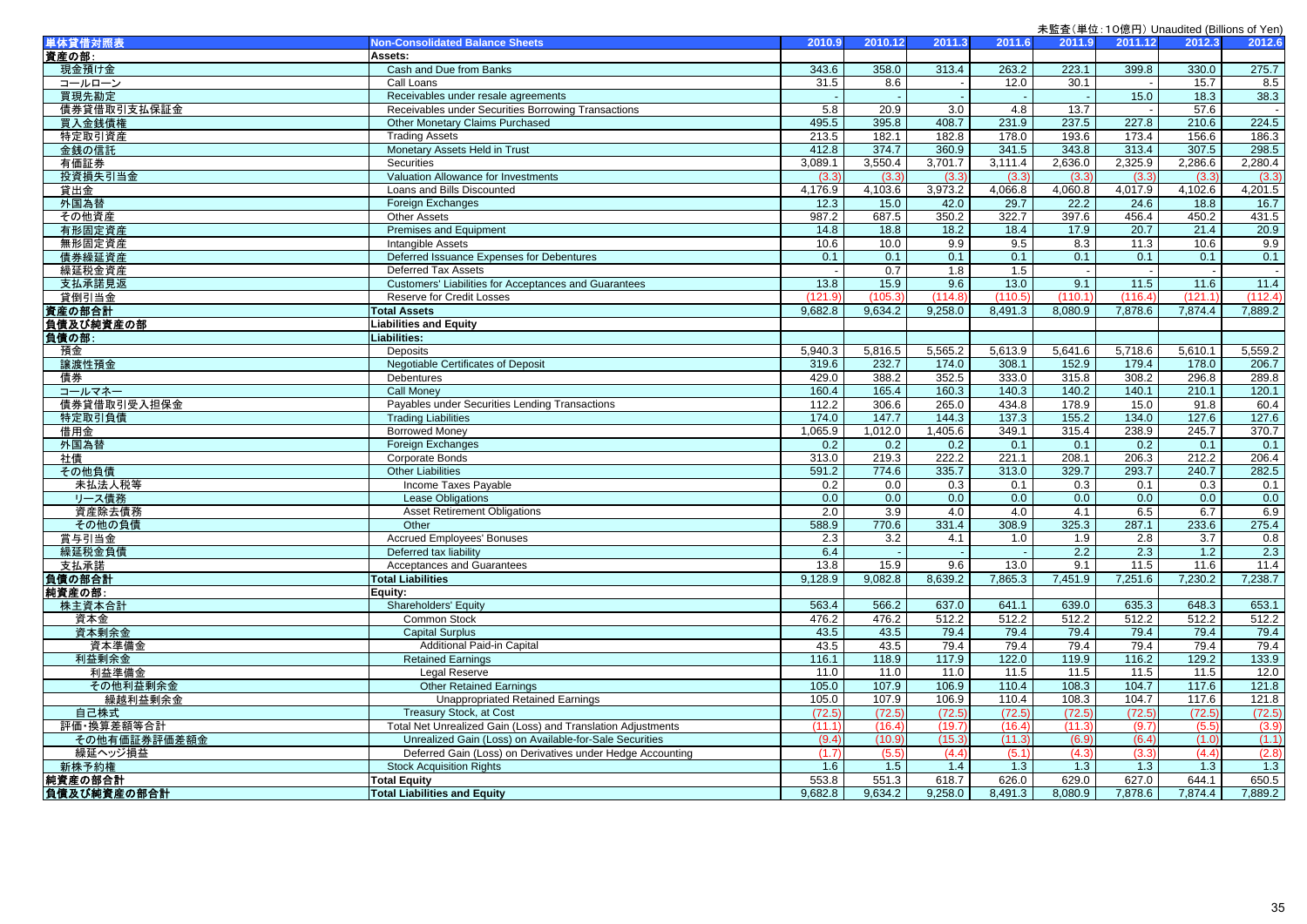未監査(単位:10億円) Unaudited (Billions of Yen)

| 単体貸借対照表 | Non-Consolidated Balance Sheets | 2010.9 | 2010.12 | 2011.3 | 2011.6 | 2011.9 | 2011.12 | 2012.3 | 2012.6 |
|---|---|---|---|---|---|---|---|---|---|
| 資産の部: | Assets: | | | | | | | | |
| 現金預け金 | Cash and Due from Banks | 343.6 | 358.0 | 313.4 | 263.2 | 223.1 | 399.8 | 330.0 | 275.7 |
| コールローン | Call Loans | 31.5 | 8.6 | - | 12.0 | 30.1 | - | 15.7 | 8.5 |
| 買現先勘定 | Receivables under resale agreements | - | - | - | - | - | 15.0 | 18.3 | 38.3 |
| 債券貸借取引支払保証金 | Receivables under Securities Borrowing Transactions | 5.8 | 20.9 | 3.0 | 4.8 | 13.7 | - | 57.6 | - |
| 買入金銭債権 | Other Monetary Claims Purchased | 495.5 | 395.8 | 408.7 | 231.9 | 237.5 | 227.8 | 210.6 | 224.5 |
| 特定取引資産 | Trading Assets | 213.5 | 182.1 | 182.8 | 178.0 | 193.6 | 173.4 | 156.6 | 186.3 |
| 金銭の信託 | Monetary Assets Held in Trust | 412.8 | 374.7 | 360.9 | 341.5 | 343.8 | 313.4 | 307.5 | 298.5 |
| 有価証券 | Securities | 3,089.1 | 3,550.4 | 3,701.7 | 3,111.4 | 2,636.0 | 2,325.9 | 2,286.6 | 2,280.4 |
| 投資損失引当金 | Valuation Allowance for Investments | (3.3) | (3.3) | (3.3) | (3.3) | (3.3) | (3.3) | (3.3) | (3.3) |
| 貸出金 | Loans and Bills Discounted | 4,176.9 | 4,103.6 | 3,973.2 | 4,066.8 | 4,060.8 | 4,017.9 | 4,102.6 | 4,201.5 |
| 外国為替 | Foreign Exchanges | 12.3 | 15.0 | 42.0 | 29.7 | 22.2 | 24.6 | 18.8 | 16.7 |
| その他資産 | Other Assets | 987.2 | 687.5 | 350.2 | 322.7 | 397.6 | 456.4 | 450.2 | 431.5 |
| 有形固定資産 | Premises and Equipment | 14.8 | 18.8 | 18.2 | 18.4 | 17.9 | 20.7 | 21.4 | 20.9 |
| 無形固定資産 | Intangible Assets | 10.6 | 10.0 | 9.9 | 9.5 | 8.3 | 11.3 | 10.6 | 9.9 |
| 債券繰延資産 | Deferred Issuance Expenses for Debentures | 0.1 | 0.1 | 0.1 | 0.1 | 0.1 | 0.1 | 0.1 | 0.1 |
| 繰延税金資産 | Deferred Tax Assets | - | 0.7 | 1.8 | 1.5 | - | - | - | - |
| 支払承諾見返 | Customers' Liabilities for Acceptances and Guarantees | 13.8 | 15.9 | 9.6 | 13.0 | 9.1 | 11.5 | 11.6 | 11.4 |
| 貸倒引当金 | Reserve for Credit Losses | (121.9) | (105.3) | (114.8) | (110.5) | (110.1) | (116.4) | (121.1) | (112.4) |
| 資産の部合計 | Total Assets | 9,682.8 | 9,634.2 | 9,258.0 | 8,491.3 | 8,080.9 | 7,878.6 | 7,874.4 | 7,889.2 |
| 負債及び純資産の部 | Liabilities and Equity | | | | | | | | |
| 負債の部: | Liabilities: | | | | | | | | |
| 預金 | Deposits | 5,940.3 | 5,816.5 | 5,565.2 | 5,613.9 | 5,641.6 | 5,718.6 | 5,610.1 | 5,559.2 |
| 譲渡性預金 | Negotiable Certificates of Deposit | 319.6 | 232.7 | 174.0 | 308.1 | 152.9 | 179.4 | 178.0 | 206.7 |
| 債券 | Debentures | 429.0 | 388.2 | 352.5 | 333.0 | 315.8 | 308.2 | 296.8 | 289.8 |
| コールマネー | Call Money | 160.4 | 165.4 | 160.3 | 140.3 | 140.2 | 140.1 | 210.1 | 120.1 |
| 債券貸借取引受入担保金 | Payables under Securities Lending Transactions | 112.2 | 306.6 | 265.0 | 434.8 | 178.9 | 15.0 | 91.8 | 60.4 |
| 特定取引負債 | Trading Liabilities | 174.0 | 147.7 | 144.3 | 137.3 | 155.2 | 134.0 | 127.6 | 127.6 |
| 借用金 | Borrowed Money | 1,065.9 | 1,012.0 | 1,405.6 | 349.1 | 315.4 | 238.9 | 245.7 | 370.7 |
| 外国為替 | Foreign Exchanges | 0.2 | 0.2 | 0.2 | 0.1 | 0.1 | 0.2 | 0.1 | 0.1 |
| 社債 | Corporate Bonds | 313.0 | 219.3 | 222.2 | 221.1 | 208.1 | 206.3 | 212.2 | 206.4 |
| その他負債 | Other Liabilities | 591.2 | 774.6 | 335.7 | 313.0 | 329.7 | 293.7 | 240.7 | 282.5 |
| 未払法人税等 | Income Taxes Payable | 0.2 | 0.0 | 0.3 | 0.1 | 0.3 | 0.1 | 0.3 | 0.1 |
| リース債務 | Lease Obligations | 0.0 | 0.0 | 0.0 | 0.0 | 0.0 | 0.0 | 0.0 | 0.0 |
| 資産除去債務 | Asset Retirement Obligations | 2.0 | 3.9 | 4.0 | 4.0 | 4.1 | 6.5 | 6.7 | 6.9 |
| その他の負債 | Other | 588.9 | 770.6 | 331.4 | 308.9 | 325.3 | 287.1 | 233.6 | 275.4 |
| 賞与引当金 | Accrued Employees' Bonuses | 2.3 | 3.2 | 4.1 | 1.0 | 1.9 | 2.8 | 3.7 | 0.8 |
| 繰延税金負債 | Deferred tax liability | 6.4 | - | - | - | 2.2 | 2.3 | 1.2 | 2.3 |
| 支払承諾 | Acceptances and Guarantees | 13.8 | 15.9 | 9.6 | 13.0 | 9.1 | 11.5 | 11.6 | 11.4 |
| 負債の部合計 | Total Liabilities | 9,128.9 | 9,082.8 | 8,639.2 | 7,865.3 | 7,451.9 | 7,251.6 | 7,230.2 | 7,238.7 |
| 純資産の部: | Equity: | | | | | | | | |
| 株主資本合計 | Shareholders' Equity | 563.4 | 566.2 | 637.0 | 641.1 | 639.0 | 635.3 | 648.3 | 653.1 |
| 資本金 | Common Stock | 476.2 | 476.2 | 512.2 | 512.2 | 512.2 | 512.2 | 512.2 | 512.2 |
| 資本剰余金 | Capital Surplus | 43.5 | 43.5 | 79.4 | 79.4 | 79.4 | 79.4 | 79.4 | 79.4 |
| 資本準備金 | Additional Paid-in Capital | 43.5 | 43.5 | 79.4 | 79.4 | 79.4 | 79.4 | 79.4 | 79.4 |
| 利益剰余金 | Retained Earnings | 116.1 | 118.9 | 117.9 | 122.0 | 119.9 | 116.2 | 129.2 | 133.9 |
| 利益準備金 | Legal Reserve | 11.0 | 11.0 | 11.0 | 11.5 | 11.5 | 11.5 | 11.5 | 12.0 |
| その他利益剰余金 | Other Retained Earnings | 105.0 | 107.9 | 106.9 | 110.4 | 108.3 | 104.7 | 117.6 | 121.8 |
| 繰越利益剰余金 | Unappropriated Retained Earnings | 105.0 | 107.9 | 106.9 | 110.4 | 108.3 | 104.7 | 117.6 | 121.8 |
| 自己株式 | Treasury Stock, at Cost | (72.5) | (72.5) | (72.5) | (72.5) | (72.5) | (72.5) | (72.5) | (72.5) |
| 評価・換算差額等合計 | Total Net Unrealized Gain (Loss) and Translation Adjustments | (11.1) | (16.4) | (19.7) | (16.4) | (11.3) | (9.7) | (5.5) | (3.9) |
| その他有価証券評価差額金 | Unrealized Gain (Loss) on Available-for-Sale Securities | (9.4) | (10.9) | (15.3) | (11.3) | (6.9) | (6.4) | (1.0) | (1.1) |
| 繰延ヘッジ損益 | Deferred Gain (Loss) on Derivatives under Hedge Accounting | (1.7) | (5.5) | (4.4) | (5.1) | (4.3) | (3.3) | (4.4) | (2.8) |
| 新株予約権 | Stock Acquisition Rights | 1.6 | 1.5 | 1.4 | 1.3 | 1.3 | 1.3 | 1.3 | 1.3 |
| 純資産の部合計 | Total Equity | 553.8 | 551.3 | 618.7 | 626.0 | 629.0 | 627.0 | 644.1 | 650.5 |
| 負債及び純資産の部合計 | Total Liabilities and Equity | 9,682.8 | 9,634.2 | 9,258.0 | 8,491.3 | 8,080.9 | 7,878.6 | 7,874.4 | 7,889.2 |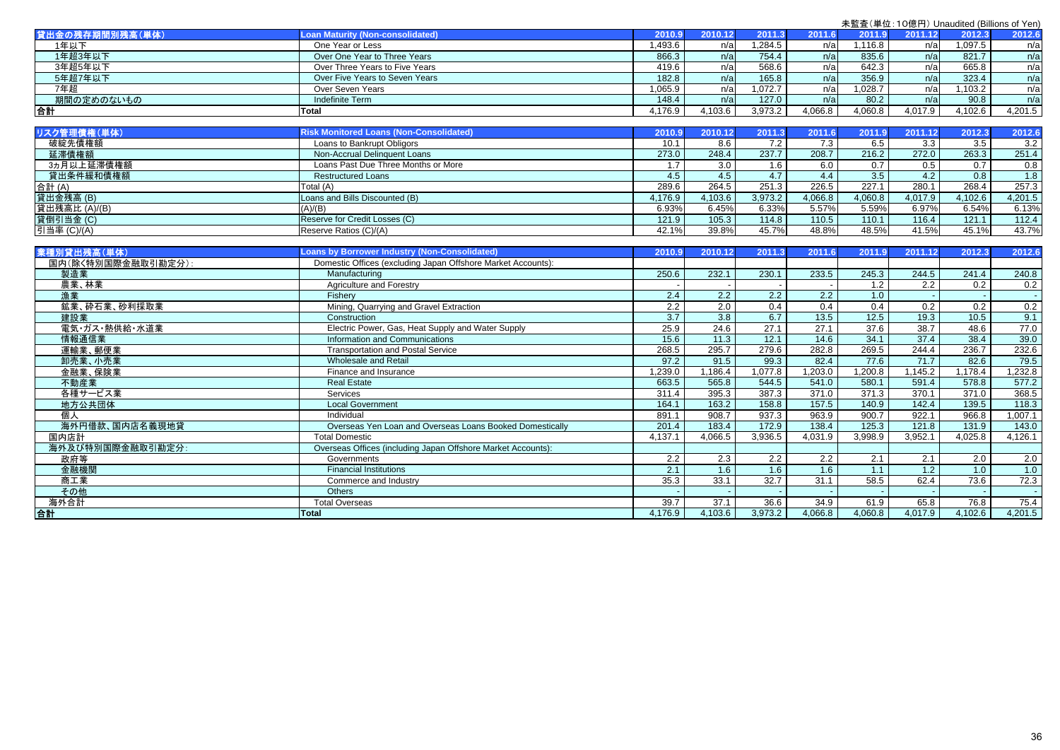未監査(単位:10億円) Unaudited (Billions of Yen)

| 貸出金の残存期間別残高(単体) | Loan Maturity (Non-consolidated) | 2010.9 | 2010.12 | 2011.3 | 2011.6 | 2011.9 | 2011.12 | 2012.3 | 2012.6 |
|---|---|---|---|---|---|---|---|---|---|
| 1年以下 | One Year or Less | 1,493.6 | n/a | 1,284.5 | n/a | 1,116.8 | n/a | 1,097.5 | n/a |
| 1年超3年以下 | Over One Year to Three Years | 866.3 | n/a | 754.4 | n/a | 835.6 | n/a | 821.7 | n/a |
| 3年超5年以下 | Over Three Years to Five Years | 419.6 | n/a | 568.6 | n/a | 642.3 | n/a | 665.8 | n/a |
| 5年超7年以下 | Over Five Years to Seven Years | 182.8 | n/a | 165.8 | n/a | 356.9 | n/a | 323.4 | n/a |
| 7年超 | Over Seven Years | 1,065.9 | n/a | 1,072.7 | n/a | 1,028.7 | n/a | 1,103.2 | n/a |
| 期間の定めのないもの | Indefinite Term | 148.4 | n/a | 127.0 | n/a | 80.2 | n/a | 90.8 | n/a |
| 合計 | Total | 4,176.9 | 4,103.6 | 3,973.2 | 4,066.8 | 4,060.8 | 4,017.9 | 4,102.6 | 4,201.5 |

| リスク管理債権(単体) | Risk Monitored Loans (Non-Consolidated) | 2010.9 | 2010.12 | 2011.3 | 2011.6 | 2011.9 | 2011.12 | 2012.3 | 2012.6 |
|---|---|---|---|---|---|---|---|---|---|
| 破綻先債権額 | Loans to Bankrupt Obligors | 10.1 | 8.6 | 7.2 | 7.3 | 6.5 | 3.3 | 3.5 | 3.2 |
| 延滞債権額 | Non-Accrual Delinquent Loans | 273.0 | 248.4 | 237.7 | 208.7 | 216.2 | 272.0 | 263.3 | 251.4 |
| 3ヵ月以上延滞債権額 | Loans Past Due Three Months or More | 1.7 | 3.0 | 1.6 | 6.0 | 0.7 | 0.5 | 0.7 | 0.8 |
| 貸出条件緩和債権額 | Restructured Loans | 4.5 | 4.5 | 4.7 | 4.4 | 3.5 | 4.2 | 0.8 | 1.8 |
| 合計 (A) | Total (A) | 289.6 | 264.5 | 251.3 | 226.5 | 227.1 | 280.1 | 268.4 | 257.3 |
| 貸出金残高 (B) | Loans and Bills Discounted (B) | 4,176.9 | 4,103.6 | 3,973.2 | 4,066.8 | 4,060.8 | 4,017.9 | 4,102.6 | 4,201.5 |
| 貸出残高比 (A)/(B) | (A)/(B) | 6.93% | 6.45% | 6.33% | 5.57% | 5.59% | 6.97% | 6.54% | 6.13% |
| 貸倒引当金 (C) | Reserve for Credit Losses (C) | 121.9 | 105.3 | 114.8 | 110.5 | 110.1 | 116.4 | 121.1 | 112.4 |
| 引当率 (C)/(A) | Reserve Ratios (C)/(A) | 42.1% | 39.8% | 45.7% | 48.8% | 48.5% | 41.5% | 45.1% | 43.7% |

| 業種別貸出残高(単体) | Loans by Borrower Industry (Non-Consolidated) | 2010.9 | 2010.12 | 2011.3 | 2011.6 | 2011.9 | 2011.12 | 2012.3 | 2012.6 |
|---|---|---|---|---|---|---|---|---|---|
| 国内(除く特別国際金融取引勘定分): | Domestic Offices (excluding Japan Offshore Market Accounts): | | | | | | | | |
| 製造業 | Manufacturing | 250.6 | 232.1 | 230.1 | 233.5 | 245.3 | 244.5 | 241.4 | 240.8 |
| 農業、林業 | Agriculture and Forestry | - | - | - | - | 1.2 | 2.2 | 0.2 | 0.2 |
| 漁業 | Fishery | 2.4 | 2.2 | 2.2 | 2.2 | 1.0 | - | - | - |
| 鉱業、砕石業、砂利採取業 | Mining, Quarrying and Gravel Extraction | 2.2 | 2.0 | 0.4 | 0.4 | 0.4 | 0.2 | 0.2 | 0.2 |
| 建設業 | Construction | 3.7 | 3.8 | 6.7 | 13.5 | 12.5 | 19.3 | 10.5 | 9.1 |
| 電気・ガス・熱供給・水道業 | Electric Power, Gas, Heat Supply and Water Supply | 25.9 | 24.6 | 27.1 | 27.1 | 37.6 | 38.7 | 48.6 | 77.0 |
| 情報通信業 | Information and Communications | 15.6 | 11.3 | 12.1 | 14.6 | 34.1 | 37.4 | 38.4 | 39.0 |
| 運輸業、郵便業 | Transportation and Postal Service | 268.5 | 295.7 | 279.6 | 282.8 | 269.5 | 244.4 | 236.7 | 232.6 |
| 卸売業、小売業 | Wholesale and Retail | 97.2 | 91.5 | 99.3 | 82.4 | 77.6 | 71.7 | 82.6 | 79.5 |
| 金融業、保険業 | Finance and Insurance | 1,239.0 | 1,186.4 | 1,077.8 | 1,203.0 | 1,200.8 | 1,145.2 | 1,178.4 | 1,232.8 |
| 不動産業 | Real Estate | 663.5 | 565.8 | 544.5 | 541.0 | 580.1 | 591.4 | 578.8 | 577.2 |
| 各種サービス業 | Services | 311.4 | 395.3 | 387.3 | 371.0 | 371.3 | 370.1 | 371.0 | 368.5 |
| 地方公共団体 | Local Government | 164.1 | 163.2 | 158.8 | 157.5 | 140.9 | 142.4 | 139.5 | 118.3 |
| 個人 | Individual | 891.1 | 908.7 | 937.3 | 963.9 | 900.7 | 922.1 | 966.8 | 1,007.1 |
| 海外円借款、国内店名義現地貸 | Overseas Yen Loan and Overseas Loans Booked Domestically | 201.4 | 183.4 | 172.9 | 138.4 | 125.3 | 121.8 | 131.9 | 143.0 |
| 国内店計 | Total Domestic | 4,137.1 | 4,066.5 | 3,936.5 | 4,031.9 | 3,998.9 | 3,952.1 | 4,025.8 | 4,126.1 |
| 海外及び特別国際金融取引勘定分: | Overseas Offices (including Japan Offshore Market Accounts): | | | | | | | | |
| 政府等 | Governments | 2.2 | 2.3 | 2.2 | 2.2 | 2.1 | 2.1 | 2.0 | 2.0 |
| 金融機関 | Financial Institutions | 2.1 | 1.6 | 1.6 | 1.6 | 1.1 | 1.2 | 1.0 | 1.0 |
| 商工業 | Commerce and Industry | 35.3 | 33.1 | 32.7 | 31.1 | 58.5 | 62.4 | 73.6 | 72.3 |
| その他 | Others | - | - | - | - | - | - | - | - |
| 海外合計 | Total Overseas | 39.7 | 37.1 | 36.6 | 34.9 | 61.9 | 65.8 | 76.8 | 75.4 |
| 合計 | Total | 4,176.9 | 4,103.6 | 3,973.2 | 4,066.8 | 4,060.8 | 4,017.9 | 4,102.6 | 4,201.5 |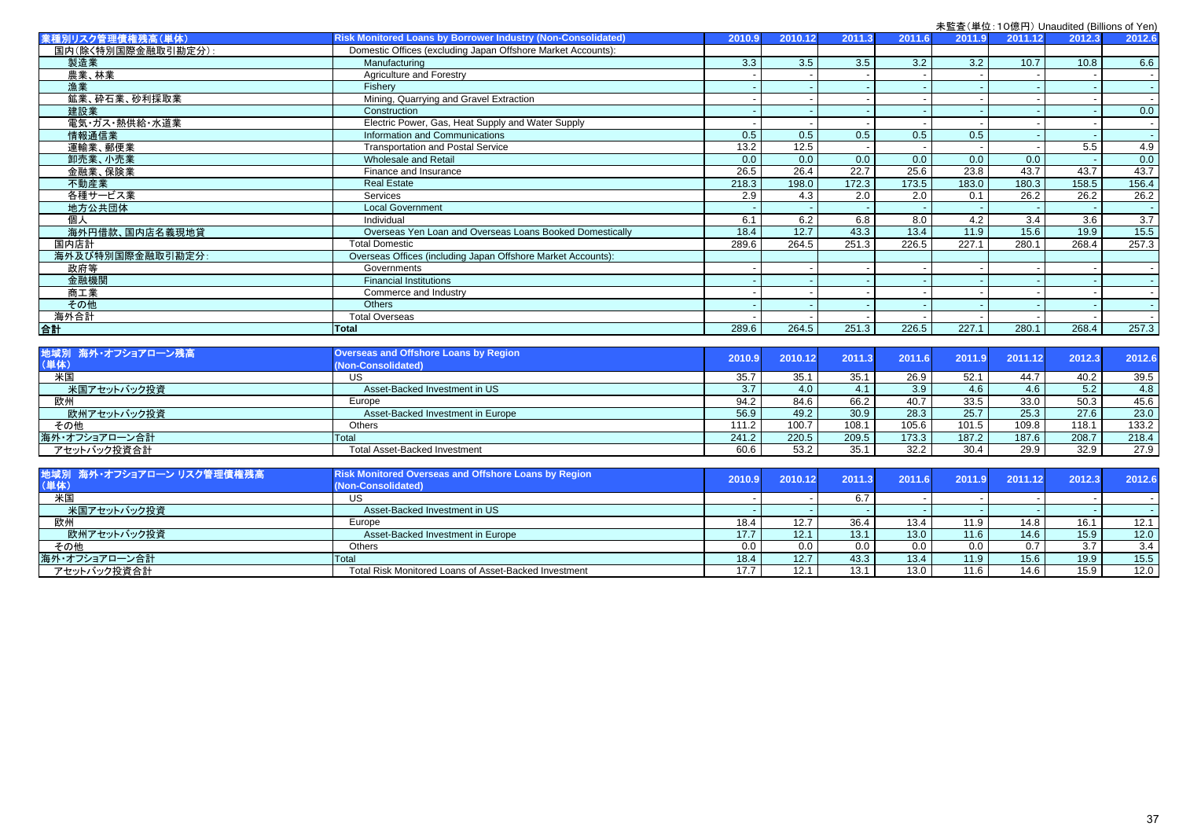未監査（単位：10億円） Unaudited (Billions of Yen)

| 業種別リスク管理債権残高（単体） | Risk Monitored Loans by Borrower Industry (Non-Consolidated) | 2010.9 | 2010.12 | 2011.3 | 2011.6 | 2011.9 | 2011.12 | 2012.3 | 2012.6 |
|---|---|---|---|---|---|---|---|---|---|
| 国内（除く特別国際金融取引勘定分）: | Domestic Offices (excluding Japan Offshore Market Accounts): | | | | | | | | |
| 製造業 | Manufacturing | 3.3 | 3.5 | 3.5 | 3.2 | 3.2 | 10.7 | 10.8 | 6.6 |
| 農業、林業 | Agriculture and Forestry | - | - | - | - | - | - | - | - |
| 漁業 | Fishery | - | - | - | - | - | - | - | - |
| 鉱業、砕石業、砂利採取業 | Mining, Quarrying and Gravel Extraction | - | - | - | - | - | - | - | - |
| 建設業 | Construction | - | - | - | - | - | - | - | 0.0 |
| 電気・ガス・熱供給・水道業 | Electric Power, Gas, Heat Supply and Water Supply | - | - | - | - | - | - | - | - |
| 情報通信業 | Information and Communications | 0.5 | 0.5 | 0.5 | 0.5 | 0.5 | - | - | - |
| 運輸業、郵便業 | Transportation and Postal Service | 13.2 | 12.5 | - | - | - | - | 5.5 | 4.9 |
| 卸売業、小売業 | Wholesale and Retail | 0.0 | 0.0 | 0.0 | 0.0 | 0.0 | 0.0 | - | 0.0 |
| 金融業、保険業 | Finance and Insurance | 26.5 | 26.4 | 22.7 | 25.6 | 23.8 | 43.7 | 43.7 | 43.7 |
| 不動産業 | Real Estate | 218.3 | 198.0 | 172.3 | 173.5 | 183.0 | 180.3 | 158.5 | 156.4 |
| 各種サービス業 | Services | 2.9 | 4.3 | 2.0 | 2.0 | 0.1 | 26.2 | 26.2 | 26.2 |
| 地方公共団体 | Local Government | - | - | - | - | - | - | - | - |
| 個人 | Individual | 6.1 | 6.2 | 6.8 | 8.0 | 4.2 | 3.4 | 3.6 | 3.7 |
| 海外円借款、国内店名義現地貸 | Overseas Yen Loan and Overseas Loans Booked Domestically | 18.4 | 12.7 | 43.3 | 13.4 | 11.9 | 15.6 | 19.9 | 15.5 |
| 国内店計 | Total Domestic | 289.6 | 264.5 | 251.3 | 226.5 | 227.1 | 280.1 | 268.4 | 257.3 |
| 海外及び特別国際金融取引勘定分: | Overseas Offices (including Japan Offshore Market Accounts): | | | | | | | | |
| 政府等 | Governments | - | - | - | - | - | - | - | - |
| 金融機関 | Financial Institutions | - | - | - | - | - | - | - | - |
| 商工業 | Commerce and Industry | - | - | - | - | - | - | - | - |
| その他 | Others | - | - | - | - | - | - | - | - |
| 海外合計 | Total Overseas | - | - | - | - | - | - | - | - |
| 合計 | Total | 289.6 | 264.5 | 251.3 | 226.5 | 227.1 | 280.1 | 268.4 | 257.3 |

| 地域別 海外・オフショアローン残高（単体） | Overseas and Offshore Loans by Region (Non-Consolidated) | 2010.9 | 2010.12 | 2011.3 | 2011.6 | 2011.9 | 2011.12 | 2012.3 | 2012.6 |
|---|---|---|---|---|---|---|---|---|---|
| 米国 | US | 35.7 | 35.1 | 35.1 | 26.9 | 52.1 | 44.7 | 40.2 | 39.5 |
| 米国アセットバック投資 | Asset-Backed Investment in US | 3.7 | 4.0 | 4.1 | 3.9 | 4.6 | 4.6 | 5.2 | 4.8 |
| 欧州 | Europe | 94.2 | 84.6 | 66.2 | 40.7 | 33.5 | 33.0 | 50.3 | 45.6 |
| 欧州アセットバック投資 | Asset-Backed Investment in Europe | 56.9 | 49.2 | 30.9 | 28.3 | 25.7 | 25.3 | 27.6 | 23.0 |
| その他 | Others | 111.2 | 100.7 | 108.1 | 105.6 | 101.5 | 109.8 | 118.1 | 133.2 |
| 海外・オフショアローン合計 | Total | 241.2 | 220.5 | 209.5 | 173.3 | 187.2 | 187.6 | 208.7 | 218.4 |
| アセットバック投資合計 | Total Asset-Backed Investment | 60.6 | 53.2 | 35.1 | 32.2 | 30.4 | 29.9 | 32.9 | 27.9 |

| 地域別 海外・オフショアローン リスク管理債権残高（単体） | Risk Monitored Overseas and Offshore Loans by Region (Non-Consolidated) | 2010.9 | 2010.12 | 2011.3 | 2011.6 | 2011.9 | 2011.12 | 2012.3 | 2012.6 |
|---|---|---|---|---|---|---|---|---|---|
| 米国 | US | - | - | 6.7 | - | - | - | - | - |
| 米国アセットバック投資 | Asset-Backed Investment in US | - | - | - | - | - | - | - | - |
| 欧州 | Europe | 18.4 | 12.7 | 36.4 | 13.4 | 11.9 | 14.8 | 16.1 | 12.1 |
| 欧州アセットバック投資 | Asset-Backed Investment in Europe | 17.7 | 12.1 | 13.1 | 13.0 | 11.6 | 14.6 | 15.9 | 12.0 |
| その他 | Others | 0.0 | 0.0 | 0.0 | 0.0 | 0.0 | 0.7 | 3.7 | 3.4 |
| 海外・オフショアローン合計 | Total | 18.4 | 12.7 | 43.3 | 13.4 | 11.9 | 15.6 | 19.9 | 15.5 |
| アセットバック投資合計 | Total Risk Monitored Loans of Asset-Backed Investment | 17.7 | 12.1 | 13.1 | 13.0 | 11.6 | 14.6 | 15.9 | 12.0 |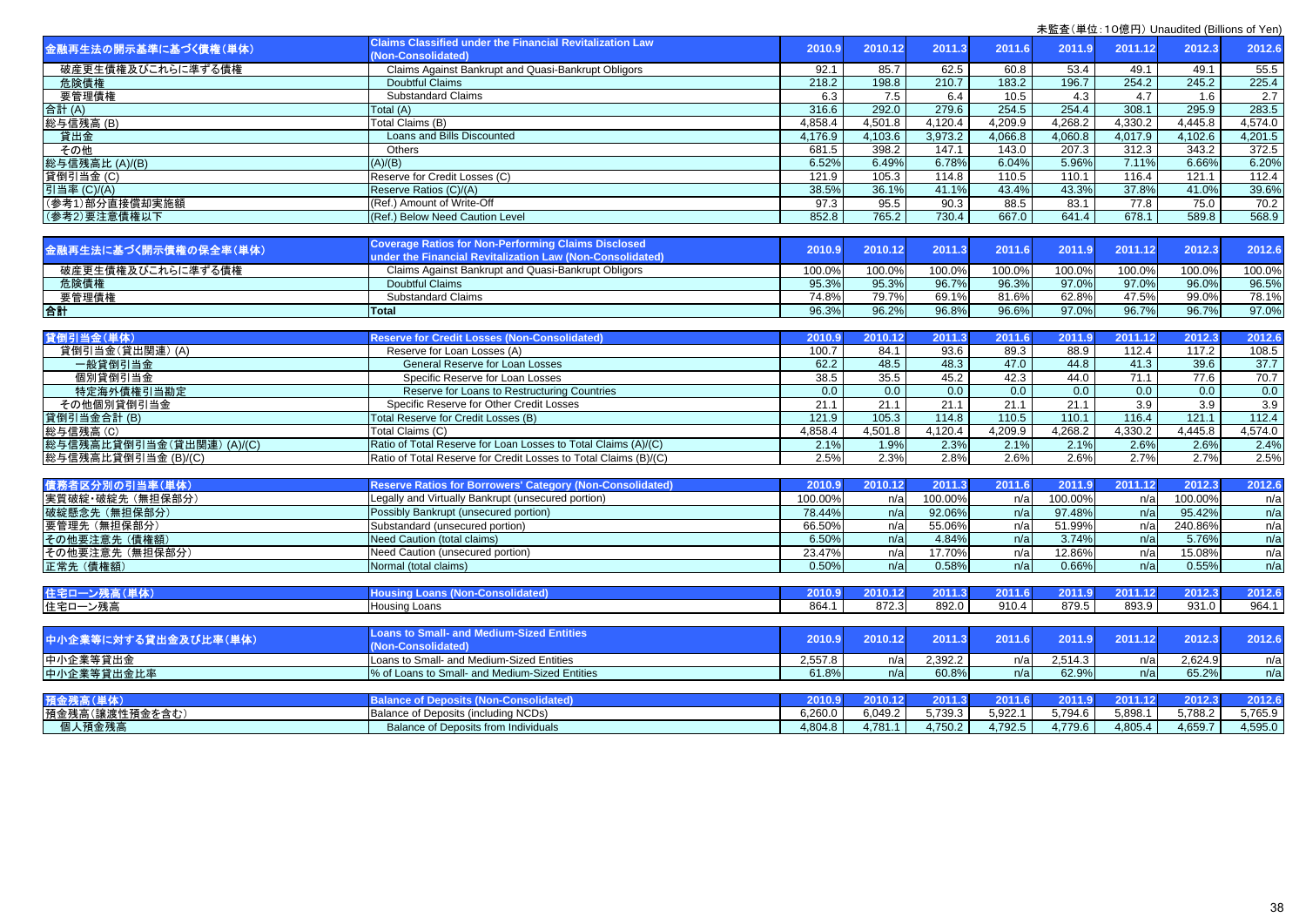未監査(単位：10億円) Unaudited (Billions of Yen)

| 金融再生法の開示基準に基づく債権(単体) | Claims Classified under the Financial Revitalization Law (Non-Consolidated) | 2010.9 | 2010.12 | 2011.3 | 2011.6 | 2011.9 | 2011.12 | 2012.3 | 2012.6 |
|---|---|---|---|---|---|---|---|---|---|
| 破産更生債権及びこれらに準ずる債権 | Claims Against Bankrupt and Quasi-Bankrupt Obligors | 92.1 | 85.7 | 62.5 | 60.8 | 53.4 | 49.1 | 49.1 | 55.5 |
| 危険債権 | Doubtful Claims | 218.2 | 198.8 | 210.7 | 183.2 | 196.7 | 254.2 | 245.2 | 225.4 |
| 要管理債権 | Substandard Claims | 6.3 | 7.5 | 6.4 | 10.5 | 4.3 | 4.7 | 1.6 | 2.7 |
| 合計 (A) | Total (A) | 316.6 | 292.0 | 279.6 | 254.5 | 254.4 | 308.1 | 295.9 | 283.5 |
| 総与信残高 (B) | Total Claims (B) | 4,858.4 | 4,501.8 | 4,120.4 | 4,209.9 | 4,268.2 | 4,330.2 | 4,445.8 | 4,574.0 |
| 貸出金 | Loans and Bills Discounted | 4,176.9 | 4,103.6 | 3,973.2 | 4,066.8 | 4,060.8 | 4,017.9 | 4,102.6 | 4,201.5 |
| その他 | Others | 681.5 | 398.2 | 147.1 | 143.0 | 207.3 | 312.3 | 343.2 | 372.5 |
| 総与信残高比 (A)/(B) | (A)/(B) | 6.52% | 6.49% | 6.78% | 6.04% | 5.96% | 7.11% | 6.66% | 6.20% |
| 貸倒引当金 (C) | Reserve for Credit Losses (C) | 121.9 | 105.3 | 114.8 | 110.5 | 110.1 | 116.4 | 121.1 | 112.4 |
| 引当率 (C)/(A) | Reserve Ratios (C)/(A) | 38.5% | 36.1% | 41.1% | 43.4% | 43.3% | 37.8% | 41.0% | 39.6% |
| (参考1)部分直接償却実施額 | (Ref.) Amount of Write-Off | 97.3 | 95.5 | 90.3 | 88.5 | 83.1 | 77.8 | 75.0 | 70.2 |
| (参考2)要注意債権以下 | (Ref.) Below Need Caution Level | 852.8 | 765.2 | 730.4 | 667.0 | 641.4 | 678.1 | 589.8 | 568.9 |

| 金融再生法に基づく開示債権の保全率(単体) | Coverage Ratios for Non-Performing Claims Disclosed under the Financial Revitalization Law (Non-Consolidated) | 2010.9 | 2010.12 | 2011.3 | 2011.6 | 2011.9 | 2011.12 | 2012.3 | 2012.6 |
|---|---|---|---|---|---|---|---|---|---|
| 破産更生債権及びこれらに準ずる債権 | Claims Against Bankrupt and Quasi-Bankrupt Obligors | 100.0% | 100.0% | 100.0% | 100.0% | 100.0% | 100.0% | 100.0% | 100.0% |
| 危険債権 | Doubtful Claims | 95.3% | 95.3% | 96.7% | 96.3% | 97.0% | 97.0% | 96.0% | 96.5% |
| 要管理債権 | Substandard Claims | 74.8% | 79.7% | 69.1% | 81.6% | 62.8% | 47.5% | 99.0% | 78.1% |
| **合計** | **Total** | 96.3% | 96.2% | 96.8% | 96.6% | 97.0% | 96.7% | 96.7% | 97.0% |

| 貸倒引当金(単体) | Reserve for Credit Losses (Non-Consolidated) | 2010.9 | 2010.12 | 2011.3 | 2011.6 | 2011.9 | 2011.12 | 2012.3 | 2012.6 |
|---|---|---|---|---|---|---|---|---|---|
| 貸倒引当金(貸出関連) (A) | Reserve for Loan Losses (A) | 100.7 | 84.1 | 93.6 | 89.3 | 88.9 | 112.4 | 117.2 | 108.5 |
| 一般貸倒引当金 | General Reserve for Loan Losses | 62.2 | 48.5 | 48.3 | 47.0 | 44.8 | 41.3 | 39.6 | 37.7 |
| 個別貸倒引当金 | Specific Reserve for Loan Losses | 38.5 | 35.5 | 45.2 | 42.3 | 44.0 | 71.1 | 77.6 | 70.7 |
| 特定海外債権引当勘定 | Reserve for Loans to Restructuring Countries | 0.0 | 0.0 | 0.0 | 0.0 | 0.0 | 0.0 | 0.0 | 0.0 |
| その他個別貸倒引当金 | Specific Reserve for Other Credit Losses | 21.1 | 21.1 | 21.1 | 21.1 | 21.1 | 3.9 | 3.9 | 3.9 |
| 貸倒引当金合計 (B) | Total Reserve for Credit Losses (B) | 121.9 | 105.3 | 114.8 | 110.5 | 110.1 | 116.4 | 121.1 | 112.4 |
| 総与信残高 (C) | Total Claims (C) | 4,858.4 | 4,501.8 | 4,120.4 | 4,209.9 | 4,268.2 | 4,330.2 | 4,445.8 | 4,574.0 |
| 総与信残高比貸倒引当金(貸出関連) (A)/(C) | Ratio of Total Reserve for Loan Losses to Total Claims (A)/(C) | 2.1% | 1.9% | 2.3% | 2.1% | 2.1% | 2.6% | 2.6% | 2.4% |
| 総与信残高比貸倒引当金 (B)/(C) | Ratio of Total Reserve for Credit Losses to Total Claims (B)/(C) | 2.5% | 2.3% | 2.8% | 2.6% | 2.6% | 2.7% | 2.7% | 2.5% |

| 債務者区分別の引当率(単体) | Reserve Ratios for Borrowers' Category (Non-Consolidated) | 2010.9 | 2010.12 | 2011.3 | 2011.6 | 2011.9 | 2011.12 | 2012.3 | 2012.6 |
|---|---|---|---|---|---|---|---|---|---|
| 実質破綻・破綻先 (無担保部分) | Legally and Virtually Bankrupt (unsecured portion) | 100.00% | n/a | 100.00% | n/a | 100.00% | n/a | 100.00% | n/a |
| 破綻懸念先 (無担保部分) | Possibly Bankrupt (unsecured portion) | 78.44% | n/a | 92.06% | n/a | 97.48% | n/a | 95.42% | n/a |
| 要管理先 (無担保部分) | Substandard (unsecured portion) | 66.50% | n/a | 55.06% | n/a | 51.99% | n/a | 240.86% | n/a |
| その他要注意先 (債権額) | Need Caution (total claims) | 6.50% | n/a | 4.84% | n/a | 3.74% | n/a | 5.76% | n/a |
| その他要注意先 (無担保部分) | Need Caution (unsecured portion) | 23.47% | n/a | 17.70% | n/a | 12.86% | n/a | 15.08% | n/a |
| 正常先 (債権額) | Normal (total claims) | 0.50% | n/a | 0.58% | n/a | 0.66% | n/a | 0.55% | n/a |

| 住宅ローン残高(単体) | Housing Loans (Non-Consolidated) | 2010.9 | 2010.12 | 2011.3 | 2011.6 | 2011.9 | 2011.12 | 2012.3 | 2012.6 |
|---|---|---|---|---|---|---|---|---|---|
| 住宅ローン残高 | Housing Loans | 864.1 | 872.3 | 892.0 | 910.4 | 879.5 | 893.9 | 931.0 | 964.1 |

| 中小企業等に対する貸出金及び比率(単体) | Loans to Small- and Medium-Sized Entities (Non-Consolidated) | 2010.9 | 2010.12 | 2011.3 | 2011.6 | 2011.9 | 2011.12 | 2012.3 | 2012.6 |
|---|---|---|---|---|---|---|---|---|---|
| 中小企業等貸出金 | Loans to Small- and Medium-Sized Entities | 2,557.8 | n/a | 2,392.2 | n/a | 2,514.3 | n/a | 2,624.9 | n/a |
| 中小企業等貸出金比率 | % of Loans to Small- and Medium-Sized Entities | 61.8% | n/a | 60.8% | n/a | 62.9% | n/a | 65.2% | n/a |

| 預金残高(単体) | Balance of Deposits (Non-Consolidated) | 2010.9 | 2010.12 | 2011.3 | 2011.6 | 2011.9 | 2011.12 | 2012.3 | 2012.6 |
|---|---|---|---|---|---|---|---|---|---|
| 預金残高(譲渡性預金を含む) | Balance of Deposits (including NCDs) | 6,260.0 | 6,049.2 | 5,739.3 | 5,922.1 | 5,794.6 | 5,898.1 | 5,788.2 | 5,765.9 |
| 個人預金残高 | Balance of Deposits from Individuals | 4,804.8 | 4,781.1 | 4,750.2 | 4,792.5 | 4,779.6 | 4,805.4 | 4,659.7 | 4,595.0 |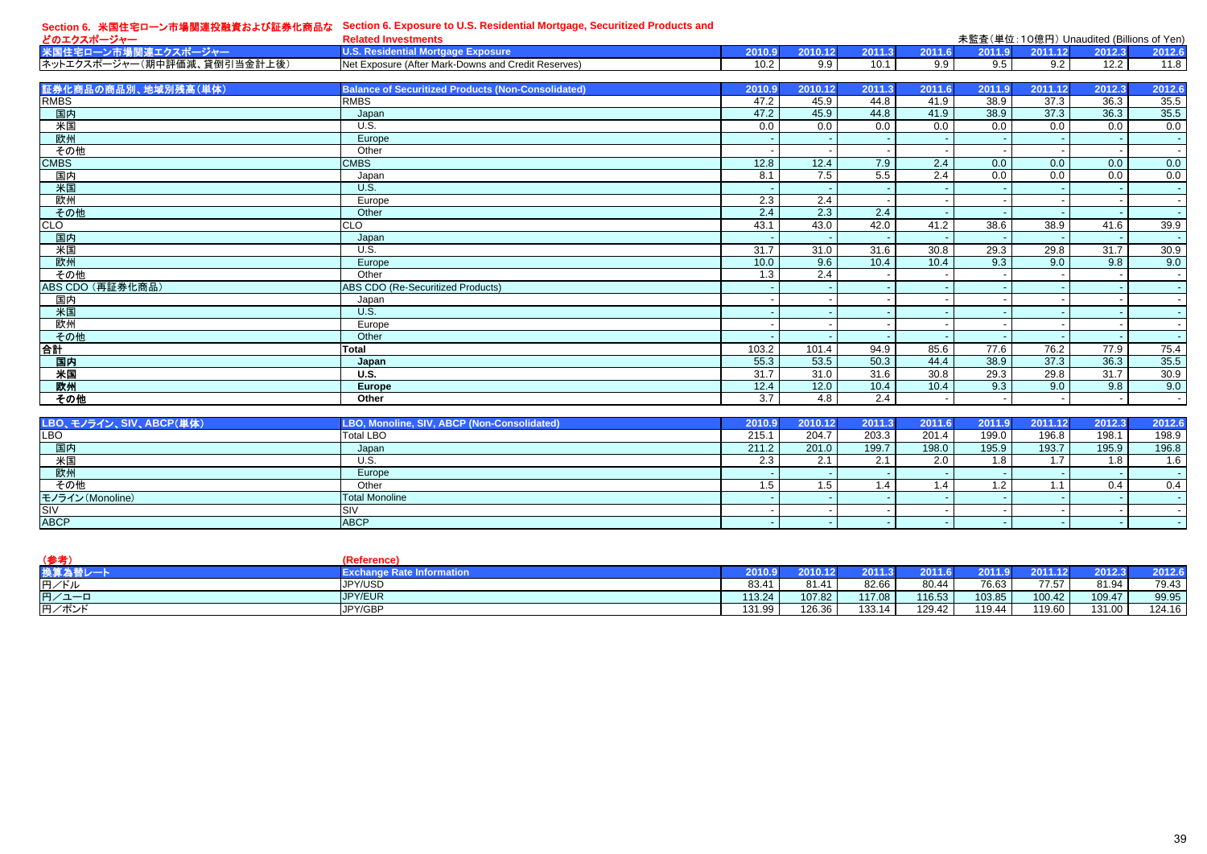## Section 6. 米国住宅ローン市場関連投融資および証券化商品などのエクスポージャー
## Section 6. Exposure to U.S. Residential Mortgage, Securitized Products and Related Investments

未監査（単位：10億円） Unaudited (Billions of Yen)

| 米国住宅ローン市場関連エクスポージャー | U.S. Residential Mortgage Exposure | 2010.9 | 2010.12 | 2011.3 | 2011.6 | 2011.9 | 2011.12 | 2012.3 | 2012.6 |
|---|---|---|---|---|---|---|---|---|---|
| ネットエクスポージャー（期中評価減、貸倒引当金計上後） | Net Exposure (After Mark-Downs and Credit Reserves) | 10.2 | 9.9 | 10.1 | 9.9 | 9.5 | 9.2 | 12.2 | 11.8 |

| 証券化商品の商品別、地域別残高（単体） | Balance of Securitized Products (Non-Consolidated) | 2010.9 | 2010.12 | 2011.3 | 2011.6 | 2011.9 | 2011.12 | 2012.3 | 2012.6 |
|---|---|---|---|---|---|---|---|---|---|
| RMBS | RMBS | 47.2 | 45.9 | 44.8 | 41.9 | 38.9 | 37.3 | 36.3 | 35.5 |
| 国内 | Japan | 47.2 | 45.9 | 44.8 | 41.9 | 38.9 | 37.3 | 36.3 | 35.5 |
| 米国 | U.S. | 0.0 | 0.0 | 0.0 | 0.0 | 0.0 | 0.0 | 0.0 | 0.0 |
| 欧州 | Europe | - | - | - | - | - | - | - | - |
| その他 | Other | - | - | - | - | - | - | - | - |
| CMBS | CMBS | 12.8 | 12.4 | 7.9 | 2.4 | 0.0 | 0.0 | 0.0 | 0.0 |
| 国内 | Japan | 8.1 | 7.5 | 5.5 | 2.4 | 0.0 | 0.0 | 0.0 | 0.0 |
| 米国 | U.S. | - | - | - | - | - | - | - | - |
| 欧州 | Europe | 2.3 | 2.4 | - | - | - | - | - | - |
| その他 | Other | 2.4 | 2.3 | 2.4 | - | - | - | - | - |
| CLO | CLO | 43.1 | 43.0 | 42.0 | 41.2 | 38.6 | 38.9 | 41.6 | 39.9 |
| 国内 | Japan | - | - | - | - | - | - | - | - |
| 米国 | U.S. | 31.7 | 31.0 | 31.6 | 30.8 | 29.3 | 29.8 | 31.7 | 30.9 |
| 欧州 | Europe | 10.0 | 9.6 | 10.4 | 10.4 | 9.3 | 9.0 | 9.8 | 9.0 |
| その他 | Other | 1.3 | 2.4 | - | - | - | - | - | - |
| ABS CDO（再証券化商品） | ABS CDO (Re-Securitized Products) | - | - | - | - | - | - | - | - |
| 国内 | Japan | - | - | - | - | - | - | - | - |
| 米国 | U.S. | - | - | - | - | - | - | - | - |
| 欧州 | Europe | - | - | - | - | - | - | - | - |
| その他 | Other | - | - | - | - | - | - | - | - |
| **合計** | **Total** | 103.2 | 101.4 | 94.9 | 85.6 | 77.6 | 76.2 | 77.9 | 75.4 |
| **国内** | **Japan** | 55.3 | 53.5 | 50.3 | 44.4 | 38.9 | 37.3 | 36.3 | 35.5 |
| **米国** | **U.S.** | 31.7 | 31.0 | 31.6 | 30.8 | 29.3 | 29.8 | 31.7 | 30.9 |
| **欧州** | **Europe** | 12.4 | 12.0 | 10.4 | 10.4 | 9.3 | 9.0 | 9.8 | 9.0 |
| **その他** | **Other** | 3.7 | 4.8 | 2.4 | - | - | - | - | - |

| LBO、モノライン、SIV、ABCP(単体) | LBO, Monoline, SIV, ABCP (Non-Consolidated) | 2010.9 | 2010.12 | 2011.3 | 2011.6 | 2011.9 | 2011.12 | 2012.3 | 2012.6 |
|---|---|---|---|---|---|---|---|---|---|
| LBO | Total LBO | 215.1 | 204.7 | 203.3 | 201.4 | 199.0 | 196.8 | 198.1 | 198.9 |
| 国内 | Japan | 211.2 | 201.0 | 199.7 | 198.0 | 195.9 | 193.7 | 195.9 | 196.8 |
| 米国 | U.S. | 2.3 | 2.1 | 2.1 | 2.0 | 1.8 | 1.7 | 1.8 | 1.6 |
| 欧州 | Europe | - | - | - | - | - | - | - | - |
| その他 | Other | 1.5 | 1.5 | 1.4 | 1.4 | 1.2 | 1.1 | 0.4 | 0.4 |
| モノライン(Monoline) | Total Monoline | - | - | - | - | - | - | - | - |
| SIV | SIV | - | - | - | - | - | - | - | - |
| ABCP | ABCP | - | - | - | - | - | - | - | - |

（参考） (Reference)

| 換算為替レート | Exchange Rate Information | 2010.9 | 2010.12 | 2011.3 | 2011.6 | 2011.9 | 2011.12 | 2012.3 | 2012.6 |
|---|---|---|---|---|---|---|---|---|---|
| 円／ドル | JPY/USD | 83.41 | 81.41 | 82.66 | 80.44 | 76.63 | 77.57 | 81.94 | 79.43 |
| 円／ユーロ | JPY/EUR | 113.24 | 107.82 | 117.08 | 116.53 | 103.85 | 100.42 | 109.47 | 99.95 |
| 円／ポンド | JPY/GBP | 131.99 | 126.36 | 133.14 | 129.42 | 119.44 | 119.60 | 131.00 | 124.16 |